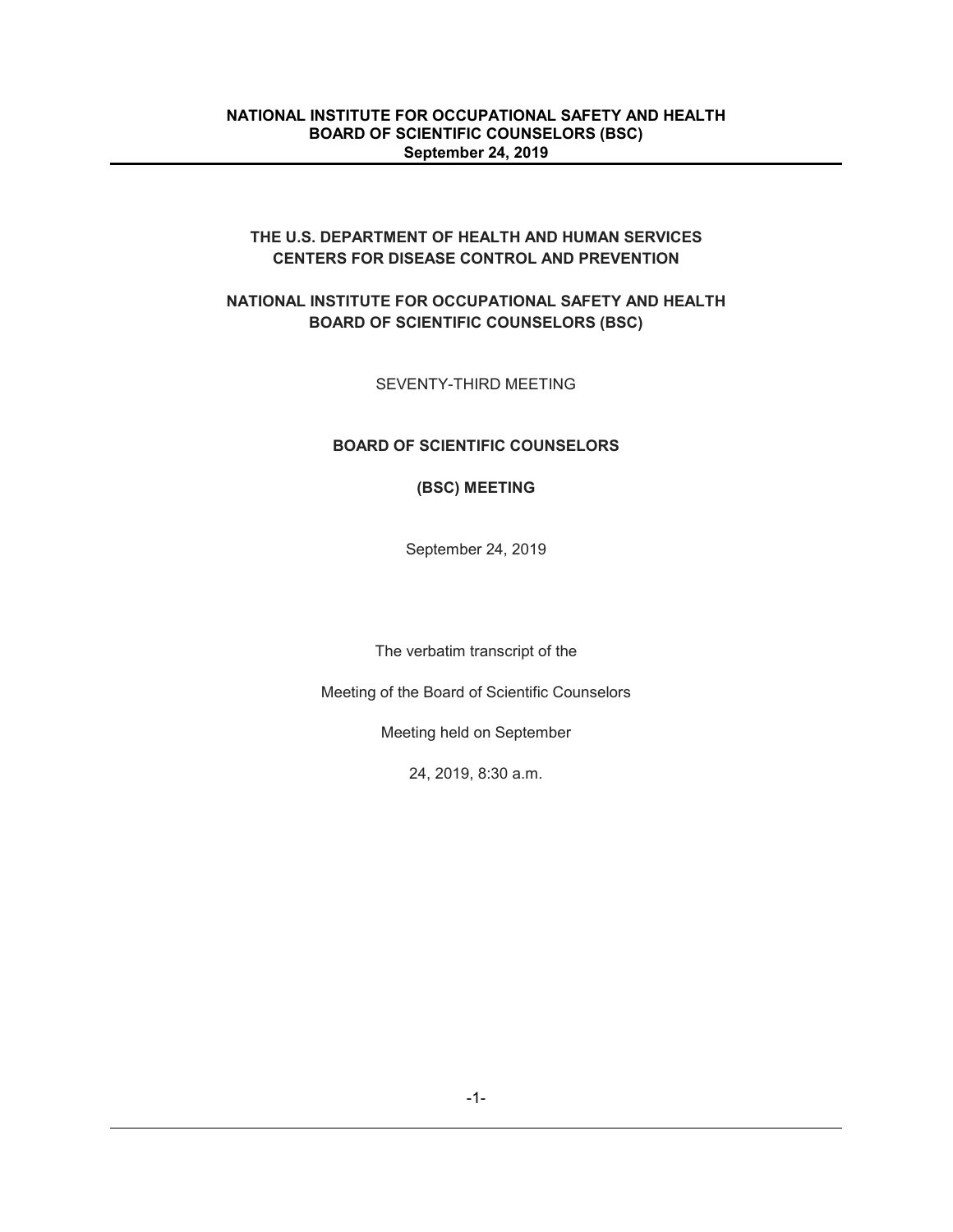# THE U.S. DEPARTMENT OF HEALTH AND HUMAN SERVICES
# CENTERS FOR DISEASE CONTROL AND PREVENTION

## NATIONAL INSTITUTE FOR OCCUPATIONAL SAFETY AND HEALTH
## BOARD OF SCIENTIFIC COUNSELORS (BSC)

SEVENTY-THIRD MEETING

**BOARD OF SCIENTIFIC COUNSELORS**

**(BSC) MEETING**

September 24, 2019

The verbatim transcript of the

Meeting of the Board of Scientific Counselors

Meeting held on September

24, 2019, 8:30 a.m.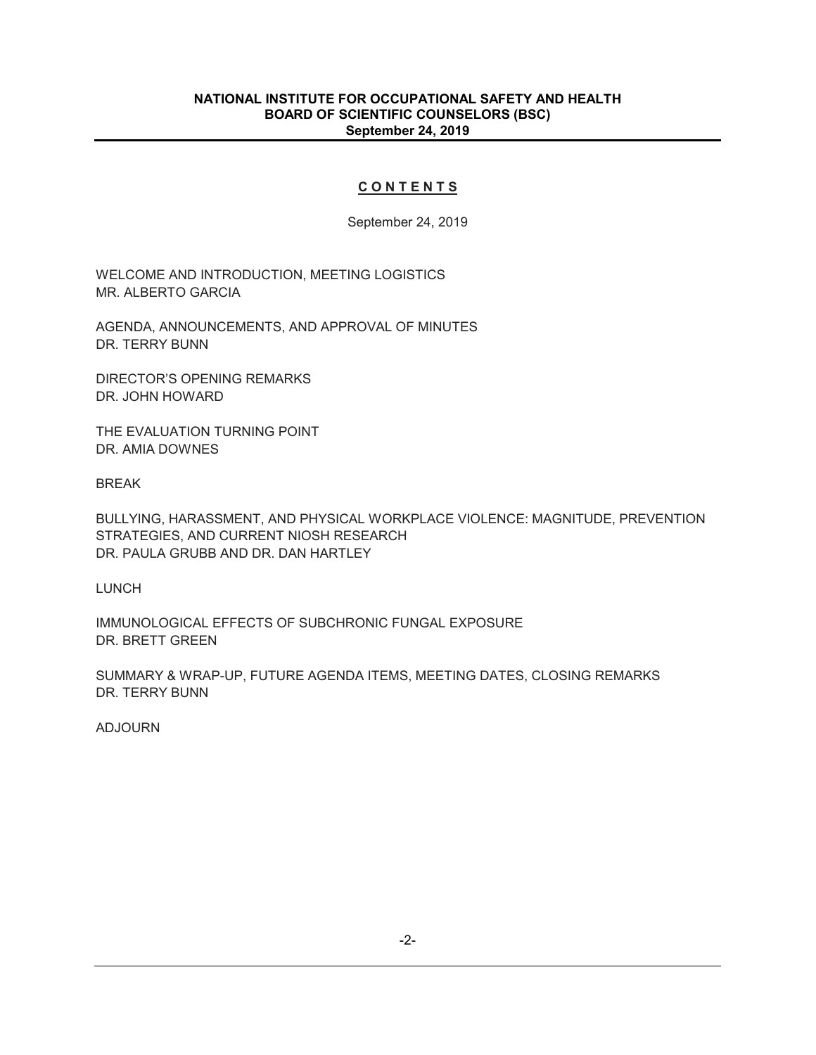# C O N T E N T S

September 24, 2019

WELCOME AND INTRODUCTION, MEETING LOGISTICS
MR. ALBERTO GARCIA

AGENDA, ANNOUNCEMENTS, AND APPROVAL OF MINUTES
DR. TERRY BUNN

DIRECTOR'S OPENING REMARKS
DR. JOHN HOWARD

THE EVALUATION TURNING POINT
DR. AMIA DOWNES

BREAK

BULLYING, HARASSMENT, AND PHYSICAL WORKPLACE VIOLENCE: MAGNITUDE, PREVENTION STRATEGIES, AND CURRENT NIOSH RESEARCH
DR. PAULA GRUBB AND DR. DAN HARTLEY

LUNCH

IMMUNOLOGICAL EFFECTS OF SUBCHRONIC FUNGAL EXPOSURE
DR. BRETT GREEN

SUMMARY & WRAP-UP, FUTURE AGENDA ITEMS, MEETING DATES, CLOSING REMARKS
DR. TERRY BUNN

ADJOURN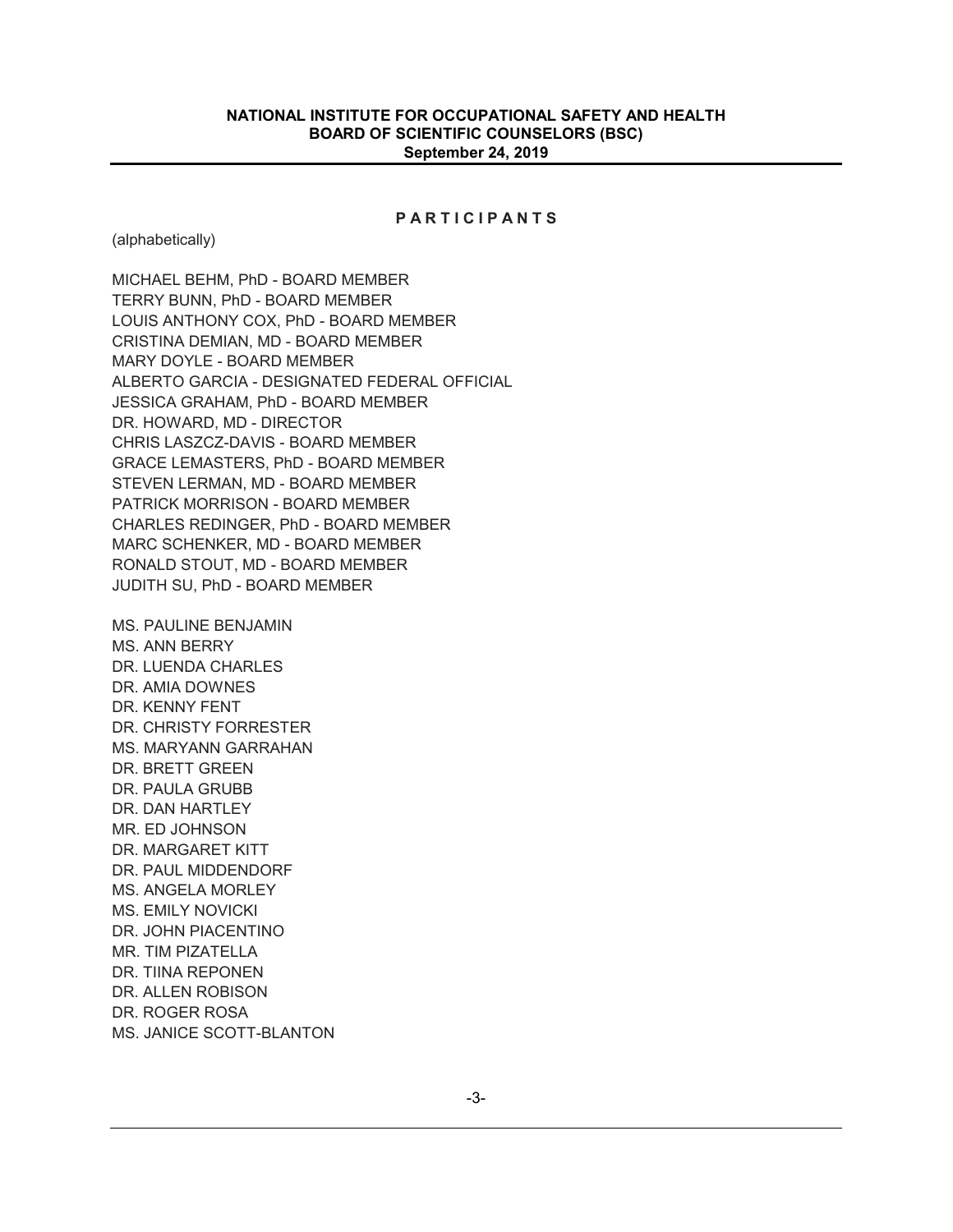**NATIONAL INSTITUTE FOR OCCUPATIONAL SAFETY AND HEALTH**
**BOARD OF SCIENTIFIC COUNSELORS (BSC)**
**September 24, 2019**

## P A R T I C I P A N T S

(alphabetically)

MICHAEL BEHM, PhD - BOARD MEMBER
TERRY BUNN, PhD - BOARD MEMBER
LOUIS ANTHONY COX, PhD - BOARD MEMBER
CRISTINA DEMIAN, MD - BOARD MEMBER
MARY DOYLE - BOARD MEMBER
ALBERTO GARCIA - DESIGNATED FEDERAL OFFICIAL
JESSICA GRAHAM, PhD - BOARD MEMBER
DR. HOWARD, MD - DIRECTOR
CHRIS LASZCZ-DAVIS - BOARD MEMBER
GRACE LEMASTERS, PhD - BOARD MEMBER
STEVEN LERMAN, MD - BOARD MEMBER
PATRICK MORRISON - BOARD MEMBER
CHARLES REDINGER, PhD - BOARD MEMBER
MARC SCHENKER, MD - BOARD MEMBER
RONALD STOUT, MD - BOARD MEMBER
JUDITH SU, PhD - BOARD MEMBER

MS. PAULINE BENJAMIN
MS. ANN BERRY
DR. LUENDA CHARLES
DR. AMIA DOWNES
DR. KENNY FENT
DR. CHRISTY FORRESTER
MS. MARYANN GARRAHAN
DR. BRETT GREEN
DR. PAULA GRUBB
DR. DAN HARTLEY
MR. ED JOHNSON
DR. MARGARET KITT
DR. PAUL MIDDENDORF
MS. ANGELA MORLEY
MS. EMILY NOVICKI
DR. JOHN PIACENTINO
MR. TIM PIZATELLA
DR. TIINA REPONEN
DR. ALLEN ROBISON
DR. ROGER ROSA
MS. JANICE SCOTT-BLANTON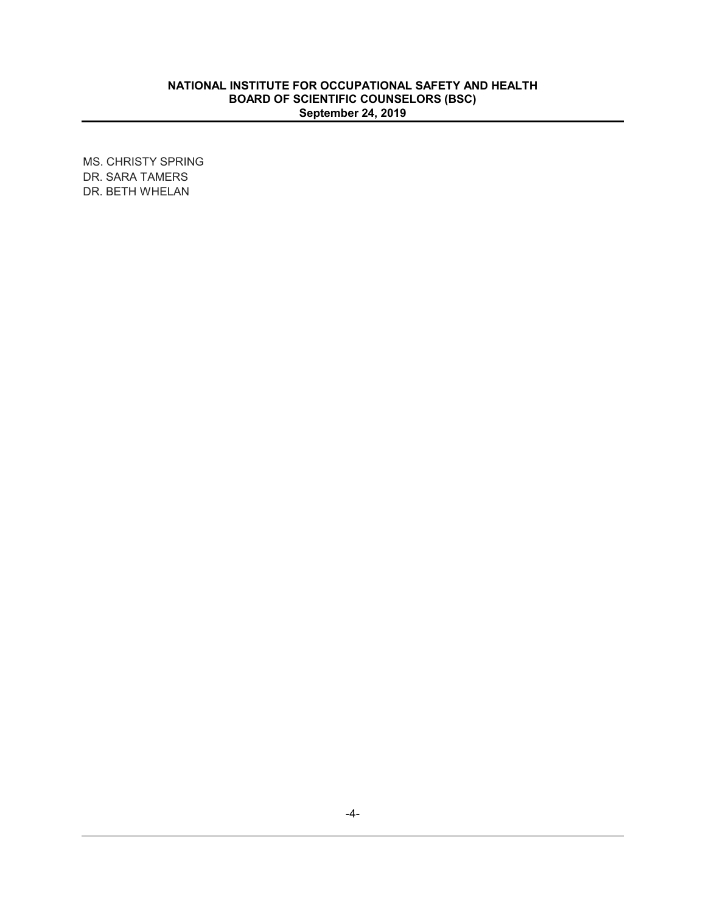MS. CHRISTY SPRING
DR. SARA TAMERS
DR. BETH WHELAN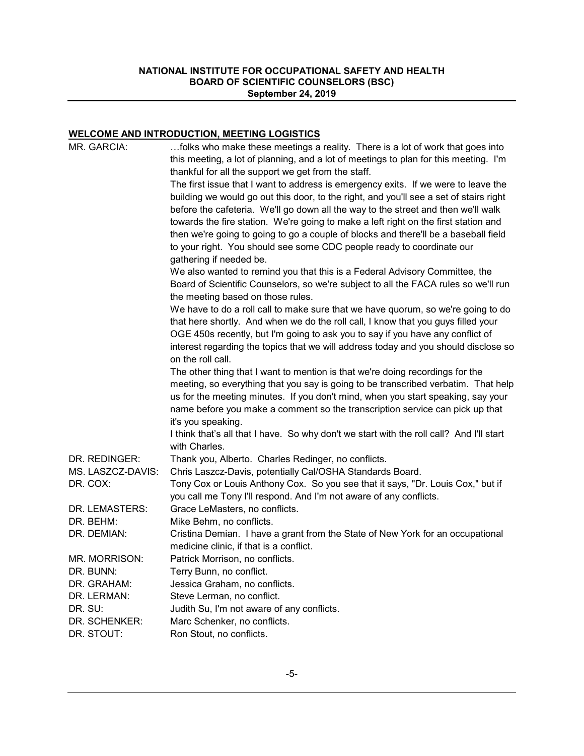## WELCOME AND INTRODUCTION, MEETING LOGISTICS

| | |
|---|---|
| MR. GARCIA: | …folks who make these meetings a reality. There is a lot of work that goes into this meeting, a lot of planning, and a lot of meetings to plan for this meeting. I'm thankful for all the support we get from the staff.<br>The first issue that I want to address is emergency exits. If we were to leave the building we would go out this door, to the right, and you'll see a set of stairs right before the cafeteria. We'll go down all the way to the street and then we'll walk towards the fire station. We're going to make a left right on the first station and then we're going to going to go a couple of blocks and there'll be a baseball field to your right. You should see some CDC people ready to coordinate our gathering if needed be.<br>We also wanted to remind you that this is a Federal Advisory Committee, the Board of Scientific Counselors, so we're subject to all the FACA rules so we'll run the meeting based on those rules.<br>We have to do a roll call to make sure that we have quorum, so we're going to do that here shortly. And when we do the roll call, I know that you guys filled your OGE 450s recently, but I'm going to ask you to say if you have any conflict of interest regarding the topics that we will address today and you should disclose so on the roll call.<br>The other thing that I want to mention is that we're doing recordings for the meeting, so everything that you say is going to be transcribed verbatim. That help us for the meeting minutes. If you don't mind, when you start speaking, say your name before you make a comment so the transcription service can pick up that it's you speaking.<br>I think that's all that I have. So why don't we start with the roll call? And I'll start with Charles. |
| DR. REDINGER: | Thank you, Alberto. Charles Redinger, no conflicts. |
| MS. LASZCZ-DAVIS: | Chris Laszcz-Davis, potentially Cal/OSHA Standards Board. |
| DR. COX: | Tony Cox or Louis Anthony Cox. So you see that it says, "Dr. Louis Cox," but if you call me Tony I'll respond. And I'm not aware of any conflicts. |
| DR. LEMASTERS: | Grace LeMasters, no conflicts. |
| DR. BEHM: | Mike Behm, no conflicts. |
| DR. DEMIAN: | Cristina Demian. I have a grant from the State of New York for an occupational medicine clinic, if that is a conflict. |
| MR. MORRISON: | Patrick Morrison, no conflicts. |
| DR. BUNN: | Terry Bunn, no conflict. |
| DR. GRAHAM: | Jessica Graham, no conflicts. |
| DR. LERMAN: | Steve Lerman, no conflict. |
| DR. SU: | Judith Su, I'm not aware of any conflicts. |
| DR. SCHENKER: | Marc Schenker, no conflicts. |
| DR. STOUT: | Ron Stout, no conflicts. |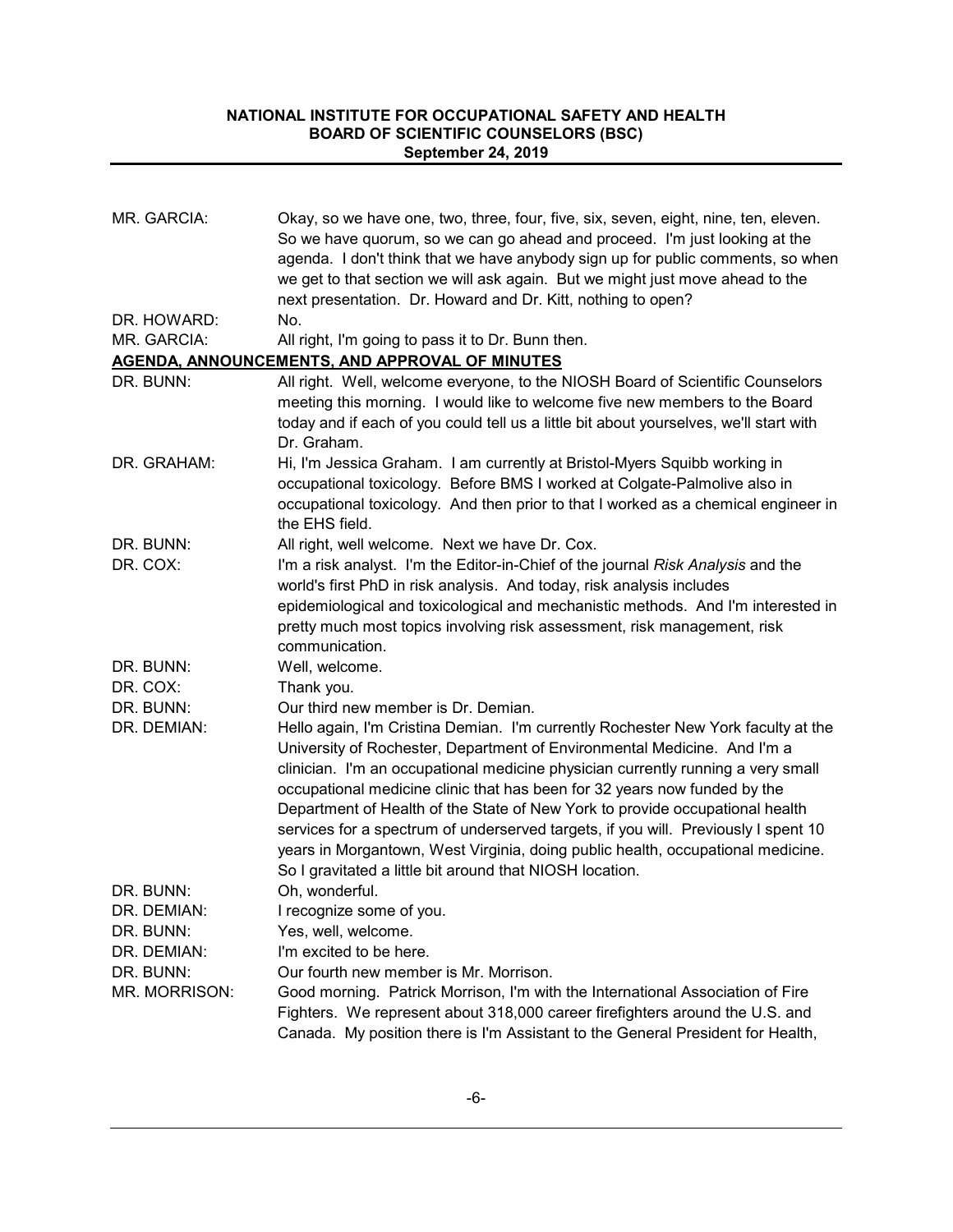| | |
|---|---|
| MR. GARCIA: | Okay, so we have one, two, three, four, five, six, seven, eight, nine, ten, eleven. So we have quorum, so we can go ahead and proceed. I'm just looking at the agenda. I don't think that we have anybody sign up for public comments, so when we get to that section we will ask again. But we might just move ahead to the next presentation. Dr. Howard and Dr. Kitt, nothing to open? |
| DR. HOWARD: | No. |
| MR. GARCIA: | All right, I'm going to pass it to Dr. Bunn then. |

**AGENDA, ANNOUNCEMENTS, AND APPROVAL OF MINUTES**

| | |
|---|---|
| DR. BUNN: | All right. Well, welcome everyone, to the NIOSH Board of Scientific Counselors meeting this morning. I would like to welcome five new members to the Board today and if each of you could tell us a little bit about yourselves, we'll start with Dr. Graham. |
| DR. GRAHAM: | Hi, I'm Jessica Graham. I am currently at Bristol-Myers Squibb working in occupational toxicology. Before BMS I worked at Colgate-Palmolive also in occupational toxicology. And then prior to that I worked as a chemical engineer in the EHS field. |
| DR. BUNN: | All right, well welcome. Next we have Dr. Cox. |
| DR. COX: | I'm a risk analyst. I'm the Editor-in-Chief of the journal *Risk Analysis* and the world's first PhD in risk analysis. And today, risk analysis includes epidemiological and toxicological and mechanistic methods. And I'm interested in pretty much most topics involving risk assessment, risk management, risk communication. |
| DR. BUNN: | Well, welcome. |
| DR. COX: | Thank you. |
| DR. BUNN: | Our third new member is Dr. Demian. |
| DR. DEMIAN: | Hello again, I'm Cristina Demian. I'm currently Rochester New York faculty at the University of Rochester, Department of Environmental Medicine. And I'm a clinician. I'm an occupational medicine physician currently running a very small occupational medicine clinic that has been for 32 years now funded by the Department of Health of the State of New York to provide occupational health services for a spectrum of underserved targets, if you will. Previously I spent 10 years in Morgantown, West Virginia, doing public health, occupational medicine. So I gravitated a little bit around that NIOSH location. |
| DR. BUNN: | Oh, wonderful. |
| DR. DEMIAN: | I recognize some of you. |
| DR. BUNN: | Yes, well, welcome. |
| DR. DEMIAN: | I'm excited to be here. |
| DR. BUNN: | Our fourth new member is Mr. Morrison. |
| MR. MORRISON: | Good morning. Patrick Morrison, I'm with the International Association of Fire Fighters. We represent about 318,000 career firefighters around the U.S. and Canada. My position there is I'm Assistant to the General President for Health, |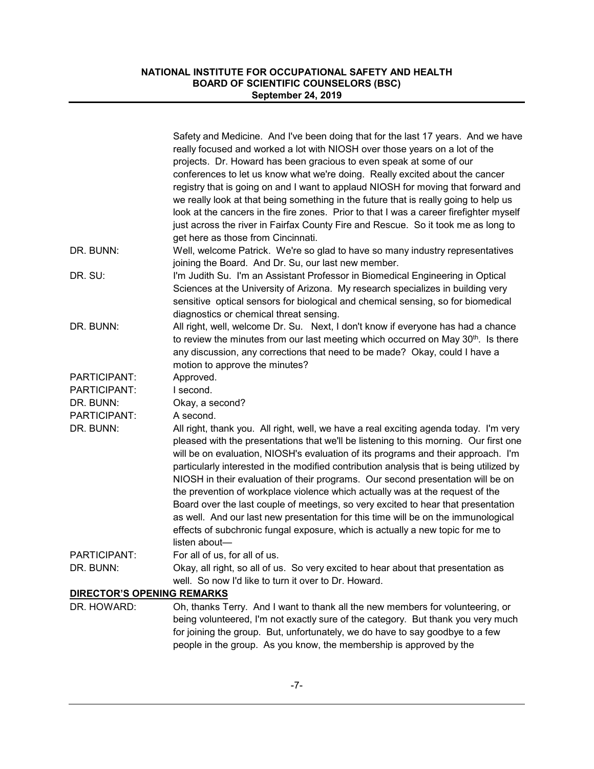Safety and Medicine. And I've been doing that for the last 17 years. And we have really focused and worked a lot with NIOSH over those years on a lot of the projects. Dr. Howard has been gracious to even speak at some of our conferences to let us know what we're doing. Really excited about the cancer registry that is going on and I want to applaud NIOSH for moving that forward and we really look at that being something in the future that is really going to help us look at the cancers in the fire zones. Prior to that I was a career firefighter myself just across the river in Fairfax County Fire and Rescue. So it took me as long to get here as those from Cincinnati.

DR. BUNN: Well, welcome Patrick. We're so glad to have so many industry representatives joining the Board. And Dr. Su, our last new member.

DR. SU: I'm Judith Su. I'm an Assistant Professor in Biomedical Engineering in Optical Sciences at the University of Arizona. My research specializes in building very sensitive optical sensors for biological and chemical sensing, so for biomedical diagnostics or chemical threat sensing.

DR. BUNN: All right, well, welcome Dr. Su. Next, I don't know if everyone has had a chance to review the minutes from our last meeting which occurred on May 30th. Is there any discussion, any corrections that need to be made? Okay, could I have a motion to approve the minutes?

PARTICIPANT: Approved.

PARTICIPANT: I second.

DR. BUNN: Okay, a second?

PARTICIPANT: A second.

DR. BUNN: All right, thank you. All right, well, we have a real exciting agenda today. I'm very pleased with the presentations that we'll be listening to this morning. Our first one will be on evaluation, NIOSH's evaluation of its programs and their approach. I'm particularly interested in the modified contribution analysis that is being utilized by NIOSH in their evaluation of their programs. Our second presentation will be on the prevention of workplace violence which actually was at the request of the Board over the last couple of meetings, so very excited to hear that presentation as well. And our last new presentation for this time will be on the immunological effects of subchronic fungal exposure, which is actually a new topic for me to listen about—

PARTICIPANT: For all of us, for all of us.

DR. BUNN: Okay, all right, so all of us. So very excited to hear about that presentation as well. So now I'd like to turn it over to Dr. Howard.

**DIRECTOR'S OPENING REMARKS**

DR. HOWARD: Oh, thanks Terry. And I want to thank all the new members for volunteering, or being volunteered, I'm not exactly sure of the category. But thank you very much for joining the group. But, unfortunately, we do have to say goodbye to a few people in the group. As you know, the membership is approved by the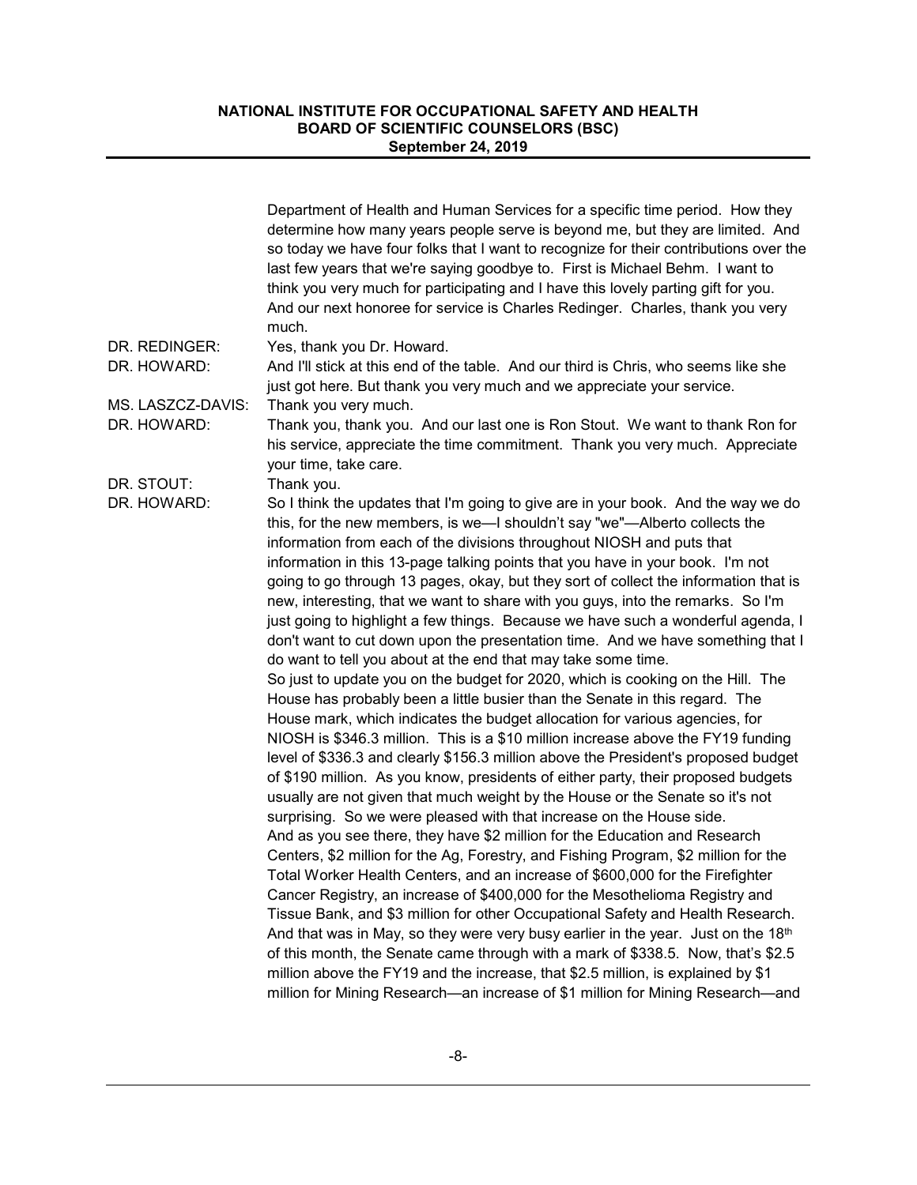Department of Health and Human Services for a specific time period. How they determine how many years people serve is beyond me, but they are limited. And so today we have four folks that I want to recognize for their contributions over the last few years that we're saying goodbye to. First is Michael Behm. I want to think you very much for participating and I have this lovely parting gift for you. And our next honoree for service is Charles Redinger. Charles, thank you very much.

DR. REDINGER: Yes, thank you Dr. Howard.

DR. HOWARD: And I'll stick at this end of the table. And our third is Chris, who seems like she just got here. But thank you very much and we appreciate your service.

MS. LASZCZ-DAVIS: Thank you very much.

DR. HOWARD: Thank you, thank you. And our last one is Ron Stout. We want to thank Ron for his service, appreciate the time commitment. Thank you very much. Appreciate your time, take care.

DR. STOUT: Thank you.

DR. HOWARD: So I think the updates that I'm going to give are in your book. And the way we do this, for the new members, is we—I shouldn't say "we"—Alberto collects the information from each of the divisions throughout NIOSH and puts that information in this 13-page talking points that you have in your book. I'm not going to go through 13 pages, okay, but they sort of collect the information that is new, interesting, that we want to share with you guys, into the remarks. So I'm just going to highlight a few things. Because we have such a wonderful agenda, I don't want to cut down upon the presentation time. And we have something that I do want to tell you about at the end that may take some time.

So just to update you on the budget for 2020, which is cooking on the Hill. The House has probably been a little busier than the Senate in this regard. The House mark, which indicates the budget allocation for various agencies, for NIOSH is $346.3 million. This is a $10 million increase above the FY19 funding level of $336.3 and clearly $156.3 million above the President's proposed budget of $190 million. As you know, presidents of either party, their proposed budgets usually are not given that much weight by the House or the Senate so it's not surprising. So we were pleased with that increase on the House side.

And as you see there, they have $2 million for the Education and Research Centers, $2 million for the Ag, Forestry, and Fishing Program, $2 million for the Total Worker Health Centers, and an increase of $600,000 for the Firefighter Cancer Registry, an increase of $400,000 for the Mesothelioma Registry and Tissue Bank, and $3 million for other Occupational Safety and Health Research. And that was in May, so they were very busy earlier in the year. Just on the 18th of this month, the Senate came through with a mark of $338.5. Now, that's $2.5 million above the FY19 and the increase, that $2.5 million, is explained by $1 million for Mining Research—an increase of $1 million for Mining Research—and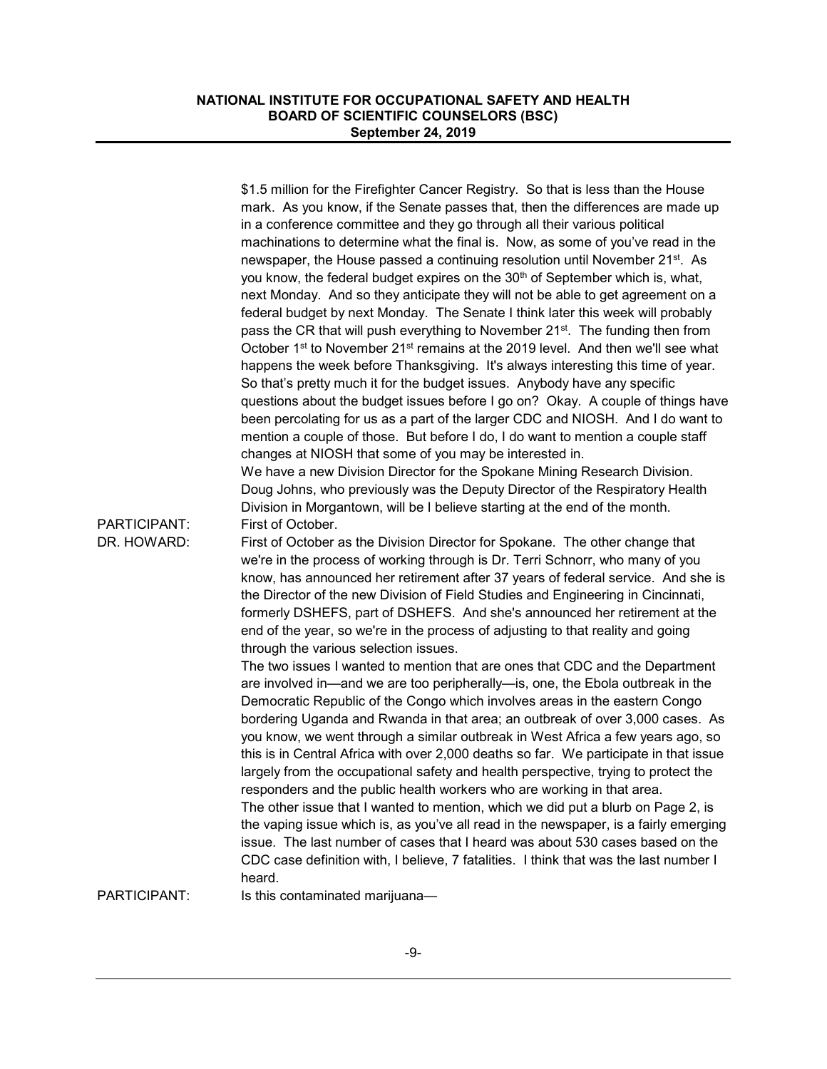$1.5 million for the Firefighter Cancer Registry. So that is less than the House mark. As you know, if the Senate passes that, then the differences are made up in a conference committee and they go through all their various political machinations to determine what the final is. Now, as some of you've read in the newspaper, the House passed a continuing resolution until November 21st. As you know, the federal budget expires on the 30th of September which is, what, next Monday. And so they anticipate they will not be able to get agreement on a federal budget by next Monday. The Senate I think later this week will probably pass the CR that will push everything to November 21st. The funding then from October 1st to November 21st remains at the 2019 level. And then we'll see what happens the week before Thanksgiving. It's always interesting this time of year. So that's pretty much it for the budget issues. Anybody have any specific questions about the budget issues before I go on? Okay. A couple of things have been percolating for us as a part of the larger CDC and NIOSH. And I do want to mention a couple of those. But before I do, I do want to mention a couple staff changes at NIOSH that some of you may be interested in.

We have a new Division Director for the Spokane Mining Research Division. Doug Johns, who previously was the Deputy Director of the Respiratory Health Division in Morgantown, will be I believe starting at the end of the month.

PARTICIPANT: First of October.

DR. HOWARD: First of October as the Division Director for Spokane. The other change that we're in the process of working through is Dr. Terri Schnorr, who many of you know, has announced her retirement after 37 years of federal service. And she is the Director of the new Division of Field Studies and Engineering in Cincinnati, formerly DSHEFS, part of DSHEFS. And she's announced her retirement at the end of the year, so we're in the process of adjusting to that reality and going through the various selection issues.

The two issues I wanted to mention that are ones that CDC and the Department are involved in—and we are too peripherally—is, one, the Ebola outbreak in the Democratic Republic of the Congo which involves areas in the eastern Congo bordering Uganda and Rwanda in that area; an outbreak of over 3,000 cases. As you know, we went through a similar outbreak in West Africa a few years ago, so this is in Central Africa with over 2,000 deaths so far. We participate in that issue largely from the occupational safety and health perspective, trying to protect the responders and the public health workers who are working in that area.

The other issue that I wanted to mention, which we did put a blurb on Page 2, is the vaping issue which is, as you've all read in the newspaper, is a fairly emerging issue. The last number of cases that I heard was about 530 cases based on the CDC case definition with, I believe, 7 fatalities. I think that was the last number I heard.

PARTICIPANT: Is this contaminated marijuana—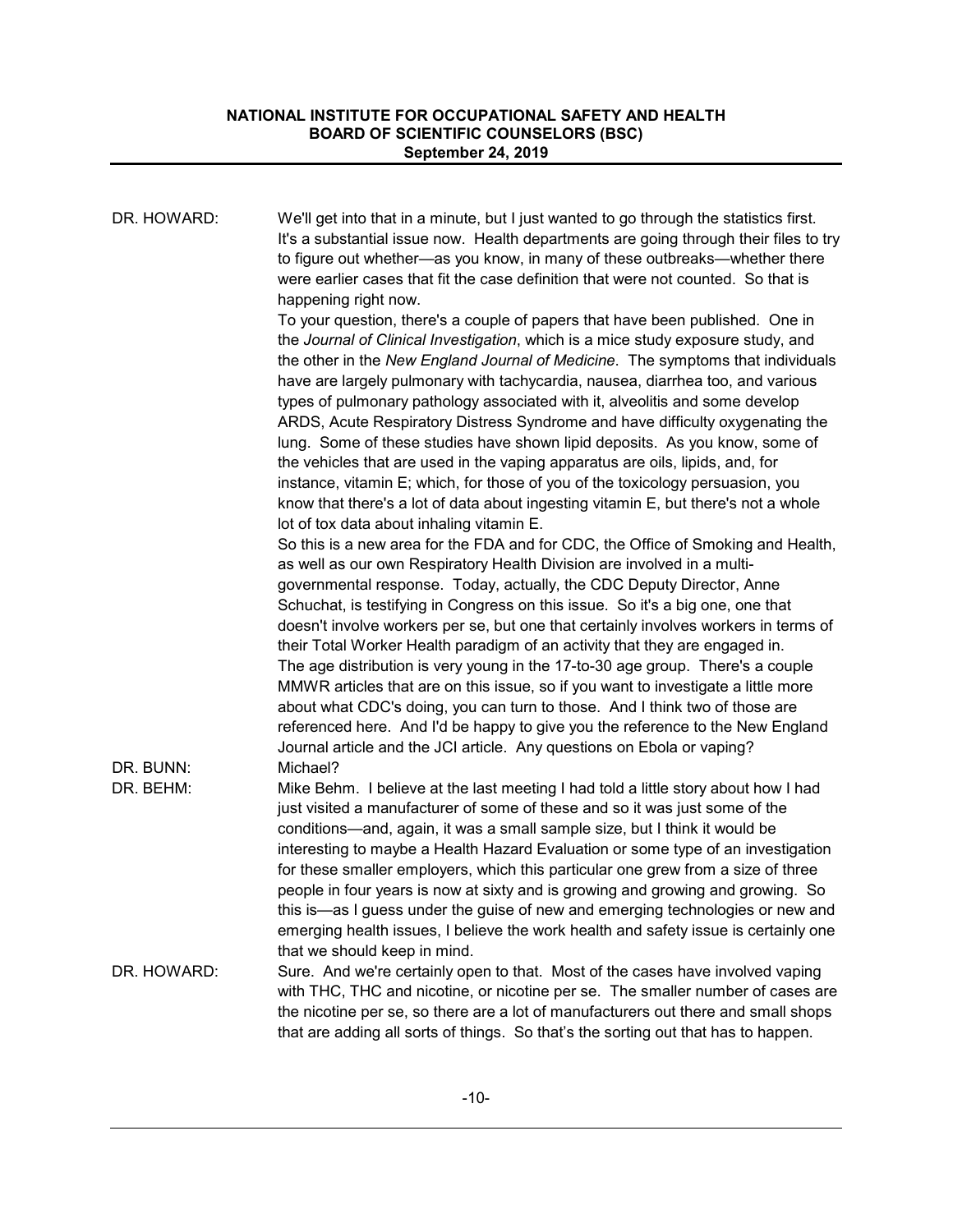DR. HOWARD: We'll get into that in a minute, but I just wanted to go through the statistics first. It's a substantial issue now. Health departments are going through their files to try to figure out whether—as you know, in many of these outbreaks—whether there were earlier cases that fit the case definition that were not counted. So that is happening right now.

To your question, there's a couple of papers that have been published. One in the *Journal of Clinical Investigation*, which is a mice study exposure study, and the other in the *New England Journal of Medicine*. The symptoms that individuals have are largely pulmonary with tachycardia, nausea, diarrhea too, and various types of pulmonary pathology associated with it, alveolitis and some develop ARDS, Acute Respiratory Distress Syndrome and have difficulty oxygenating the lung. Some of these studies have shown lipid deposits. As you know, some of the vehicles that are used in the vaping apparatus are oils, lipids, and, for instance, vitamin E; which, for those of you of the toxicology persuasion, you know that there's a lot of data about ingesting vitamin E, but there's not a whole lot of tox data about inhaling vitamin E.

So this is a new area for the FDA and for CDC, the Office of Smoking and Health, as well as our own Respiratory Health Division are involved in a multi-governmental response. Today, actually, the CDC Deputy Director, Anne Schuchat, is testifying in Congress on this issue. So it's a big one, one that doesn't involve workers per se, but one that certainly involves workers in terms of their Total Worker Health paradigm of an activity that they are engaged in.

The age distribution is very young in the 17-to-30 age group. There's a couple MMWR articles that are on this issue, so if you want to investigate a little more about what CDC's doing, you can turn to those. And I think two of those are referenced here. And I'd be happy to give you the reference to the New England Journal article and the JCI article. Any questions on Ebola or vaping?

DR. BUNN: Michael?

DR. BEHM: Mike Behm. I believe at the last meeting I had told a little story about how I had just visited a manufacturer of some of these and so it was just some of the conditions—and, again, it was a small sample size, but I think it would be interesting to maybe a Health Hazard Evaluation or some type of an investigation for these smaller employers, which this particular one grew from a size of three people in four years is now at sixty and is growing and growing and growing. So this is—as I guess under the guise of new and emerging technologies or new and emerging health issues, I believe the work health and safety issue is certainly one that we should keep in mind.

DR. HOWARD: Sure. And we're certainly open to that. Most of the cases have involved vaping with THC, THC and nicotine, or nicotine per se. The smaller number of cases are the nicotine per se, so there are a lot of manufacturers out there and small shops that are adding all sorts of things. So that's the sorting out that has to happen.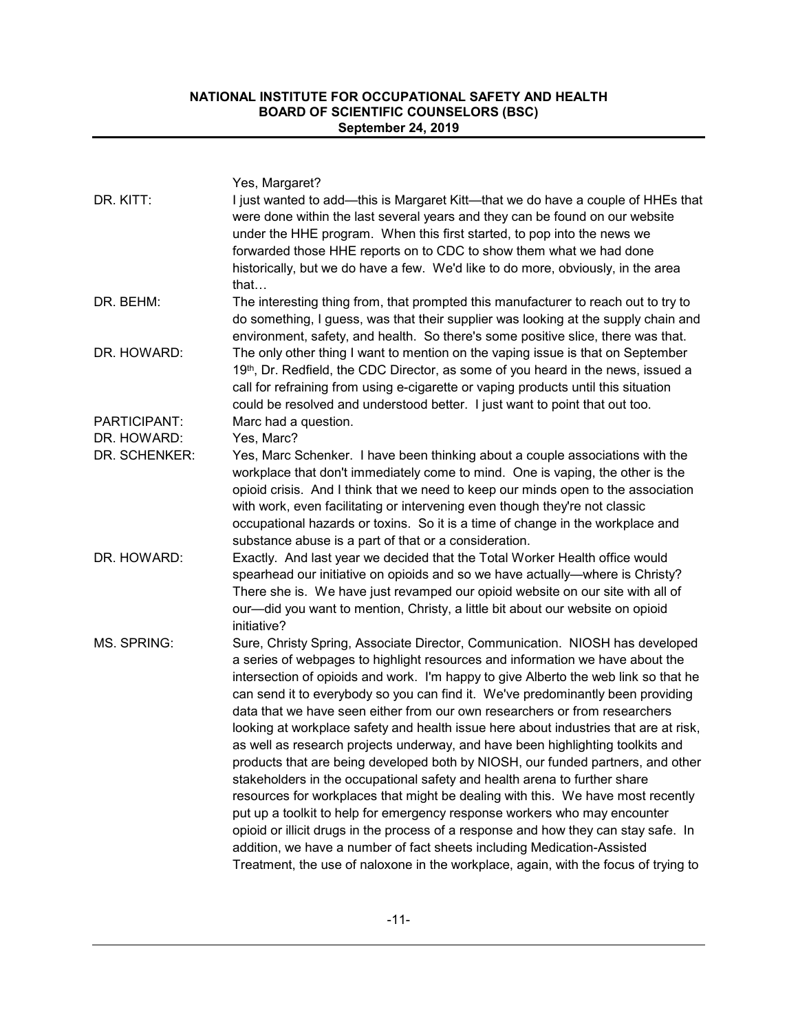Yes, Margaret?

DR. KITT: I just wanted to add—this is Margaret Kitt—that we do have a couple of HHEs that were done within the last several years and they can be found on our website under the HHE program. When this first started, to pop into the news we forwarded those HHE reports on to CDC to show them what we had done historically, but we do have a few. We'd like to do more, obviously, in the area that…

DR. BEHM: The interesting thing from, that prompted this manufacturer to reach out to try to do something, I guess, was that their supplier was looking at the supply chain and environment, safety, and health. So there's some positive slice, there was that.

DR. HOWARD: The only other thing I want to mention on the vaping issue is that on September 19th, Dr. Redfield, the CDC Director, as some of you heard in the news, issued a call for refraining from using e-cigarette or vaping products until this situation could be resolved and understood better. I just want to point that out too.

PARTICIPANT: Marc had a question.

DR. HOWARD: Yes, Marc?

DR. SCHENKER: Yes, Marc Schenker. I have been thinking about a couple associations with the workplace that don't immediately come to mind. One is vaping, the other is the opioid crisis. And I think that we need to keep our minds open to the association with work, even facilitating or intervening even though they're not classic occupational hazards or toxins. So it is a time of change in the workplace and substance abuse is a part of that or a consideration.

DR. HOWARD: Exactly. And last year we decided that the Total Worker Health office would spearhead our initiative on opioids and so we have actually—where is Christy? There she is. We have just revamped our opioid website on our site with all of our—did you want to mention, Christy, a little bit about our website on opioid initiative?

MS. SPRING: Sure, Christy Spring, Associate Director, Communication. NIOSH has developed a series of webpages to highlight resources and information we have about the intersection of opioids and work. I'm happy to give Alberto the web link so that he can send it to everybody so you can find it. We've predominantly been providing data that we have seen either from our own researchers or from researchers looking at workplace safety and health issue here about industries that are at risk, as well as research projects underway, and have been highlighting toolkits and products that are being developed both by NIOSH, our funded partners, and other stakeholders in the occupational safety and health arena to further share resources for workplaces that might be dealing with this. We have most recently put up a toolkit to help for emergency response workers who may encounter opioid or illicit drugs in the process of a response and how they can stay safe. In addition, we have a number of fact sheets including Medication-Assisted Treatment, the use of naloxone in the workplace, again, with the focus of trying to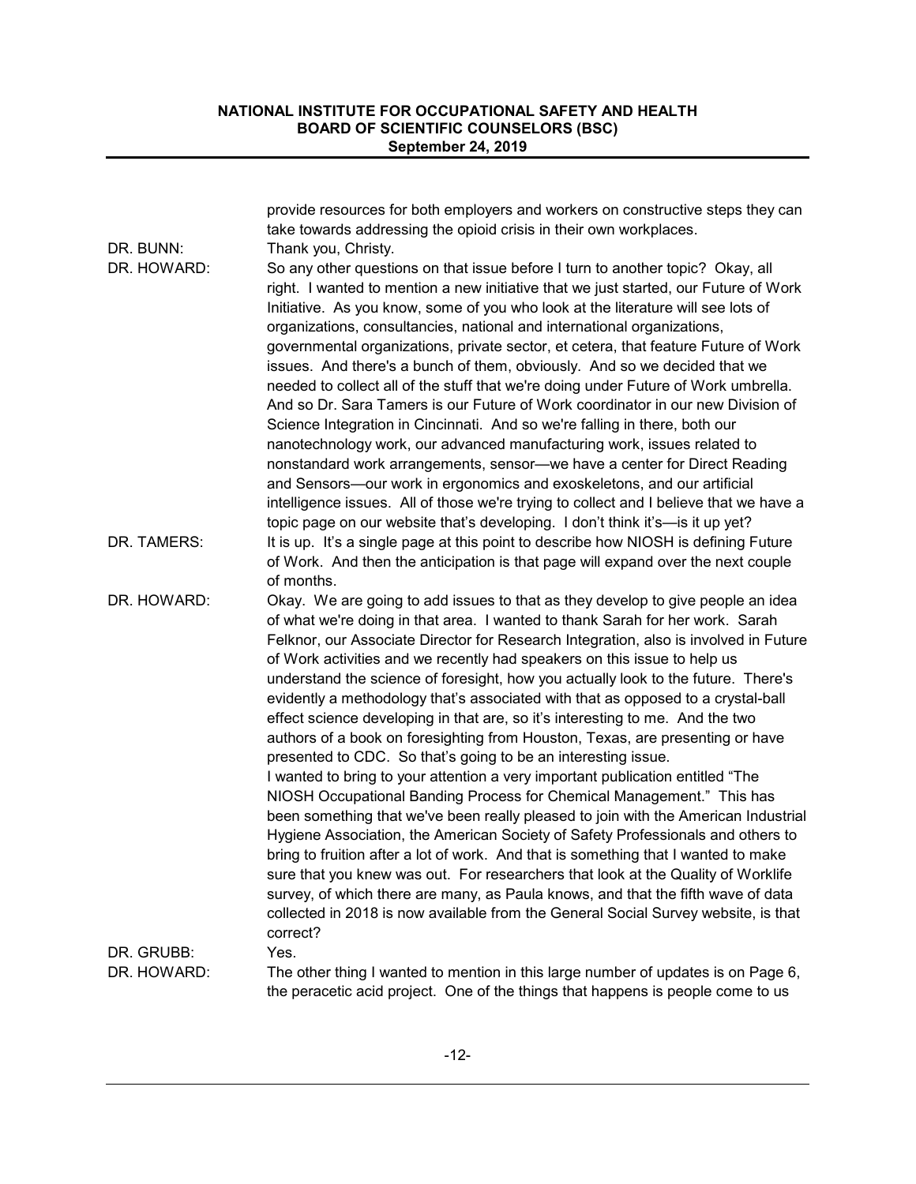provide resources for both employers and workers on constructive steps they can take towards addressing the opioid crisis in their own workplaces.

DR. BUNN: Thank you, Christy.

DR. HOWARD: So any other questions on that issue before I turn to another topic? Okay, all right. I wanted to mention a new initiative that we just started, our Future of Work Initiative. As you know, some of you who look at the literature will see lots of organizations, consultancies, national and international organizations, governmental organizations, private sector, et cetera, that feature Future of Work issues. And there's a bunch of them, obviously. And so we decided that we needed to collect all of the stuff that we're doing under Future of Work umbrella. And so Dr. Sara Tamers is our Future of Work coordinator in our new Division of Science Integration in Cincinnati. And so we're falling in there, both our nanotechnology work, our advanced manufacturing work, issues related to nonstandard work arrangements, sensor—we have a center for Direct Reading and Sensors—our work in ergonomics and exoskeletons, and our artificial intelligence issues. All of those we're trying to collect and I believe that we have a topic page on our website that's developing. I don't think it's—is it up yet?

DR. TAMERS: It is up. It's a single page at this point to describe how NIOSH is defining Future of Work. And then the anticipation is that page will expand over the next couple of months.

DR. HOWARD: Okay. We are going to add issues to that as they develop to give people an idea of what we're doing in that area. I wanted to thank Sarah for her work. Sarah Felknor, our Associate Director for Research Integration, also is involved in Future of Work activities and we recently had speakers on this issue to help us understand the science of foresight, how you actually look to the future. There's evidently a methodology that's associated with that as opposed to a crystal-ball effect science developing in that are, so it's interesting to me. And the two authors of a book on foresighting from Houston, Texas, are presenting or have presented to CDC. So that's going to be an interesting issue.

I wanted to bring to your attention a very important publication entitled "The NIOSH Occupational Banding Process for Chemical Management." This has been something that we've been really pleased to join with the American Industrial Hygiene Association, the American Society of Safety Professionals and others to bring to fruition after a lot of work. And that is something that I wanted to make sure that you knew was out. For researchers that look at the Quality of Worklife survey, of which there are many, as Paula knows, and that the fifth wave of data collected in 2018 is now available from the General Social Survey website, is that correct?

DR. GRUBB: Yes.

DR. HOWARD: The other thing I wanted to mention in this large number of updates is on Page 6, the peracetic acid project. One of the things that happens is people come to us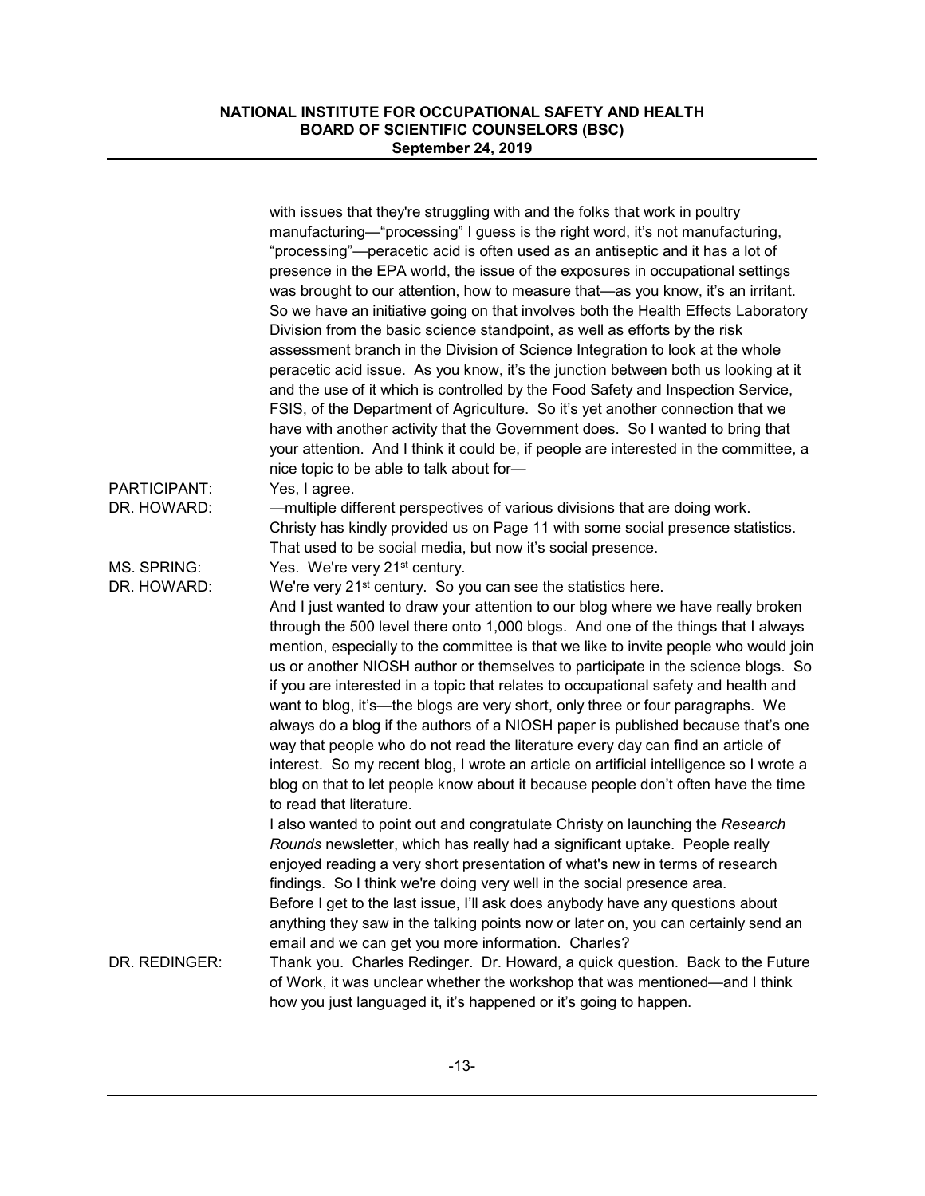with issues that they're struggling with and the folks that work in poultry manufacturing—"processing" I guess is the right word, it's not manufacturing, "processing"—peracetic acid is often used as an antiseptic and it has a lot of presence in the EPA world, the issue of the exposures in occupational settings was brought to our attention, how to measure that—as you know, it's an irritant. So we have an initiative going on that involves both the Health Effects Laboratory Division from the basic science standpoint, as well as efforts by the risk assessment branch in the Division of Science Integration to look at the whole peracetic acid issue. As you know, it's the junction between both us looking at it and the use of it which is controlled by the Food Safety and Inspection Service, FSIS, of the Department of Agriculture. So it's yet another connection that we have with another activity that the Government does. So I wanted to bring that your attention. And I think it could be, if people are interested in the committee, a nice topic to be able to talk about for—

PARTICIPANT: Yes, I agree.

DR. HOWARD: —multiple different perspectives of various divisions that are doing work. Christy has kindly provided us on Page 11 with some social presence statistics. That used to be social media, but now it's social presence.

MS. SPRING: Yes. We're very 21st century.

DR. HOWARD: We're very 21st century. So you can see the statistics here.

And I just wanted to draw your attention to our blog where we have really broken through the 500 level there onto 1,000 blogs. And one of the things that I always mention, especially to the committee is that we like to invite people who would join us or another NIOSH author or themselves to participate in the science blogs. So if you are interested in a topic that relates to occupational safety and health and want to blog, it's—the blogs are very short, only three or four paragraphs. We always do a blog if the authors of a NIOSH paper is published because that's one way that people who do not read the literature every day can find an article of interest. So my recent blog, I wrote an article on artificial intelligence so I wrote a blog on that to let people know about it because people don't often have the time to read that literature.

I also wanted to point out and congratulate Christy on launching the *Research Rounds* newsletter, which has really had a significant uptake. People really enjoyed reading a very short presentation of what's new in terms of research findings. So I think we're doing very well in the social presence area.

Before I get to the last issue, I'll ask does anybody have any questions about anything they saw in the talking points now or later on, you can certainly send an email and we can get you more information. Charles?

DR. REDINGER: Thank you. Charles Redinger. Dr. Howard, a quick question. Back to the Future of Work, it was unclear whether the workshop that was mentioned—and I think how you just languaged it, it's happened or it's going to happen.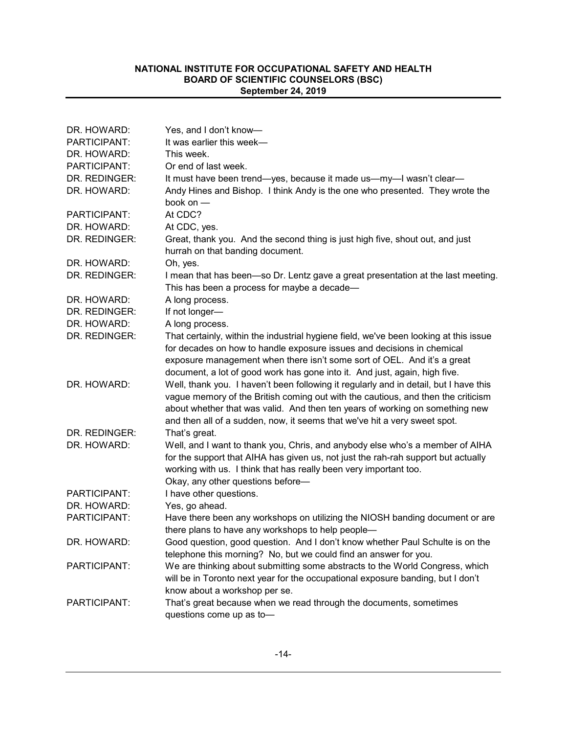| | |
|---|---|
| DR. HOWARD: | Yes, and I don't know— |
| PARTICIPANT: | It was earlier this week— |
| DR. HOWARD: | This week. |
| PARTICIPANT: | Or end of last week. |
| DR. REDINGER: | It must have been trend—yes, because it made us—my—I wasn't clear— |
| DR. HOWARD: | Andy Hines and Bishop. I think Andy is the one who presented. They wrote the book on — |
| PARTICIPANT: | At CDC? |
| DR. HOWARD: | At CDC, yes. |
| DR. REDINGER: | Great, thank you. And the second thing is just high five, shout out, and just hurrah on that banding document. |
| DR. HOWARD: | Oh, yes. |
| DR. REDINGER: | I mean that has been—so Dr. Lentz gave a great presentation at the last meeting. This has been a process for maybe a decade— |
| DR. HOWARD: | A long process. |
| DR. REDINGER: | If not longer— |
| DR. HOWARD: | A long process. |
| DR. REDINGER: | That certainly, within the industrial hygiene field, we've been looking at this issue for decades on how to handle exposure issues and decisions in chemical exposure management when there isn't some sort of OEL. And it's a great document, a lot of good work has gone into it. And just, again, high five. |
| DR. HOWARD: | Well, thank you. I haven't been following it regularly and in detail, but I have this vague memory of the British coming out with the cautious, and then the criticism about whether that was valid. And then ten years of working on something new and then all of a sudden, now, it seems that we've hit a very sweet spot. |
| DR. REDINGER: | That's great. |
| DR. HOWARD: | Well, and I want to thank you, Chris, and anybody else who's a member of AIHA for the support that AIHA has given us, not just the rah-rah support but actually working with us. I think that has really been very important too. Okay, any other questions before— |
| PARTICIPANT: | I have other questions. |
| DR. HOWARD: | Yes, go ahead. |
| PARTICIPANT: | Have there been any workshops on utilizing the NIOSH banding document or are there plans to have any workshops to help people— |
| DR. HOWARD: | Good question, good question. And I don't know whether Paul Schulte is on the telephone this morning? No, but we could find an answer for you. |
| PARTICIPANT: | We are thinking about submitting some abstracts to the World Congress, which will be in Toronto next year for the occupational exposure banding, but I don't know about a workshop per se. |
| PARTICIPANT: | That's great because when we read through the documents, sometimes questions come up as to— |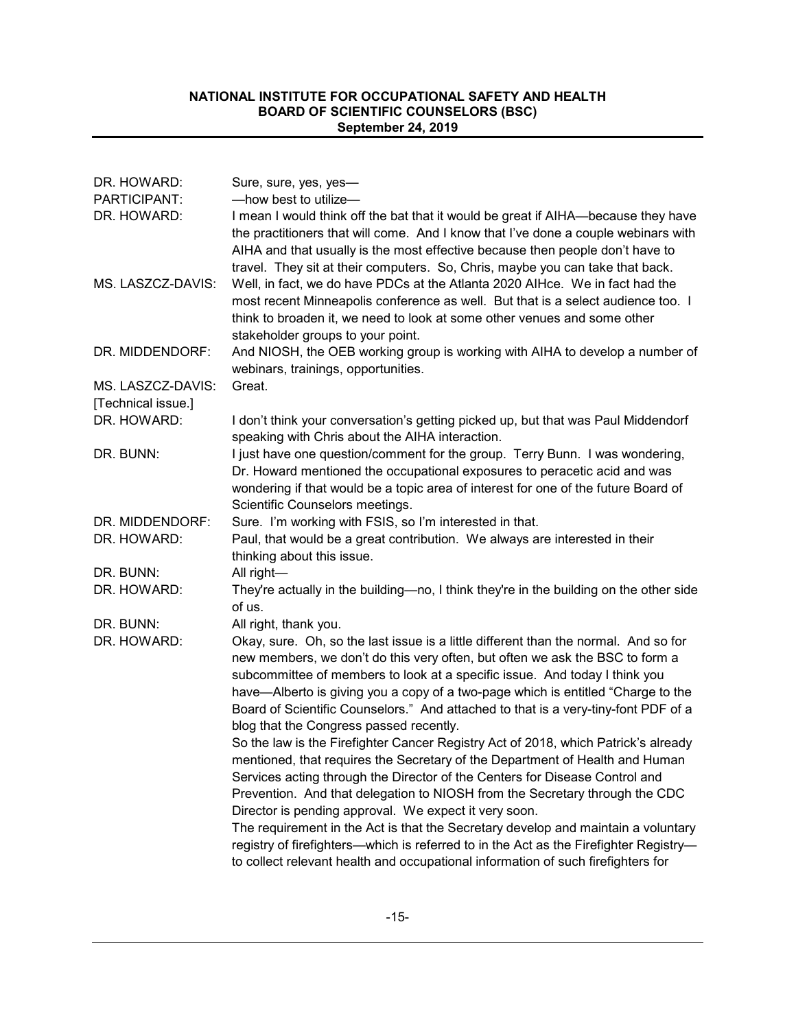| | |
|---|---|
| DR. HOWARD: | Sure, sure, yes, yes— |
| PARTICIPANT: | —how best to utilize— |
| DR. HOWARD: | I mean I would think off the bat that it would be great if AIHA—because they have the practitioners that will come. And I know that I've done a couple webinars with AIHA and that usually is the most effective because then people don't have to travel. They sit at their computers. So, Chris, maybe you can take that back. |
| MS. LASZCZ-DAVIS: | Well, in fact, we do have PDCs at the Atlanta 2020 AIHce. We in fact had the most recent Minneapolis conference as well. But that is a select audience too. I think to broaden it, we need to look at some other venues and some other stakeholder groups to your point. |
| DR. MIDDENDORF: | And NIOSH, the OEB working group is working with AIHA to develop a number of webinars, trainings, opportunities. |
| MS. LASZCZ-DAVIS: | Great. |
| [Technical issue.] | |
| DR. HOWARD: | I don't think your conversation's getting picked up, but that was Paul Middendorf speaking with Chris about the AIHA interaction. |
| DR. BUNN: | I just have one question/comment for the group. Terry Bunn. I was wondering, Dr. Howard mentioned the occupational exposures to peracetic acid and was wondering if that would be a topic area of interest for one of the future Board of Scientific Counselors meetings. |
| DR. MIDDENDORF: | Sure. I'm working with FSIS, so I'm interested in that. |
| DR. HOWARD: | Paul, that would be a great contribution. We always are interested in their thinking about this issue. |
| DR. BUNN: | All right— |
| DR. HOWARD: | They're actually in the building—no, I think they're in the building on the other side of us. |
| DR. BUNN: | All right, thank you. |
| DR. HOWARD: | Okay, sure. Oh, so the last issue is a little different than the normal. And so for new members, we don't do this very often, but often we ask the BSC to form a subcommittee of members to look at a specific issue. And today I think you have—Alberto is giving you a copy of a two-page which is entitled "Charge to the Board of Scientific Counselors." And attached to that is a very-tiny-font PDF of a blog that the Congress passed recently.<br>So the law is the Firefighter Cancer Registry Act of 2018, which Patrick's already mentioned, that requires the Secretary of the Department of Health and Human Services acting through the Director of the Centers for Disease Control and Prevention. And that delegation to NIOSH from the Secretary through the CDC Director is pending approval. We expect it very soon.<br>The requirement in the Act is that the Secretary develop and maintain a voluntary registry of firefighters—which is referred to in the Act as the Firefighter Registry—to collect relevant health and occupational information of such firefighters for |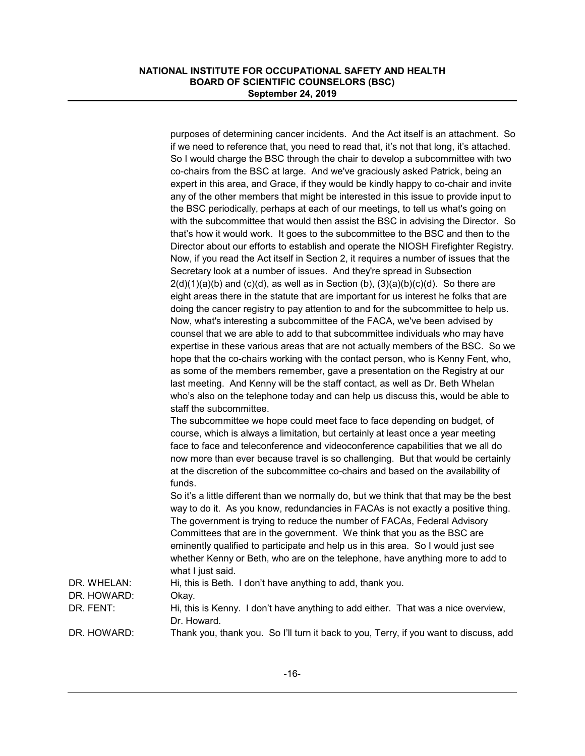purposes of determining cancer incidents. And the Act itself is an attachment. So if we need to reference that, you need to read that, it's not that long, it's attached. So I would charge the BSC through the chair to develop a subcommittee with two co-chairs from the BSC at large. And we've graciously asked Patrick, being an expert in this area, and Grace, if they would be kindly happy to co-chair and invite any of the other members that might be interested in this issue to provide input to the BSC periodically, perhaps at each of our meetings, to tell us what's going on with the subcommittee that would then assist the BSC in advising the Director. So that's how it would work. It goes to the subcommittee to the BSC and then to the Director about our efforts to establish and operate the NIOSH Firefighter Registry. Now, if you read the Act itself in Section 2, it requires a number of issues that the Secretary look at a number of issues. And they're spread in Subsection 2(d)(1)(a)(b) and (c)(d), as well as in Section (b), (3)(a)(b)(c)(d). So there are eight areas there in the statute that are important for us interest he folks that are doing the cancer registry to pay attention to and for the subcommittee to help us. Now, what's interesting a subcommittee of the FACA, we've been advised by counsel that we are able to add to that subcommittee individuals who may have expertise in these various areas that are not actually members of the BSC. So we hope that the co-chairs working with the contact person, who is Kenny Fent, who, as some of the members remember, gave a presentation on the Registry at our last meeting. And Kenny will be the staff contact, as well as Dr. Beth Whelan who's also on the telephone today and can help us discuss this, would be able to staff the subcommittee.

The subcommittee we hope could meet face to face depending on budget, of course, which is always a limitation, but certainly at least once a year meeting face to face and teleconference and videoconference capabilities that we all do now more than ever because travel is so challenging. But that would be certainly at the discretion of the subcommittee co-chairs and based on the availability of funds.

So it's a little different than we normally do, but we think that that may be the best way to do it. As you know, redundancies in FACAs is not exactly a positive thing. The government is trying to reduce the number of FACAs, Federal Advisory Committees that are in the government. We think that you as the BSC are eminently qualified to participate and help us in this area. So I would just see whether Kenny or Beth, who are on the telephone, have anything more to add to what I just said.

DR. WHELAN: Hi, this is Beth. I don't have anything to add, thank you.

DR. HOWARD: Okay.

DR. FENT: Hi, this is Kenny. I don't have anything to add either. That was a nice overview, Dr. Howard.

DR. HOWARD: Thank you, thank you. So I'll turn it back to you, Terry, if you want to discuss, add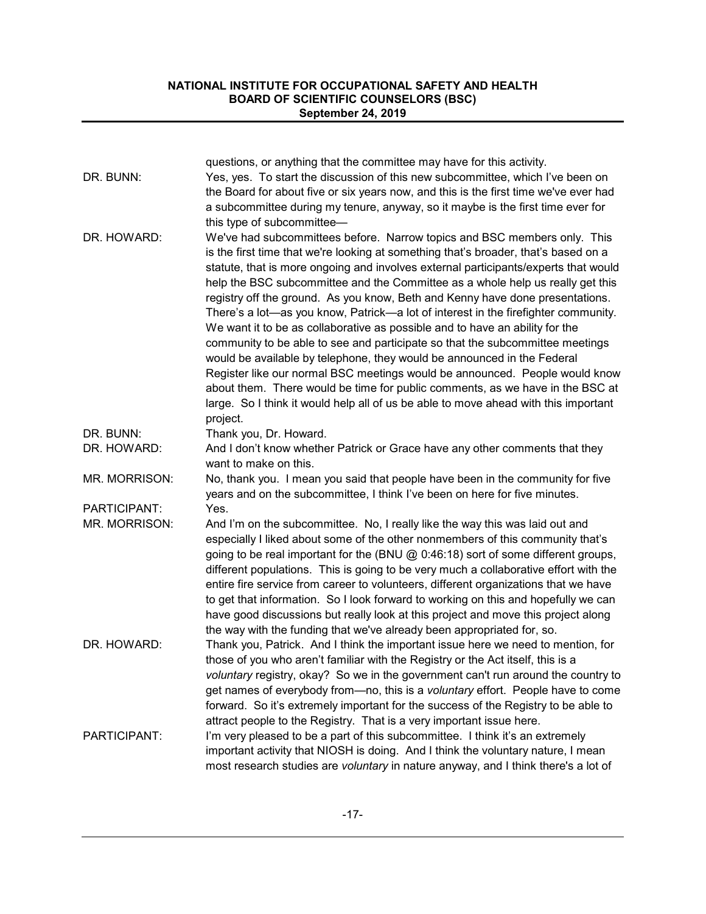| | |
|---|---|
| | questions, or anything that the committee may have for this activity. |
| DR. BUNN: | Yes, yes. To start the discussion of this new subcommittee, which I've been on the Board for about five or six years now, and this is the first time we've ever had a subcommittee during my tenure, anyway, so it maybe is the first time ever for this type of subcommittee— |
| DR. HOWARD: | We've had subcommittees before. Narrow topics and BSC members only. This is the first time that we're looking at something that's broader, that's based on a statute, that is more ongoing and involves external participants/experts that would help the BSC subcommittee and the Committee as a whole help us really get this registry off the ground. As you know, Beth and Kenny have done presentations. There's a lot—as you know, Patrick—a lot of interest in the firefighter community. We want it to be as collaborative as possible and to have an ability for the community to be able to see and participate so that the subcommittee meetings would be available by telephone, they would be announced in the Federal Register like our normal BSC meetings would be announced. People would know about them. There would be time for public comments, as we have in the BSC at large. So I think it would help all of us be able to move ahead with this important project. |
| DR. BUNN: | Thank you, Dr. Howard. |
| DR. HOWARD: | And I don't know whether Patrick or Grace have any other comments that they want to make on this. |
| MR. MORRISON: | No, thank you. I mean you said that people have been in the community for five years and on the subcommittee, I think I've been on here for five minutes. |
| PARTICIPANT: | Yes. |
| MR. MORRISON: | And I'm on the subcommittee. No, I really like the way this was laid out and especially I liked about some of the other nonmembers of this community that's going to be real important for the (BNU @ 0:46:18) sort of some different groups, different populations. This is going to be very much a collaborative effort with the entire fire service from career to volunteers, different organizations that we have to get that information. So I look forward to working on this and hopefully we can have good discussions but really look at this project and move this project along the way with the funding that we've already been appropriated for, so. |
| DR. HOWARD: | Thank you, Patrick. And I think the important issue here we need to mention, for those of you who aren't familiar with the Registry or the Act itself, this is a *voluntary* registry, okay? So we in the government can't run around the country to get names of everybody from—no, this is a *voluntary* effort. People have to come forward. So it's extremely important for the success of the Registry to be able to attract people to the Registry. That is a very important issue here. |
| PARTICIPANT: | I'm very pleased to be a part of this subcommittee. I think it's an extremely important activity that NIOSH is doing. And I think the voluntary nature, I mean most research studies are *voluntary* in nature anyway, and I think there's a lot of |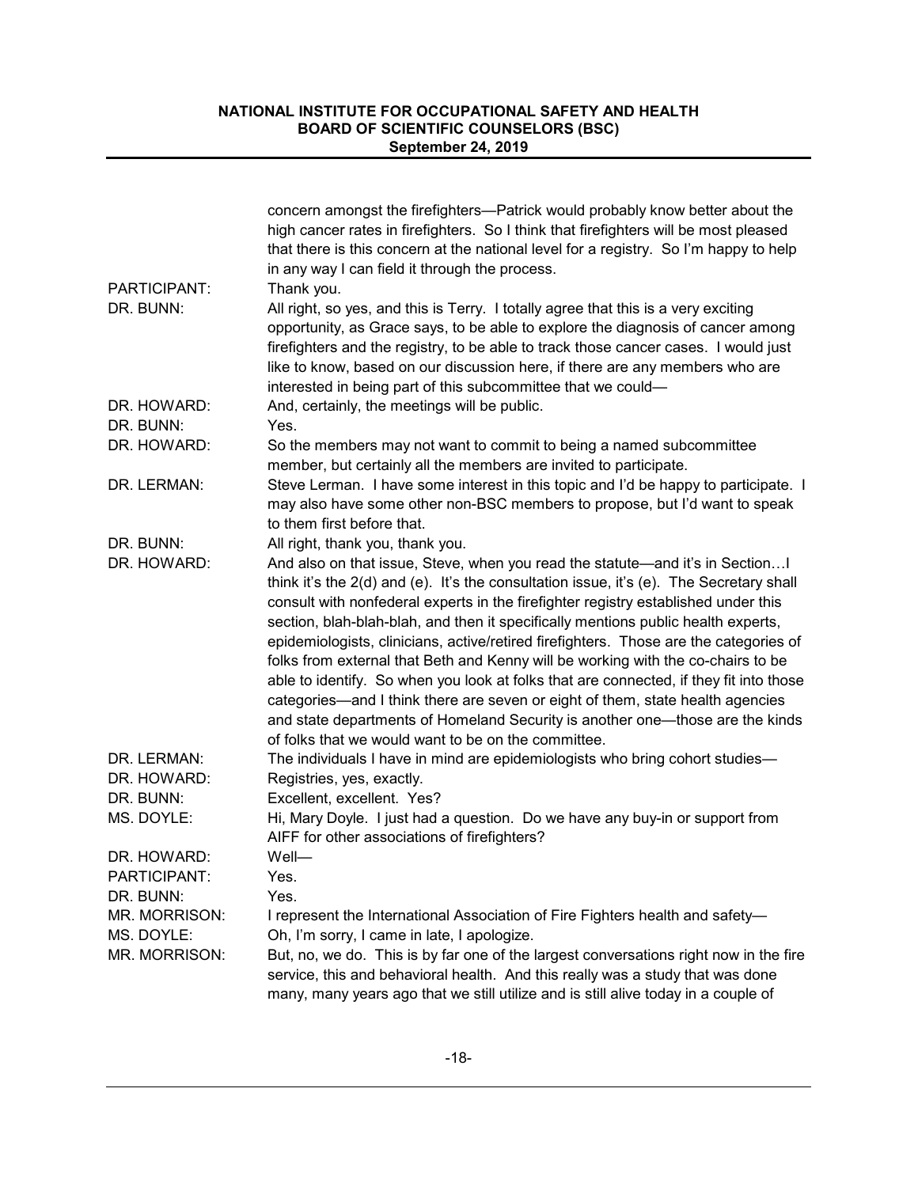| | |
|---|---|
| | concern amongst the firefighters—Patrick would probably know better about the high cancer rates in firefighters. So I think that firefighters will be most pleased that there is this concern at the national level for a registry. So I'm happy to help in any way I can field it through the process. |
| PARTICIPANT: | Thank you. |
| DR. BUNN: | All right, so yes, and this is Terry. I totally agree that this is a very exciting opportunity, as Grace says, to be able to explore the diagnosis of cancer among firefighters and the registry, to be able to track those cancer cases. I would just like to know, based on our discussion here, if there are any members who are interested in being part of this subcommittee that we could— |
| DR. HOWARD: | And, certainly, the meetings will be public. |
| DR. BUNN: | Yes. |
| DR. HOWARD: | So the members may not want to commit to being a named subcommittee member, but certainly all the members are invited to participate. |
| DR. LERMAN: | Steve Lerman. I have some interest in this topic and I'd be happy to participate. I may also have some other non-BSC members to propose, but I'd want to speak to them first before that. |
| DR. BUNN: | All right, thank you, thank you. |
| DR. HOWARD: | And also on that issue, Steve, when you read the statute—and it's in Section…I think it's the 2(d) and (e). It's the consultation issue, it's (e). The Secretary shall consult with nonfederal experts in the firefighter registry established under this section, blah-blah-blah, and then it specifically mentions public health experts, epidemiologists, clinicians, active/retired firefighters. Those are the categories of folks from external that Beth and Kenny will be working with the co-chairs to be able to identify. So when you look at folks that are connected, if they fit into those categories—and I think there are seven or eight of them, state health agencies and state departments of Homeland Security is another one—those are the kinds of folks that we would want to be on the committee. |
| DR. LERMAN: | The individuals I have in mind are epidemiologists who bring cohort studies— |
| DR. HOWARD: | Registries, yes, exactly. |
| DR. BUNN: | Excellent, excellent. Yes? |
| MS. DOYLE: | Hi, Mary Doyle. I just had a question. Do we have any buy-in or support from AIFF for other associations of firefighters? |
| DR. HOWARD: | Well— |
| PARTICIPANT: | Yes. |
| DR. BUNN: | Yes. |
| MR. MORRISON: | I represent the International Association of Fire Fighters health and safety— |
| MS. DOYLE: | Oh, I'm sorry, I came in late, I apologize. |
| MR. MORRISON: | But, no, we do. This is by far one of the largest conversations right now in the fire service, this and behavioral health. And this really was a study that was done many, many years ago that we still utilize and is still alive today in a couple of |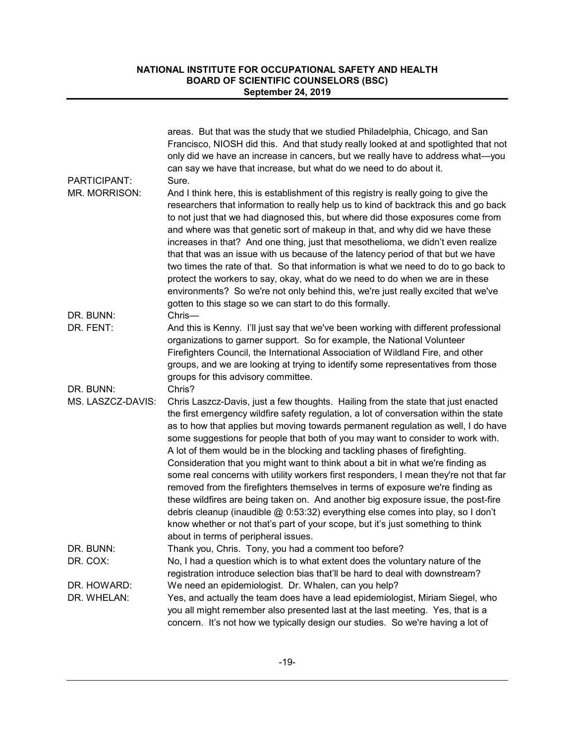areas. But that was the study that we studied Philadelphia, Chicago, and San Francisco, NIOSH did this. And that study really looked at and spotlighted that not only did we have an increase in cancers, but we really have to address what—you can say we have that increase, but what do we need to do about it.

PARTICIPANT: Sure.

MR. MORRISON: And I think here, this is establishment of this registry is really going to give the researchers that information to really help us to kind of backtrack this and go back to not just that we had diagnosed this, but where did those exposures come from and where was that genetic sort of makeup in that, and why did we have these increases in that? And one thing, just that mesothelioma, we didn't even realize that that was an issue with us because of the latency period of that but we have two times the rate of that. So that information is what we need to do to go back to protect the workers to say, okay, what do we need to do when we are in these environments? So we're not only behind this, we're just really excited that we've gotten to this stage so we can start to do this formally.

DR. BUNN: Chris—

DR. FENT: And this is Kenny. I'll just say that we've been working with different professional organizations to garner support. So for example, the National Volunteer Firefighters Council, the International Association of Wildland Fire, and other groups, and we are looking at trying to identify some representatives from those groups for this advisory committee.

DR. BUNN: Chris?

MS. LASZCZ-DAVIS: Chris Laszcz-Davis, just a few thoughts. Hailing from the state that just enacted the first emergency wildfire safety regulation, a lot of conversation within the state as to how that applies but moving towards permanent regulation as well, I do have some suggestions for people that both of you may want to consider to work with. A lot of them would be in the blocking and tackling phases of firefighting. Consideration that you might want to think about a bit in what we're finding as some real concerns with utility workers first responders, I mean they're not that far removed from the firefighters themselves in terms of exposure we're finding as these wildfires are being taken on. And another big exposure issue, the post-fire debris cleanup (inaudible @ 0:53:32) everything else comes into play, so I don't know whether or not that's part of your scope, but it's just something to think about in terms of peripheral issues.

DR. BUNN: Thank you, Chris. Tony, you had a comment too before?

DR. COX: No, I had a question which is to what extent does the voluntary nature of the registration introduce selection bias that'll be hard to deal with downstream?

DR. HOWARD: We need an epidemiologist. Dr. Whalen, can you help?

DR. WHELAN: Yes, and actually the team does have a lead epidemiologist, Miriam Siegel, who you all might remember also presented last at the last meeting. Yes, that is a concern. It's not how we typically design our studies. So we're having a lot of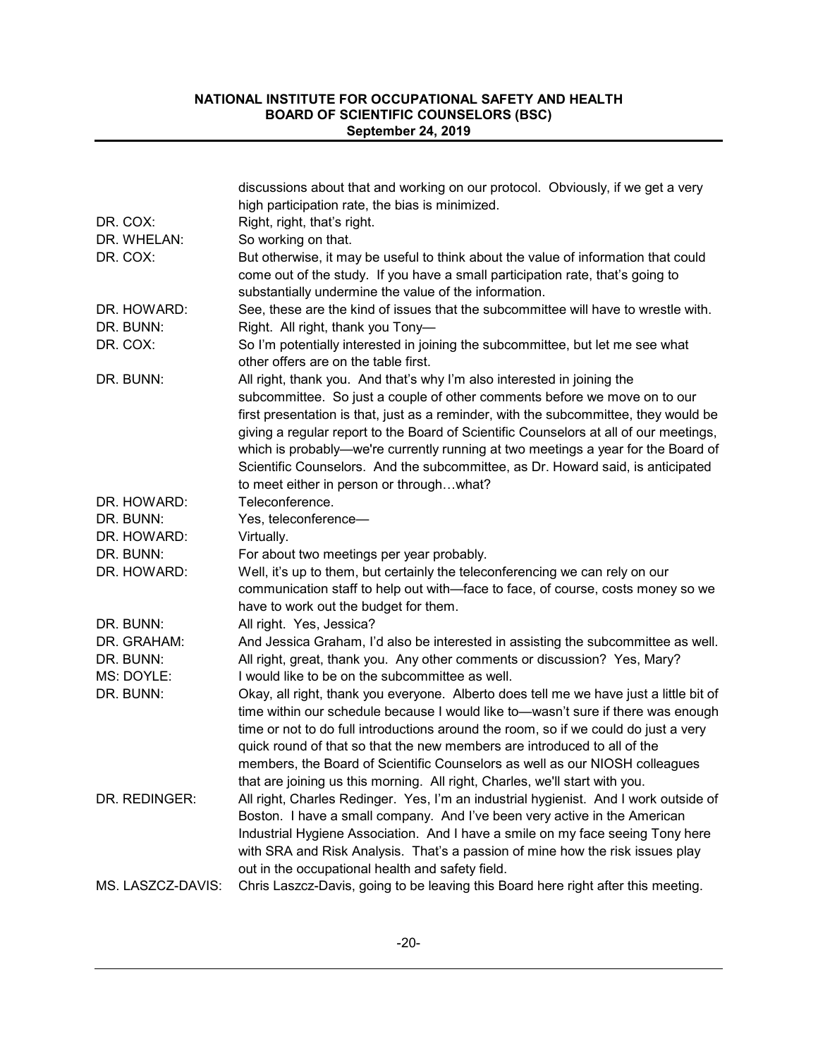| | |
|---|---|
| | discussions about that and working on our protocol. Obviously, if we get a very high participation rate, the bias is minimized. |
| DR. COX: | Right, right, that's right. |
| DR. WHELAN: | So working on that. |
| DR. COX: | But otherwise, it may be useful to think about the value of information that could come out of the study. If you have a small participation rate, that's going to substantially undermine the value of the information. |
| DR. HOWARD: | See, these are the kind of issues that the subcommittee will have to wrestle with. |
| DR. BUNN: | Right. All right, thank you Tony— |
| DR. COX: | So I'm potentially interested in joining the subcommittee, but let me see what other offers are on the table first. |
| DR. BUNN: | All right, thank you. And that's why I'm also interested in joining the subcommittee. So just a couple of other comments before we move on to our first presentation is that, just as a reminder, with the subcommittee, they would be giving a regular report to the Board of Scientific Counselors at all of our meetings, which is probably—we're currently running at two meetings a year for the Board of Scientific Counselors. And the subcommittee, as Dr. Howard said, is anticipated to meet either in person or through…what? |
| DR. HOWARD: | Teleconference. |
| DR. BUNN: | Yes, teleconference— |
| DR. HOWARD: | Virtually. |
| DR. BUNN: | For about two meetings per year probably. |
| DR. HOWARD: | Well, it's up to them, but certainly the teleconferencing we can rely on our communication staff to help out with—face to face, of course, costs money so we have to work out the budget for them. |
| DR. BUNN: | All right. Yes, Jessica? |
| DR. GRAHAM: | And Jessica Graham, I'd also be interested in assisting the subcommittee as well. |
| DR. BUNN: | All right, great, thank you. Any other comments or discussion? Yes, Mary? |
| MS. DOYLE: | I would like to be on the subcommittee as well. |
| DR. BUNN: | Okay, all right, thank you everyone. Alberto does tell me we have just a little bit of time within our schedule because I would like to—wasn't sure if there was enough time or not to do full introductions around the room, so if we could do just a very quick round of that so that the new members are introduced to all of the members, the Board of Scientific Counselors as well as our NIOSH colleagues that are joining us this morning. All right, Charles, we'll start with you. |
| DR. REDINGER: | All right, Charles Redinger. Yes, I'm an industrial hygienist. And I work outside of Boston. I have a small company. And I've been very active in the American Industrial Hygiene Association. And I have a smile on my face seeing Tony here with SRA and Risk Analysis. That's a passion of mine how the risk issues play out in the occupational health and safety field. |
| MS. LASZCZ-DAVIS: | Chris Laszcz-Davis, going to be leaving this Board here right after this meeting. |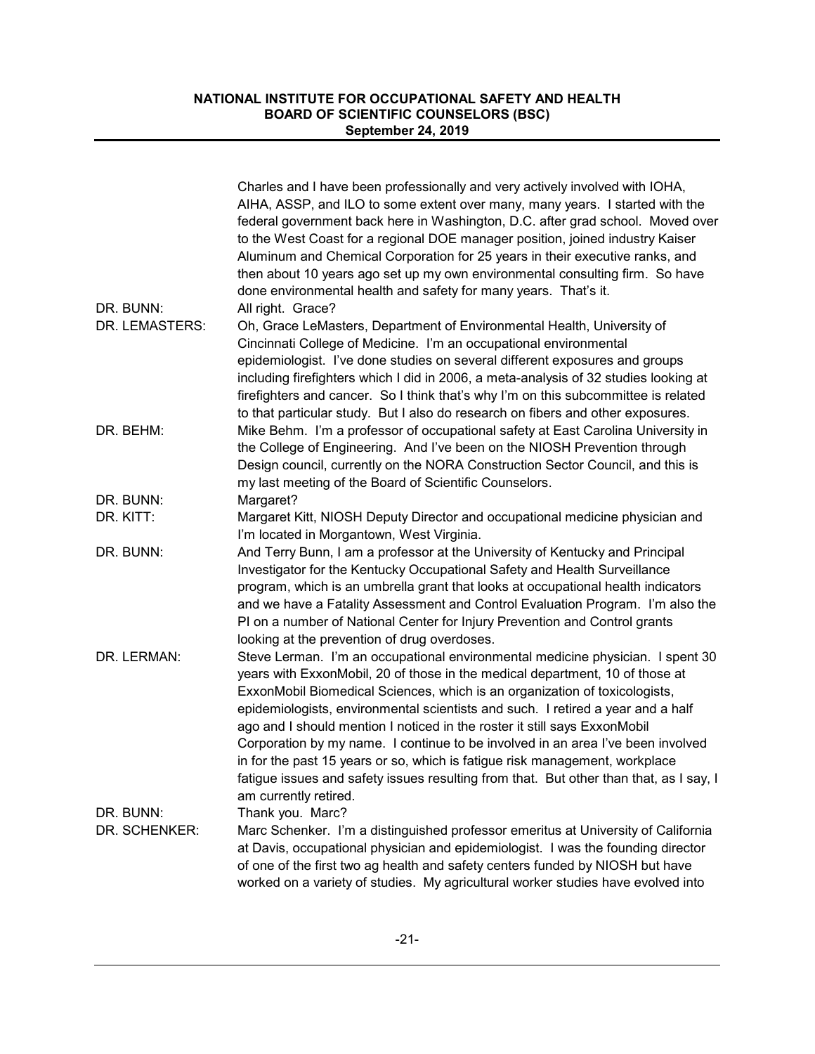Charles and I have been professionally and very actively involved with IOHA, AIHA, ASSP, and ILO to some extent over many, many years. I started with the federal government back here in Washington, D.C. after grad school. Moved over to the West Coast for a regional DOE manager position, joined industry Kaiser Aluminum and Chemical Corporation for 25 years in their executive ranks, and then about 10 years ago set up my own environmental consulting firm. So have done environmental health and safety for many years. That's it.

DR. BUNN: All right. Grace?

DR. LEMASTERS: Oh, Grace LeMasters, Department of Environmental Health, University of Cincinnati College of Medicine. I'm an occupational environmental epidemiologist. I've done studies on several different exposures and groups including firefighters which I did in 2006, a meta-analysis of 32 studies looking at firefighters and cancer. So I think that's why I'm on this subcommittee is related to that particular study. But I also do research on fibers and other exposures.

DR. BEHM: Mike Behm. I'm a professor of occupational safety at East Carolina University in the College of Engineering. And I've been on the NIOSH Prevention through Design council, currently on the NORA Construction Sector Council, and this is my last meeting of the Board of Scientific Counselors.

DR. BUNN: Margaret?

DR. KITT: Margaret Kitt, NIOSH Deputy Director and occupational medicine physician and I'm located in Morgantown, West Virginia.

DR. BUNN: And Terry Bunn, I am a professor at the University of Kentucky and Principal Investigator for the Kentucky Occupational Safety and Health Surveillance program, which is an umbrella grant that looks at occupational health indicators and we have a Fatality Assessment and Control Evaluation Program. I'm also the PI on a number of National Center for Injury Prevention and Control grants looking at the prevention of drug overdoses.

DR. LERMAN: Steve Lerman. I'm an occupational environmental medicine physician. I spent 30 years with ExxonMobil, 20 of those in the medical department, 10 of those at ExxonMobil Biomedical Sciences, which is an organization of toxicologists, epidemiologists, environmental scientists and such. I retired a year and a half ago and I should mention I noticed in the roster it still says ExxonMobil Corporation by my name. I continue to be involved in an area I've been involved in for the past 15 years or so, which is fatigue risk management, workplace fatigue issues and safety issues resulting from that. But other than that, as I say, I am currently retired.

DR. BUNN: Thank you. Marc?

DR. SCHENKER: Marc Schenker. I'm a distinguished professor emeritus at University of California at Davis, occupational physician and epidemiologist. I was the founding director of one of the first two ag health and safety centers funded by NIOSH but have worked on a variety of studies. My agricultural worker studies have evolved into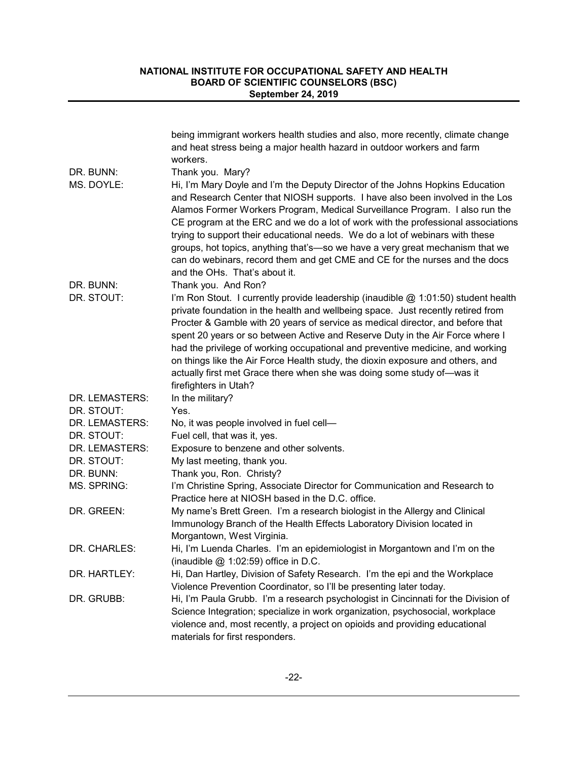| | |
|---|---|
| | being immigrant workers health studies and also, more recently, climate change and heat stress being a major health hazard in outdoor workers and farm workers. |
| DR. BUNN: | Thank you. Mary? |
| MS. DOYLE: | Hi, I'm Mary Doyle and I'm the Deputy Director of the Johns Hopkins Education and Research Center that NIOSH supports. I have also been involved in the Los Alamos Former Workers Program, Medical Surveillance Program. I also run the CE program at the ERC and we do a lot of work with the professional associations trying to support their educational needs. We do a lot of webinars with these groups, hot topics, anything that's—so we have a very great mechanism that we can do webinars, record them and get CME and CE for the nurses and the docs and the OHs. That's about it. |
| DR. BUNN: | Thank you. And Ron? |
| DR. STOUT: | I'm Ron Stout. I currently provide leadership (inaudible @ 1:01:50) student health private foundation in the health and wellbeing space. Just recently retired from Procter & Gamble with 20 years of service as medical director, and before that spent 20 years or so between Active and Reserve Duty in the Air Force where I had the privilege of working occupational and preventive medicine, and working on things like the Air Force Health study, the dioxin exposure and others, and actually first met Grace there when she was doing some study of—was it firefighters in Utah? |
| DR. LEMASTERS: | In the military? |
| DR. STOUT: | Yes. |
| DR. LEMASTERS: | No, it was people involved in fuel cell— |
| DR. STOUT: | Fuel cell, that was it, yes. |
| DR. LEMASTERS: | Exposure to benzene and other solvents. |
| DR. STOUT: | My last meeting, thank you. |
| DR. BUNN: | Thank you, Ron. Christy? |
| MS. SPRING: | I'm Christine Spring, Associate Director for Communication and Research to Practice here at NIOSH based in the D.C. office. |
| DR. GREEN: | My name's Brett Green. I'm a research biologist in the Allergy and Clinical Immunology Branch of the Health Effects Laboratory Division located in Morgantown, West Virginia. |
| DR. CHARLES: | Hi, I'm Luenda Charles. I'm an epidemiologist in Morgantown and I'm on the (inaudible @ 1:02:59) office in D.C. |
| DR. HARTLEY: | Hi, Dan Hartley, Division of Safety Research. I'm the epi and the Workplace Violence Prevention Coordinator, so I'll be presenting later today. |
| DR. GRUBB: | Hi, I'm Paula Grubb. I'm a research psychologist in Cincinnati for the Division of Science Integration; specialize in work organization, psychosocial, workplace violence and, most recently, a project on opioids and providing educational materials for first responders. |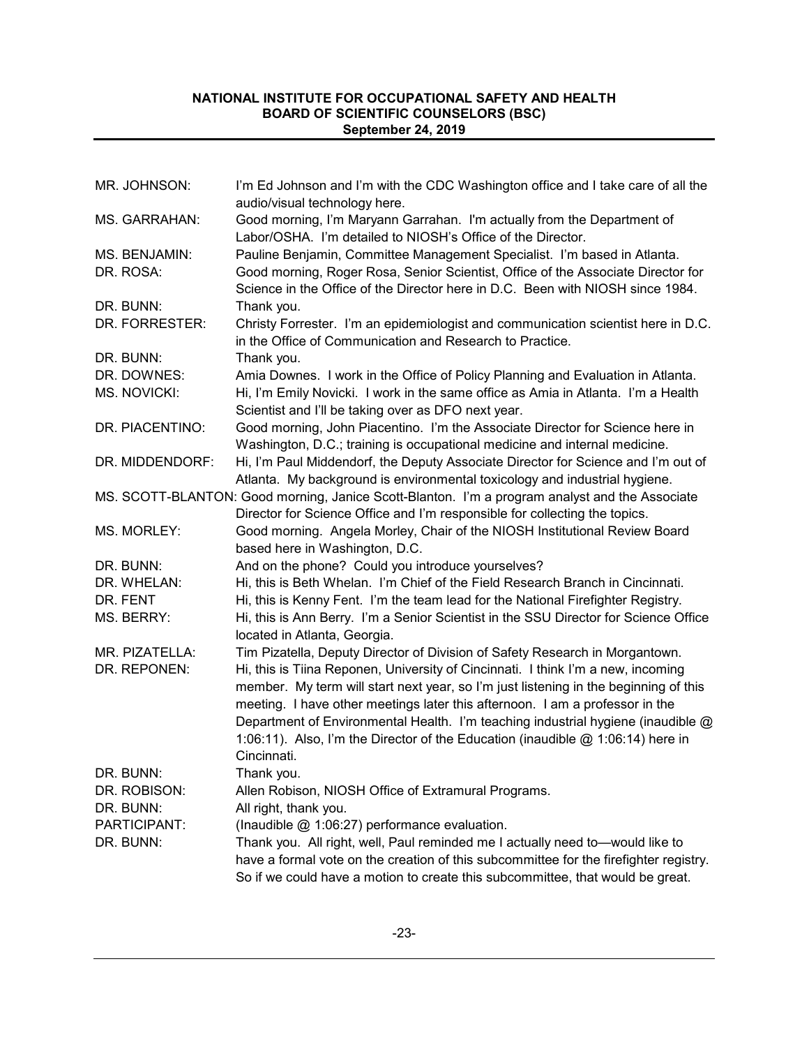MR. JOHNSON: I'm Ed Johnson and I'm with the CDC Washington office and I take care of all the audio/visual technology here.

MS. GARRAHAN: Good morning, I'm Maryann Garrahan. I'm actually from the Department of Labor/OSHA. I'm detailed to NIOSH's Office of the Director.

MS. BENJAMIN: Pauline Benjamin, Committee Management Specialist. I'm based in Atlanta.

DR. ROSA: Good morning, Roger Rosa, Senior Scientist, Office of the Associate Director for Science in the Office of the Director here in D.C. Been with NIOSH since 1984.

DR. BUNN: Thank you.

DR. FORRESTER: Christy Forrester. I'm an epidemiologist and communication scientist here in D.C. in the Office of Communication and Research to Practice.

DR. BUNN: Thank you.

DR. DOWNES: Amia Downes. I work in the Office of Policy Planning and Evaluation in Atlanta.

MS. NOVICKI: Hi, I'm Emily Novicki. I work in the same office as Amia in Atlanta. I'm a Health Scientist and I'll be taking over as DFO next year.

DR. PIACENTINO: Good morning, John Piacentino. I'm the Associate Director for Science here in Washington, D.C.; training is occupational medicine and internal medicine.

DR. MIDDENDORF: Hi, I'm Paul Middendorf, the Deputy Associate Director for Science and I'm out of Atlanta. My background is environmental toxicology and industrial hygiene.

MS. SCOTT-BLANTON: Good morning, Janice Scott-Blanton. I'm a program analyst and the Associate Director for Science Office and I'm responsible for collecting the topics.

MS. MORLEY: Good morning. Angela Morley, Chair of the NIOSH Institutional Review Board based here in Washington, D.C.

DR. BUNN: And on the phone? Could you introduce yourselves?

DR. WHELAN: Hi, this is Beth Whelan. I'm Chief of the Field Research Branch in Cincinnati.

DR. FENT Hi, this is Kenny Fent. I'm the team lead for the National Firefighter Registry.

MS. BERRY: Hi, this is Ann Berry. I'm a Senior Scientist in the SSU Director for Science Office located in Atlanta, Georgia.

MR. PIZATELLA: Tim Pizatella, Deputy Director of Division of Safety Research in Morgantown.

DR. REPONEN: Hi, this is Tiina Reponen, University of Cincinnati. I think I'm a new, incoming member. My term will start next year, so I'm just listening in the beginning of this meeting. I have other meetings later this afternoon. I am a professor in the Department of Environmental Health. I'm teaching industrial hygiene (inaudible @ 1:06:11). Also, I'm the Director of the Education (inaudible @ 1:06:14) here in Cincinnati.

DR. BUNN: Thank you.

DR. ROBISON: Allen Robison, NIOSH Office of Extramural Programs.

DR. BUNN: All right, thank you.

PARTICIPANT: (Inaudible @ 1:06:27) performance evaluation.

DR. BUNN: Thank you. All right, well, Paul reminded me I actually need to—would like to have a formal vote on the creation of this subcommittee for the firefighter registry. So if we could have a motion to create this subcommittee, that would be great.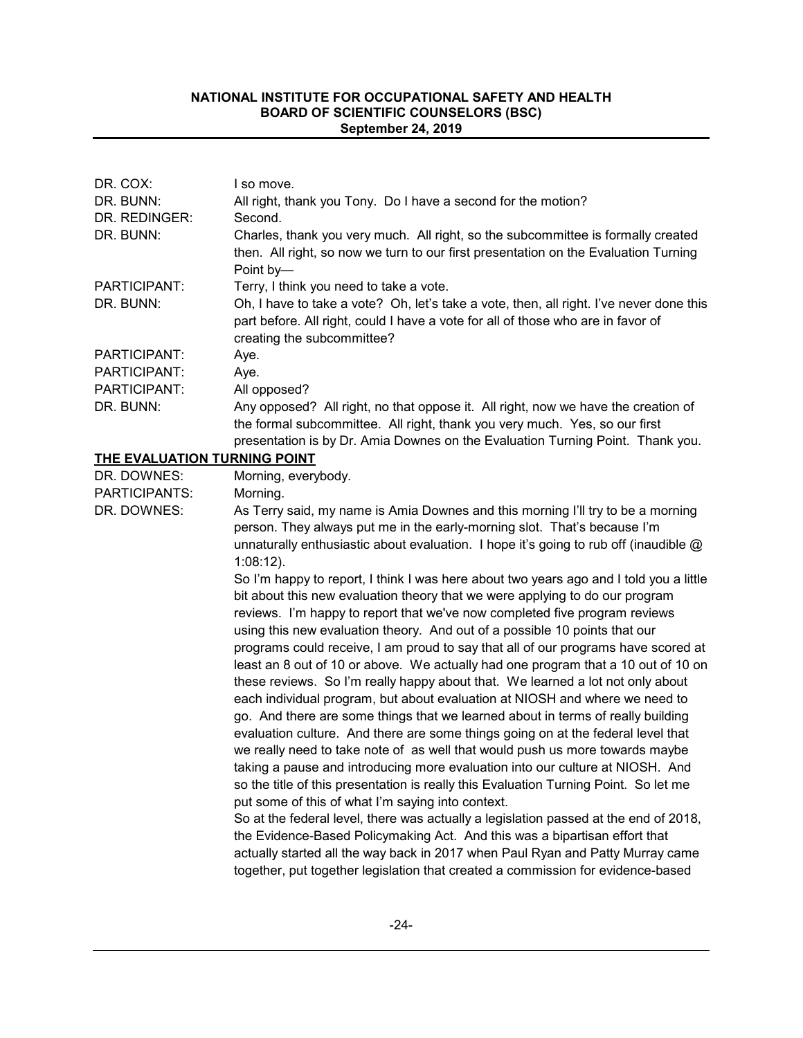| | |
|---|---|
| DR. COX: | I so move. |
| DR. BUNN: | All right, thank you Tony. Do I have a second for the motion? |
| DR. REDINGER: | Second. |
| DR. BUNN: | Charles, thank you very much. All right, so the subcommittee is formally created then. All right, so now we turn to our first presentation on the Evaluation Turning Point by— |
| PARTICIPANT: | Terry, I think you need to take a vote. |
| DR. BUNN: | Oh, I have to take a vote? Oh, let's take a vote, then, all right. I've never done this part before. All right, could I have a vote for all of those who are in favor of creating the subcommittee? |
| PARTICIPANT: | Aye. |
| PARTICIPANT: | Aye. |
| PARTICIPANT: | All opposed? |
| DR. BUNN: | Any opposed? All right, no that oppose it. All right, now we have the creation of the formal subcommittee. All right, thank you very much. Yes, so our first presentation is by Dr. Amia Downes on the Evaluation Turning Point. Thank you. |

**THE EVALUATION TURNING POINT**

| | |
|---|---|
| DR. DOWNES: | Morning, everybody. |
| PARTICIPANTS: | Morning. |
| DR. DOWNES: | As Terry said, my name is Amia Downes and this morning I'll try to be a morning person. They always put me in the early-morning slot. That's because I'm unnaturally enthusiastic about evaluation. I hope it's going to rub off (inaudible @ 1:08:12).<br>So I'm happy to report, I think I was here about two years ago and I told you a little bit about this new evaluation theory that we were applying to do our program reviews. I'm happy to report that we've now completed five program reviews using this new evaluation theory. And out of a possible 10 points that our programs could receive, I am proud to say that all of our programs have scored at least an 8 out of 10 or above. We actually had one program that a 10 out of 10 on these reviews. So I'm really happy about that. We learned a lot not only about each individual program, but about evaluation at NIOSH and where we need to go. And there are some things that we learned about in terms of really building evaluation culture. And there are some things going on at the federal level that we really need to take note of as well that would push us more towards maybe taking a pause and introducing more evaluation into our culture at NIOSH. And so the title of this presentation is really this Evaluation Turning Point. So let me put some of this of what I'm saying into context.<br>So at the federal level, there was actually a legislation passed at the end of 2018, the Evidence-Based Policymaking Act. And this was a bipartisan effort that actually started all the way back in 2017 when Paul Ryan and Patty Murray came together, put together legislation that created a commission for evidence-based |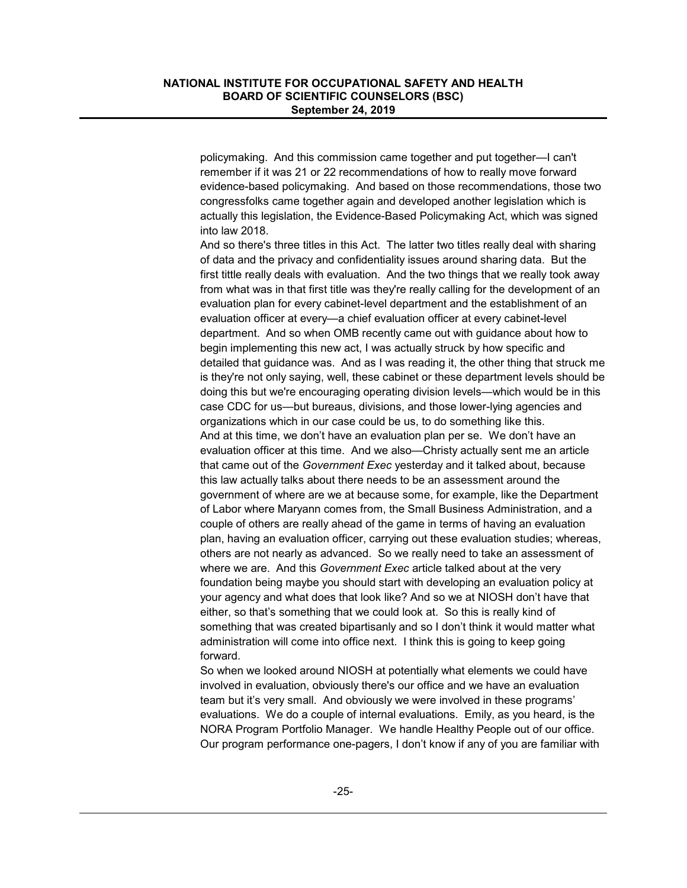policymaking. And this commission came together and put together—I can't remember if it was 21 or 22 recommendations of how to really move forward evidence-based policymaking. And based on those recommendations, those two congressfolks came together again and developed another legislation which is actually this legislation, the Evidence-Based Policymaking Act, which was signed into law 2018.

And so there's three titles in this Act. The latter two titles really deal with sharing of data and the privacy and confidentiality issues around sharing data. But the first tittle really deals with evaluation. And the two things that we really took away from what was in that first title was they're really calling for the development of an evaluation plan for every cabinet-level department and the establishment of an evaluation officer at every—a chief evaluation officer at every cabinet-level department. And so when OMB recently came out with guidance about how to begin implementing this new act, I was actually struck by how specific and detailed that guidance was. And as I was reading it, the other thing that struck me is they're not only saying, well, these cabinet or these department levels should be doing this but we're encouraging operating division levels—which would be in this case CDC for us—but bureaus, divisions, and those lower-lying agencies and organizations which in our case could be us, to do something like this.

And at this time, we don't have an evaluation plan per se. We don't have an evaluation officer at this time. And we also—Christy actually sent me an article that came out of the *Government Exec* yesterday and it talked about, because this law actually talks about there needs to be an assessment around the government of where are we at because some, for example, like the Department of Labor where Maryann comes from, the Small Business Administration, and a couple of others are really ahead of the game in terms of having an evaluation plan, having an evaluation officer, carrying out these evaluation studies; whereas, others are not nearly as advanced. So we really need to take an assessment of where we are. And this *Government Exec* article talked about at the very foundation being maybe you should start with developing an evaluation policy at your agency and what does that look like? And so we at NIOSH don't have that either, so that's something that we could look at. So this is really kind of something that was created bipartisanly and so I don't think it would matter what administration will come into office next. I think this is going to keep going forward.

So when we looked around NIOSH at potentially what elements we could have involved in evaluation, obviously there's our office and we have an evaluation team but it's very small. And obviously we were involved in these programs' evaluations. We do a couple of internal evaluations. Emily, as you heard, is the NORA Program Portfolio Manager. We handle Healthy People out of our office. Our program performance one-pagers, I don't know if any of you are familiar with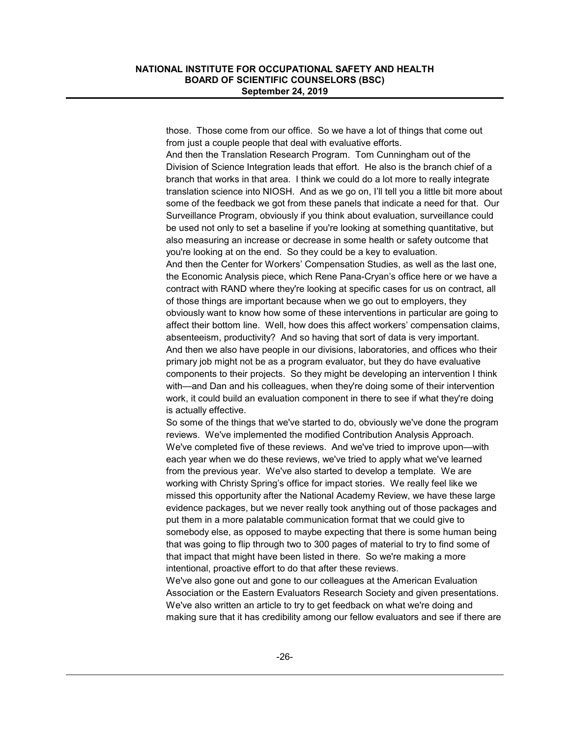those. Those come from our office. So we have a lot of things that come out from just a couple people that deal with evaluative efforts.

And then the Translation Research Program. Tom Cunningham out of the Division of Science Integration leads that effort. He also is the branch chief of a branch that works in that area. I think we could do a lot more to really integrate translation science into NIOSH. And as we go on, I'll tell you a little bit more about some of the feedback we got from these panels that indicate a need for that. Our Surveillance Program, obviously if you think about evaluation, surveillance could be used not only to set a baseline if you're looking at something quantitative, but also measuring an increase or decrease in some health or safety outcome that you're looking at on the end. So they could be a key to evaluation.

And then the Center for Workers' Compensation Studies, as well as the last one, the Economic Analysis piece, which Rene Pana-Cryan's office here or we have a contract with RAND where they're looking at specific cases for us on contract, all of those things are important because when we go out to employers, they obviously want to know how some of these interventions in particular are going to affect their bottom line. Well, how does this affect workers' compensation claims, absenteeism, productivity? And so having that sort of data is very important.

And then we also have people in our divisions, laboratories, and offices who their primary job might not be as a program evaluator, but they do have evaluative components to their projects. So they might be developing an intervention I think with—and Dan and his colleagues, when they're doing some of their intervention work, it could build an evaluation component in there to see if what they're doing is actually effective.

So some of the things that we've started to do, obviously we've done the program reviews. We've implemented the modified Contribution Analysis Approach. We've completed five of these reviews. And we've tried to improve upon—with each year when we do these reviews, we've tried to apply what we've learned from the previous year. We've also started to develop a template. We are working with Christy Spring's office for impact stories. We really feel like we missed this opportunity after the National Academy Review, we have these large evidence packages, but we never really took anything out of those packages and put them in a more palatable communication format that we could give to somebody else, as opposed to maybe expecting that there is some human being that was going to flip through two to 300 pages of material to try to find some of that impact that might have been listed in there. So we're making a more intentional, proactive effort to do that after these reviews.

We've also gone out and gone to our colleagues at the American Evaluation Association or the Eastern Evaluators Research Society and given presentations. We've also written an article to try to get feedback on what we're doing and making sure that it has credibility among our fellow evaluators and see if there are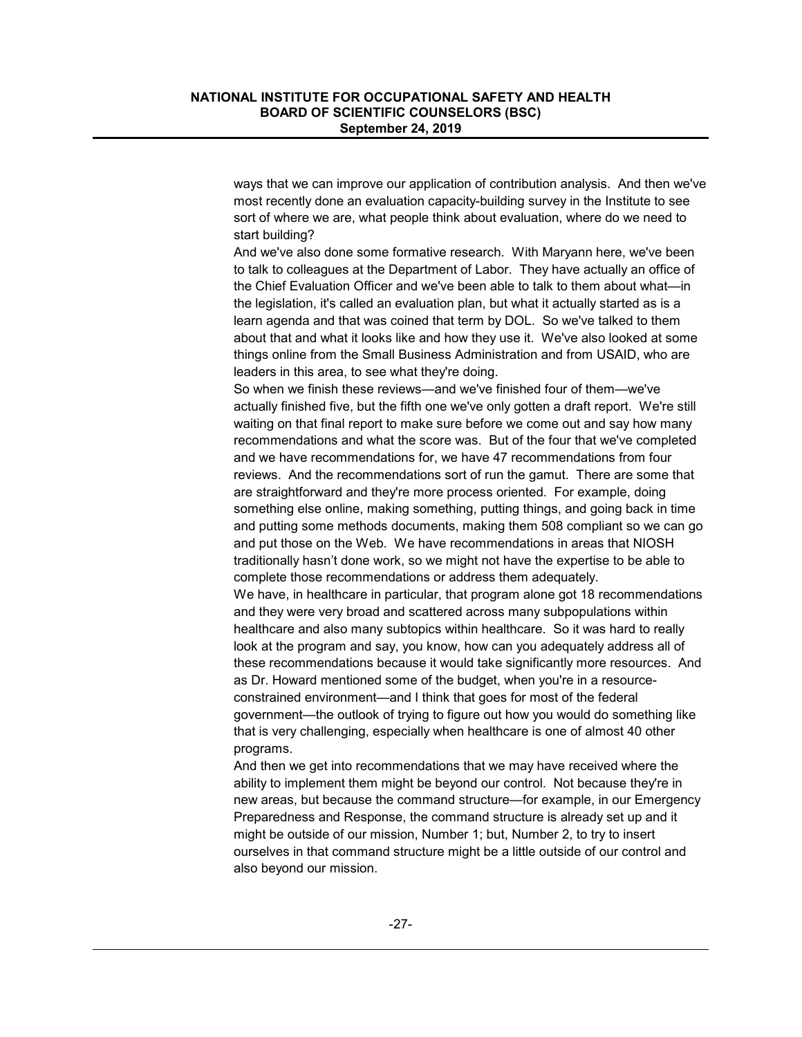ways that we can improve our application of contribution analysis. And then we've most recently done an evaluation capacity-building survey in the Institute to see sort of where we are, what people think about evaluation, where do we need to start building?

And we've also done some formative research. With Maryann here, we've been to talk to colleagues at the Department of Labor. They have actually an office of the Chief Evaluation Officer and we've been able to talk to them about what—in the legislation, it's called an evaluation plan, but what it actually started as is a learn agenda and that was coined that term by DOL. So we've talked to them about that and what it looks like and how they use it. We've also looked at some things online from the Small Business Administration and from USAID, who are leaders in this area, to see what they're doing.

So when we finish these reviews—and we've finished four of them—we've actually finished five, but the fifth one we've only gotten a draft report. We're still waiting on that final report to make sure before we come out and say how many recommendations and what the score was. But of the four that we've completed and we have recommendations for, we have 47 recommendations from four reviews. And the recommendations sort of run the gamut. There are some that are straightforward and they're more process oriented. For example, doing something else online, making something, putting things, and going back in time and putting some methods documents, making them 508 compliant so we can go and put those on the Web. We have recommendations in areas that NIOSH traditionally hasn't done work, so we might not have the expertise to be able to complete those recommendations or address them adequately.

We have, in healthcare in particular, that program alone got 18 recommendations and they were very broad and scattered across many subpopulations within healthcare and also many subtopics within healthcare. So it was hard to really look at the program and say, you know, how can you adequately address all of these recommendations because it would take significantly more resources. And as Dr. Howard mentioned some of the budget, when you're in a resource-constrained environment—and I think that goes for most of the federal government—the outlook of trying to figure out how you would do something like that is very challenging, especially when healthcare is one of almost 40 other programs.

And then we get into recommendations that we may have received where the ability to implement them might be beyond our control. Not because they're in new areas, but because the command structure—for example, in our Emergency Preparedness and Response, the command structure is already set up and it might be outside of our mission, Number 1; but, Number 2, to try to insert ourselves in that command structure might be a little outside of our control and also beyond our mission.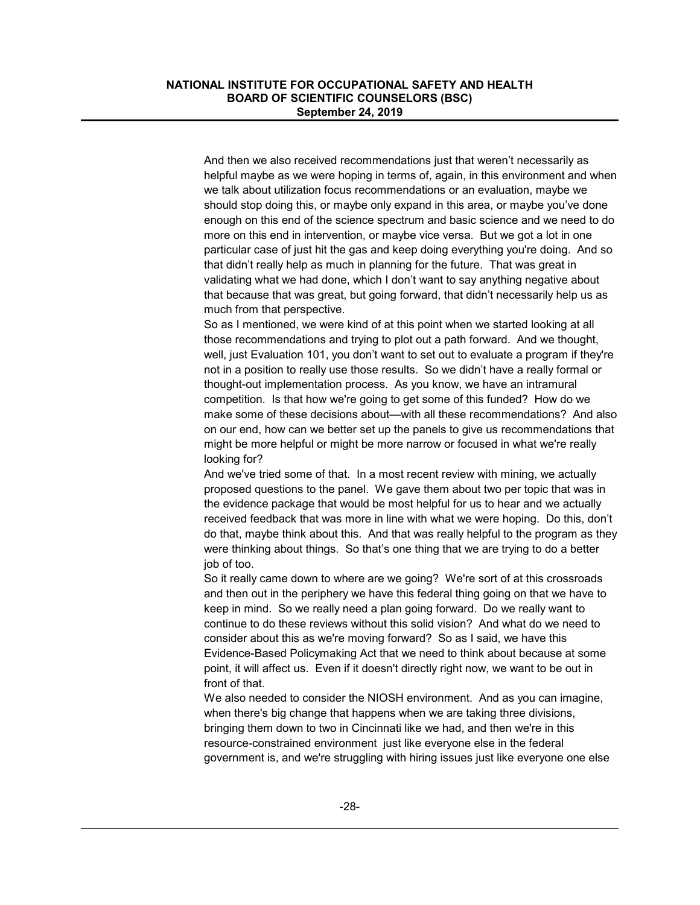And then we also received recommendations just that weren't necessarily as helpful maybe as we were hoping in terms of, again, in this environment and when we talk about utilization focus recommendations or an evaluation, maybe we should stop doing this, or maybe only expand in this area, or maybe you've done enough on this end of the science spectrum and basic science and we need to do more on this end in intervention, or maybe vice versa. But we got a lot in one particular case of just hit the gas and keep doing everything you're doing. And so that didn't really help as much in planning for the future. That was great in validating what we had done, which I don't want to say anything negative about that because that was great, but going forward, that didn't necessarily help us as much from that perspective.

So as I mentioned, we were kind of at this point when we started looking at all those recommendations and trying to plot out a path forward. And we thought, well, just Evaluation 101, you don't want to set out to evaluate a program if they're not in a position to really use those results. So we didn't have a really formal or thought-out implementation process. As you know, we have an intramural competition. Is that how we're going to get some of this funded? How do we make some of these decisions about—with all these recommendations? And also on our end, how can we better set up the panels to give us recommendations that might be more helpful or might be more narrow or focused in what we're really looking for?

And we've tried some of that. In a most recent review with mining, we actually proposed questions to the panel. We gave them about two per topic that was in the evidence package that would be most helpful for us to hear and we actually received feedback that was more in line with what we were hoping. Do this, don't do that, maybe think about this. And that was really helpful to the program as they were thinking about things. So that's one thing that we are trying to do a better job of too.

So it really came down to where are we going? We're sort of at this crossroads and then out in the periphery we have this federal thing going on that we have to keep in mind. So we really need a plan going forward. Do we really want to continue to do these reviews without this solid vision? And what do we need to consider about this as we're moving forward? So as I said, we have this Evidence-Based Policymaking Act that we need to think about because at some point, it will affect us. Even if it doesn't directly right now, we want to be out in front of that.

We also needed to consider the NIOSH environment. And as you can imagine, when there's big change that happens when we are taking three divisions, bringing them down to two in Cincinnati like we had, and then we're in this resource-constrained environment just like everyone else in the federal government is, and we're struggling with hiring issues just like everyone one else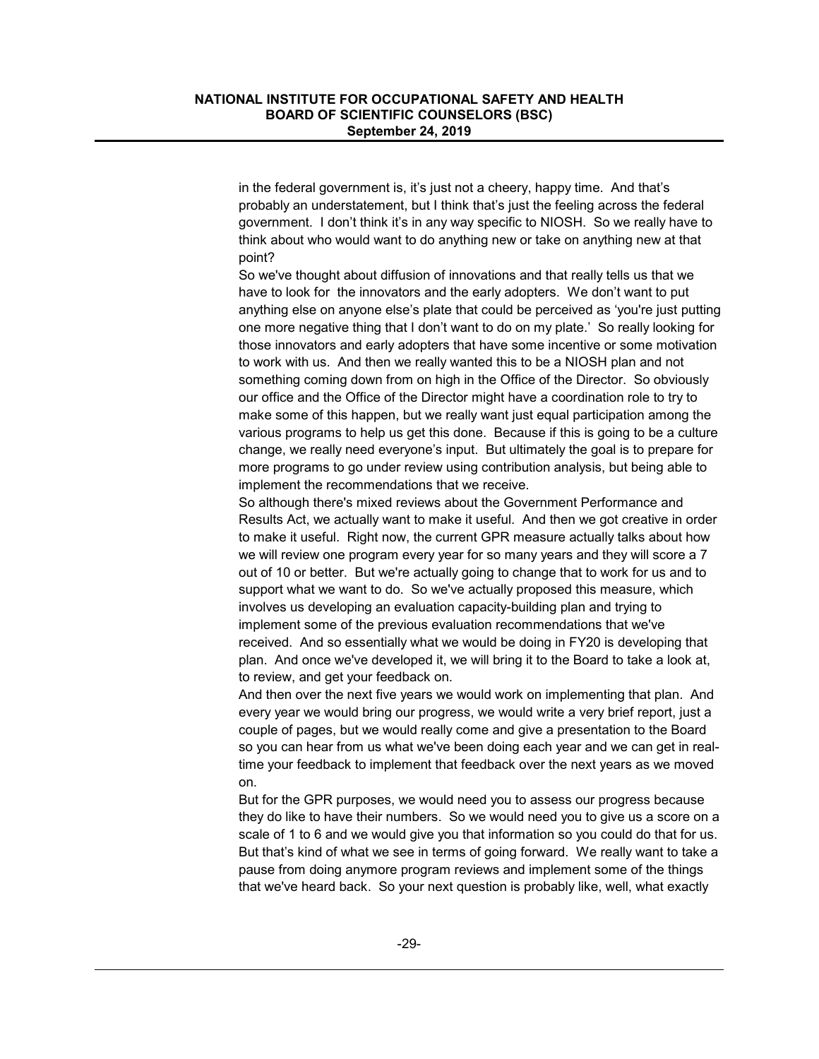in the federal government is, it's just not a cheery, happy time. And that's probably an understatement, but I think that's just the feeling across the federal government. I don't think it's in any way specific to NIOSH. So we really have to think about who would want to do anything new or take on anything new at that point?

So we've thought about diffusion of innovations and that really tells us that we have to look for the innovators and the early adopters. We don't want to put anything else on anyone else's plate that could be perceived as 'you're just putting one more negative thing that I don't want to do on my plate.' So really looking for those innovators and early adopters that have some incentive or some motivation to work with us. And then we really wanted this to be a NIOSH plan and not something coming down from on high in the Office of the Director. So obviously our office and the Office of the Director might have a coordination role to try to make some of this happen, but we really want just equal participation among the various programs to help us get this done. Because if this is going to be a culture change, we really need everyone's input. But ultimately the goal is to prepare for more programs to go under review using contribution analysis, but being able to implement the recommendations that we receive.

So although there's mixed reviews about the Government Performance and Results Act, we actually want to make it useful. And then we got creative in order to make it useful. Right now, the current GPR measure actually talks about how we will review one program every year for so many years and they will score a 7 out of 10 or better. But we're actually going to change that to work for us and to support what we want to do. So we've actually proposed this measure, which involves us developing an evaluation capacity-building plan and trying to implement some of the previous evaluation recommendations that we've received. And so essentially what we would be doing in FY20 is developing that plan. And once we've developed it, we will bring it to the Board to take a look at, to review, and get your feedback on.

And then over the next five years we would work on implementing that plan. And every year we would bring our progress, we would write a very brief report, just a couple of pages, but we would really come and give a presentation to the Board so you can hear from us what we've been doing each year and we can get in real-time your feedback to implement that feedback over the next years as we moved on.

But for the GPR purposes, we would need you to assess our progress because they do like to have their numbers. So we would need you to give us a score on a scale of 1 to 6 and we would give you that information so you could do that for us. But that's kind of what we see in terms of going forward. We really want to take a pause from doing anymore program reviews and implement some of the things that we've heard back. So your next question is probably like, well, what exactly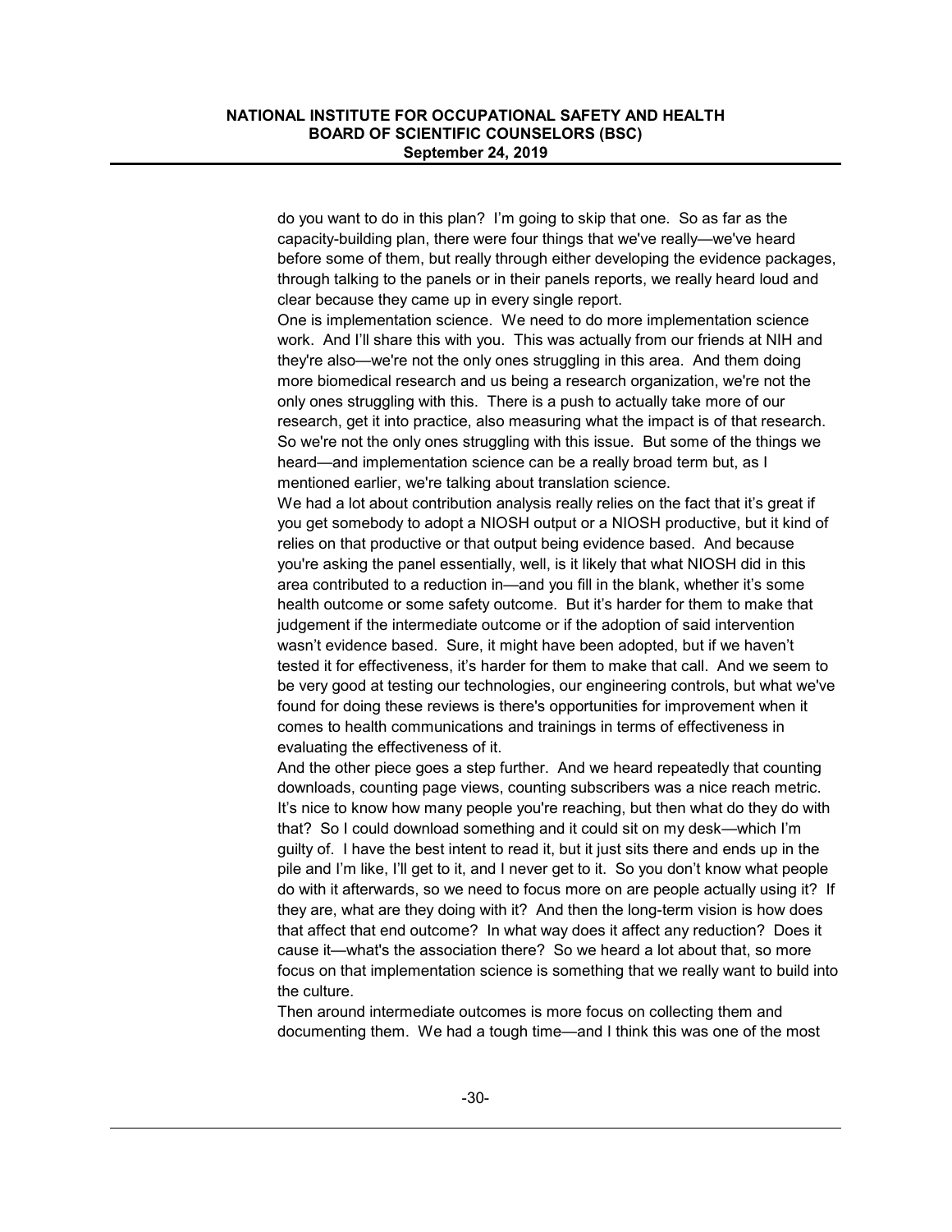do you want to do in this plan? I'm going to skip that one. So as far as the capacity-building plan, there were four things that we've really—we've heard before some of them, but really through either developing the evidence packages, through talking to the panels or in their panels reports, we really heard loud and clear because they came up in every single report.

One is implementation science. We need to do more implementation science work. And I'll share this with you. This was actually from our friends at NIH and they're also—we're not the only ones struggling in this area. And them doing more biomedical research and us being a research organization, we're not the only ones struggling with this. There is a push to actually take more of our research, get it into practice, also measuring what the impact is of that research. So we're not the only ones struggling with this issue. But some of the things we heard—and implementation science can be a really broad term but, as I mentioned earlier, we're talking about translation science.

We had a lot about contribution analysis really relies on the fact that it's great if you get somebody to adopt a NIOSH output or a NIOSH productive, but it kind of relies on that productive or that output being evidence based. And because you're asking the panel essentially, well, is it likely that what NIOSH did in this area contributed to a reduction in—and you fill in the blank, whether it's some health outcome or some safety outcome. But it's harder for them to make that judgement if the intermediate outcome or if the adoption of said intervention wasn't evidence based. Sure, it might have been adopted, but if we haven't tested it for effectiveness, it's harder for them to make that call. And we seem to be very good at testing our technologies, our engineering controls, but what we've found for doing these reviews is there's opportunities for improvement when it comes to health communications and trainings in terms of effectiveness in evaluating the effectiveness of it.

And the other piece goes a step further. And we heard repeatedly that counting downloads, counting page views, counting subscribers was a nice reach metric. It's nice to know how many people you're reaching, but then what do they do with that? So I could download something and it could sit on my desk—which I'm guilty of. I have the best intent to read it, but it just sits there and ends up in the pile and I'm like, I'll get to it, and I never get to it. So you don't know what people do with it afterwards, so we need to focus more on are people actually using it? If they are, what are they doing with it? And then the long-term vision is how does that affect that end outcome? In what way does it affect any reduction? Does it cause it—what's the association there? So we heard a lot about that, so more focus on that implementation science is something that we really want to build into the culture.

Then around intermediate outcomes is more focus on collecting them and documenting them. We had a tough time—and I think this was one of the most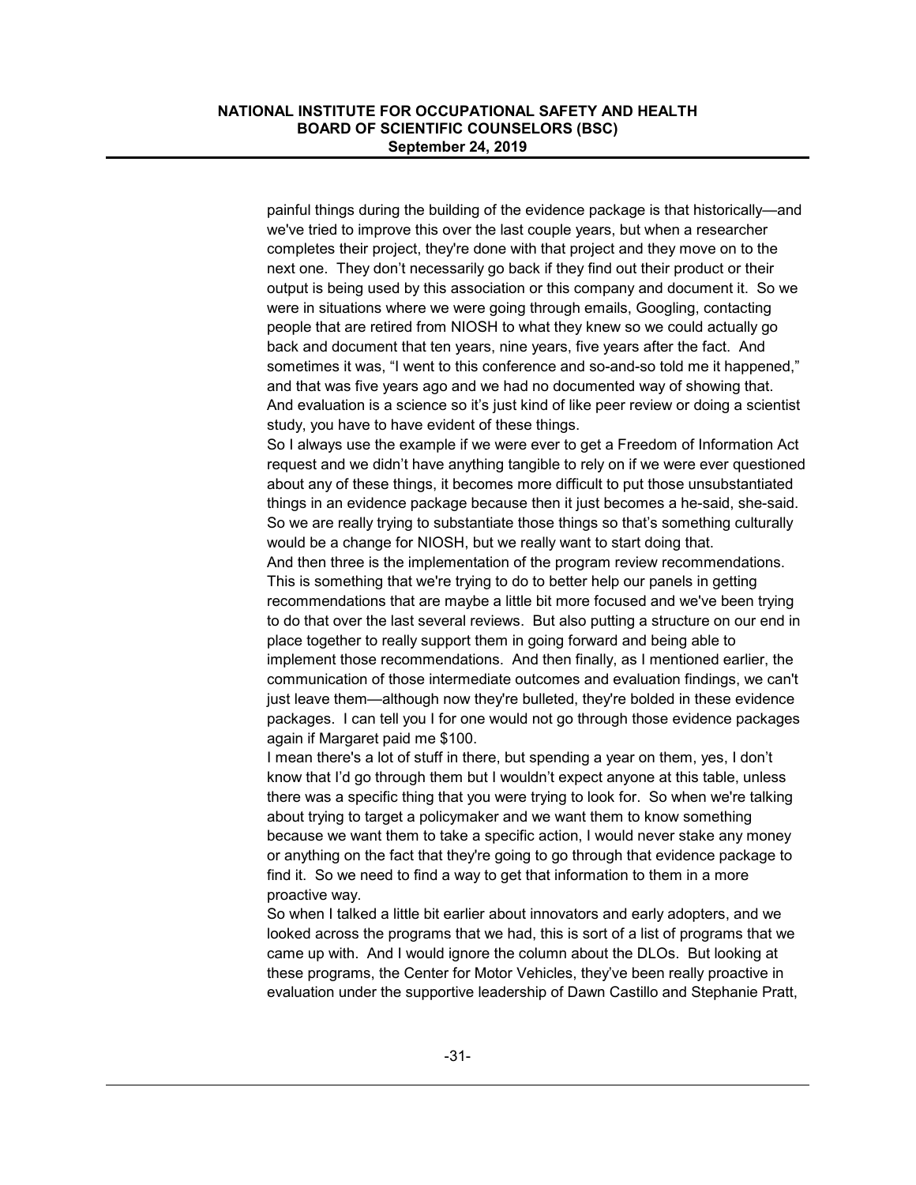painful things during the building of the evidence package is that historically—and we've tried to improve this over the last couple years, but when a researcher completes their project, they're done with that project and they move on to the next one. They don't necessarily go back if they find out their product or their output is being used by this association or this company and document it. So we were in situations where we were going through emails, Googling, contacting people that are retired from NIOSH to what they knew so we could actually go back and document that ten years, nine years, five years after the fact. And sometimes it was, "I went to this conference and so-and-so told me it happened," and that was five years ago and we had no documented way of showing that. And evaluation is a science so it's just kind of like peer review or doing a scientist study, you have to have evident of these things.

So I always use the example if we were ever to get a Freedom of Information Act request and we didn't have anything tangible to rely on if we were ever questioned about any of these things, it becomes more difficult to put those unsubstantiated things in an evidence package because then it just becomes a he-said, she-said. So we are really trying to substantiate those things so that's something culturally would be a change for NIOSH, but we really want to start doing that.

And then three is the implementation of the program review recommendations. This is something that we're trying to do to better help our panels in getting recommendations that are maybe a little bit more focused and we've been trying to do that over the last several reviews. But also putting a structure on our end in place together to really support them in going forward and being able to implement those recommendations. And then finally, as I mentioned earlier, the communication of those intermediate outcomes and evaluation findings, we can't just leave them—although now they're bulleted, they're bolded in these evidence packages. I can tell you I for one would not go through those evidence packages again if Margaret paid me $100.

I mean there's a lot of stuff in there, but spending a year on them, yes, I don't know that I'd go through them but I wouldn't expect anyone at this table, unless there was a specific thing that you were trying to look for. So when we're talking about trying to target a policymaker and we want them to know something because we want them to take a specific action, I would never stake any money or anything on the fact that they're going to go through that evidence package to find it. So we need to find a way to get that information to them in a more proactive way.

So when I talked a little bit earlier about innovators and early adopters, and we looked across the programs that we had, this is sort of a list of programs that we came up with. And I would ignore the column about the DLOs. But looking at these programs, the Center for Motor Vehicles, they've been really proactive in evaluation under the supportive leadership of Dawn Castillo and Stephanie Pratt,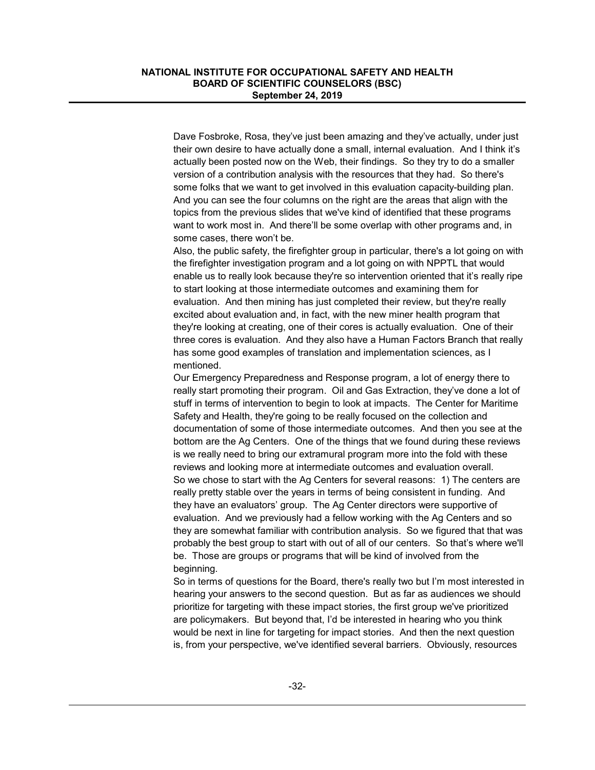Dave Fosbroke, Rosa, they've just been amazing and they've actually, under just their own desire to have actually done a small, internal evaluation. And I think it's actually been posted now on the Web, their findings. So they try to do a smaller version of a contribution analysis with the resources that they had. So there's some folks that we want to get involved in this evaluation capacity-building plan. And you can see the four columns on the right are the areas that align with the topics from the previous slides that we've kind of identified that these programs want to work most in. And there'll be some overlap with other programs and, in some cases, there won't be.

Also, the public safety, the firefighter group in particular, there's a lot going on with the firefighter investigation program and a lot going on with NPPTL that would enable us to really look because they're so intervention oriented that it's really ripe to start looking at those intermediate outcomes and examining them for evaluation. And then mining has just completed their review, but they're really excited about evaluation and, in fact, with the new miner health program that they're looking at creating, one of their cores is actually evaluation. One of their three cores is evaluation. And they also have a Human Factors Branch that really has some good examples of translation and implementation sciences, as I mentioned.

Our Emergency Preparedness and Response program, a lot of energy there to really start promoting their program. Oil and Gas Extraction, they've done a lot of stuff in terms of intervention to begin to look at impacts. The Center for Maritime Safety and Health, they're going to be really focused on the collection and documentation of some of those intermediate outcomes. And then you see at the bottom are the Ag Centers. One of the things that we found during these reviews is we really need to bring our extramural program more into the fold with these reviews and looking more at intermediate outcomes and evaluation overall.

So we chose to start with the Ag Centers for several reasons: 1) The centers are really pretty stable over the years in terms of being consistent in funding. And they have an evaluators' group. The Ag Center directors were supportive of evaluation. And we previously had a fellow working with the Ag Centers and so they are somewhat familiar with contribution analysis. So we figured that that was probably the best group to start with out of all of our centers. So that's where we'll be. Those are groups or programs that will be kind of involved from the beginning.

So in terms of questions for the Board, there's really two but I'm most interested in hearing your answers to the second question. But as far as audiences we should prioritize for targeting with these impact stories, the first group we've prioritized are policymakers. But beyond that, I'd be interested in hearing who you think would be next in line for targeting for impact stories. And then the next question is, from your perspective, we've identified several barriers. Obviously, resources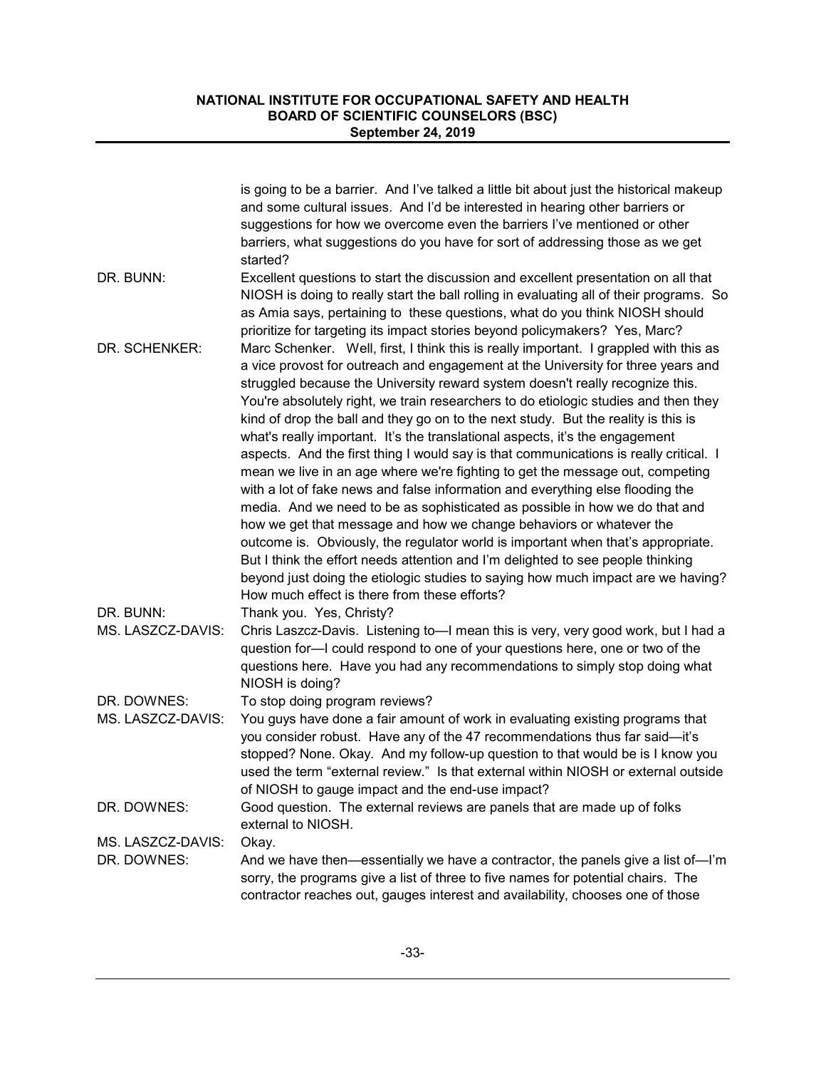is going to be a barrier. And I've talked a little bit about just the historical makeup and some cultural issues. And I'd be interested in hearing other barriers or suggestions for how we overcome even the barriers I've mentioned or other barriers, what suggestions do you have for sort of addressing those as we get started?

DR. BUNN: Excellent questions to start the discussion and excellent presentation on all that NIOSH is doing to really start the ball rolling in evaluating all of their programs. So as Amia says, pertaining to these questions, what do you think NIOSH should prioritize for targeting its impact stories beyond policymakers? Yes, Marc?

DR. SCHENKER: Marc Schenker. Well, first, I think this is really important. I grappled with this as a vice provost for outreach and engagement at the University for three years and struggled because the University reward system doesn't really recognize this. You're absolutely right, we train researchers to do etiologic studies and then they kind of drop the ball and they go on to the next study. But the reality is this is what's really important. It's the translational aspects, it's the engagement aspects. And the first thing I would say is that communications is really critical. I mean we live in an age where we're fighting to get the message out, competing with a lot of fake news and false information and everything else flooding the media. And we need to be as sophisticated as possible in how we do that and how we get that message and how we change behaviors or whatever the outcome is. Obviously, the regulator world is important when that's appropriate. But I think the effort needs attention and I'm delighted to see people thinking beyond just doing the etiologic studies to saying how much impact are we having? How much effect is there from these efforts?

DR. BUNN: Thank you. Yes, Christy?

MS. LASZCZ-DAVIS: Chris Laszcz-Davis. Listening to—I mean this is very, very good work, but I had a question for—I could respond to one of your questions here, one or two of the questions here. Have you had any recommendations to simply stop doing what NIOSH is doing?

DR. DOWNES: To stop doing program reviews?

MS. LASZCZ-DAVIS: You guys have done a fair amount of work in evaluating existing programs that you consider robust. Have any of the 47 recommendations thus far said—it's stopped? None. Okay. And my follow-up question to that would be is I know you used the term "external review." Is that external within NIOSH or external outside of NIOSH to gauge impact and the end-use impact?

DR. DOWNES: Good question. The external reviews are panels that are made up of folks external to NIOSH.

MS. LASZCZ-DAVIS: Okay.

DR. DOWNES: And we have then—essentially we have a contractor, the panels give a list of—I'm sorry, the programs give a list of three to five names for potential chairs. The contractor reaches out, gauges interest and availability, chooses one of those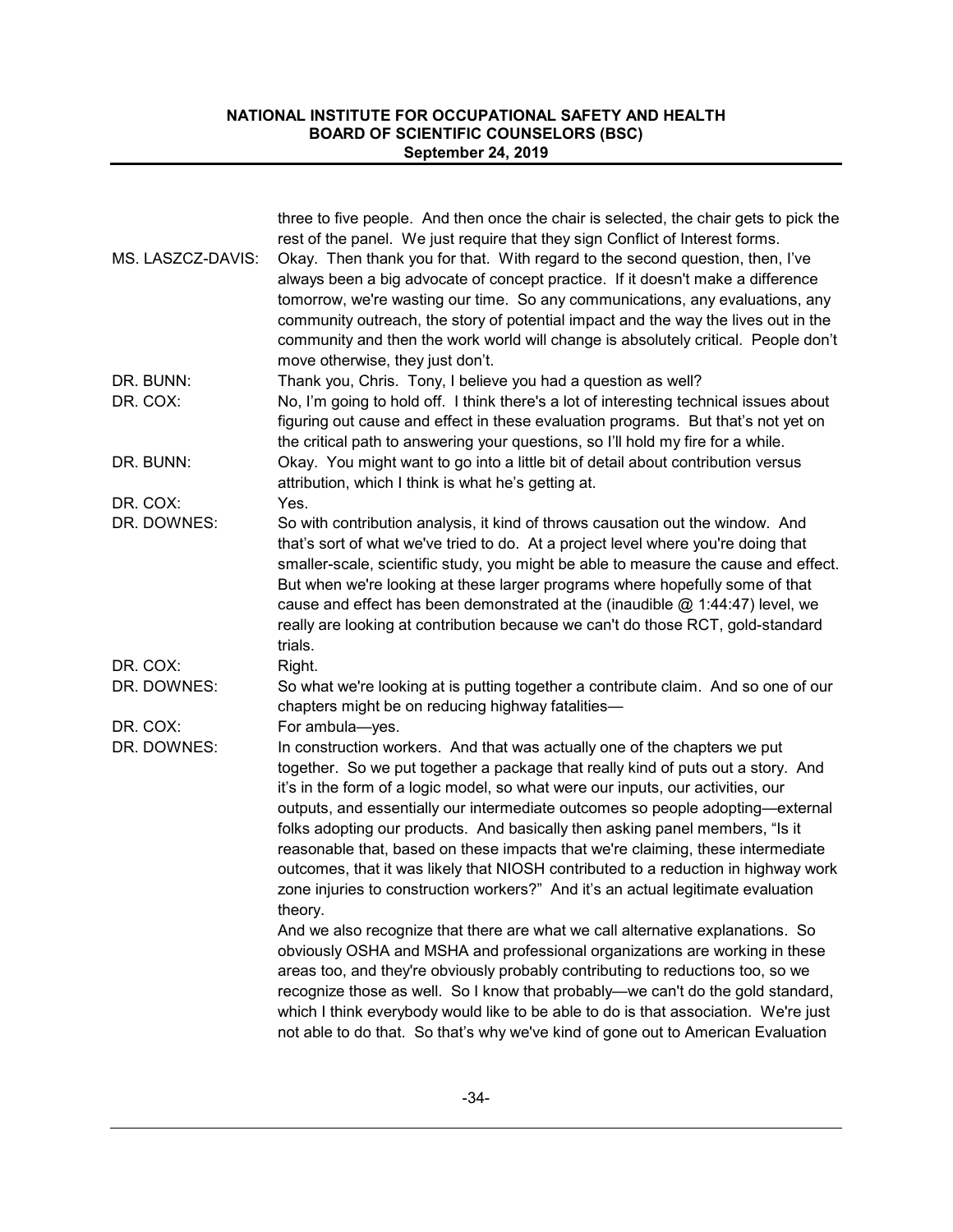three to five people. And then once the chair is selected, the chair gets to pick the rest of the panel. We just require that they sign Conflict of Interest forms.

MS. LASZCZ-DAVIS: Okay. Then thank you for that. With regard to the second question, then, I've always been a big advocate of concept practice. If it doesn't make a difference tomorrow, we're wasting our time. So any communications, any evaluations, any community outreach, the story of potential impact and the way the lives out in the community and then the work world will change is absolutely critical. People don't move otherwise, they just don't.

DR. BUNN: Thank you, Chris. Tony, I believe you had a question as well?

DR. COX: No, I'm going to hold off. I think there's a lot of interesting technical issues about figuring out cause and effect in these evaluation programs. But that's not yet on the critical path to answering your questions, so I'll hold my fire for a while.

DR. BUNN: Okay. You might want to go into a little bit of detail about contribution versus attribution, which I think is what he's getting at.

DR. COX: Yes.

DR. DOWNES: So with contribution analysis, it kind of throws causation out the window. And that's sort of what we've tried to do. At a project level where you're doing that smaller-scale, scientific study, you might be able to measure the cause and effect. But when we're looking at these larger programs where hopefully some of that cause and effect has been demonstrated at the (inaudible @ 1:44:47) level, we really are looking at contribution because we can't do those RCT, gold-standard trials.

DR. COX: Right.

DR. DOWNES: So what we're looking at is putting together a contribute claim. And so one of our chapters might be on reducing highway fatalities—

DR. COX: For ambula—yes.

DR. DOWNES: In construction workers. And that was actually one of the chapters we put together. So we put together a package that really kind of puts out a story. And it's in the form of a logic model, so what were our inputs, our activities, our outputs, and essentially our intermediate outcomes so people adopting—external folks adopting our products. And basically then asking panel members, "Is it reasonable that, based on these impacts that we're claiming, these intermediate outcomes, that it was likely that NIOSH contributed to a reduction in highway work zone injuries to construction workers?" And it's an actual legitimate evaluation theory.

And we also recognize that there are what we call alternative explanations. So obviously OSHA and MSHA and professional organizations are working in these areas too, and they're obviously probably contributing to reductions too, so we recognize those as well. So I know that probably—we can't do the gold standard, which I think everybody would like to be able to do is that association. We're just not able to do that. So that's why we've kind of gone out to American Evaluation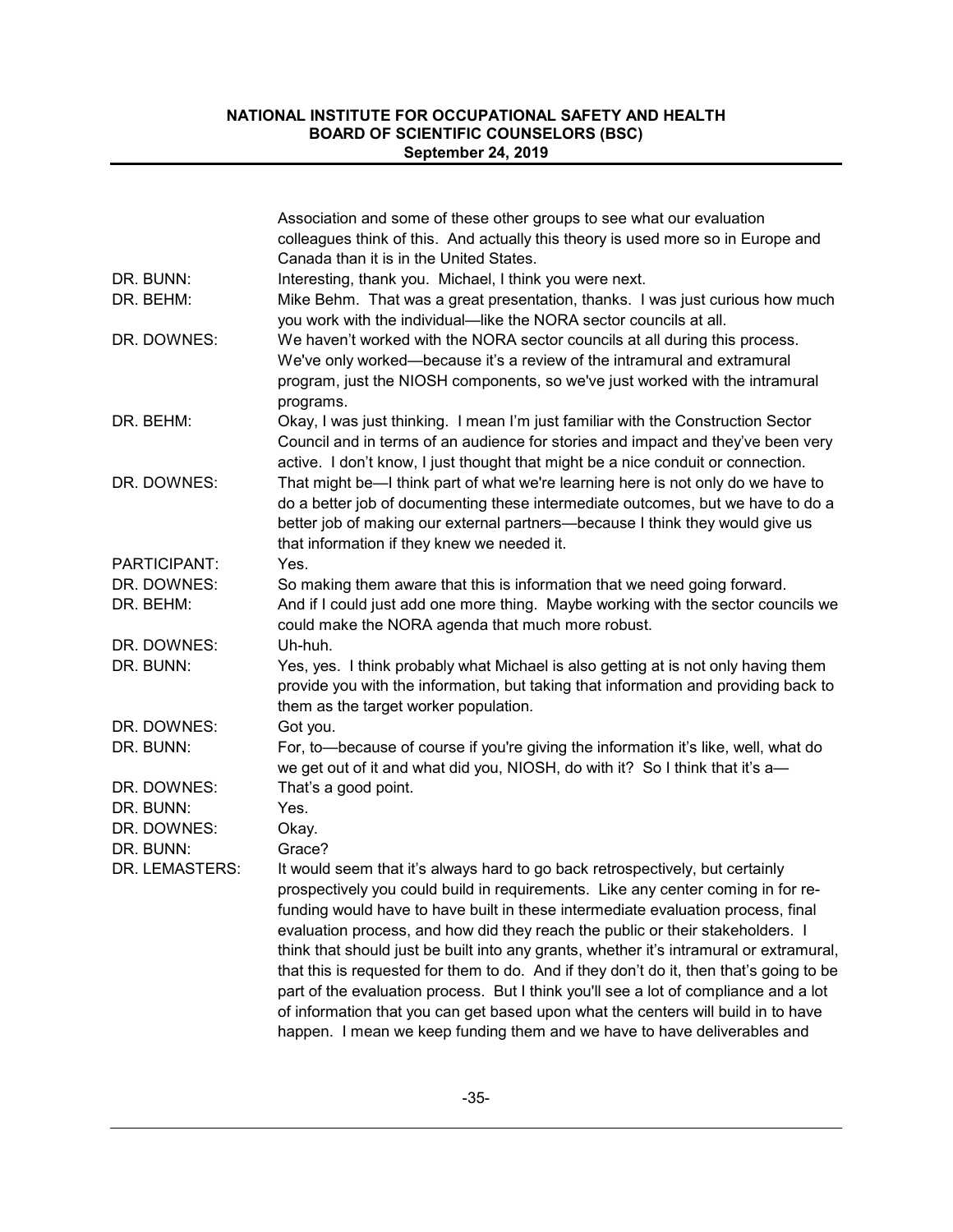| | |
|---|---|
| | Association and some of these other groups to see what our evaluation colleagues think of this. And actually this theory is used more so in Europe and Canada than it is in the United States. |
| DR. BUNN: | Interesting, thank you. Michael, I think you were next. |
| DR. BEHM: | Mike Behm. That was a great presentation, thanks. I was just curious how much you work with the individual—like the NORA sector councils at all. |
| DR. DOWNES: | We haven't worked with the NORA sector councils at all during this process. We've only worked—because it's a review of the intramural and extramural program, just the NIOSH components, so we've just worked with the intramural programs. |
| DR. BEHM: | Okay, I was just thinking. I mean I'm just familiar with the Construction Sector Council and in terms of an audience for stories and impact and they've been very active. I don't know, I just thought that might be a nice conduit or connection. |
| DR. DOWNES: | That might be—I think part of what we're learning here is not only do we have to do a better job of documenting these intermediate outcomes, but we have to do a better job of making our external partners—because I think they would give us that information if they knew we needed it. |
| PARTICIPANT: | Yes. |
| DR. DOWNES: | So making them aware that this is information that we need going forward. |
| DR. BEHM: | And if I could just add one more thing. Maybe working with the sector councils we could make the NORA agenda that much more robust. |
| DR. DOWNES: | Uh-huh. |
| DR. BUNN: | Yes, yes. I think probably what Michael is also getting at is not only having them provide you with the information, but taking that information and providing back to them as the target worker population. |
| DR. DOWNES: | Got you. |
| DR. BUNN: | For, to—because of course if you're giving the information it's like, well, what do we get out of it and what did you, NIOSH, do with it? So I think that it's a— |
| DR. DOWNES: | That's a good point. |
| DR. BUNN: | Yes. |
| DR. DOWNES: | Okay. |
| DR. BUNN: | Grace? |
| DR. LEMASTERS: | It would seem that it's always hard to go back retrospectively, but certainly prospectively you could build in requirements. Like any center coming in for re-funding would have to have built in these intermediate evaluation process, final evaluation process, and how did they reach the public or their stakeholders. I think that should just be built into any grants, whether it's intramural or extramural, that this is requested for them to do. And if they don't do it, then that's going to be part of the evaluation process. But I think you'll see a lot of compliance and a lot of information that you can get based upon what the centers will build in to have happen. I mean we keep funding them and we have to have deliverables and |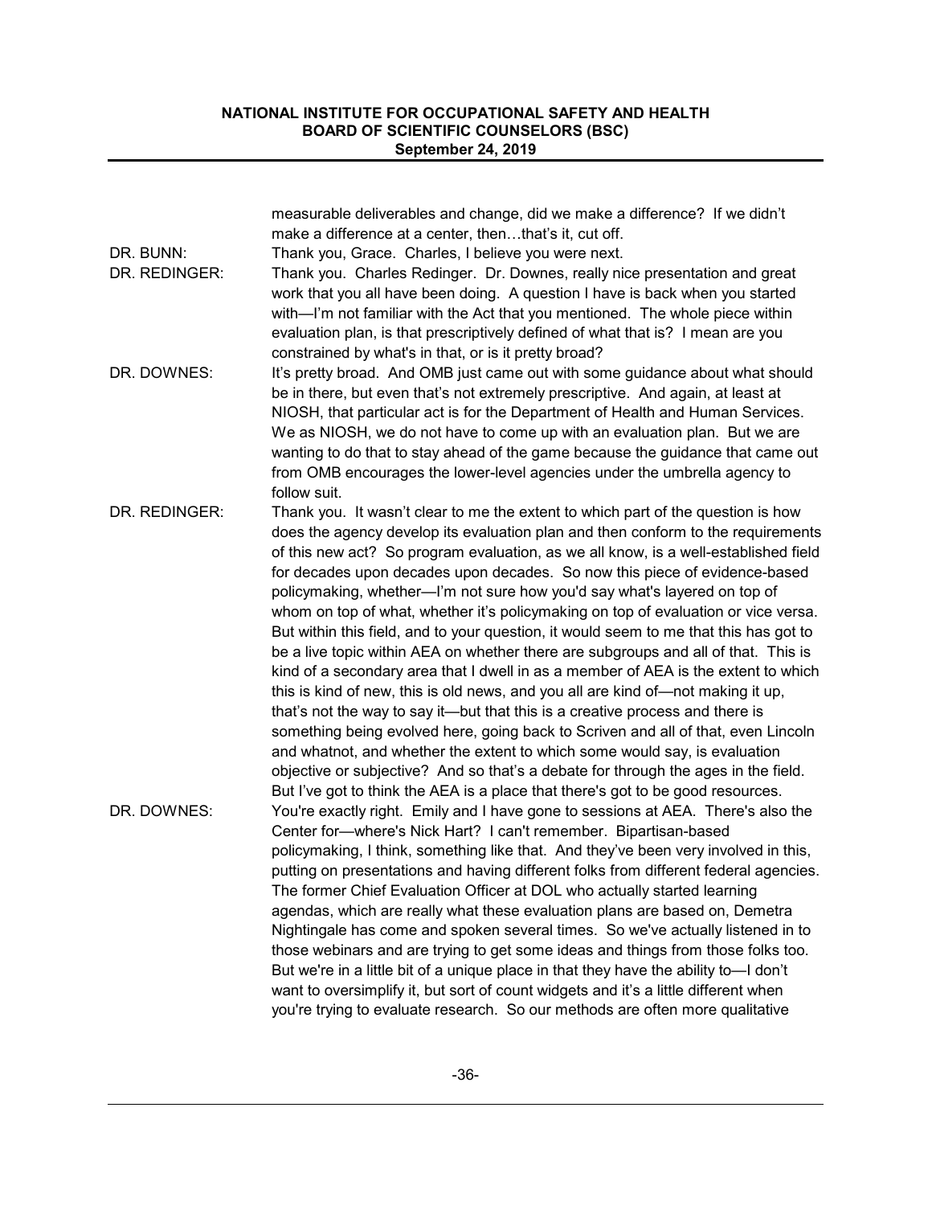measurable deliverables and change, did we make a difference? If we didn't make a difference at a center, then…that's it, cut off.

DR. BUNN: Thank you, Grace. Charles, I believe you were next.

DR. REDINGER: Thank you. Charles Redinger. Dr. Downes, really nice presentation and great work that you all have been doing. A question I have is back when you started with—I'm not familiar with the Act that you mentioned. The whole piece within evaluation plan, is that prescriptively defined of what that is? I mean are you constrained by what's in that, or is it pretty broad?

DR. DOWNES: It's pretty broad. And OMB just came out with some guidance about what should be in there, but even that's not extremely prescriptive. And again, at least at NIOSH, that particular act is for the Department of Health and Human Services. We as NIOSH, we do not have to come up with an evaluation plan. But we are wanting to do that to stay ahead of the game because the guidance that came out from OMB encourages the lower-level agencies under the umbrella agency to follow suit.

DR. REDINGER: Thank you. It wasn't clear to me the extent to which part of the question is how does the agency develop its evaluation plan and then conform to the requirements of this new act? So program evaluation, as we all know, is a well-established field for decades upon decades upon decades. So now this piece of evidence-based policymaking, whether—I'm not sure how you'd say what's layered on top of whom on top of what, whether it's policymaking on top of evaluation or vice versa. But within this field, and to your question, it would seem to me that this has got to be a live topic within AEA on whether there are subgroups and all of that. This is kind of a secondary area that I dwell in as a member of AEA is the extent to which this is kind of new, this is old news, and you all are kind of—not making it up, that's not the way to say it—but that this is a creative process and there is something being evolved here, going back to Scriven and all of that, even Lincoln and whatnot, and whether the extent to which some would say, is evaluation objective or subjective? And so that's a debate for through the ages in the field. But I've got to think the AEA is a place that there's got to be good resources.

DR. DOWNES: You're exactly right. Emily and I have gone to sessions at AEA. There's also the Center for—where's Nick Hart? I can't remember. Bipartisan-based policymaking, I think, something like that. And they've been very involved in this, putting on presentations and having different folks from different federal agencies. The former Chief Evaluation Officer at DOL who actually started learning agendas, which are really what these evaluation plans are based on, Demetra Nightingale has come and spoken several times. So we've actually listened in to those webinars and are trying to get some ideas and things from those folks too. But we're in a little bit of a unique place in that they have the ability to—I don't want to oversimplify it, but sort of count widgets and it's a little different when you're trying to evaluate research. So our methods are often more qualitative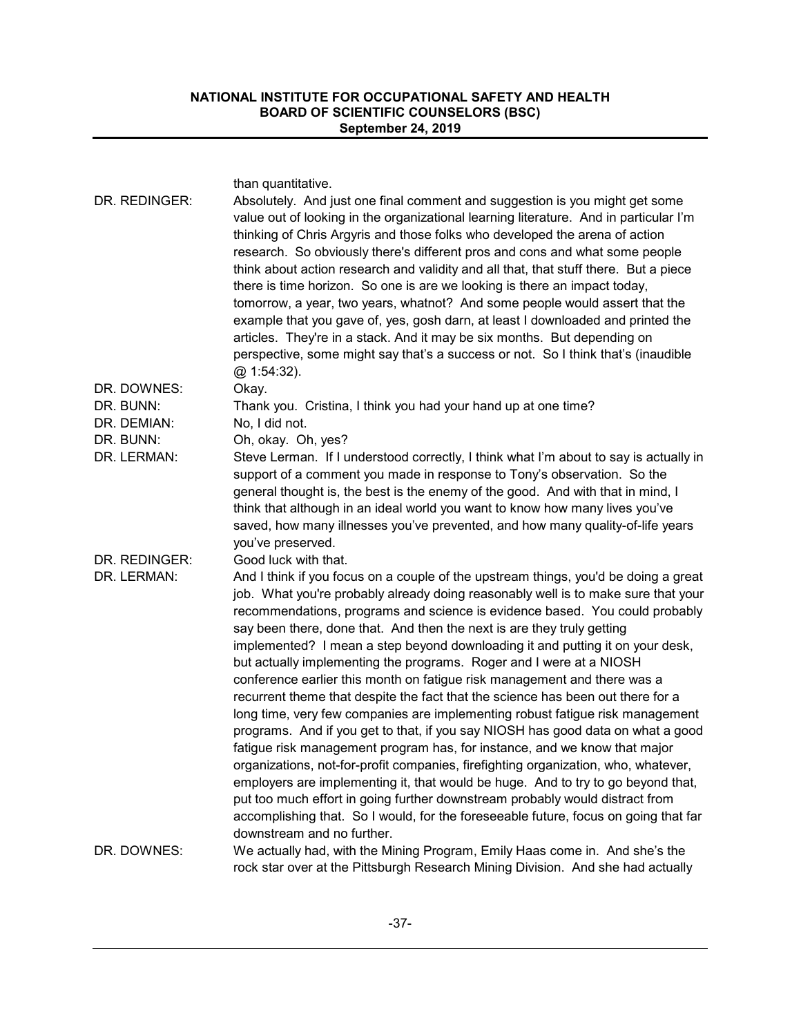than quantitative.

DR. REDINGER: Absolutely. And just one final comment and suggestion is you might get some value out of looking in the organizational learning literature. And in particular I'm thinking of Chris Argyris and those folks who developed the arena of action research. So obviously there's different pros and cons and what some people think about action research and validity and all that, that stuff there. But a piece there is time horizon. So one is are we looking is there an impact today, tomorrow, a year, two years, whatnot? And some people would assert that the example that you gave of, yes, gosh darn, at least I downloaded and printed the articles. They're in a stack. And it may be six months. But depending on perspective, some might say that's a success or not. So I think that's (inaudible @ 1:54:32).

DR. DOWNES: Okay.

DR. BUNN: Thank you. Cristina, I think you had your hand up at one time?

DR. DEMIAN: No, I did not.

DR. BUNN: Oh, okay. Oh, yes?

DR. LERMAN: Steve Lerman. If I understood correctly, I think what I'm about to say is actually in support of a comment you made in response to Tony's observation. So the general thought is, the best is the enemy of the good. And with that in mind, I think that although in an ideal world you want to know how many lives you've saved, how many illnesses you've prevented, and how many quality-of-life years you've preserved.

DR. REDINGER: Good luck with that.

DR. LERMAN: And I think if you focus on a couple of the upstream things, you'd be doing a great job. What you're probably already doing reasonably well is to make sure that your recommendations, programs and science is evidence based. You could probably say been there, done that. And then the next is are they truly getting implemented? I mean a step beyond downloading it and putting it on your desk, but actually implementing the programs. Roger and I were at a NIOSH conference earlier this month on fatigue risk management and there was a recurrent theme that despite the fact that the science has been out there for a long time, very few companies are implementing robust fatigue risk management programs. And if you get to that, if you say NIOSH has good data on what a good fatigue risk management program has, for instance, and we know that major organizations, not-for-profit companies, firefighting organization, who, whatever, employers are implementing it, that would be huge. And to try to go beyond that, put too much effort in going further downstream probably would distract from accomplishing that. So I would, for the foreseeable future, focus on going that far downstream and no further.

DR. DOWNES: We actually had, with the Mining Program, Emily Haas come in. And she's the rock star over at the Pittsburgh Research Mining Division. And she had actually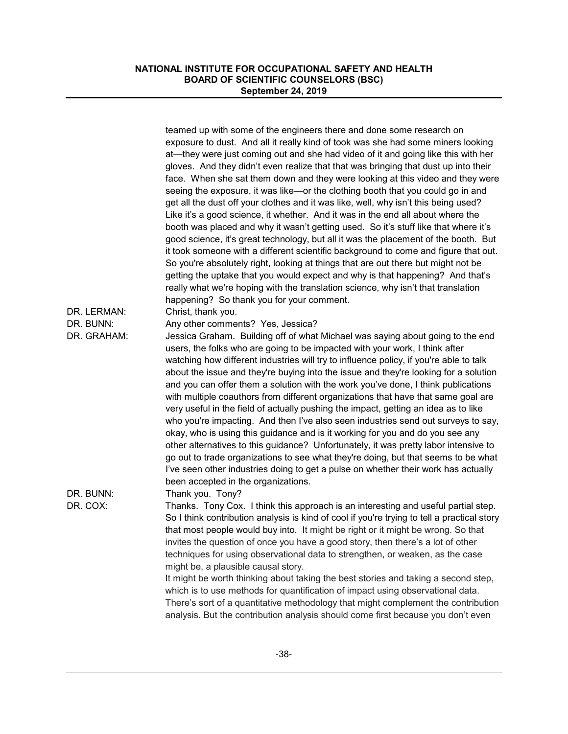teamed up with some of the engineers there and done some research on exposure to dust. And all it really kind of took was she had some miners looking at—they were just coming out and she had video of it and going like this with her gloves. And they didn't even realize that that was bringing that dust up into their face. When she sat them down and they were looking at this video and they were seeing the exposure, it was like—or the clothing booth that you could go in and get all the dust off your clothes and it was like, well, why isn't this being used? Like it's a good science, it whether. And it was in the end all about where the booth was placed and why it wasn't getting used. So it's stuff like that where it's good science, it's great technology, but all it was the placement of the booth. But it took someone with a different scientific background to come and figure that out. So you're absolutely right, looking at things that are out there but might not be getting the uptake that you would expect and why is that happening? And that's really what we're hoping with the translation science, why isn't that translation happening? So thank you for your comment.

DR. LERMAN: Christ, thank you.

DR. BUNN: Any other comments? Yes, Jessica?

DR. GRAHAM: Jessica Graham. Building off of what Michael was saying about going to the end users, the folks who are going to be impacted with your work, I think after watching how different industries will try to influence policy, if you're able to talk about the issue and they're buying into the issue and they're looking for a solution and you can offer them a solution with the work you've done, I think publications with multiple coauthors from different organizations that have that same goal are very useful in the field of actually pushing the impact, getting an idea as to like who you're impacting. And then I've also seen industries send out surveys to say, okay, who is using this guidance and is it working for you and do you see any other alternatives to this guidance? Unfortunately, it was pretty labor intensive to go out to trade organizations to see what they're doing, but that seems to be what I've seen other industries doing to get a pulse on whether their work has actually been accepted in the organizations.

DR. BUNN: Thank you. Tony?

DR. COX: Thanks. Tony Cox. I think this approach is an interesting and useful partial step. So I think contribution analysis is kind of cool if you're trying to tell a practical story that most people would buy into. It might be right or it might be wrong. So that invites the question of once you have a good story, then there's a lot of other techniques for using observational data to strengthen, or weaken, as the case might be, a plausible causal story.

It might be worth thinking about taking the best stories and taking a second step, which is to use methods for quantification of impact using observational data. There's sort of a quantitative methodology that might complement the contribution analysis. But the contribution analysis should come first because you don't even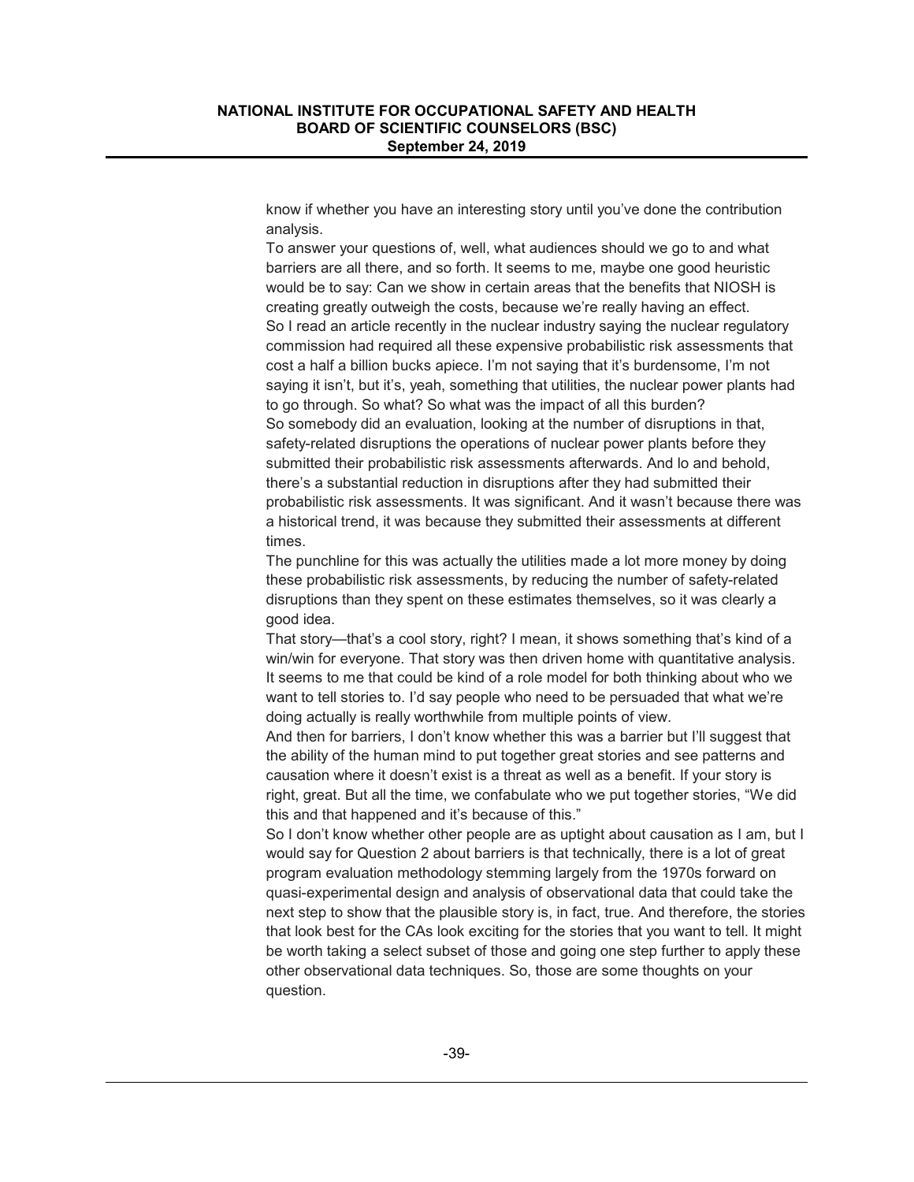know if whether you have an interesting story until you've done the contribution analysis.

To answer your questions of, well, what audiences should we go to and what barriers are all there, and so forth. It seems to me, maybe one good heuristic would be to say: Can we show in certain areas that the benefits that NIOSH is creating greatly outweigh the costs, because we're really having an effect.

So I read an article recently in the nuclear industry saying the nuclear regulatory commission had required all these expensive probabilistic risk assessments that cost a half a billion bucks apiece. I'm not saying that it's burdensome, I'm not saying it isn't, but it's, yeah, something that utilities, the nuclear power plants had to go through. So what? So what was the impact of all this burden?

So somebody did an evaluation, looking at the number of disruptions in that, safety-related disruptions the operations of nuclear power plants before they submitted their probabilistic risk assessments afterwards. And lo and behold, there's a substantial reduction in disruptions after they had submitted their probabilistic risk assessments. It was significant. And it wasn't because there was a historical trend, it was because they submitted their assessments at different times.

The punchline for this was actually the utilities made a lot more money by doing these probabilistic risk assessments, by reducing the number of safety-related disruptions than they spent on these estimates themselves, so it was clearly a good idea.

That story—that's a cool story, right? I mean, it shows something that's kind of a win/win for everyone. That story was then driven home with quantitative analysis. It seems to me that could be kind of a role model for both thinking about who we want to tell stories to. I'd say people who need to be persuaded that what we're doing actually is really worthwhile from multiple points of view.

And then for barriers, I don't know whether this was a barrier but I'll suggest that the ability of the human mind to put together great stories and see patterns and causation where it doesn't exist is a threat as well as a benefit. If your story is right, great. But all the time, we confabulate who we put together stories, "We did this and that happened and it's because of this."

So I don't know whether other people are as uptight about causation as I am, but I would say for Question 2 about barriers is that technically, there is a lot of great program evaluation methodology stemming largely from the 1970s forward on quasi-experimental design and analysis of observational data that could take the next step to show that the plausible story is, in fact, true. And therefore, the stories that look best for the CAs look exciting for the stories that you want to tell. It might be worth taking a select subset of those and going one step further to apply these other observational data techniques. So, those are some thoughts on your question.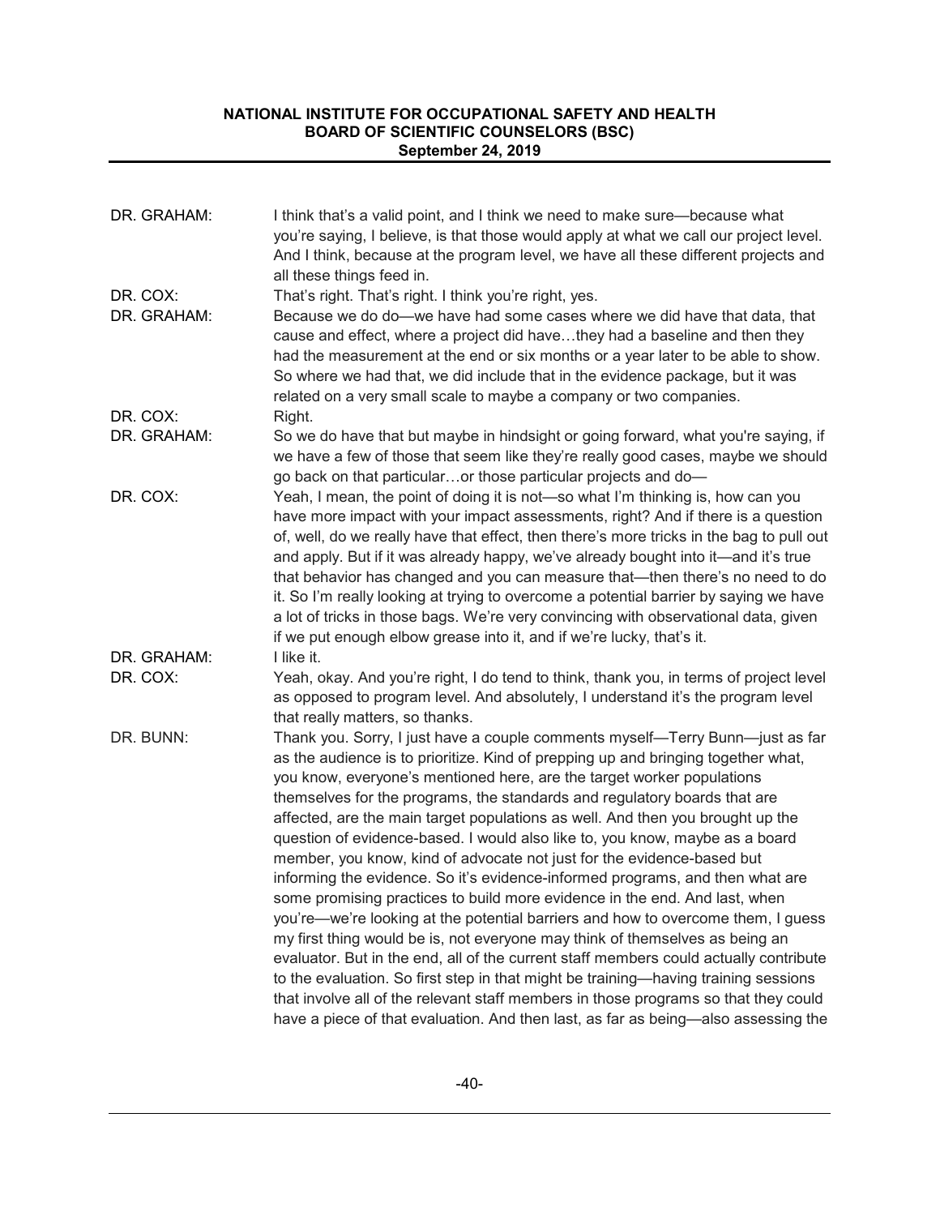DR. GRAHAM: I think that's a valid point, and I think we need to make sure—because what you're saying, I believe, is that those would apply at what we call our project level. And I think, because at the program level, we have all these different projects and all these things feed in.

DR. COX: That's right. That's right. I think you're right, yes.

DR. GRAHAM: Because we do do—we have had some cases where we did have that data, that cause and effect, where a project did have…they had a baseline and then they had the measurement at the end or six months or a year later to be able to show. So where we had that, we did include that in the evidence package, but it was related on a very small scale to maybe a company or two companies.

DR. COX: Right.

DR. GRAHAM: So we do have that but maybe in hindsight or going forward, what you're saying, if we have a few of those that seem like they're really good cases, maybe we should go back on that particular…or those particular projects and do—

DR. COX: Yeah, I mean, the point of doing it is not—so what I'm thinking is, how can you have more impact with your impact assessments, right? And if there is a question of, well, do we really have that effect, then there's more tricks in the bag to pull out and apply. But if it was already happy, we've already bought into it—and it's true that behavior has changed and you can measure that—then there's no need to do it. So I'm really looking at trying to overcome a potential barrier by saying we have a lot of tricks in those bags. We're very convincing with observational data, given if we put enough elbow grease into it, and if we're lucky, that's it.

DR. GRAHAM: I like it.

DR. COX: Yeah, okay. And you're right, I do tend to think, thank you, in terms of project level as opposed to program level. And absolutely, I understand it's the program level that really matters, so thanks.

DR. BUNN: Thank you. Sorry, I just have a couple comments myself—Terry Bunn—just as far as the audience is to prioritize. Kind of prepping up and bringing together what, you know, everyone's mentioned here, are the target worker populations themselves for the programs, the standards and regulatory boards that are affected, are the main target populations as well. And then you brought up the question of evidence-based. I would also like to, you know, maybe as a board member, you know, kind of advocate not just for the evidence-based but informing the evidence. So it's evidence-informed programs, and then what are some promising practices to build more evidence in the end. And last, when you're—we're looking at the potential barriers and how to overcome them, I guess my first thing would be is, not everyone may think of themselves as being an evaluator. But in the end, all of the current staff members could actually contribute to the evaluation. So first step in that might be training—having training sessions that involve all of the relevant staff members in those programs so that they could have a piece of that evaluation. And then last, as far as being—also assessing the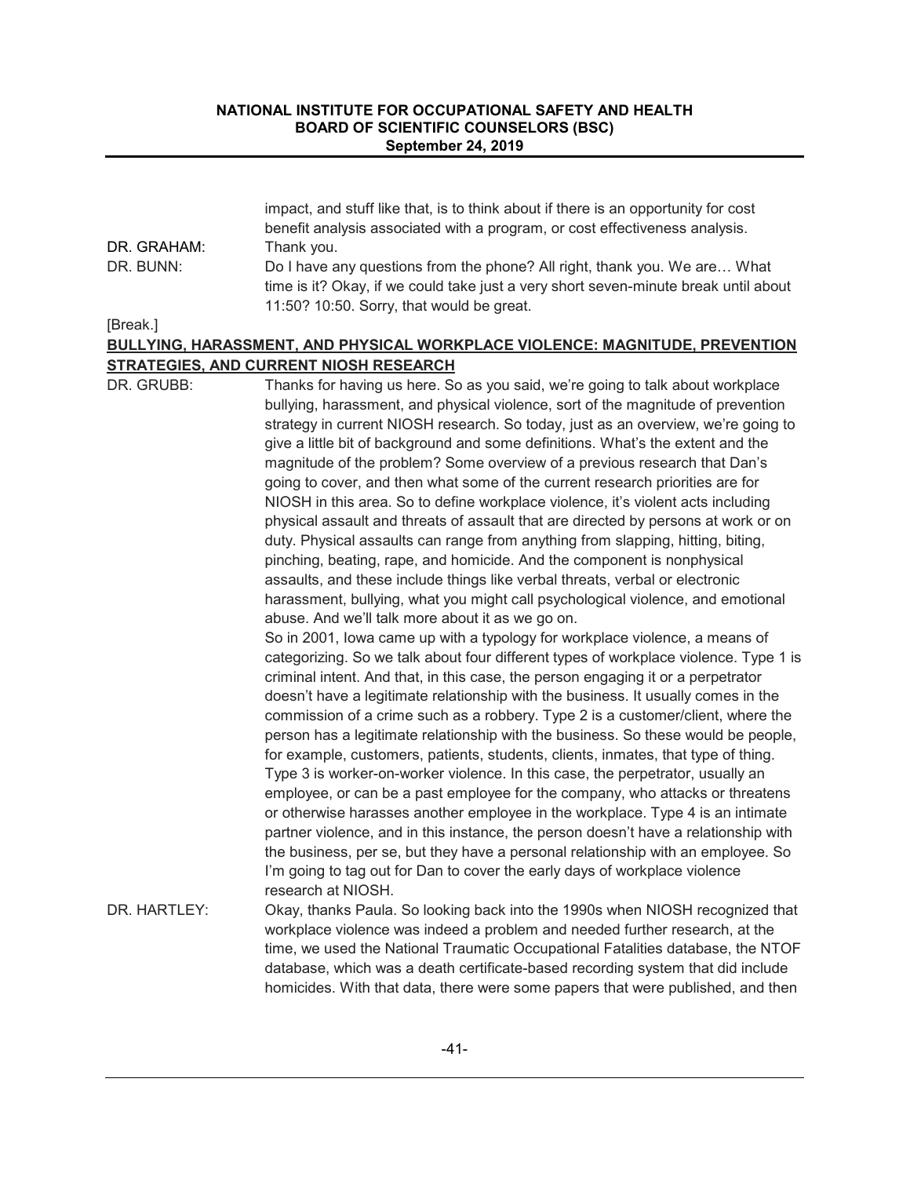impact, and stuff like that, is to think about if there is an opportunity for cost benefit analysis associated with a program, or cost effectiveness analysis.

DR. GRAHAM: Thank you.

DR. BUNN: Do I have any questions from the phone? All right, thank you. We are… What time is it? Okay, if we could take just a very short seven-minute break until about 11:50? 10:50. Sorry, that would be great.

[Break.]

**BULLYING, HARASSMENT, AND PHYSICAL WORKPLACE VIOLENCE: MAGNITUDE, PREVENTION STRATEGIES, AND CURRENT NIOSH RESEARCH**

DR. GRUBB: Thanks for having us here. So as you said, we're going to talk about workplace bullying, harassment, and physical violence, sort of the magnitude of prevention strategy in current NIOSH research. So today, just as an overview, we're going to give a little bit of background and some definitions. What's the extent and the magnitude of the problem? Some overview of a previous research that Dan's going to cover, and then what some of the current research priorities are for NIOSH in this area. So to define workplace violence, it's violent acts including physical assault and threats of assault that are directed by persons at work or on duty. Physical assaults can range from anything from slapping, hitting, biting, pinching, beating, rape, and homicide. And the component is nonphysical assaults, and these include things like verbal threats, verbal or electronic harassment, bullying, what you might call psychological violence, and emotional abuse. And we'll talk more about it as we go on.

So in 2001, Iowa came up with a typology for workplace violence, a means of categorizing. So we talk about four different types of workplace violence. Type 1 is criminal intent. And that, in this case, the person engaging it or a perpetrator doesn't have a legitimate relationship with the business. It usually comes in the commission of a crime such as a robbery. Type 2 is a customer/client, where the person has a legitimate relationship with the business. So these would be people, for example, customers, patients, students, clients, inmates, that type of thing. Type 3 is worker-on-worker violence. In this case, the perpetrator, usually an employee, or can be a past employee for the company, who attacks or threatens or otherwise harasses another employee in the workplace. Type 4 is an intimate partner violence, and in this instance, the person doesn't have a relationship with the business, per se, but they have a personal relationship with an employee. So I'm going to tag out for Dan to cover the early days of workplace violence research at NIOSH.

DR. HARTLEY: Okay, thanks Paula. So looking back into the 1990s when NIOSH recognized that workplace violence was indeed a problem and needed further research, at the time, we used the National Traumatic Occupational Fatalities database, the NTOF database, which was a death certificate-based recording system that did include homicides. With that data, there were some papers that were published, and then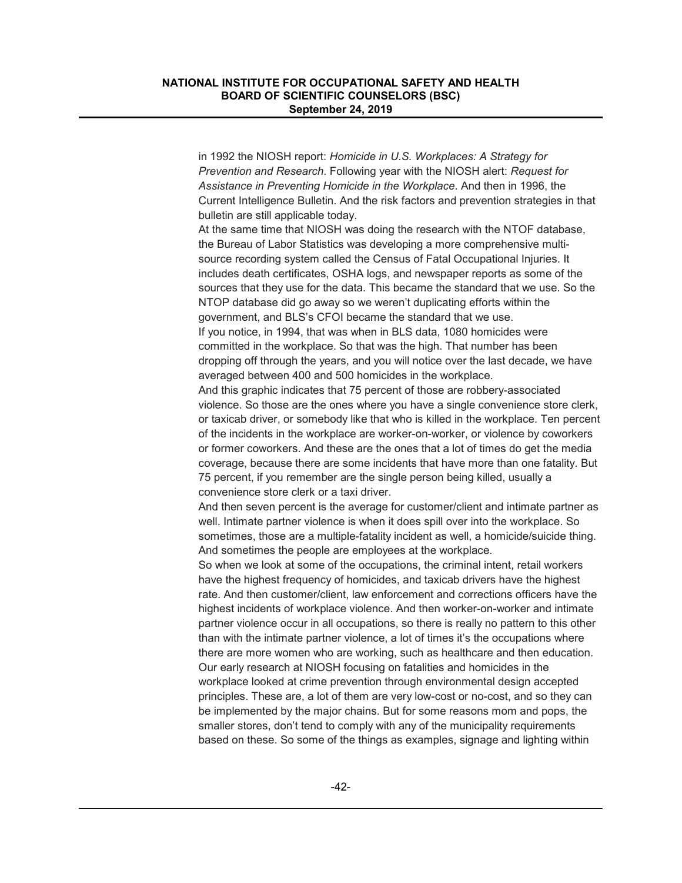in 1992 the NIOSH report: *Homicide in U.S. Workplaces: A Strategy for Prevention and Research*. Following year with the NIOSH alert: *Request for Assistance in Preventing Homicide in the Workplace*. And then in 1996, the Current Intelligence Bulletin. And the risk factors and prevention strategies in that bulletin are still applicable today.

At the same time that NIOSH was doing the research with the NTOF database, the Bureau of Labor Statistics was developing a more comprehensive multi-source recording system called the Census of Fatal Occupational Injuries. It includes death certificates, OSHA logs, and newspaper reports as some of the sources that they use for the data. This became the standard that we use. So the NTOP database did go away so we weren't duplicating efforts within the government, and BLS's CFOI became the standard that we use.

If you notice, in 1994, that was when in BLS data, 1080 homicides were committed in the workplace. So that was the high. That number has been dropping off through the years, and you will notice over the last decade, we have averaged between 400 and 500 homicides in the workplace.

And this graphic indicates that 75 percent of those are robbery-associated violence. So those are the ones where you have a single convenience store clerk, or taxicab driver, or somebody like that who is killed in the workplace. Ten percent of the incidents in the workplace are worker-on-worker, or violence by coworkers or former coworkers. And these are the ones that a lot of times do get the media coverage, because there are some incidents that have more than one fatality. But 75 percent, if you remember are the single person being killed, usually a convenience store clerk or a taxi driver.

And then seven percent is the average for customer/client and intimate partner as well. Intimate partner violence is when it does spill over into the workplace. So sometimes, those are a multiple-fatality incident as well, a homicide/suicide thing. And sometimes the people are employees at the workplace.

So when we look at some of the occupations, the criminal intent, retail workers have the highest frequency of homicides, and taxicab drivers have the highest rate. And then customer/client, law enforcement and corrections officers have the highest incidents of workplace violence. And then worker-on-worker and intimate partner violence occur in all occupations, so there is really no pattern to this other than with the intimate partner violence, a lot of times it's the occupations where there are more women who are working, such as healthcare and then education.

Our early research at NIOSH focusing on fatalities and homicides in the workplace looked at crime prevention through environmental design accepted principles. These are, a lot of them are very low-cost or no-cost, and so they can be implemented by the major chains. But for some reasons mom and pops, the smaller stores, don't tend to comply with any of the municipality requirements based on these. So some of the things as examples, signage and lighting within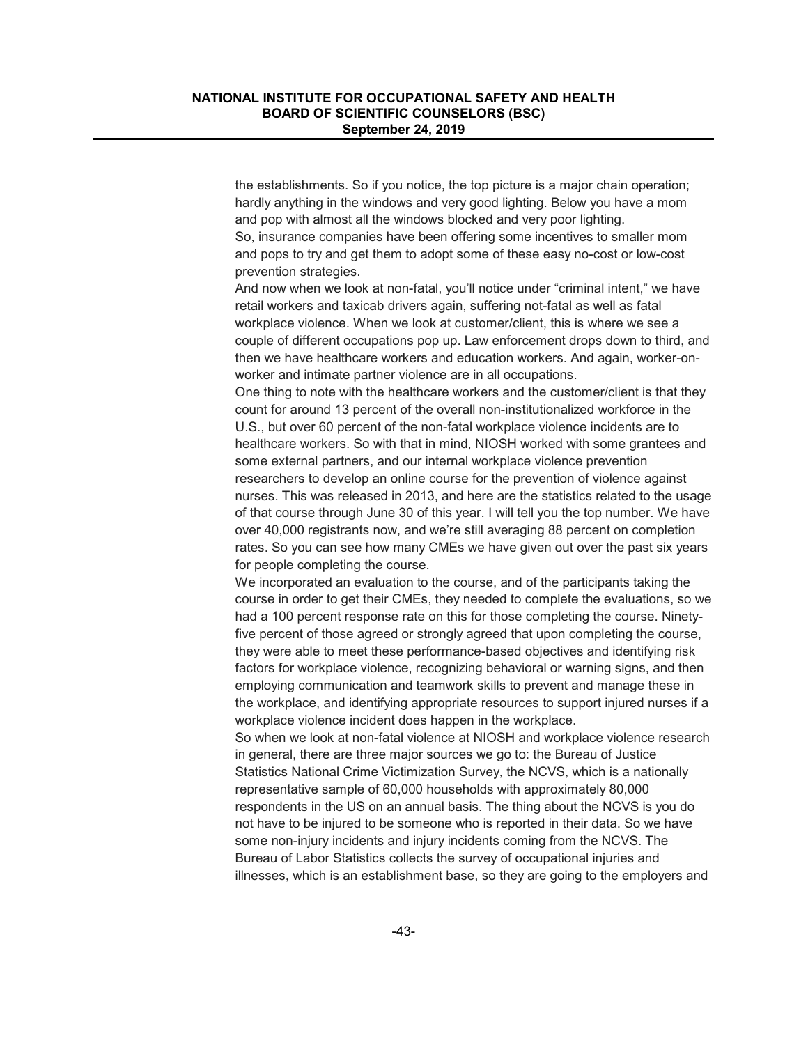the establishments. So if you notice, the top picture is a major chain operation; hardly anything in the windows and very good lighting. Below you have a mom and pop with almost all the windows blocked and very poor lighting.

So, insurance companies have been offering some incentives to smaller mom and pops to try and get them to adopt some of these easy no-cost or low-cost prevention strategies.

And now when we look at non-fatal, you'll notice under "criminal intent," we have retail workers and taxicab drivers again, suffering not-fatal as well as fatal workplace violence. When we look at customer/client, this is where we see a couple of different occupations pop up. Law enforcement drops down to third, and then we have healthcare workers and education workers. And again, worker-on-worker and intimate partner violence are in all occupations.

One thing to note with the healthcare workers and the customer/client is that they count for around 13 percent of the overall non-institutionalized workforce in the U.S., but over 60 percent of the non-fatal workplace violence incidents are to healthcare workers. So with that in mind, NIOSH worked with some grantees and some external partners, and our internal workplace violence prevention researchers to develop an online course for the prevention of violence against nurses. This was released in 2013, and here are the statistics related to the usage of that course through June 30 of this year. I will tell you the top number. We have over 40,000 registrants now, and we're still averaging 88 percent on completion rates. So you can see how many CMEs we have given out over the past six years for people completing the course.

We incorporated an evaluation to the course, and of the participants taking the course in order to get their CMEs, they needed to complete the evaluations, so we had a 100 percent response rate on this for those completing the course. Ninety-five percent of those agreed or strongly agreed that upon completing the course, they were able to meet these performance-based objectives and identifying risk factors for workplace violence, recognizing behavioral or warning signs, and then employing communication and teamwork skills to prevent and manage these in the workplace, and identifying appropriate resources to support injured nurses if a workplace violence incident does happen in the workplace.

So when we look at non-fatal violence at NIOSH and workplace violence research in general, there are three major sources we go to: the Bureau of Justice Statistics National Crime Victimization Survey, the NCVS, which is a nationally representative sample of 60,000 households with approximately 80,000 respondents in the US on an annual basis. The thing about the NCVS is you do not have to be injured to be someone who is reported in their data. So we have some non-injury incidents and injury incidents coming from the NCVS. The Bureau of Labor Statistics collects the survey of occupational injuries and illnesses, which is an establishment base, so they are going to the employers and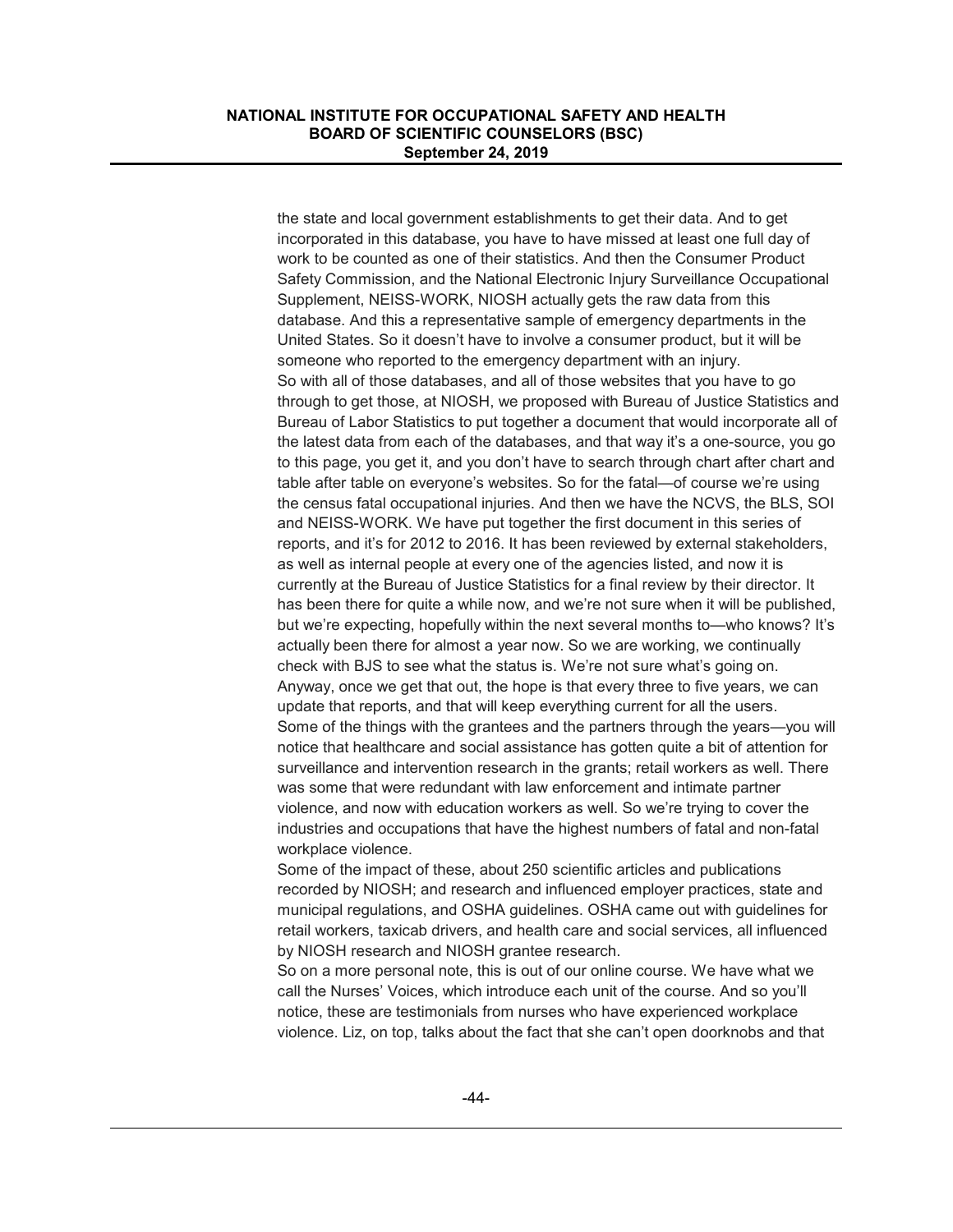the state and local government establishments to get their data. And to get incorporated in this database, you have to have missed at least one full day of work to be counted as one of their statistics. And then the Consumer Product Safety Commission, and the National Electronic Injury Surveillance Occupational Supplement, NEISS-WORK, NIOSH actually gets the raw data from this database. And this a representative sample of emergency departments in the United States. So it doesn't have to involve a consumer product, but it will be someone who reported to the emergency department with an injury.

So with all of those databases, and all of those websites that you have to go through to get those, at NIOSH, we proposed with Bureau of Justice Statistics and Bureau of Labor Statistics to put together a document that would incorporate all of the latest data from each of the databases, and that way it's a one-source, you go to this page, you get it, and you don't have to search through chart after chart and table after table on everyone's websites. So for the fatal—of course we're using the census fatal occupational injuries. And then we have the NCVS, the BLS, SOI and NEISS-WORK. We have put together the first document in this series of reports, and it's for 2012 to 2016. It has been reviewed by external stakeholders, as well as internal people at every one of the agencies listed, and now it is currently at the Bureau of Justice Statistics for a final review by their director. It has been there for quite a while now, and we're not sure when it will be published, but we're expecting, hopefully within the next several months to—who knows? It's actually been there for almost a year now. So we are working, we continually check with BJS to see what the status is. We're not sure what's going on. Anyway, once we get that out, the hope is that every three to five years, we can update that reports, and that will keep everything current for all the users.

Some of the things with the grantees and the partners through the years—you will notice that healthcare and social assistance has gotten quite a bit of attention for surveillance and intervention research in the grants; retail workers as well. There was some that were redundant with law enforcement and intimate partner violence, and now with education workers as well. So we're trying to cover the industries and occupations that have the highest numbers of fatal and non-fatal workplace violence.

Some of the impact of these, about 250 scientific articles and publications recorded by NIOSH; and research and influenced employer practices, state and municipal regulations, and OSHA guidelines. OSHA came out with guidelines for retail workers, taxicab drivers, and health care and social services, all influenced by NIOSH research and NIOSH grantee research.

So on a more personal note, this is out of our online course. We have what we call the Nurses' Voices, which introduce each unit of the course. And so you'll notice, these are testimonials from nurses who have experienced workplace violence. Liz, on top, talks about the fact that she can't open doorknobs and that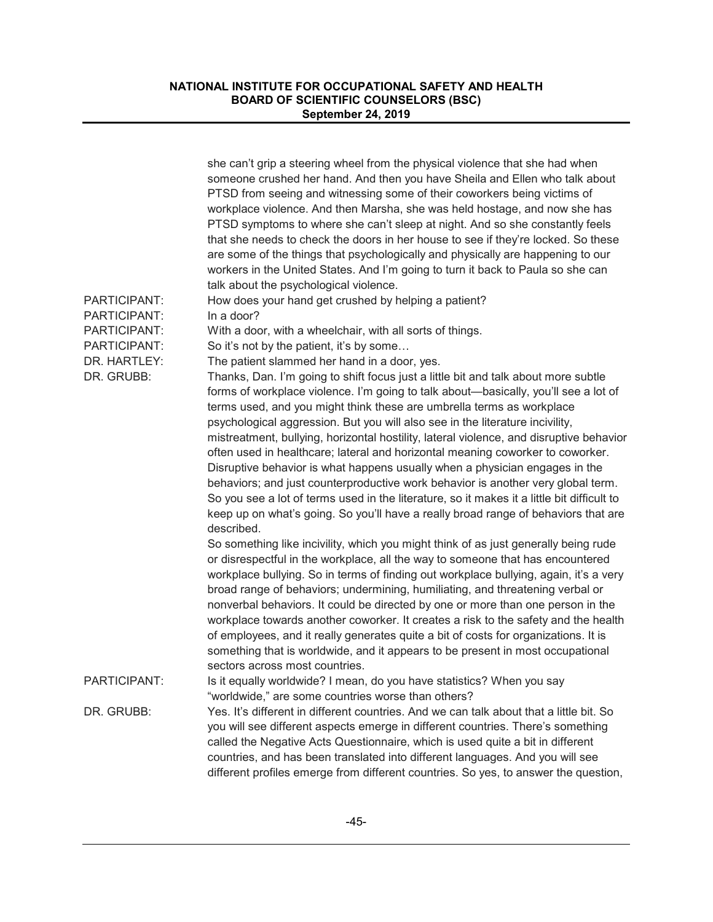she can't grip a steering wheel from the physical violence that she had when someone crushed her hand. And then you have Sheila and Ellen who talk about PTSD from seeing and witnessing some of their coworkers being victims of workplace violence. And then Marsha, she was held hostage, and now she has PTSD symptoms to where she can't sleep at night. And so she constantly feels that she needs to check the doors in her house to see if they're locked. So these are some of the things that psychologically and physically are happening to our workers in the United States. And I'm going to turn it back to Paula so she can talk about the psychological violence.

PARTICIPANT: How does your hand get crushed by helping a patient?

PARTICIPANT: In a door?

PARTICIPANT: With a door, with a wheelchair, with all sorts of things.

PARTICIPANT: So it's not by the patient, it's by some…

DR. HARTLEY: The patient slammed her hand in a door, yes.

DR. GRUBB: Thanks, Dan. I'm going to shift focus just a little bit and talk about more subtle forms of workplace violence. I'm going to talk about—basically, you'll see a lot of terms used, and you might think these are umbrella terms as workplace psychological aggression. But you will also see in the literature incivility, mistreatment, bullying, horizontal hostility, lateral violence, and disruptive behavior often used in healthcare; lateral and horizontal meaning coworker to coworker. Disruptive behavior is what happens usually when a physician engages in the behaviors; and just counterproductive work behavior is another very global term. So you see a lot of terms used in the literature, so it makes it a little bit difficult to keep up on what's going. So you'll have a really broad range of behaviors that are described.

So something like incivility, which you might think of as just generally being rude or disrespectful in the workplace, all the way to someone that has encountered workplace bullying. So in terms of finding out workplace bullying, again, it's a very broad range of behaviors; undermining, humiliating, and threatening verbal or nonverbal behaviors. It could be directed by one or more than one person in the workplace towards another coworker. It creates a risk to the safety and the health of employees, and it really generates quite a bit of costs for organizations. It is something that is worldwide, and it appears to be present in most occupational sectors across most countries.

PARTICIPANT: Is it equally worldwide? I mean, do you have statistics? When you say "worldwide," are some countries worse than others?

DR. GRUBB: Yes. It's different in different countries. And we can talk about that a little bit. So you will see different aspects emerge in different countries. There's something called the Negative Acts Questionnaire, which is used quite a bit in different countries, and has been translated into different languages. And you will see different profiles emerge from different countries. So yes, to answer the question,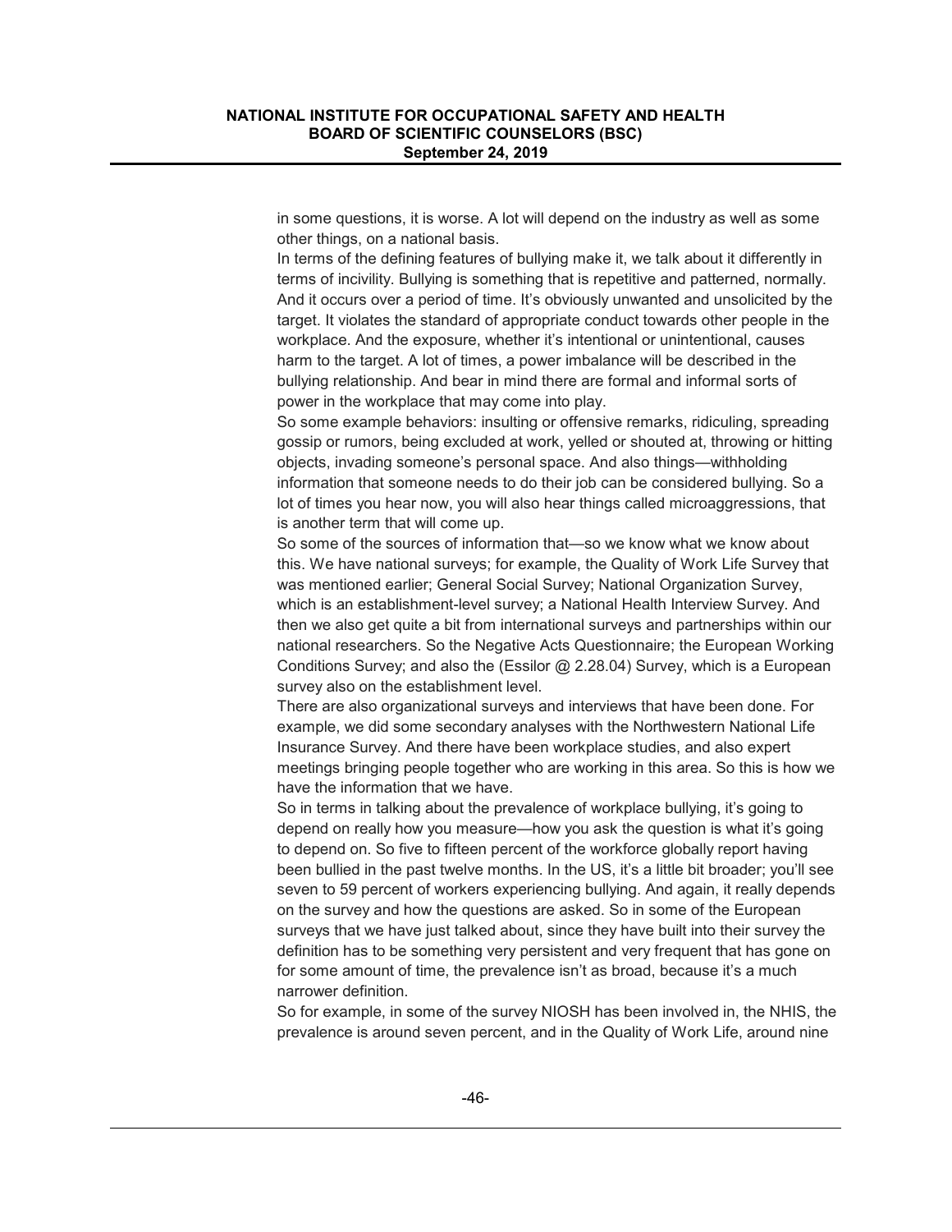in some questions, it is worse. A lot will depend on the industry as well as some other things, on a national basis.

In terms of the defining features of bullying make it, we talk about it differently in terms of incivility. Bullying is something that is repetitive and patterned, normally. And it occurs over a period of time. It's obviously unwanted and unsolicited by the target. It violates the standard of appropriate conduct towards other people in the workplace. And the exposure, whether it's intentional or unintentional, causes harm to the target. A lot of times, a power imbalance will be described in the bullying relationship. And bear in mind there are formal and informal sorts of power in the workplace that may come into play.

So some example behaviors: insulting or offensive remarks, ridiculing, spreading gossip or rumors, being excluded at work, yelled or shouted at, throwing or hitting objects, invading someone's personal space. And also things—withholding information that someone needs to do their job can be considered bullying. So a lot of times you hear now, you will also hear things called microaggressions, that is another term that will come up.

So some of the sources of information that—so we know what we know about this. We have national surveys; for example, the Quality of Work Life Survey that was mentioned earlier; General Social Survey; National Organization Survey, which is an establishment-level survey; a National Health Interview Survey. And then we also get quite a bit from international surveys and partnerships within our national researchers. So the Negative Acts Questionnaire; the European Working Conditions Survey; and also the (Essilor @ 2.28.04) Survey, which is a European survey also on the establishment level.

There are also organizational surveys and interviews that have been done. For example, we did some secondary analyses with the Northwestern National Life Insurance Survey. And there have been workplace studies, and also expert meetings bringing people together who are working in this area. So this is how we have the information that we have.

So in terms in talking about the prevalence of workplace bullying, it's going to depend on really how you measure—how you ask the question is what it's going to depend on. So five to fifteen percent of the workforce globally report having been bullied in the past twelve months. In the US, it's a little bit broader; you'll see seven to 59 percent of workers experiencing bullying. And again, it really depends on the survey and how the questions are asked. So in some of the European surveys that we have just talked about, since they have built into their survey the definition has to be something very persistent and very frequent that has gone on for some amount of time, the prevalence isn't as broad, because it's a much narrower definition.

So for example, in some of the survey NIOSH has been involved in, the NHIS, the prevalence is around seven percent, and in the Quality of Work Life, around nine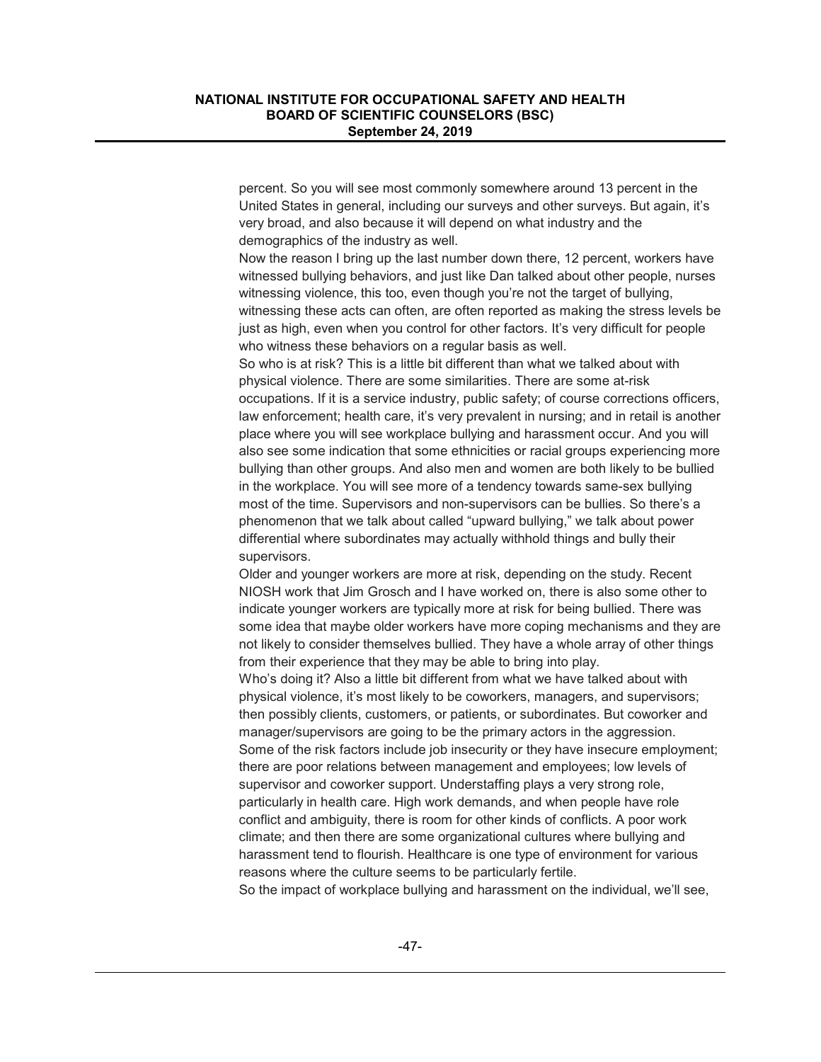percent. So you will see most commonly somewhere around 13 percent in the United States in general, including our surveys and other surveys. But again, it's very broad, and also because it will depend on what industry and the demographics of the industry as well.

Now the reason I bring up the last number down there, 12 percent, workers have witnessed bullying behaviors, and just like Dan talked about other people, nurses witnessing violence, this too, even though you're not the target of bullying, witnessing these acts can often, are often reported as making the stress levels be just as high, even when you control for other factors. It's very difficult for people who witness these behaviors on a regular basis as well.

So who is at risk? This is a little bit different than what we talked about with physical violence. There are some similarities. There are some at-risk occupations. If it is a service industry, public safety; of course corrections officers, law enforcement; health care, it's very prevalent in nursing; and in retail is another place where you will see workplace bullying and harassment occur. And you will also see some indication that some ethnicities or racial groups experiencing more bullying than other groups. And also men and women are both likely to be bullied in the workplace. You will see more of a tendency towards same-sex bullying most of the time. Supervisors and non-supervisors can be bullies. So there's a phenomenon that we talk about called "upward bullying," we talk about power differential where subordinates may actually withhold things and bully their supervisors.

Older and younger workers are more at risk, depending on the study. Recent NIOSH work that Jim Grosch and I have worked on, there is also some other to indicate younger workers are typically more at risk for being bullied. There was some idea that maybe older workers have more coping mechanisms and they are not likely to consider themselves bullied. They have a whole array of other things from their experience that they may be able to bring into play.

Who's doing it? Also a little bit different from what we have talked about with physical violence, it's most likely to be coworkers, managers, and supervisors; then possibly clients, customers, or patients, or subordinates. But coworker and manager/supervisors are going to be the primary actors in the aggression.

Some of the risk factors include job insecurity or they have insecure employment; there are poor relations between management and employees; low levels of supervisor and coworker support. Understaffing plays a very strong role, particularly in health care. High work demands, and when people have role conflict and ambiguity, there is room for other kinds of conflicts. A poor work climate; and then there are some organizational cultures where bullying and harassment tend to flourish. Healthcare is one type of environment for various reasons where the culture seems to be particularly fertile.

So the impact of workplace bullying and harassment on the individual, we'll see,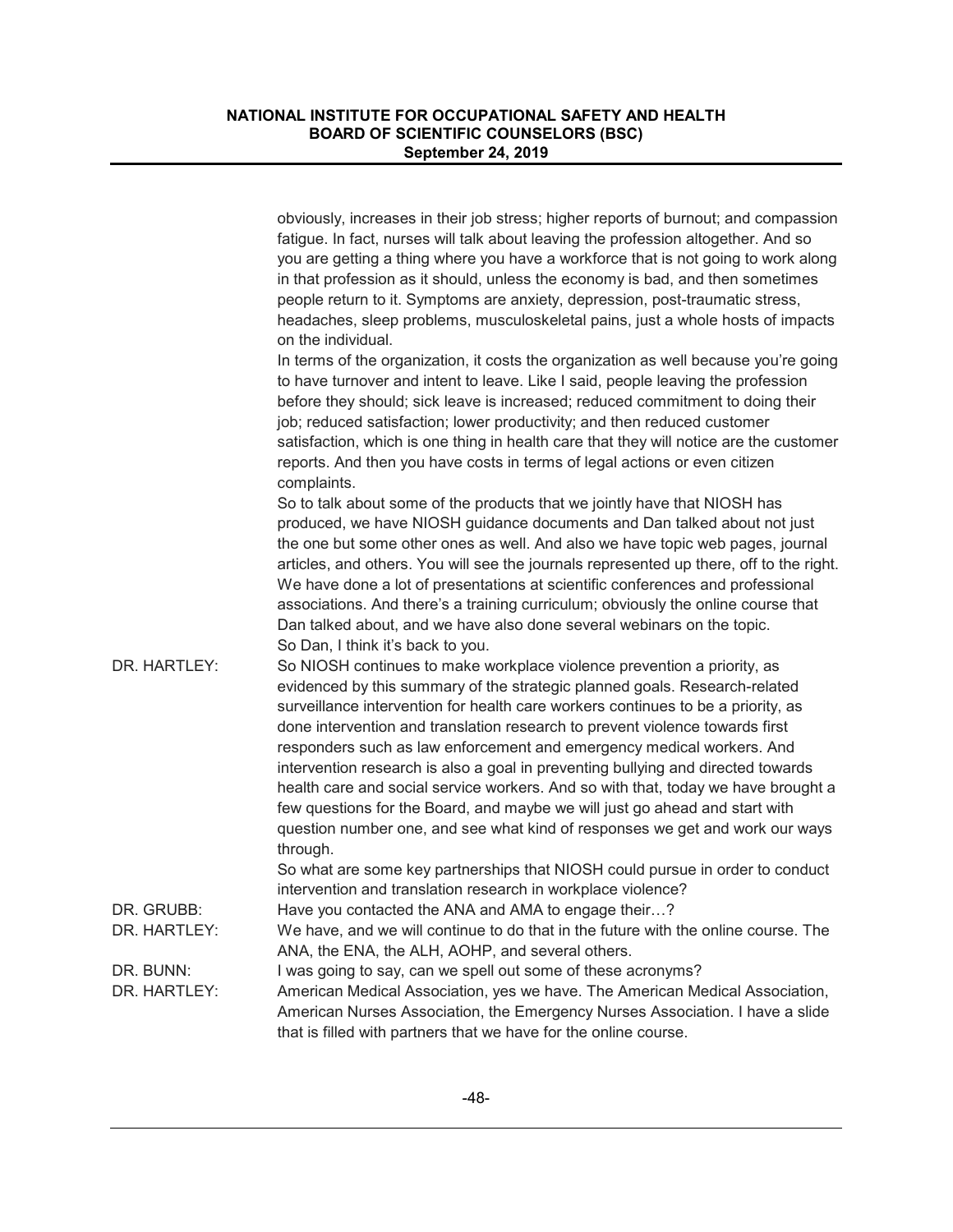obviously, increases in their job stress; higher reports of burnout; and compassion fatigue. In fact, nurses will talk about leaving the profession altogether. And so you are getting a thing where you have a workforce that is not going to work along in that profession as it should, unless the economy is bad, and then sometimes people return to it. Symptoms are anxiety, depression, post-traumatic stress, headaches, sleep problems, musculoskeletal pains, just a whole hosts of impacts on the individual.

In terms of the organization, it costs the organization as well because you're going to have turnover and intent to leave. Like I said, people leaving the profession before they should; sick leave is increased; reduced commitment to doing their job; reduced satisfaction; lower productivity; and then reduced customer satisfaction, which is one thing in health care that they will notice are the customer reports. And then you have costs in terms of legal actions or even citizen complaints.

So to talk about some of the products that we jointly have that NIOSH has produced, we have NIOSH guidance documents and Dan talked about not just the one but some other ones as well. And also we have topic web pages, journal articles, and others. You will see the journals represented up there, off to the right. We have done a lot of presentations at scientific conferences and professional associations. And there's a training curriculum; obviously the online course that Dan talked about, and we have also done several webinars on the topic.

So Dan, I think it's back to you.

DR. HARTLEY: So NIOSH continues to make workplace violence prevention a priority, as evidenced by this summary of the strategic planned goals. Research-related surveillance intervention for health care workers continues to be a priority, as done intervention and translation research to prevent violence towards first responders such as law enforcement and emergency medical workers. And intervention research is also a goal in preventing bullying and directed towards health care and social service workers. And so with that, today we have brought a few questions for the Board, and maybe we will just go ahead and start with question number one, and see what kind of responses we get and work our ways through.

So what are some key partnerships that NIOSH could pursue in order to conduct intervention and translation research in workplace violence?

DR. GRUBB: Have you contacted the ANA and AMA to engage their…?

DR. HARTLEY: We have, and we will continue to do that in the future with the online course. The ANA, the ENA, the ALH, AOHP, and several others.

DR. BUNN: I was going to say, can we spell out some of these acronyms?

DR. HARTLEY: American Medical Association, yes we have. The American Medical Association, American Nurses Association, the Emergency Nurses Association. I have a slide that is filled with partners that we have for the online course.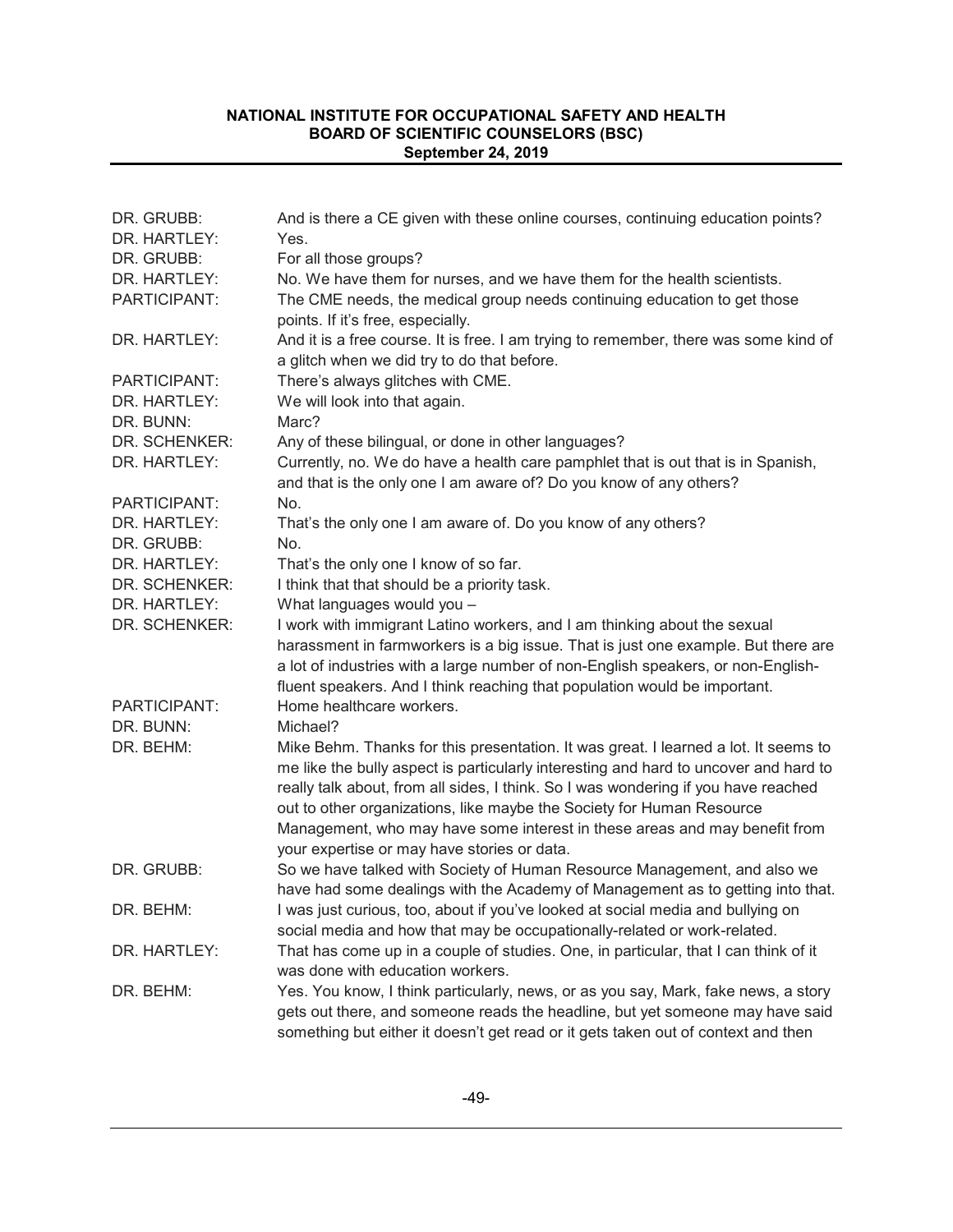| | |
|---|---|
| DR. GRUBB: | And is there a CE given with these online courses, continuing education points? |
| DR. HARTLEY: | Yes. |
| DR. GRUBB: | For all those groups? |
| DR. HARTLEY: | No. We have them for nurses, and we have them for the health scientists. |
| PARTICIPANT: | The CME needs, the medical group needs continuing education to get those points. If it's free, especially. |
| DR. HARTLEY: | And it is a free course. It is free. I am trying to remember, there was some kind of a glitch when we did try to do that before. |
| PARTICIPANT: | There's always glitches with CME. |
| DR. HARTLEY: | We will look into that again. |
| DR. BUNN: | Marc? |
| DR. SCHENKER: | Any of these bilingual, or done in other languages? |
| DR. HARTLEY: | Currently, no. We do have a health care pamphlet that is out that is in Spanish, and that is the only one I am aware of? Do you know of any others? |
| PARTICIPANT: | No. |
| DR. HARTLEY: | That's the only one I am aware of. Do you know of any others? |
| DR. GRUBB: | No. |
| DR. HARTLEY: | That's the only one I know of so far. |
| DR. SCHENKER: | I think that that should be a priority task. |
| DR. HARTLEY: | What languages would you – |
| DR. SCHENKER: | I work with immigrant Latino workers, and I am thinking about the sexual harassment in farmworkers is a big issue. That is just one example. But there are a lot of industries with a large number of non-English speakers, or non-English-fluent speakers. And I think reaching that population would be important. |
| PARTICIPANT: | Home healthcare workers. |
| DR. BUNN: | Michael? |
| DR. BEHM: | Mike Behm. Thanks for this presentation. It was great. I learned a lot. It seems to me like the bully aspect is particularly interesting and hard to uncover and hard to really talk about, from all sides, I think. So I was wondering if you have reached out to other organizations, like maybe the Society for Human Resource Management, who may have some interest in these areas and may benefit from your expertise or may have stories or data. |
| DR. GRUBB: | So we have talked with Society of Human Resource Management, and also we have had some dealings with the Academy of Management as to getting into that. |
| DR. BEHM: | I was just curious, too, about if you've looked at social media and bullying on social media and how that may be occupationally-related or work-related. |
| DR. HARTLEY: | That has come up in a couple of studies. One, in particular, that I can think of it was done with education workers. |
| DR. BEHM: | Yes. You know, I think particularly, news, or as you say, Mark, fake news, a story gets out there, and someone reads the headline, but yet someone may have said something but either it doesn't get read or it gets taken out of context and then |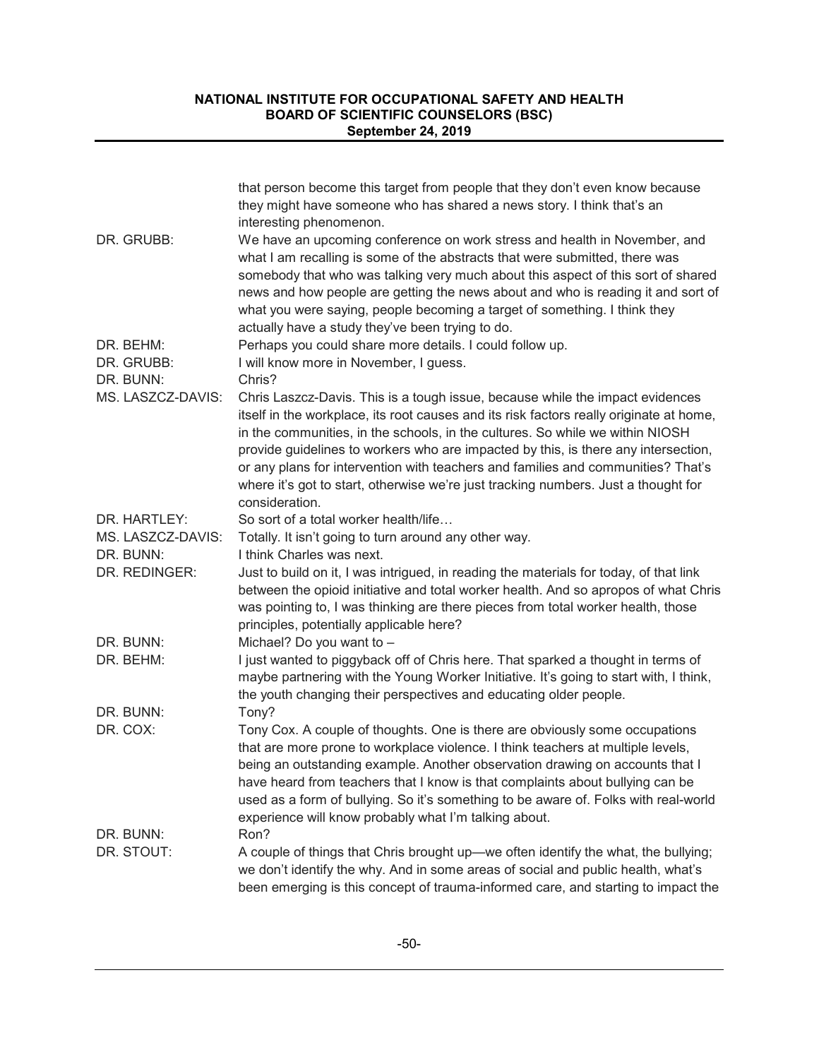that person become this target from people that they don't even know because they might have someone who has shared a news story. I think that's an interesting phenomenon.

DR. GRUBB: We have an upcoming conference on work stress and health in November, and what I am recalling is some of the abstracts that were submitted, there was somebody that who was talking very much about this aspect of this sort of shared news and how people are getting the news about and who is reading it and sort of what you were saying, people becoming a target of something. I think they actually have a study they've been trying to do.

DR. BEHM: Perhaps you could share more details. I could follow up.

DR. GRUBB: I will know more in November, I guess.

DR. BUNN: Chris?

MS. LASZCZ-DAVIS: Chris Laszcz-Davis. This is a tough issue, because while the impact evidences itself in the workplace, its root causes and its risk factors really originate at home, in the communities, in the schools, in the cultures. So while we within NIOSH provide guidelines to workers who are impacted by this, is there any intersection, or any plans for intervention with teachers and families and communities? That's where it's got to start, otherwise we're just tracking numbers. Just a thought for consideration.

DR. HARTLEY: So sort of a total worker health/life…

MS. LASZCZ-DAVIS: Totally. It isn't going to turn around any other way.

DR. BUNN: I think Charles was next.

DR. REDINGER: Just to build on it, I was intrigued, in reading the materials for today, of that link between the opioid initiative and total worker health. And so apropos of what Chris was pointing to, I was thinking are there pieces from total worker health, those principles, potentially applicable here?

DR. BUNN: Michael? Do you want to –

DR. BEHM: I just wanted to piggyback off of Chris here. That sparked a thought in terms of maybe partnering with the Young Worker Initiative. It's going to start with, I think, the youth changing their perspectives and educating older people.

DR. BUNN: Tony?

DR. COX: Tony Cox. A couple of thoughts. One is there are obviously some occupations that are more prone to workplace violence. I think teachers at multiple levels, being an outstanding example. Another observation drawing on accounts that I have heard from teachers that I know is that complaints about bullying can be used as a form of bullying. So it's something to be aware of. Folks with real-world experience will know probably what I'm talking about.

DR. BUNN: Ron?

DR. STOUT: A couple of things that Chris brought up—we often identify the what, the bullying; we don't identify the why. And in some areas of social and public health, what's been emerging is this concept of trauma-informed care, and starting to impact the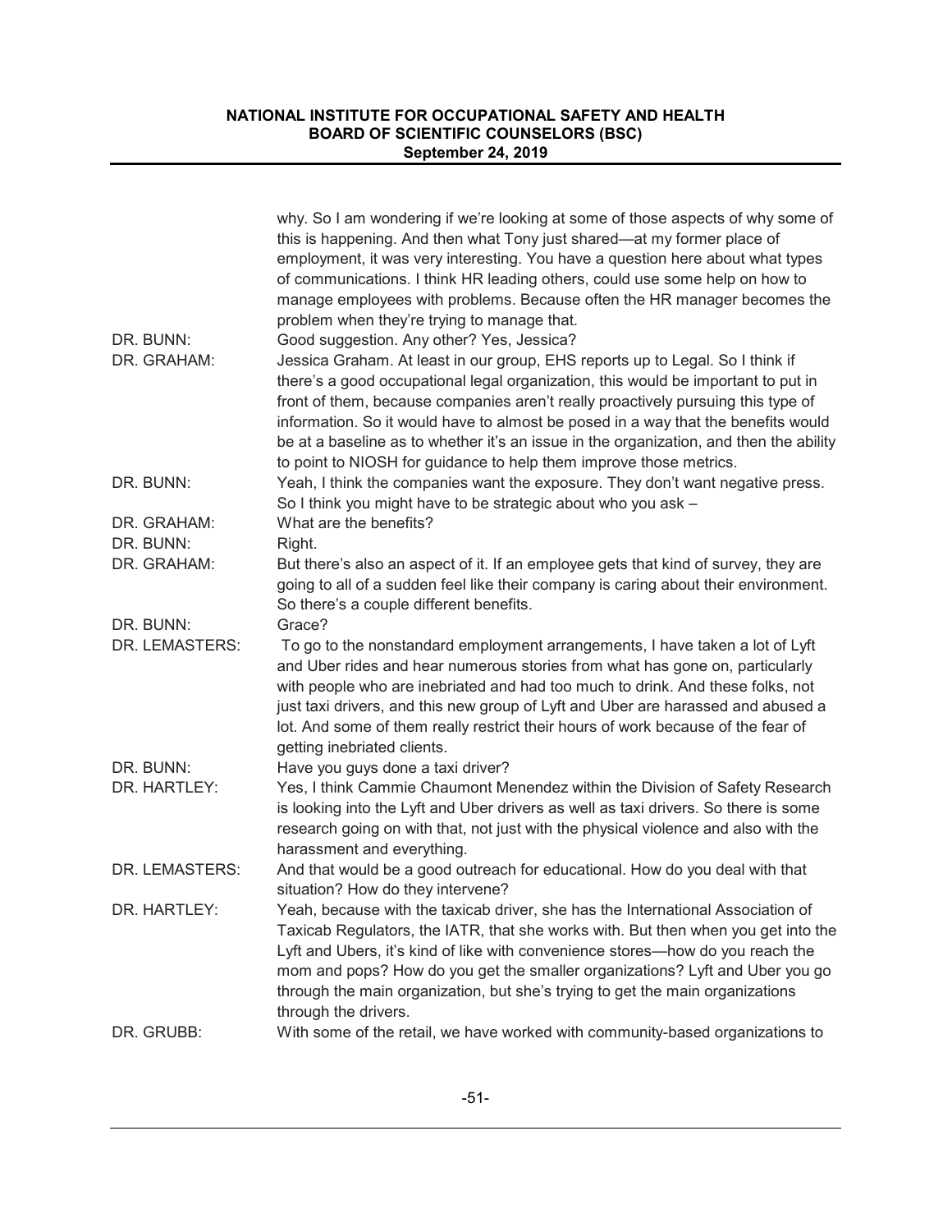why. So I am wondering if we're looking at some of those aspects of why some of this is happening. And then what Tony just shared—at my former place of employment, it was very interesting. You have a question here about what types of communications. I think HR leading others, could use some help on how to manage employees with problems. Because often the HR manager becomes the problem when they're trying to manage that.

DR. BUNN: Good suggestion. Any other? Yes, Jessica?

DR. GRAHAM: Jessica Graham. At least in our group, EHS reports up to Legal. So I think if there's a good occupational legal organization, this would be important to put in front of them, because companies aren't really proactively pursuing this type of information. So it would have to almost be posed in a way that the benefits would be at a baseline as to whether it's an issue in the organization, and then the ability to point to NIOSH for guidance to help them improve those metrics.

DR. BUNN: Yeah, I think the companies want the exposure. They don't want negative press. So I think you might have to be strategic about who you ask –

DR. GRAHAM: What are the benefits?

DR. BUNN: Right.

DR. GRAHAM: But there's also an aspect of it. If an employee gets that kind of survey, they are going to all of a sudden feel like their company is caring about their environment. So there's a couple different benefits.

DR. BUNN: Grace?

DR. LEMASTERS: To go to the nonstandard employment arrangements, I have taken a lot of Lyft and Uber rides and hear numerous stories from what has gone on, particularly with people who are inebriated and had too much to drink. And these folks, not just taxi drivers, and this new group of Lyft and Uber are harassed and abused a lot. And some of them really restrict their hours of work because of the fear of getting inebriated clients.

DR. BUNN: Have you guys done a taxi driver?

DR. HARTLEY: Yes, I think Cammie Chaumont Menendez within the Division of Safety Research is looking into the Lyft and Uber drivers as well as taxi drivers. So there is some research going on with that, not just with the physical violence and also with the harassment and everything.

DR. LEMASTERS: And that would be a good outreach for educational. How do you deal with that situation? How do they intervene?

DR. HARTLEY: Yeah, because with the taxicab driver, she has the International Association of Taxicab Regulators, the IATR, that she works with. But then when you get into the Lyft and Ubers, it's kind of like with convenience stores—how do you reach the mom and pops? How do you get the smaller organizations? Lyft and Uber you go through the main organization, but she's trying to get the main organizations through the drivers.

DR. GRUBB: With some of the retail, we have worked with community-based organizations to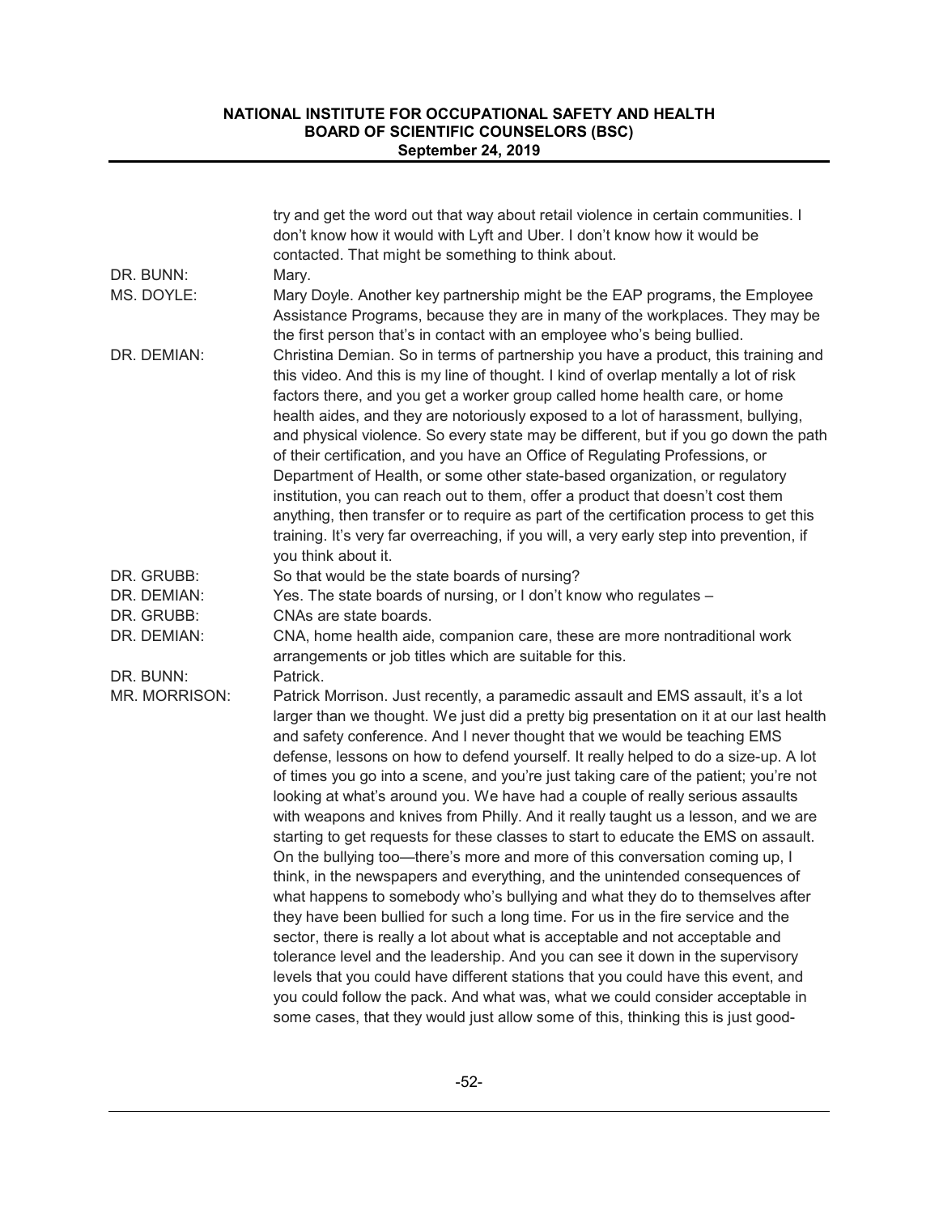try and get the word out that way about retail violence in certain communities. I don't know how it would with Lyft and Uber. I don't know how it would be contacted. That might be something to think about.

DR. BUNN: Mary.

MS. DOYLE: Mary Doyle. Another key partnership might be the EAP programs, the Employee Assistance Programs, because they are in many of the workplaces. They may be the first person that's in contact with an employee who's being bullied.

DR. DEMIAN: Christina Demian. So in terms of partnership you have a product, this training and this video. And this is my line of thought. I kind of overlap mentally a lot of risk factors there, and you get a worker group called home health care, or home health aides, and they are notoriously exposed to a lot of harassment, bullying, and physical violence. So every state may be different, but if you go down the path of their certification, and you have an Office of Regulating Professions, or Department of Health, or some other state-based organization, or regulatory institution, you can reach out to them, offer a product that doesn't cost them anything, then transfer or to require as part of the certification process to get this training. It's very far overreaching, if you will, a very early step into prevention, if you think about it.

DR. GRUBB: So that would be the state boards of nursing?

DR. DEMIAN: Yes. The state boards of nursing, or I don't know who regulates –

DR. GRUBB: CNAs are state boards.

DR. DEMIAN: CNA, home health aide, companion care, these are more nontraditional work arrangements or job titles which are suitable for this.

DR. BUNN: Patrick.

MR. MORRISON: Patrick Morrison. Just recently, a paramedic assault and EMS assault, it's a lot larger than we thought. We just did a pretty big presentation on it at our last health and safety conference. And I never thought that we would be teaching EMS defense, lessons on how to defend yourself. It really helped to do a size-up. A lot of times you go into a scene, and you're just taking care of the patient; you're not looking at what's around you. We have had a couple of really serious assaults with weapons and knives from Philly. And it really taught us a lesson, and we are starting to get requests for these classes to start to educate the EMS on assault. On the bullying too—there's more and more of this conversation coming up, I think, in the newspapers and everything, and the unintended consequences of what happens to somebody who's bullying and what they do to themselves after they have been bullied for such a long time. For us in the fire service and the sector, there is really a lot about what is acceptable and not acceptable and tolerance level and the leadership. And you can see it down in the supervisory levels that you could have different stations that you could have this event, and you could follow the pack. And what was, what we could consider acceptable in some cases, that they would just allow some of this, thinking this is just good-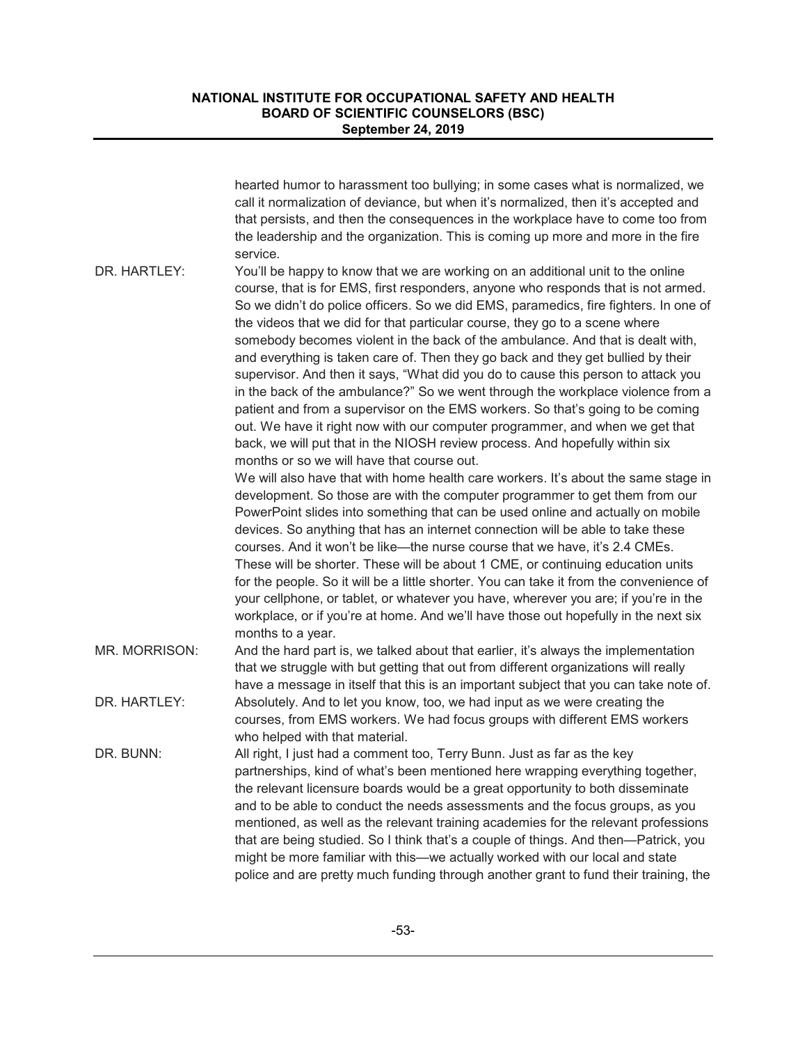hearted humor to harassment too bullying; in some cases what is normalized, we call it normalization of deviance, but when it's normalized, then it's accepted and that persists, and then the consequences in the workplace have to come too from the leadership and the organization. This is coming up more and more in the fire service.

DR. HARTLEY: You'll be happy to know that we are working on an additional unit to the online course, that is for EMS, first responders, anyone who responds that is not armed. So we didn't do police officers. So we did EMS, paramedics, fire fighters. In one of the videos that we did for that particular course, they go to a scene where somebody becomes violent in the back of the ambulance. And that is dealt with, and everything is taken care of. Then they go back and they get bullied by their supervisor. And then it says, "What did you do to cause this person to attack you in the back of the ambulance?" So we went through the workplace violence from a patient and from a supervisor on the EMS workers. So that's going to be coming out. We have it right now with our computer programmer, and when we get that back, we will put that in the NIOSH review process. And hopefully within six months or so we will have that course out.

We will also have that with home health care workers. It's about the same stage in development. So those are with the computer programmer to get them from our PowerPoint slides into something that can be used online and actually on mobile devices. So anything that has an internet connection will be able to take these courses. And it won't be like—the nurse course that we have, it's 2.4 CMEs. These will be shorter. These will be about 1 CME, or continuing education units for the people. So it will be a little shorter. You can take it from the convenience of your cellphone, or tablet, or whatever you have, wherever you are; if you're in the workplace, or if you're at home. And we'll have those out hopefully in the next six months to a year.

MR. MORRISON: And the hard part is, we talked about that earlier, it's always the implementation that we struggle with but getting that out from different organizations will really have a message in itself that this is an important subject that you can take note of.

DR. HARTLEY: Absolutely. And to let you know, too, we had input as we were creating the courses, from EMS workers. We had focus groups with different EMS workers who helped with that material.

DR. BUNN: All right, I just had a comment too, Terry Bunn. Just as far as the key partnerships, kind of what's been mentioned here wrapping everything together, the relevant licensure boards would be a great opportunity to both disseminate and to be able to conduct the needs assessments and the focus groups, as you mentioned, as well as the relevant training academies for the relevant professions that are being studied. So I think that's a couple of things. And then—Patrick, you might be more familiar with this—we actually worked with our local and state police and are pretty much funding through another grant to fund their training, the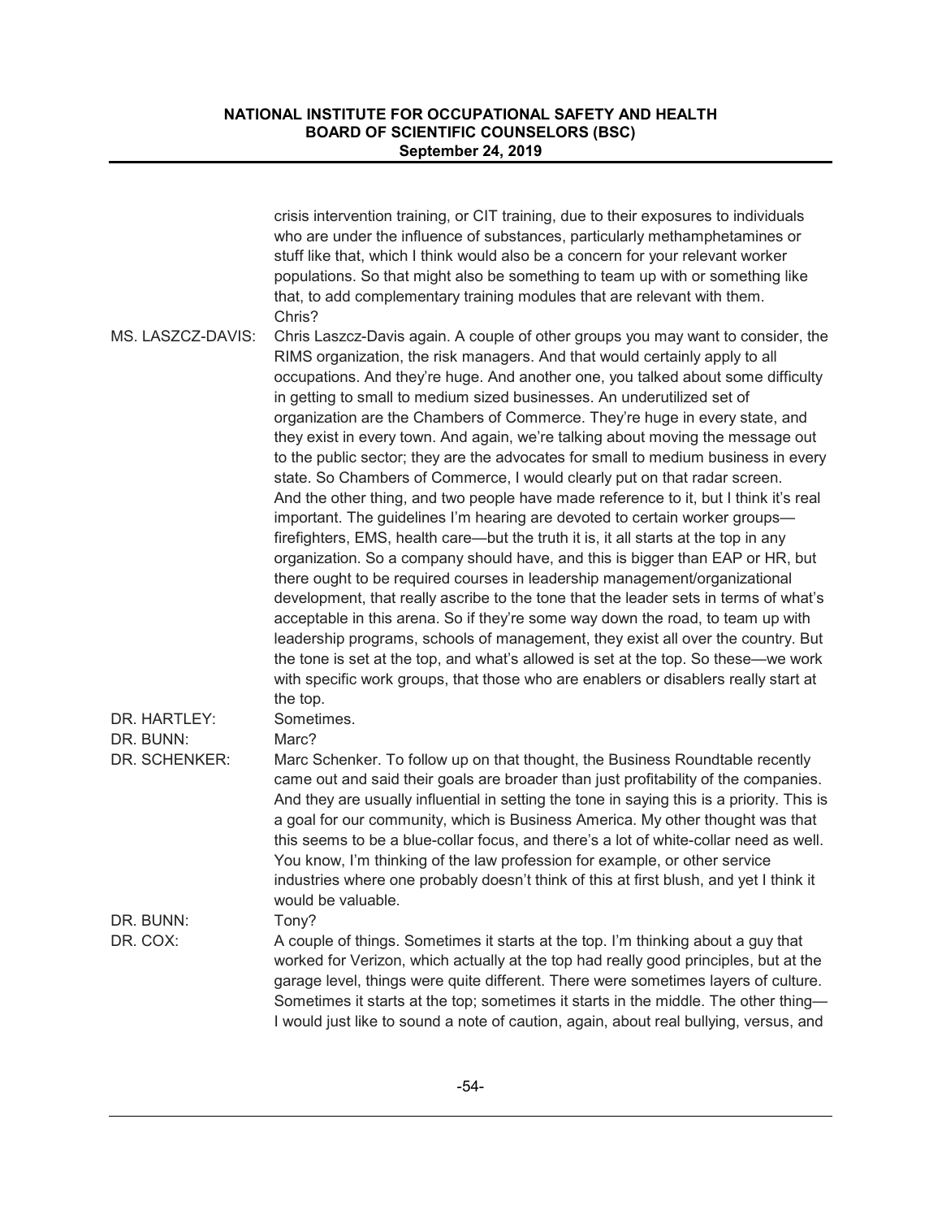crisis intervention training, or CIT training, due to their exposures to individuals who are under the influence of substances, particularly methamphetamines or stuff like that, which I think would also be a concern for your relevant worker populations. So that might also be something to team up with or something like that, to add complementary training modules that are relevant with them. Chris?

MS. LASZCZ-DAVIS: Chris Laszcz-Davis again. A couple of other groups you may want to consider, the RIMS organization, the risk managers. And that would certainly apply to all occupations. And they're huge. And another one, you talked about some difficulty in getting to small to medium sized businesses. An underutilized set of organization are the Chambers of Commerce. They're huge in every state, and they exist in every town. And again, we're talking about moving the message out to the public sector; they are the advocates for small to medium business in every state. So Chambers of Commerce, I would clearly put on that radar screen. And the other thing, and two people have made reference to it, but I think it's real important. The guidelines I'm hearing are devoted to certain worker groups—firefighters, EMS, health care—but the truth it is, it all starts at the top in any organization. So a company should have, and this is bigger than EAP or HR, but there ought to be required courses in leadership management/organizational development, that really ascribe to the tone that the leader sets in terms of what's acceptable in this arena. So if they're some way down the road, to team up with leadership programs, schools of management, they exist all over the country. But the tone is set at the top, and what's allowed is set at the top. So these—we work with specific work groups, that those who are enablers or disablers really start at the top.

DR. HARTLEY: Sometimes.

DR. BUNN: Marc?

DR. SCHENKER: Marc Schenker. To follow up on that thought, the Business Roundtable recently came out and said their goals are broader than just profitability of the companies. And they are usually influential in setting the tone in saying this is a priority. This is a goal for our community, which is Business America. My other thought was that this seems to be a blue-collar focus, and there's a lot of white-collar need as well. You know, I'm thinking of the law profession for example, or other service industries where one probably doesn't think of this at first blush, and yet I think it would be valuable.

DR. BUNN: Tony?

DR. COX: A couple of things. Sometimes it starts at the top. I'm thinking about a guy that worked for Verizon, which actually at the top had really good principles, but at the garage level, things were quite different. There were sometimes layers of culture. Sometimes it starts at the top; sometimes it starts in the middle. The other thing—I would just like to sound a note of caution, again, about real bullying, versus, and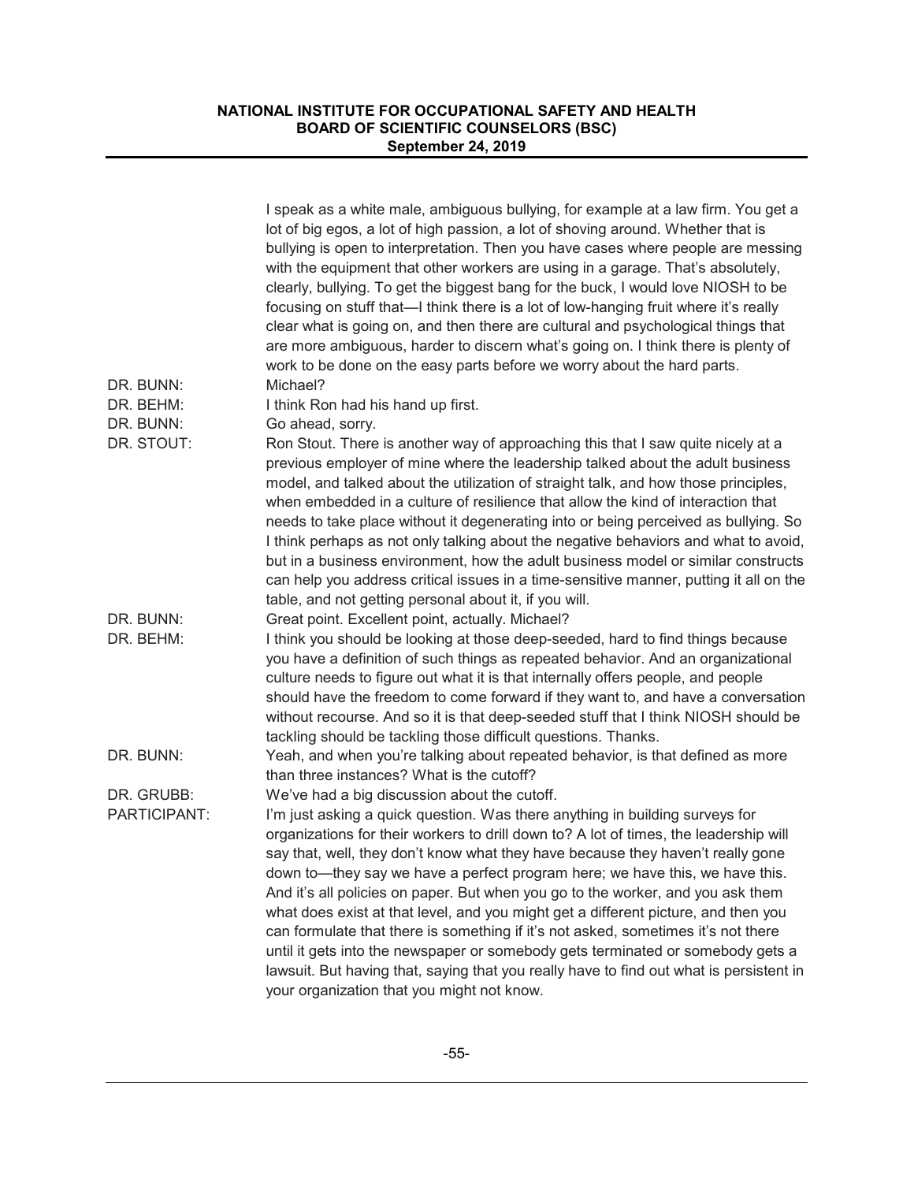I speak as a white male, ambiguous bullying, for example at a law firm. You get a lot of big egos, a lot of high passion, a lot of shoving around. Whether that is bullying is open to interpretation. Then you have cases where people are messing with the equipment that other workers are using in a garage. That's absolutely, clearly, bullying. To get the biggest bang for the buck, I would love NIOSH to be focusing on stuff that—I think there is a lot of low-hanging fruit where it's really clear what is going on, and then there are cultural and psychological things that are more ambiguous, harder to discern what's going on. I think there is plenty of work to be done on the easy parts before we worry about the hard parts.

DR. BUNN: Michael?

DR. BEHM: I think Ron had his hand up first.

DR. BUNN: Go ahead, sorry.

DR. STOUT: Ron Stout. There is another way of approaching this that I saw quite nicely at a previous employer of mine where the leadership talked about the adult business model, and talked about the utilization of straight talk, and how those principles, when embedded in a culture of resilience that allow the kind of interaction that needs to take place without it degenerating into or being perceived as bullying. So I think perhaps as not only talking about the negative behaviors and what to avoid, but in a business environment, how the adult business model or similar constructs can help you address critical issues in a time-sensitive manner, putting it all on the table, and not getting personal about it, if you will.

DR. BUNN: Great point. Excellent point, actually. Michael?

DR. BEHM: I think you should be looking at those deep-seeded, hard to find things because you have a definition of such things as repeated behavior. And an organizational culture needs to figure out what it is that internally offers people, and people should have the freedom to come forward if they want to, and have a conversation without recourse. And so it is that deep-seeded stuff that I think NIOSH should be tackling should be tackling those difficult questions. Thanks.

DR. BUNN: Yeah, and when you're talking about repeated behavior, is that defined as more than three instances? What is the cutoff?

DR. GRUBB: We've had a big discussion about the cutoff.

PARTICIPANT: I'm just asking a quick question. Was there anything in building surveys for organizations for their workers to drill down to? A lot of times, the leadership will say that, well, they don't know what they have because they haven't really gone down to—they say we have a perfect program here; we have this, we have this. And it's all policies on paper. But when you go to the worker, and you ask them what does exist at that level, and you might get a different picture, and then you can formulate that there is something if it's not asked, sometimes it's not there until it gets into the newspaper or somebody gets terminated or somebody gets a lawsuit. But having that, saying that you really have to find out what is persistent in your organization that you might not know.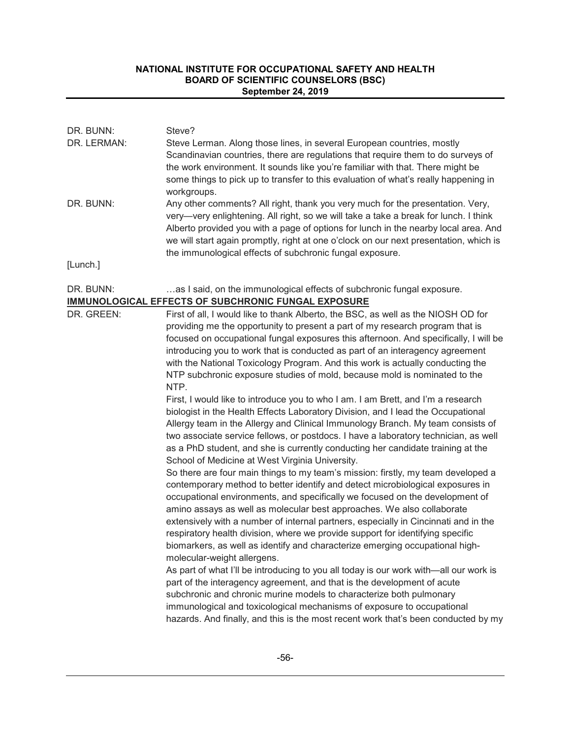DR. BUNN: Steve?

DR. LERMAN: Steve Lerman. Along those lines, in several European countries, mostly Scandinavian countries, there are regulations that require them to do surveys of the work environment. It sounds like you're familiar with that. There might be some things to pick up to transfer to this evaluation of what's really happening in workgroups.

DR. BUNN: Any other comments? All right, thank you very much for the presentation. Very, very—very enlightening. All right, so we will take a take a break for lunch. I think Alberto provided you with a page of options for lunch in the nearby local area. And we will start again promptly, right at one o'clock on our next presentation, which is the immunological effects of subchronic fungal exposure.

[Lunch.]

DR. BUNN: …as I said, on the immunological effects of subchronic fungal exposure.

**IMMUNOLOGICAL EFFECTS OF SUBCHRONIC FUNGAL EXPOSURE**

DR. GREEN: First of all, I would like to thank Alberto, the BSC, as well as the NIOSH OD for providing me the opportunity to present a part of my research program that is focused on occupational fungal exposures this afternoon. And specifically, I will be introducing you to work that is conducted as part of an interagency agreement with the National Toxicology Program. And this work is actually conducting the NTP subchronic exposure studies of mold, because mold is nominated to the NTP.

First, I would like to introduce you to who I am. I am Brett, and I'm a research biologist in the Health Effects Laboratory Division, and I lead the Occupational Allergy team in the Allergy and Clinical Immunology Branch. My team consists of two associate service fellows, or postdocs. I have a laboratory technician, as well as a PhD student, and she is currently conducting her candidate training at the School of Medicine at West Virginia University.

So there are four main things to my team's mission: firstly, my team developed a contemporary method to better identify and detect microbiological exposures in occupational environments, and specifically we focused on the development of amino assays as well as molecular best approaches. We also collaborate extensively with a number of internal partners, especially in Cincinnati and in the respiratory health division, where we provide support for identifying specific biomarkers, as well as identify and characterize emerging occupational high-molecular-weight allergens.

As part of what I'll be introducing to you all today is our work with—all our work is part of the interagency agreement, and that is the development of acute subchronic and chronic murine models to characterize both pulmonary immunological and toxicological mechanisms of exposure to occupational hazards. And finally, and this is the most recent work that's been conducted by my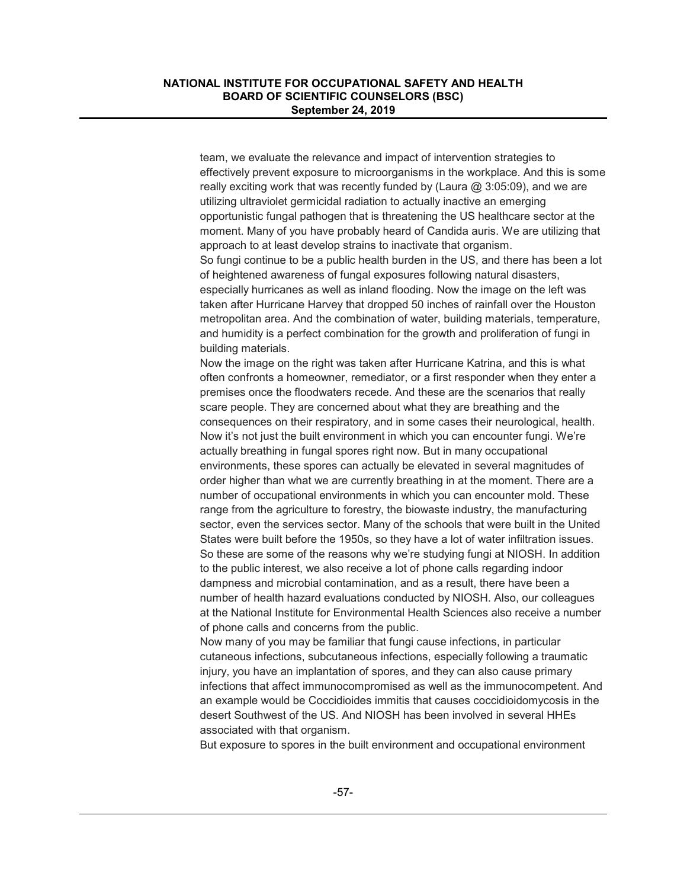team, we evaluate the relevance and impact of intervention strategies to effectively prevent exposure to microorganisms in the workplace. And this is some really exciting work that was recently funded by (Laura @ 3:05:09), and we are utilizing ultraviolet germicidal radiation to actually inactive an emerging opportunistic fungal pathogen that is threatening the US healthcare sector at the moment. Many of you have probably heard of Candida auris. We are utilizing that approach to at least develop strains to inactivate that organism.

So fungi continue to be a public health burden in the US, and there has been a lot of heightened awareness of fungal exposures following natural disasters, especially hurricanes as well as inland flooding. Now the image on the left was taken after Hurricane Harvey that dropped 50 inches of rainfall over the Houston metropolitan area. And the combination of water, building materials, temperature, and humidity is a perfect combination for the growth and proliferation of fungi in building materials.

Now the image on the right was taken after Hurricane Katrina, and this is what often confronts a homeowner, remediator, or a first responder when they enter a premises once the floodwaters recede. And these are the scenarios that really scare people. They are concerned about what they are breathing and the consequences on their respiratory, and in some cases their neurological, health.

Now it's not just the built environment in which you can encounter fungi. We're actually breathing in fungal spores right now. But in many occupational environments, these spores can actually be elevated in several magnitudes of order higher than what we are currently breathing in at the moment. There are a number of occupational environments in which you can encounter mold. These range from the agriculture to forestry, the biowaste industry, the manufacturing sector, even the services sector. Many of the schools that were built in the United States were built before the 1950s, so they have a lot of water infiltration issues.

So these are some of the reasons why we're studying fungi at NIOSH. In addition to the public interest, we also receive a lot of phone calls regarding indoor dampness and microbial contamination, and as a result, there have been a number of health hazard evaluations conducted by NIOSH. Also, our colleagues at the National Institute for Environmental Health Sciences also receive a number of phone calls and concerns from the public.

Now many of you may be familiar that fungi cause infections, in particular cutaneous infections, subcutaneous infections, especially following a traumatic injury, you have an implantation of spores, and they can also cause primary infections that affect immunocompromised as well as the immunocompetent. And an example would be Coccidioides immitis that causes coccidioidomycosis in the desert Southwest of the US. And NIOSH has been involved in several HHEs associated with that organism.

But exposure to spores in the built environment and occupational environment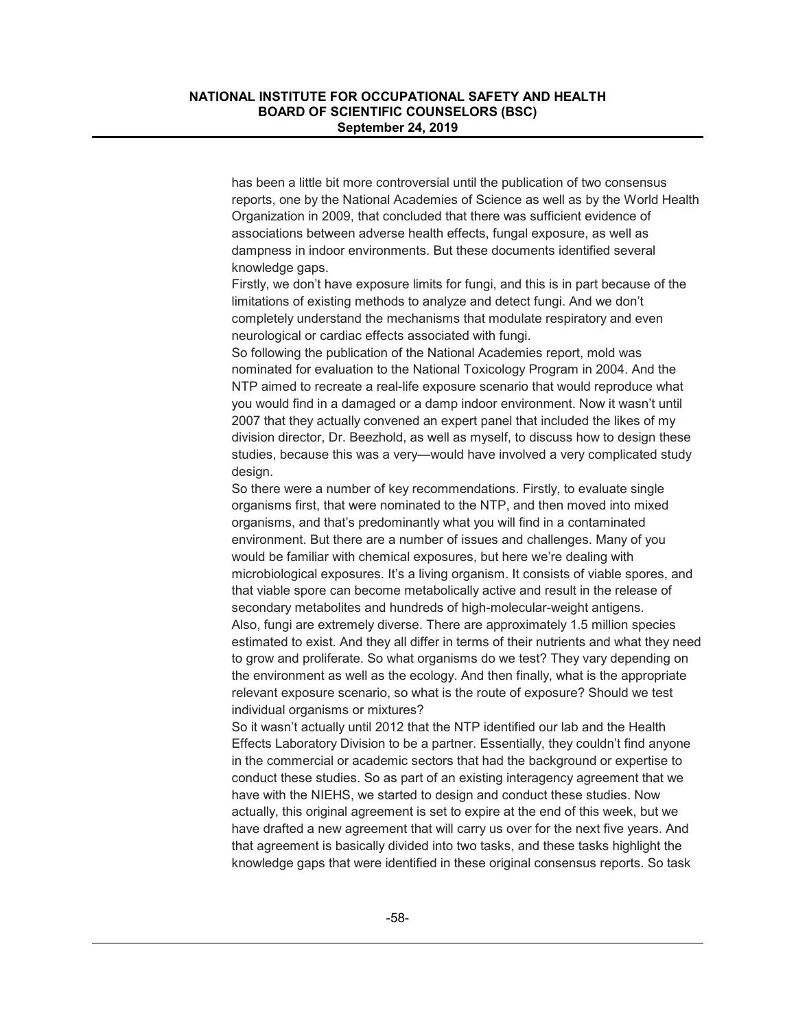has been a little bit more controversial until the publication of two consensus reports, one by the National Academies of Science as well as by the World Health Organization in 2009, that concluded that there was sufficient evidence of associations between adverse health effects, fungal exposure, as well as dampness in indoor environments. But these documents identified several knowledge gaps.

Firstly, we don't have exposure limits for fungi, and this is in part because of the limitations of existing methods to analyze and detect fungi. And we don't completely understand the mechanisms that modulate respiratory and even neurological or cardiac effects associated with fungi.

So following the publication of the National Academies report, mold was nominated for evaluation to the National Toxicology Program in 2004. And the NTP aimed to recreate a real-life exposure scenario that would reproduce what you would find in a damaged or a damp indoor environment. Now it wasn't until 2007 that they actually convened an expert panel that included the likes of my division director, Dr. Beezhold, as well as myself, to discuss how to design these studies, because this was a very—would have involved a very complicated study design.

So there were a number of key recommendations. Firstly, to evaluate single organisms first, that were nominated to the NTP, and then moved into mixed organisms, and that's predominantly what you will find in a contaminated environment. But there are a number of issues and challenges. Many of you would be familiar with chemical exposures, but here we're dealing with microbiological exposures. It's a living organism. It consists of viable spores, and that viable spore can become metabolically active and result in the release of secondary metabolites and hundreds of high-molecular-weight antigens.

Also, fungi are extremely diverse. There are approximately 1.5 million species estimated to exist. And they all differ in terms of their nutrients and what they need to grow and proliferate. So what organisms do we test? They vary depending on the environment as well as the ecology. And then finally, what is the appropriate relevant exposure scenario, so what is the route of exposure? Should we test individual organisms or mixtures?

So it wasn't actually until 2012 that the NTP identified our lab and the Health Effects Laboratory Division to be a partner. Essentially, they couldn't find anyone in the commercial or academic sectors that had the background or expertise to conduct these studies. So as part of an existing interagency agreement that we have with the NIEHS, we started to design and conduct these studies. Now actually, this original agreement is set to expire at the end of this week, but we have drafted a new agreement that will carry us over for the next five years. And that agreement is basically divided into two tasks, and these tasks highlight the knowledge gaps that were identified in these original consensus reports. So task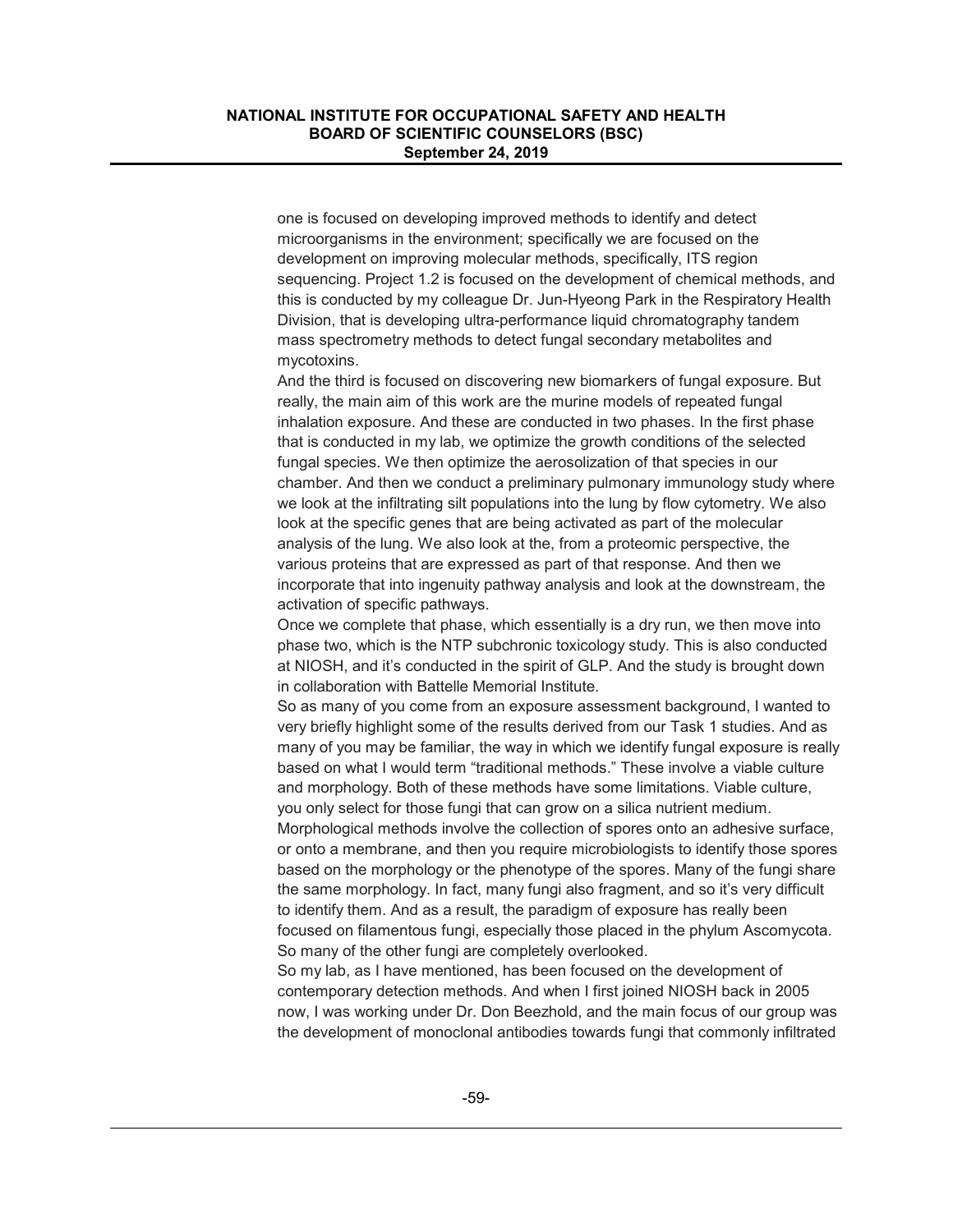one is focused on developing improved methods to identify and detect microorganisms in the environment; specifically we are focused on the development on improving molecular methods, specifically, ITS region sequencing. Project 1.2 is focused on the development of chemical methods, and this is conducted by my colleague Dr. Jun-Hyeong Park in the Respiratory Health Division, that is developing ultra-performance liquid chromatography tandem mass spectrometry methods to detect fungal secondary metabolites and mycotoxins.

And the third is focused on discovering new biomarkers of fungal exposure. But really, the main aim of this work are the murine models of repeated fungal inhalation exposure. And these are conducted in two phases. In the first phase that is conducted in my lab, we optimize the growth conditions of the selected fungal species. We then optimize the aerosolization of that species in our chamber. And then we conduct a preliminary pulmonary immunology study where we look at the infiltrating silt populations into the lung by flow cytometry. We also look at the specific genes that are being activated as part of the molecular analysis of the lung. We also look at the, from a proteomic perspective, the various proteins that are expressed as part of that response. And then we incorporate that into ingenuity pathway analysis and look at the downstream, the activation of specific pathways.

Once we complete that phase, which essentially is a dry run, we then move into phase two, which is the NTP subchronic toxicology study. This is also conducted at NIOSH, and it's conducted in the spirit of GLP. And the study is brought down in collaboration with Battelle Memorial Institute.

So as many of you come from an exposure assessment background, I wanted to very briefly highlight some of the results derived from our Task 1 studies. And as many of you may be familiar, the way in which we identify fungal exposure is really based on what I would term "traditional methods." These involve a viable culture and morphology. Both of these methods have some limitations. Viable culture, you only select for those fungi that can grow on a silica nutrient medium. Morphological methods involve the collection of spores onto an adhesive surface, or onto a membrane, and then you require microbiologists to identify those spores based on the morphology or the phenotype of the spores. Many of the fungi share the same morphology. In fact, many fungi also fragment, and so it's very difficult to identify them. And as a result, the paradigm of exposure has really been focused on filamentous fungi, especially those placed in the phylum Ascomycota. So many of the other fungi are completely overlooked.

So my lab, as I have mentioned, has been focused on the development of contemporary detection methods. And when I first joined NIOSH back in 2005 now, I was working under Dr. Don Beezhold, and the main focus of our group was the development of monoclonal antibodies towards fungi that commonly infiltrated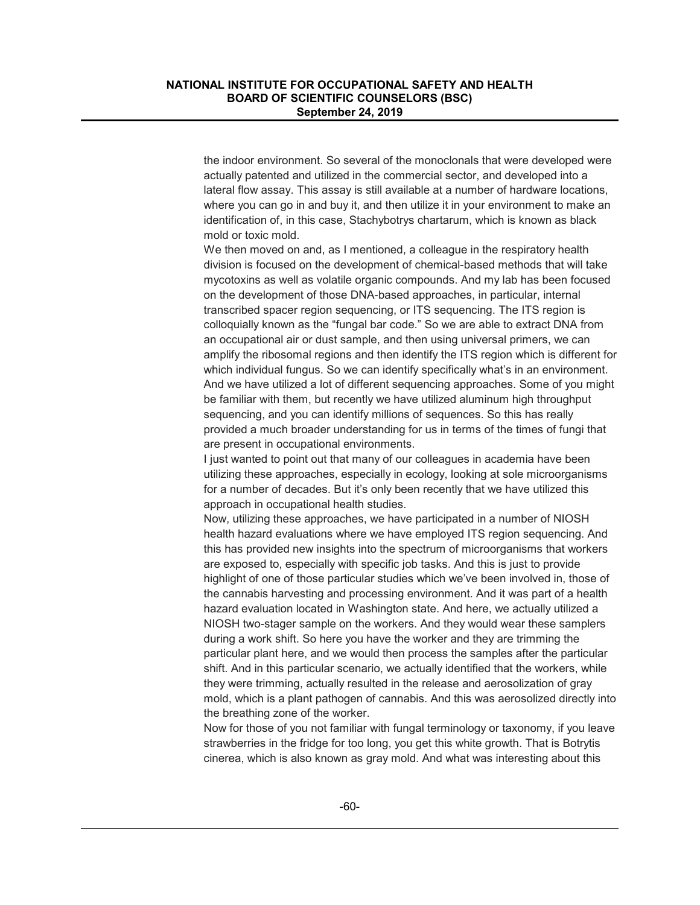the indoor environment. So several of the monoclonals that were developed were actually patented and utilized in the commercial sector, and developed into a lateral flow assay. This assay is still available at a number of hardware locations, where you can go in and buy it, and then utilize it in your environment to make an identification of, in this case, Stachybotrys chartarum, which is known as black mold or toxic mold.

We then moved on and, as I mentioned, a colleague in the respiratory health division is focused on the development of chemical-based methods that will take mycotoxins as well as volatile organic compounds. And my lab has been focused on the development of those DNA-based approaches, in particular, internal transcribed spacer region sequencing, or ITS sequencing. The ITS region is colloquially known as the "fungal bar code." So we are able to extract DNA from an occupational air or dust sample, and then using universal primers, we can amplify the ribosomal regions and then identify the ITS region which is different for which individual fungus. So we can identify specifically what's in an environment. And we have utilized a lot of different sequencing approaches. Some of you might be familiar with them, but recently we have utilized aluminum high throughput sequencing, and you can identify millions of sequences. So this has really provided a much broader understanding for us in terms of the times of fungi that are present in occupational environments.

I just wanted to point out that many of our colleagues in academia have been utilizing these approaches, especially in ecology, looking at sole microorganisms for a number of decades. But it's only been recently that we have utilized this approach in occupational health studies.

Now, utilizing these approaches, we have participated in a number of NIOSH health hazard evaluations where we have employed ITS region sequencing. And this has provided new insights into the spectrum of microorganisms that workers are exposed to, especially with specific job tasks. And this is just to provide highlight of one of those particular studies which we've been involved in, those of the cannabis harvesting and processing environment. And it was part of a health hazard evaluation located in Washington state. And here, we actually utilized a NIOSH two-stager sample on the workers. And they would wear these samplers during a work shift. So here you have the worker and they are trimming the particular plant here, and we would then process the samples after the particular shift. And in this particular scenario, we actually identified that the workers, while they were trimming, actually resulted in the release and aerosolization of gray mold, which is a plant pathogen of cannabis. And this was aerosolized directly into the breathing zone of the worker.

Now for those of you not familiar with fungal terminology or taxonomy, if you leave strawberries in the fridge for too long, you get this white growth. That is Botrytis cinerea, which is also known as gray mold. And what was interesting about this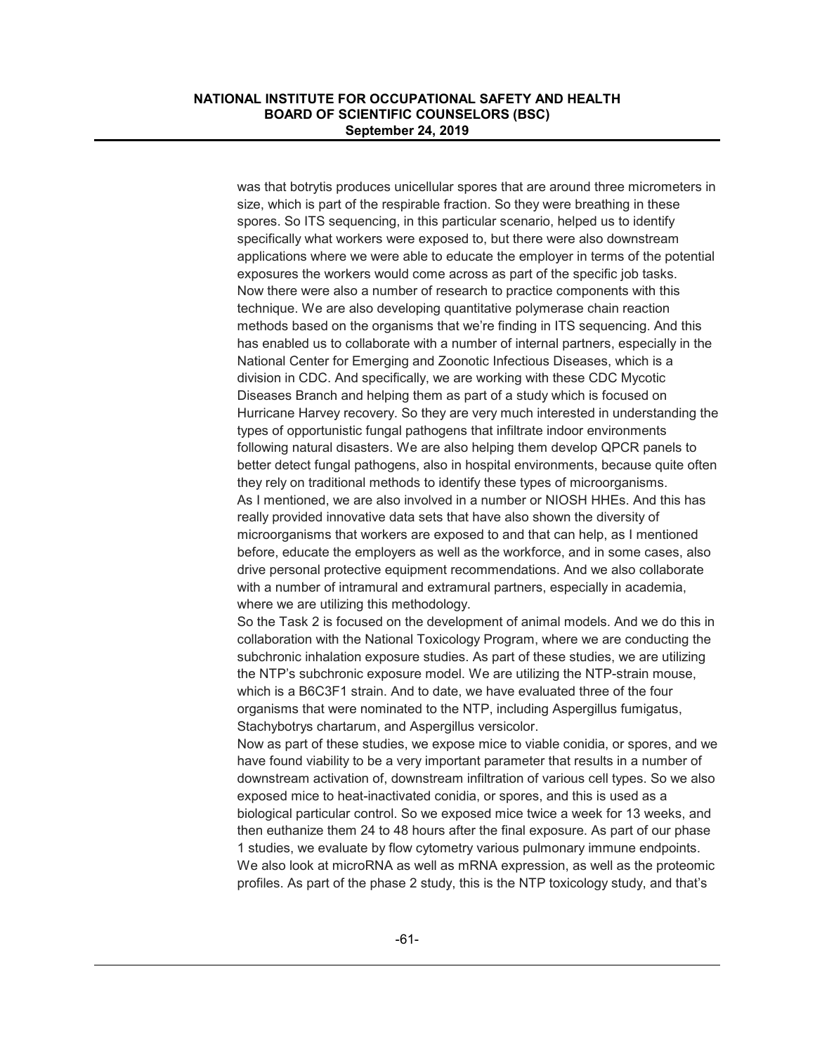was that botrytis produces unicellular spores that are around three micrometers in size, which is part of the respirable fraction. So they were breathing in these spores. So ITS sequencing, in this particular scenario, helped us to identify specifically what workers were exposed to, but there were also downstream applications where we were able to educate the employer in terms of the potential exposures the workers would come across as part of the specific job tasks.

Now there were also a number of research to practice components with this technique. We are also developing quantitative polymerase chain reaction methods based on the organisms that we're finding in ITS sequencing. And this has enabled us to collaborate with a number of internal partners, especially in the National Center for Emerging and Zoonotic Infectious Diseases, which is a division in CDC. And specifically, we are working with these CDC Mycotic Diseases Branch and helping them as part of a study which is focused on Hurricane Harvey recovery. So they are very much interested in understanding the types of opportunistic fungal pathogens that infiltrate indoor environments following natural disasters. We are also helping them develop QPCR panels to better detect fungal pathogens, also in hospital environments, because quite often they rely on traditional methods to identify these types of microorganisms.

As I mentioned, we are also involved in a number or NIOSH HHEs. And this has really provided innovative data sets that have also shown the diversity of microorganisms that workers are exposed to and that can help, as I mentioned before, educate the employers as well as the workforce, and in some cases, also drive personal protective equipment recommendations. And we also collaborate with a number of intramural and extramural partners, especially in academia, where we are utilizing this methodology.

So the Task 2 is focused on the development of animal models. And we do this in collaboration with the National Toxicology Program, where we are conducting the subchronic inhalation exposure studies. As part of these studies, we are utilizing the NTP's subchronic exposure model. We are utilizing the NTP-strain mouse, which is a B6C3F1 strain. And to date, we have evaluated three of the four organisms that were nominated to the NTP, including Aspergillus fumigatus, Stachybotrys chartarum, and Aspergillus versicolor.

Now as part of these studies, we expose mice to viable conidia, or spores, and we have found viability to be a very important parameter that results in a number of downstream activation of, downstream infiltration of various cell types. So we also exposed mice to heat-inactivated conidia, or spores, and this is used as a biological particular control. So we exposed mice twice a week for 13 weeks, and then euthanize them 24 to 48 hours after the final exposure. As part of our phase 1 studies, we evaluate by flow cytometry various pulmonary immune endpoints. We also look at microRNA as well as mRNA expression, as well as the proteomic profiles. As part of the phase 2 study, this is the NTP toxicology study, and that's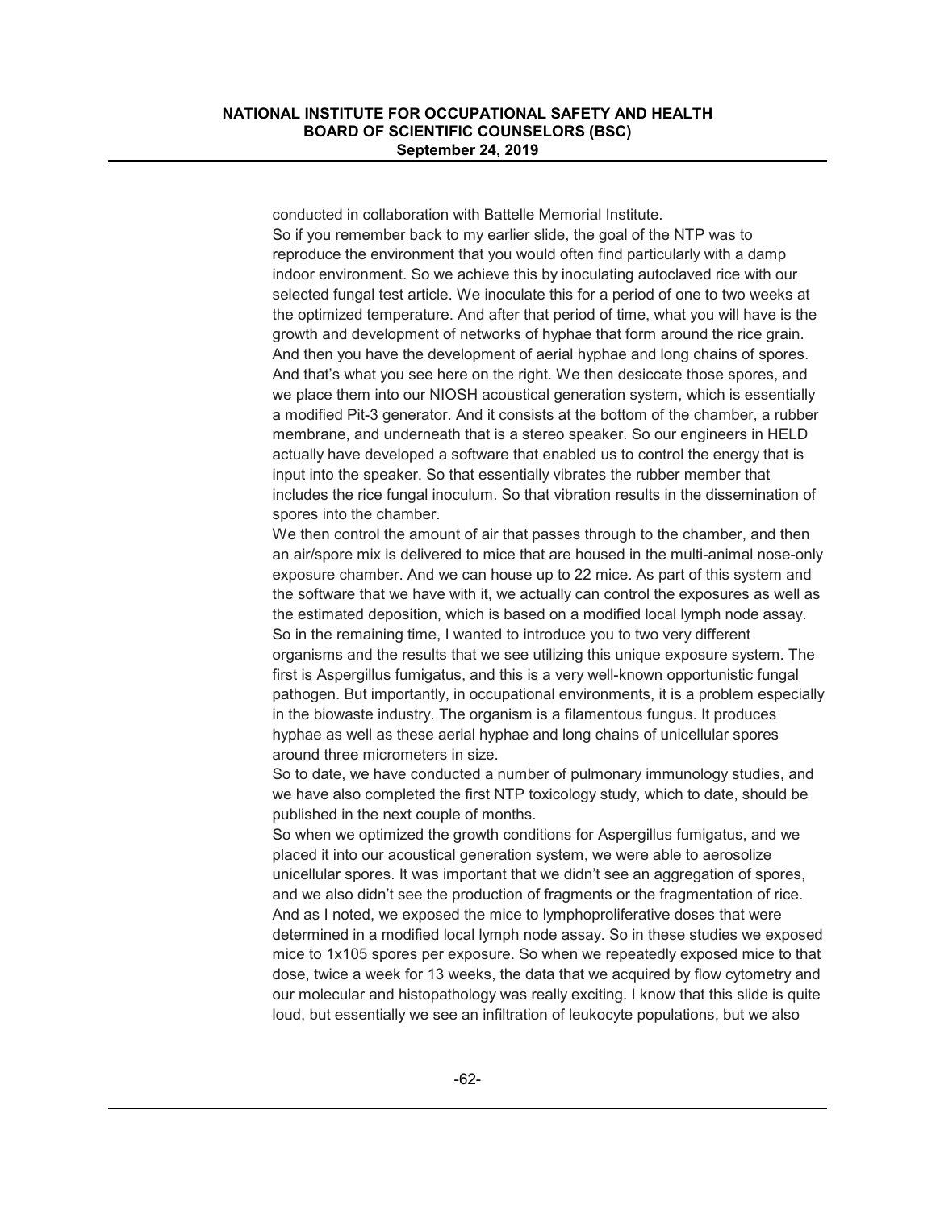conducted in collaboration with Battelle Memorial Institute.

So if you remember back to my earlier slide, the goal of the NTP was to reproduce the environment that you would often find particularly with a damp indoor environment. So we achieve this by inoculating autoclaved rice with our selected fungal test article. We inoculate this for a period of one to two weeks at the optimized temperature. And after that period of time, what you will have is the growth and development of networks of hyphae that form around the rice grain. And then you have the development of aerial hyphae and long chains of spores. And that's what you see here on the right. We then desiccate those spores, and we place them into our NIOSH acoustical generation system, which is essentially a modified Pit-3 generator. And it consists at the bottom of the chamber, a rubber membrane, and underneath that is a stereo speaker. So our engineers in HELD actually have developed a software that enabled us to control the energy that is input into the speaker. So that essentially vibrates the rubber member that includes the rice fungal inoculum. So that vibration results in the dissemination of spores into the chamber.

We then control the amount of air that passes through to the chamber, and then an air/spore mix is delivered to mice that are housed in the multi-animal nose-only exposure chamber. And we can house up to 22 mice. As part of this system and the software that we have with it, we actually can control the exposures as well as the estimated deposition, which is based on a modified local lymph node assay.

So in the remaining time, I wanted to introduce you to two very different organisms and the results that we see utilizing this unique exposure system. The first is Aspergillus fumigatus, and this is a very well-known opportunistic fungal pathogen. But importantly, in occupational environments, it is a problem especially in the biowaste industry. The organism is a filamentous fungus. It produces hyphae as well as these aerial hyphae and long chains of unicellular spores around three micrometers in size.

So to date, we have conducted a number of pulmonary immunology studies, and we have also completed the first NTP toxicology study, which to date, should be published in the next couple of months.

So when we optimized the growth conditions for Aspergillus fumigatus, and we placed it into our acoustical generation system, we were able to aerosolize unicellular spores. It was important that we didn't see an aggregation of spores, and we also didn't see the production of fragments or the fragmentation of rice. And as I noted, we exposed the mice to lymphoproliferative doses that were determined in a modified local lymph node assay. So in these studies we exposed mice to 1x105 spores per exposure. So when we repeatedly exposed mice to that dose, twice a week for 13 weeks, the data that we acquired by flow cytometry and our molecular and histopathology was really exciting. I know that this slide is quite loud, but essentially we see an infiltration of leukocyte populations, but we also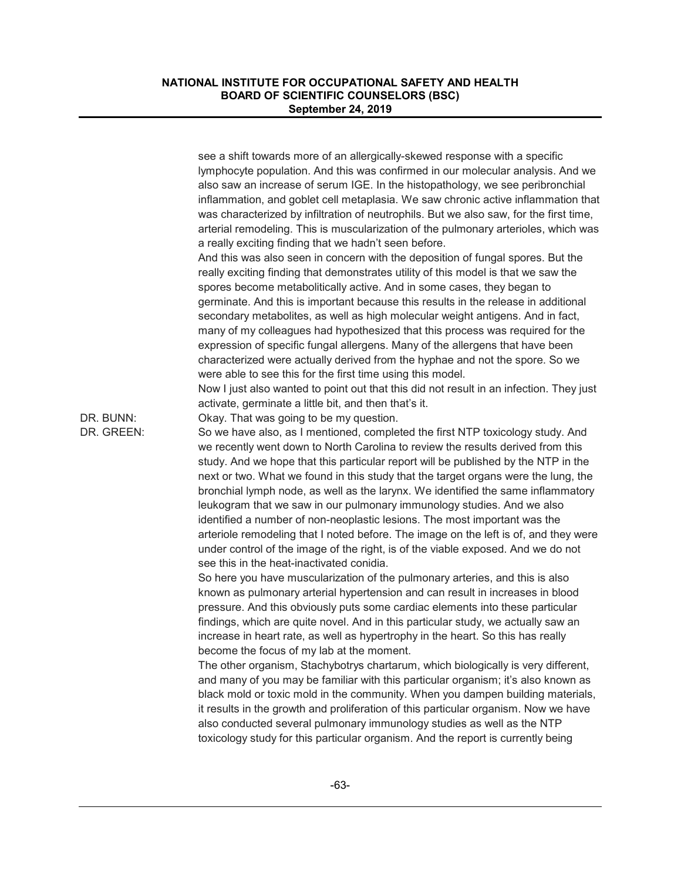see a shift towards more of an allergically-skewed response with a specific lymphocyte population. And this was confirmed in our molecular analysis. And we also saw an increase of serum IGE. In the histopathology, we see peribronchial inflammation, and goblet cell metaplasia. We saw chronic active inflammation that was characterized by infiltration of neutrophils. But we also saw, for the first time, arterial remodeling. This is muscularization of the pulmonary arterioles, which was a really exciting finding that we hadn't seen before.

And this was also seen in concern with the deposition of fungal spores. But the really exciting finding that demonstrates utility of this model is that we saw the spores become metabolitically active. And in some cases, they began to germinate. And this is important because this results in the release in additional secondary metabolites, as well as high molecular weight antigens. And in fact, many of my colleagues had hypothesized that this process was required for the expression of specific fungal allergens. Many of the allergens that have been characterized were actually derived from the hyphae and not the spore. So we were able to see this for the first time using this model.

Now I just also wanted to point out that this did not result in an infection. They just activate, germinate a little bit, and then that's it.

DR. BUNN: Okay. That was going to be my question.

DR. GREEN: So we have also, as I mentioned, completed the first NTP toxicology study. And we recently went down to North Carolina to review the results derived from this study. And we hope that this particular report will be published by the NTP in the next or two. What we found in this study that the target organs were the lung, the bronchial lymph node, as well as the larynx. We identified the same inflammatory leukogram that we saw in our pulmonary immunology studies. And we also identified a number of non-neoplastic lesions. The most important was the arteriole remodeling that I noted before. The image on the left is of, and they were under control of the image of the right, is of the viable exposed. And we do not see this in the heat-inactivated conidia.

So here you have muscularization of the pulmonary arteries, and this is also known as pulmonary arterial hypertension and can result in increases in blood pressure. And this obviously puts some cardiac elements into these particular findings, which are quite novel. And in this particular study, we actually saw an increase in heart rate, as well as hypertrophy in the heart. So this has really become the focus of my lab at the moment.

The other organism, Stachybotrys chartarum, which biologically is very different, and many of you may be familiar with this particular organism; it's also known as black mold or toxic mold in the community. When you dampen building materials, it results in the growth and proliferation of this particular organism. Now we have also conducted several pulmonary immunology studies as well as the NTP toxicology study for this particular organism. And the report is currently being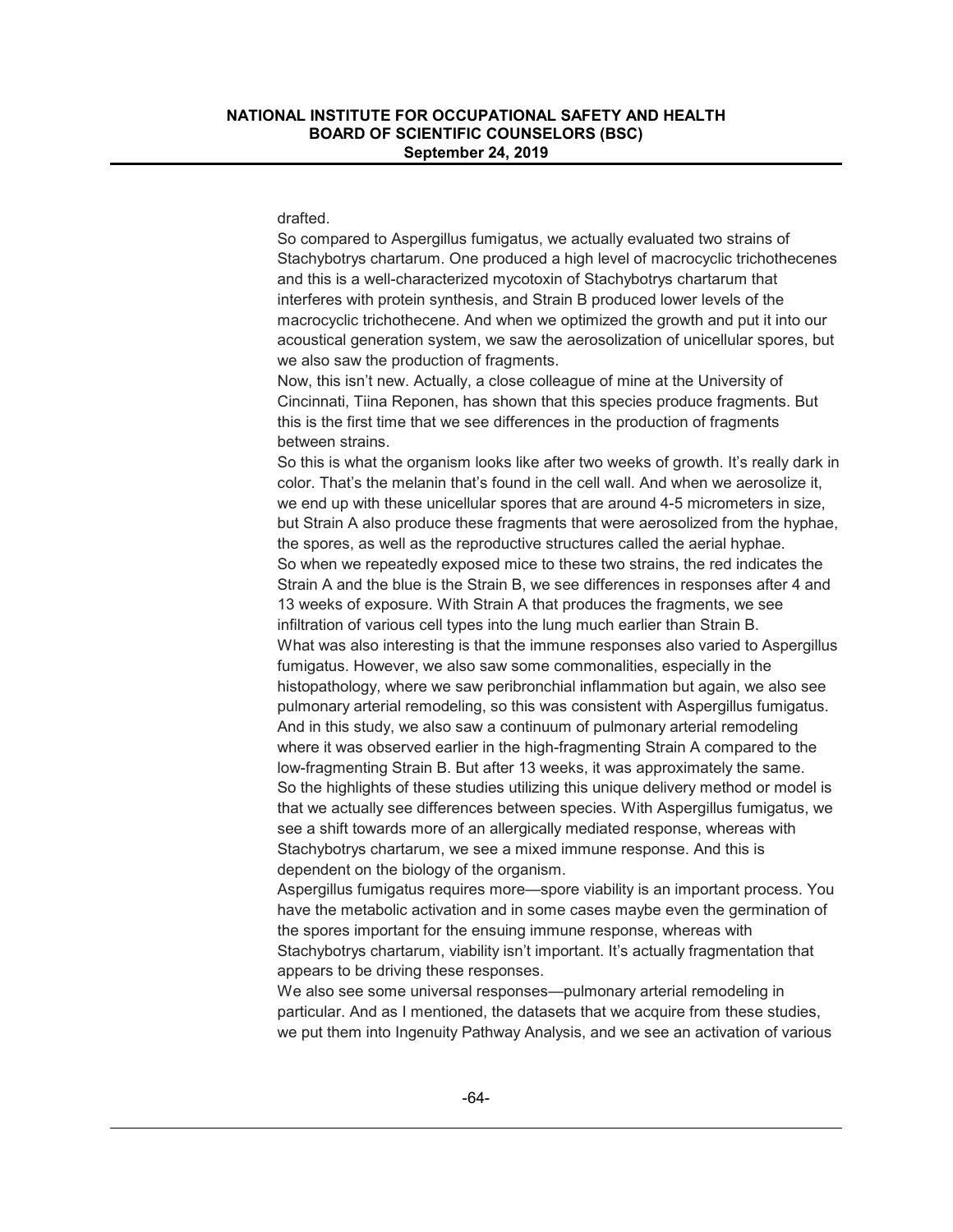drafted.

So compared to Aspergillus fumigatus, we actually evaluated two strains of Stachybotrys chartarum. One produced a high level of macrocyclic trichothecenes and this is a well-characterized mycotoxin of Stachybotrys chartarum that interferes with protein synthesis, and Strain B produced lower levels of the macrocyclic trichothecene. And when we optimized the growth and put it into our acoustical generation system, we saw the aerosolization of unicellular spores, but we also saw the production of fragments.

Now, this isn't new. Actually, a close colleague of mine at the University of Cincinnati, Tiina Reponen, has shown that this species produce fragments. But this is the first time that we see differences in the production of fragments between strains.

So this is what the organism looks like after two weeks of growth. It's really dark in color. That's the melanin that's found in the cell wall. And when we aerosolize it, we end up with these unicellular spores that are around 4-5 micrometers in size, but Strain A also produce these fragments that were aerosolized from the hyphae, the spores, as well as the reproductive structures called the aerial hyphae.

So when we repeatedly exposed mice to these two strains, the red indicates the Strain A and the blue is the Strain B, we see differences in responses after 4 and 13 weeks of exposure. With Strain A that produces the fragments, we see infiltration of various cell types into the lung much earlier than Strain B.

What was also interesting is that the immune responses also varied to Aspergillus fumigatus. However, we also saw some commonalities, especially in the histopathology, where we saw peribronchial inflammation but again, we also see pulmonary arterial remodeling, so this was consistent with Aspergillus fumigatus.

And in this study, we also saw a continuum of pulmonary arterial remodeling where it was observed earlier in the high-fragmenting Strain A compared to the low-fragmenting Strain B. But after 13 weeks, it was approximately the same.

So the highlights of these studies utilizing this unique delivery method or model is that we actually see differences between species. With Aspergillus fumigatus, we see a shift towards more of an allergically mediated response, whereas with Stachybotrys chartarum, we see a mixed immune response. And this is dependent on the biology of the organism.

Aspergillus fumigatus requires more—spore viability is an important process. You have the metabolic activation and in some cases maybe even the germination of the spores important for the ensuing immune response, whereas with Stachybotrys chartarum, viability isn't important. It's actually fragmentation that appears to be driving these responses.

We also see some universal responses—pulmonary arterial remodeling in particular. And as I mentioned, the datasets that we acquire from these studies, we put them into Ingenuity Pathway Analysis, and we see an activation of various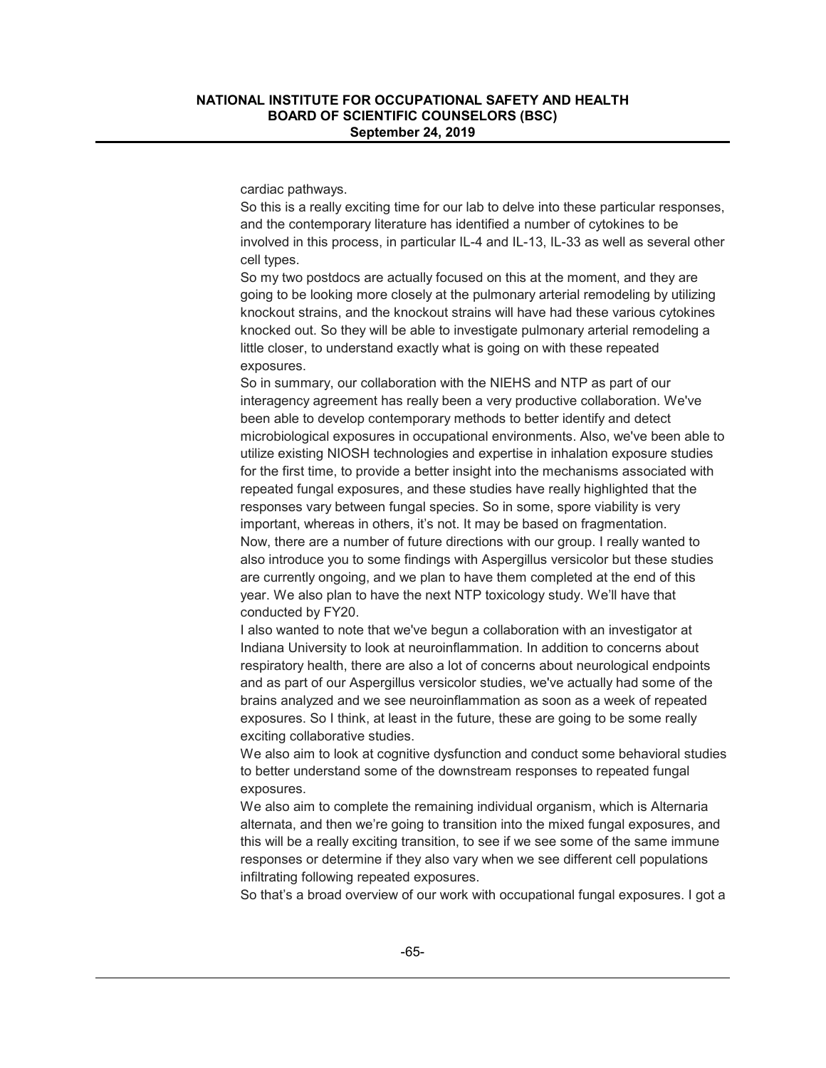cardiac pathways.

So this is a really exciting time for our lab to delve into these particular responses, and the contemporary literature has identified a number of cytokines to be involved in this process, in particular IL-4 and IL-13, IL-33 as well as several other cell types.

So my two postdocs are actually focused on this at the moment, and they are going to be looking more closely at the pulmonary arterial remodeling by utilizing knockout strains, and the knockout strains will have had these various cytokines knocked out. So they will be able to investigate pulmonary arterial remodeling a little closer, to understand exactly what is going on with these repeated exposures.

So in summary, our collaboration with the NIEHS and NTP as part of our interagency agreement has really been a very productive collaboration. We've been able to develop contemporary methods to better identify and detect microbiological exposures in occupational environments. Also, we've been able to utilize existing NIOSH technologies and expertise in inhalation exposure studies for the first time, to provide a better insight into the mechanisms associated with repeated fungal exposures, and these studies have really highlighted that the responses vary between fungal species. So in some, spore viability is very important, whereas in others, it's not. It may be based on fragmentation.

Now, there are a number of future directions with our group. I really wanted to also introduce you to some findings with Aspergillus versicolor but these studies are currently ongoing, and we plan to have them completed at the end of this year. We also plan to have the next NTP toxicology study. We'll have that conducted by FY20.

I also wanted to note that we've begun a collaboration with an investigator at Indiana University to look at neuroinflammation. In addition to concerns about respiratory health, there are also a lot of concerns about neurological endpoints and as part of our Aspergillus versicolor studies, we've actually had some of the brains analyzed and we see neuroinflammation as soon as a week of repeated exposures. So I think, at least in the future, these are going to be some really exciting collaborative studies.

We also aim to look at cognitive dysfunction and conduct some behavioral studies to better understand some of the downstream responses to repeated fungal exposures.

We also aim to complete the remaining individual organism, which is Alternaria alternata, and then we're going to transition into the mixed fungal exposures, and this will be a really exciting transition, to see if we see some of the same immune responses or determine if they also vary when we see different cell populations infiltrating following repeated exposures.

So that's a broad overview of our work with occupational fungal exposures. I got a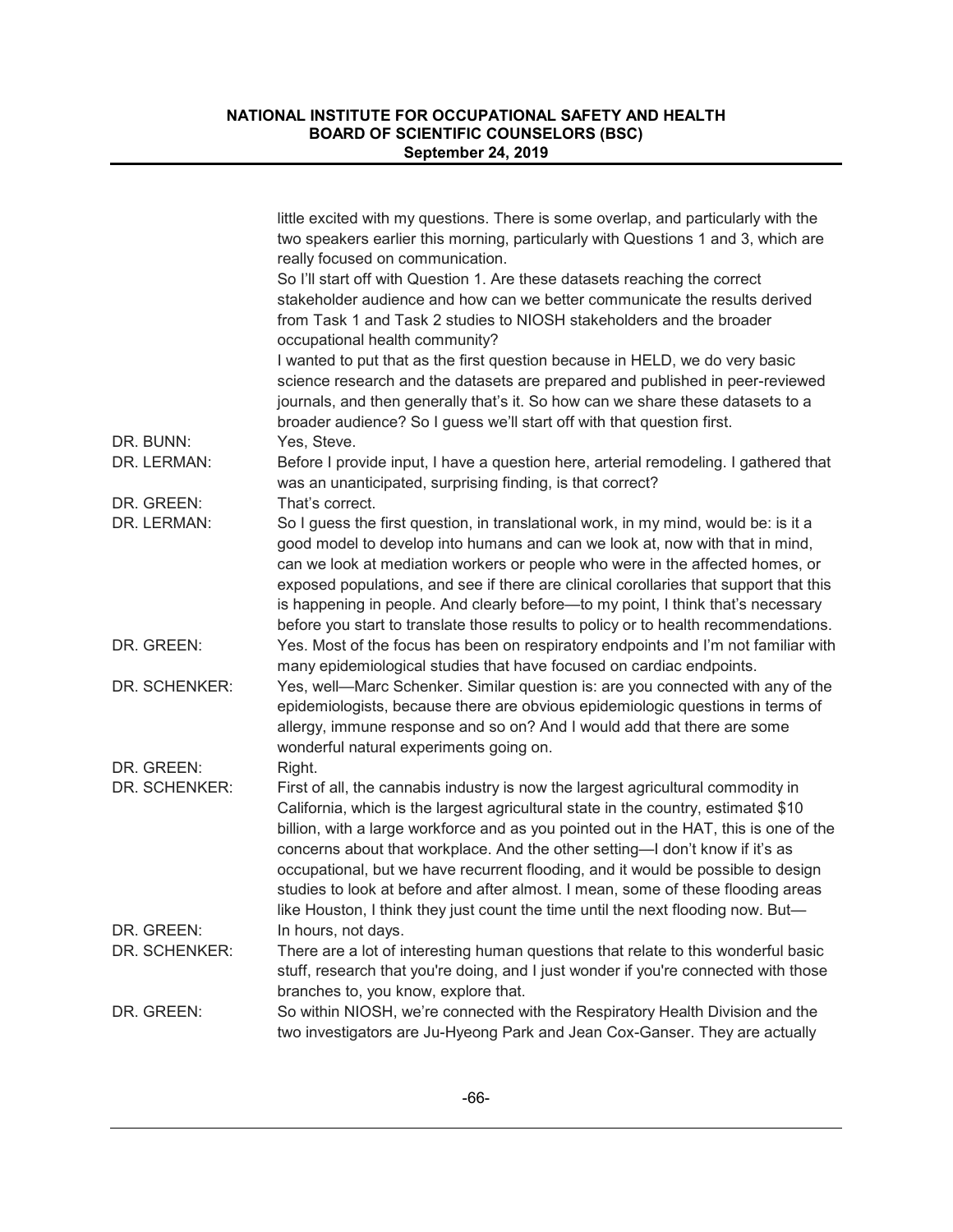little excited with my questions. There is some overlap, and particularly with the two speakers earlier this morning, particularly with Questions 1 and 3, which are really focused on communication.

So I'll start off with Question 1. Are these datasets reaching the correct stakeholder audience and how can we better communicate the results derived from Task 1 and Task 2 studies to NIOSH stakeholders and the broader occupational health community?

I wanted to put that as the first question because in HELD, we do very basic science research and the datasets are prepared and published in peer-reviewed journals, and then generally that's it. So how can we share these datasets to a broader audience? So I guess we'll start off with that question first.

| | |
|---|---|
| DR. BUNN: | Yes, Steve. |
| DR. LERMAN: | Before I provide input, I have a question here, arterial remodeling. I gathered that was an unanticipated, surprising finding, is that correct? |
| DR. GREEN: | That's correct. |
| DR. LERMAN: | So I guess the first question, in translational work, in my mind, would be: is it a good model to develop into humans and can we look at, now with that in mind, can we look at mediation workers or people who were in the affected homes, or exposed populations, and see if there are clinical corollaries that support that this is happening in people. And clearly before—to my point, I think that's necessary before you start to translate those results to policy or to health recommendations. |
| DR. GREEN: | Yes. Most of the focus has been on respiratory endpoints and I'm not familiar with many epidemiological studies that have focused on cardiac endpoints. |
| DR. SCHENKER: | Yes, well—Marc Schenker. Similar question is: are you connected with any of the epidemiologists, because there are obvious epidemiologic questions in terms of allergy, immune response and so on? And I would add that there are some wonderful natural experiments going on. |
| DR. GREEN: | Right. |
| DR. SCHENKER: | First of all, the cannabis industry is now the largest agricultural commodity in California, which is the largest agricultural state in the country, estimated $10 billion, with a large workforce and as you pointed out in the HAT, this is one of the concerns about that workplace. And the other setting—I don't know if it's as occupational, but we have recurrent flooding, and it would be possible to design studies to look at before and after almost. I mean, some of these flooding areas like Houston, I think they just count the time until the next flooding now. But— |
| DR. GREEN: | In hours, not days. |
| DR. SCHENKER: | There are a lot of interesting human questions that relate to this wonderful basic stuff, research that you're doing, and I just wonder if you're connected with those branches to, you know, explore that. |
| DR. GREEN: | So within NIOSH, we're connected with the Respiratory Health Division and the two investigators are Ju-Hyeong Park and Jean Cox-Ganser. They are actually |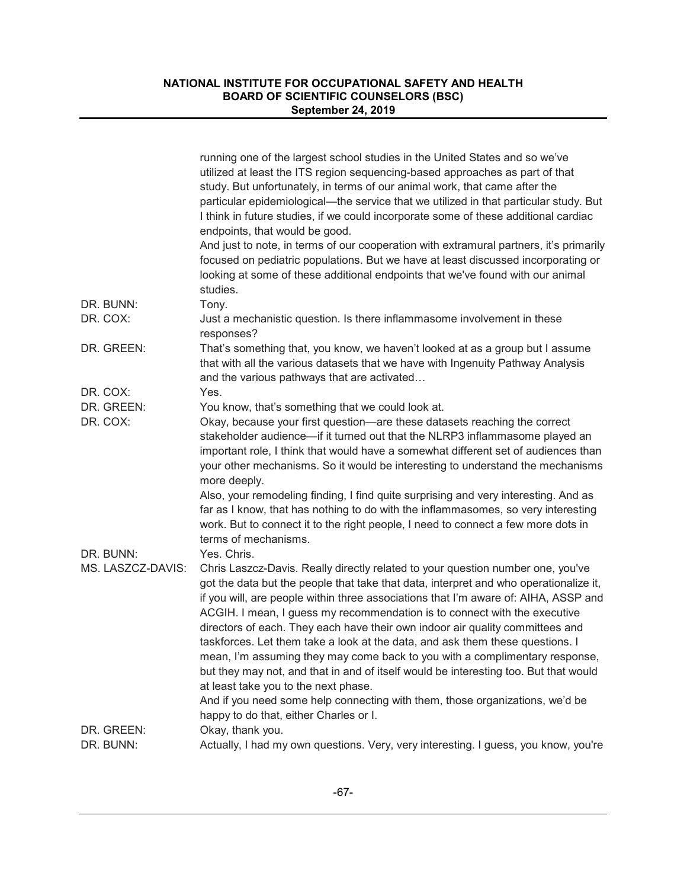| | |
|---|---|
| | running one of the largest school studies in the United States and so we've utilized at least the ITS region sequencing-based approaches as part of that study. But unfortunately, in terms of our animal work, that came after the particular epidemiological—the service that we utilized in that particular study. But I think in future studies, if we could incorporate some of these additional cardiac endpoints, that would be good.<br>And just to note, in terms of our cooperation with extramural partners, it's primarily focused on pediatric populations. But we have at least discussed incorporating or looking at some of these additional endpoints that we've found with our animal studies. |
| DR. BUNN: | Tony. |
| DR. COX: | Just a mechanistic question. Is there inflammasome involvement in these responses? |
| DR. GREEN: | That's something that, you know, we haven't looked at as a group but I assume that with all the various datasets that we have with Ingenuity Pathway Analysis and the various pathways that are activated… |
| DR. COX: | Yes. |
| DR. GREEN: | You know, that's something that we could look at. |
| DR. COX: | Okay, because your first question—are these datasets reaching the correct stakeholder audience—if it turned out that the NLRP3 inflammasome played an important role, I think that would have a somewhat different set of audiences than your other mechanisms. So it would be interesting to understand the mechanisms more deeply.<br>Also, your remodeling finding, I find quite surprising and very interesting. And as far as I know, that has nothing to do with the inflammasomes, so very interesting work. But to connect it to the right people, I need to connect a few more dots in terms of mechanisms. |
| DR. BUNN: | Yes. Chris. |
| MS. LASZCZ-DAVIS: | Chris Laszcz-Davis. Really directly related to your question number one, you've got the data but the people that take that data, interpret and who operationalize it, if you will, are people within three associations that I'm aware of: AIHA, ASSP and ACGIH. I mean, I guess my recommendation is to connect with the executive directors of each. They each have their own indoor air quality committees and taskforces. Let them take a look at the data, and ask them these questions. I mean, I'm assuming they may come back to you with a complimentary response, but they may not, and that in and of itself would be interesting too. But that would at least take you to the next phase.<br>And if you need some help connecting with them, those organizations, we'd be happy to do that, either Charles or I. |
| DR. GREEN: | Okay, thank you. |
| DR. BUNN: | Actually, I had my own questions. Very, very interesting. I guess, you know, you're |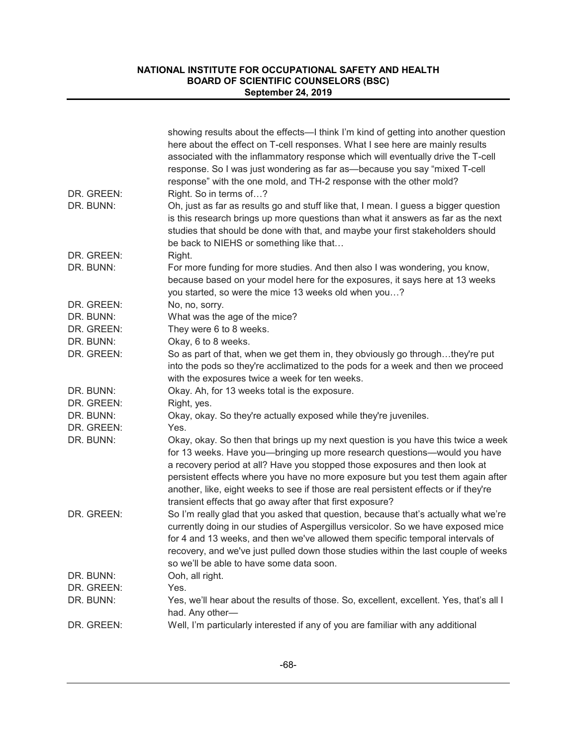showing results about the effects—I think I'm kind of getting into another question here about the effect on T-cell responses. What I see here are mainly results associated with the inflammatory response which will eventually drive the T-cell response. So I was just wondering as far as—because you say "mixed T-cell response" with the one mold, and TH-2 response with the other mold?

DR. GREEN: Right. So in terms of…?

DR. BUNN: Oh, just as far as results go and stuff like that, I mean. I guess a bigger question is this research brings up more questions than what it answers as far as the next studies that should be done with that, and maybe your first stakeholders should be back to NIEHS or something like that…

DR. GREEN: Right.

DR. BUNN: For more funding for more studies. And then also I was wondering, you know, because based on your model here for the exposures, it says here at 13 weeks you started, so were the mice 13 weeks old when you…?

DR. GREEN: No, no, sorry.

DR. BUNN: What was the age of the mice?

DR. GREEN: They were 6 to 8 weeks.

DR. BUNN: Okay, 6 to 8 weeks.

DR. GREEN: So as part of that, when we get them in, they obviously go through…they're put into the pods so they're acclimatized to the pods for a week and then we proceed with the exposures twice a week for ten weeks.

DR. BUNN: Okay. Ah, for 13 weeks total is the exposure.

DR. GREEN: Right, yes.

DR. BUNN: Okay, okay. So they're actually exposed while they're juveniles.

DR. GREEN: Yes.

DR. BUNN: Okay, okay. So then that brings up my next question is you have this twice a week for 13 weeks. Have you—bringing up more research questions—would you have a recovery period at all? Have you stopped those exposures and then look at persistent effects where you have no more exposure but you test them again after another, like, eight weeks to see if those are real persistent effects or if they're transient effects that go away after that first exposure?

DR. GREEN: So I'm really glad that you asked that question, because that's actually what we're currently doing in our studies of Aspergillus versicolor. So we have exposed mice for 4 and 13 weeks, and then we've allowed them specific temporal intervals of recovery, and we've just pulled down those studies within the last couple of weeks so we'll be able to have some data soon.

DR. BUNN: Ooh, all right.

DR. GREEN: Yes.

DR. BUNN: Yes, we'll hear about the results of those. So, excellent, excellent. Yes, that's all I had. Any other—

DR. GREEN: Well, I'm particularly interested if any of you are familiar with any additional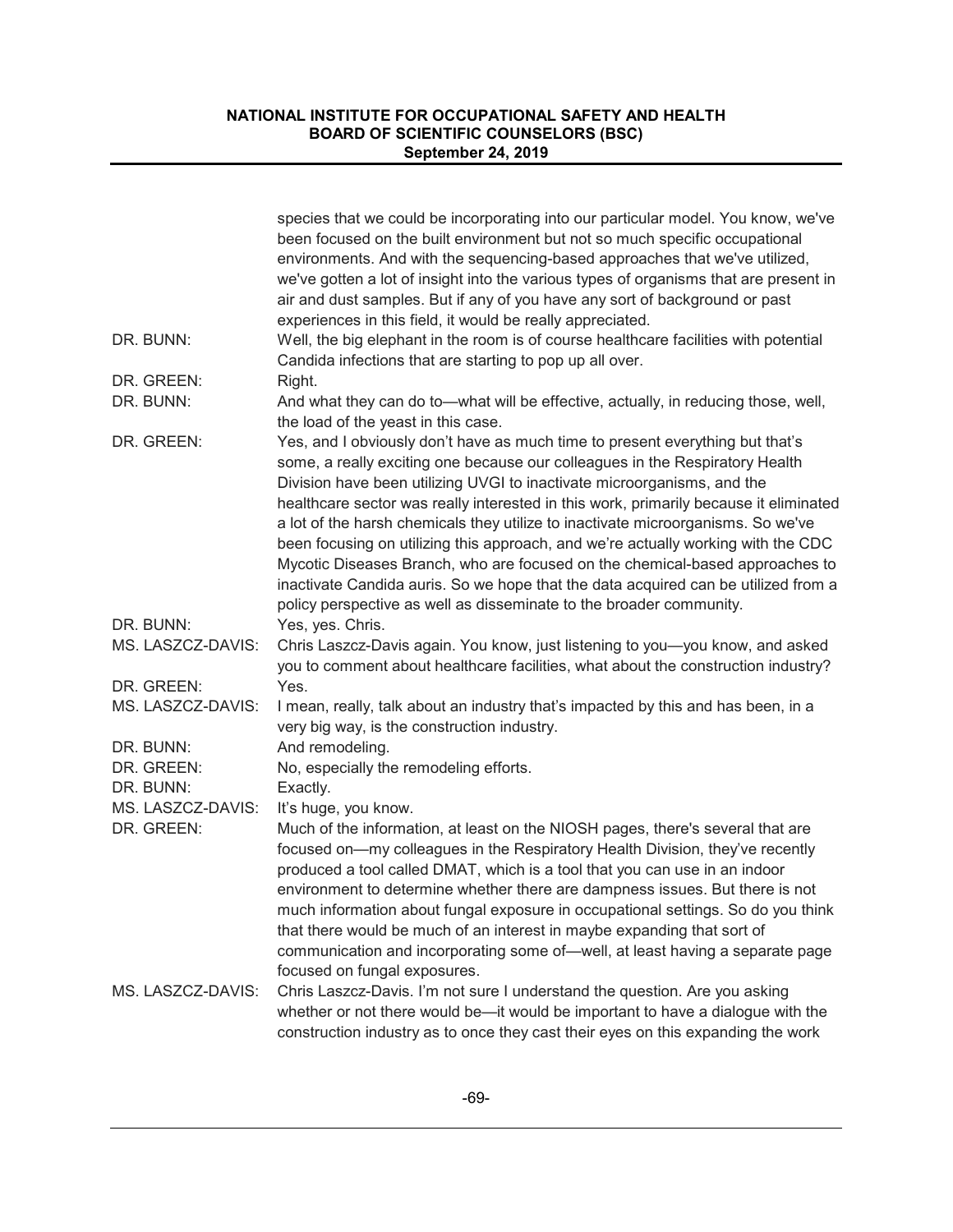species that we could be incorporating into our particular model. You know, we've been focused on the built environment but not so much specific occupational environments. And with the sequencing-based approaches that we've utilized, we've gotten a lot of insight into the various types of organisms that are present in air and dust samples. But if any of you have any sort of background or past experiences in this field, it would be really appreciated.

DR. BUNN: Well, the big elephant in the room is of course healthcare facilities with potential Candida infections that are starting to pop up all over.

DR. GREEN: Right.

DR. BUNN: And what they can do to—what will be effective, actually, in reducing those, well, the load of the yeast in this case.

DR. GREEN: Yes, and I obviously don't have as much time to present everything but that's some, a really exciting one because our colleagues in the Respiratory Health Division have been utilizing UVGI to inactivate microorganisms, and the healthcare sector was really interested in this work, primarily because it eliminated a lot of the harsh chemicals they utilize to inactivate microorganisms. So we've been focusing on utilizing this approach, and we're actually working with the CDC Mycotic Diseases Branch, who are focused on the chemical-based approaches to inactivate Candida auris. So we hope that the data acquired can be utilized from a policy perspective as well as disseminate to the broader community.

DR. BUNN: Yes, yes. Chris.

MS. LASZCZ-DAVIS: Chris Laszcz-Davis again. You know, just listening to you—you know, and asked you to comment about healthcare facilities, what about the construction industry?

DR. GREEN: Yes.

MS. LASZCZ-DAVIS: I mean, really, talk about an industry that's impacted by this and has been, in a very big way, is the construction industry.

DR. BUNN: And remodeling.

DR. GREEN: No, especially the remodeling efforts.

DR. BUNN: Exactly.

MS. LASZCZ-DAVIS: It's huge, you know.

DR. GREEN: Much of the information, at least on the NIOSH pages, there's several that are focused on—my colleagues in the Respiratory Health Division, they've recently produced a tool called DMAT, which is a tool that you can use in an indoor environment to determine whether there are dampness issues. But there is not much information about fungal exposure in occupational settings. So do you think that there would be much of an interest in maybe expanding that sort of communication and incorporating some of—well, at least having a separate page focused on fungal exposures.

MS. LASZCZ-DAVIS: Chris Laszcz-Davis. I'm not sure I understand the question. Are you asking whether or not there would be—it would be important to have a dialogue with the construction industry as to once they cast their eyes on this expanding the work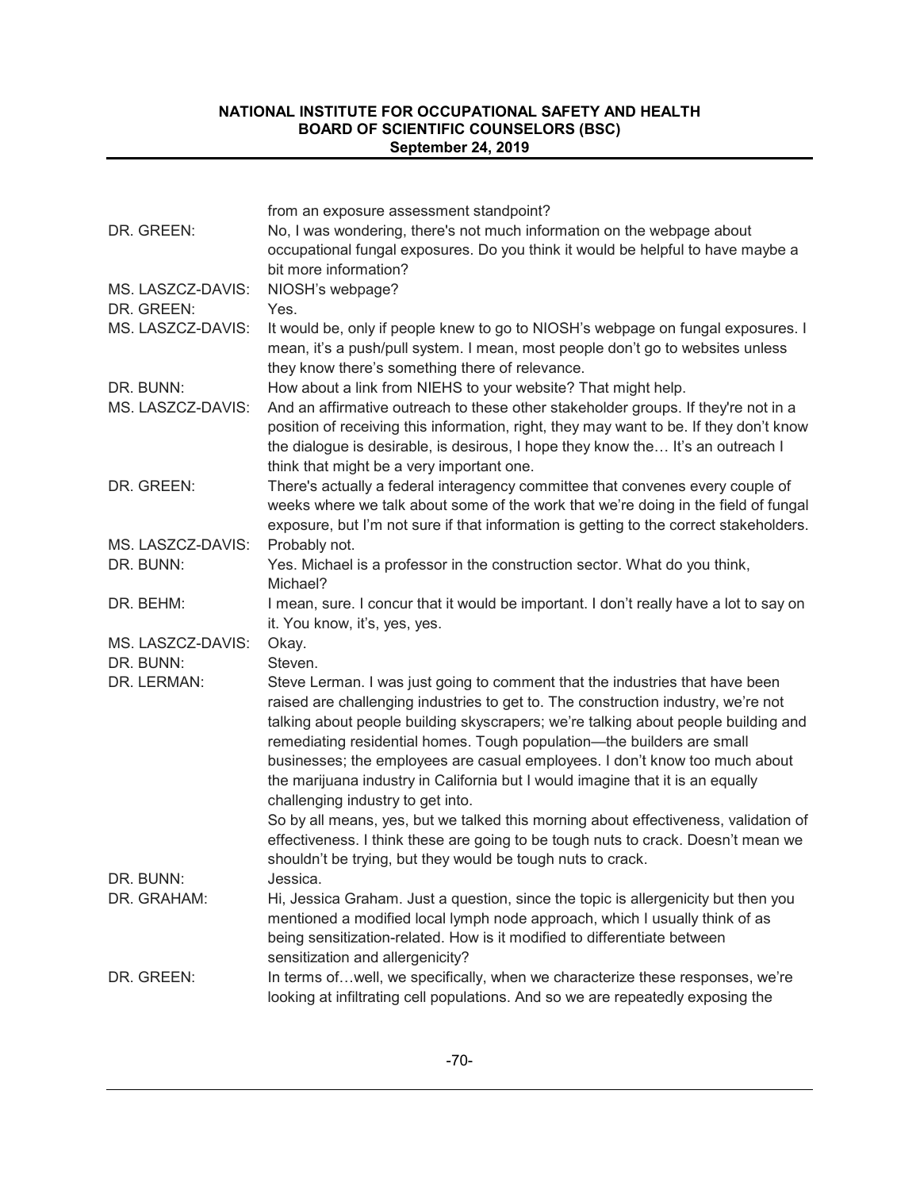| | |
|---|---|
| | from an exposure assessment standpoint? |
| DR. GREEN: | No, I was wondering, there's not much information on the webpage about occupational fungal exposures. Do you think it would be helpful to have maybe a bit more information? |
| MS. LASZCZ-DAVIS: | NIOSH's webpage? |
| DR. GREEN: | Yes. |
| MS. LASZCZ-DAVIS: | It would be, only if people knew to go to NIOSH's webpage on fungal exposures. I mean, it's a push/pull system. I mean, most people don't go to websites unless they know there's something there of relevance. |
| DR. BUNN: | How about a link from NIEHS to your website? That might help. |
| MS. LASZCZ-DAVIS: | And an affirmative outreach to these other stakeholder groups. If they're not in a position of receiving this information, right, they may want to be. If they don't know the dialogue is desirable, is desirous, I hope they know the… It's an outreach I think that might be a very important one. |
| DR. GREEN: | There's actually a federal interagency committee that convenes every couple of weeks where we talk about some of the work that we're doing in the field of fungal exposure, but I'm not sure if that information is getting to the correct stakeholders. |
| MS. LASZCZ-DAVIS: | Probably not. |
| DR. BUNN: | Yes. Michael is a professor in the construction sector. What do you think, Michael? |
| DR. BEHM: | I mean, sure. I concur that it would be important. I don't really have a lot to say on it. You know, it's, yes, yes. |
| MS. LASZCZ-DAVIS: | Okay. |
| DR. BUNN: | Steven. |
| DR. LERMAN: | Steve Lerman. I was just going to comment that the industries that have been raised are challenging industries to get to. The construction industry, we're not talking about people building skyscrapers; we're talking about people building and remediating residential homes. Tough population—the builders are small businesses; the employees are casual employees. I don't know too much about the marijuana industry in California but I would imagine that it is an equally challenging industry to get into.<br>So by all means, yes, but we talked this morning about effectiveness, validation of effectiveness. I think these are going to be tough nuts to crack. Doesn't mean we shouldn't be trying, but they would be tough nuts to crack. |
| DR. BUNN: | Jessica. |
| DR. GRAHAM: | Hi, Jessica Graham. Just a question, since the topic is allergenicity but then you mentioned a modified local lymph node approach, which I usually think of as being sensitization-related. How is it modified to differentiate between sensitization and allergenicity? |
| DR. GREEN: | In terms of…well, we specifically, when we characterize these responses, we're looking at infiltrating cell populations. And so we are repeatedly exposing the |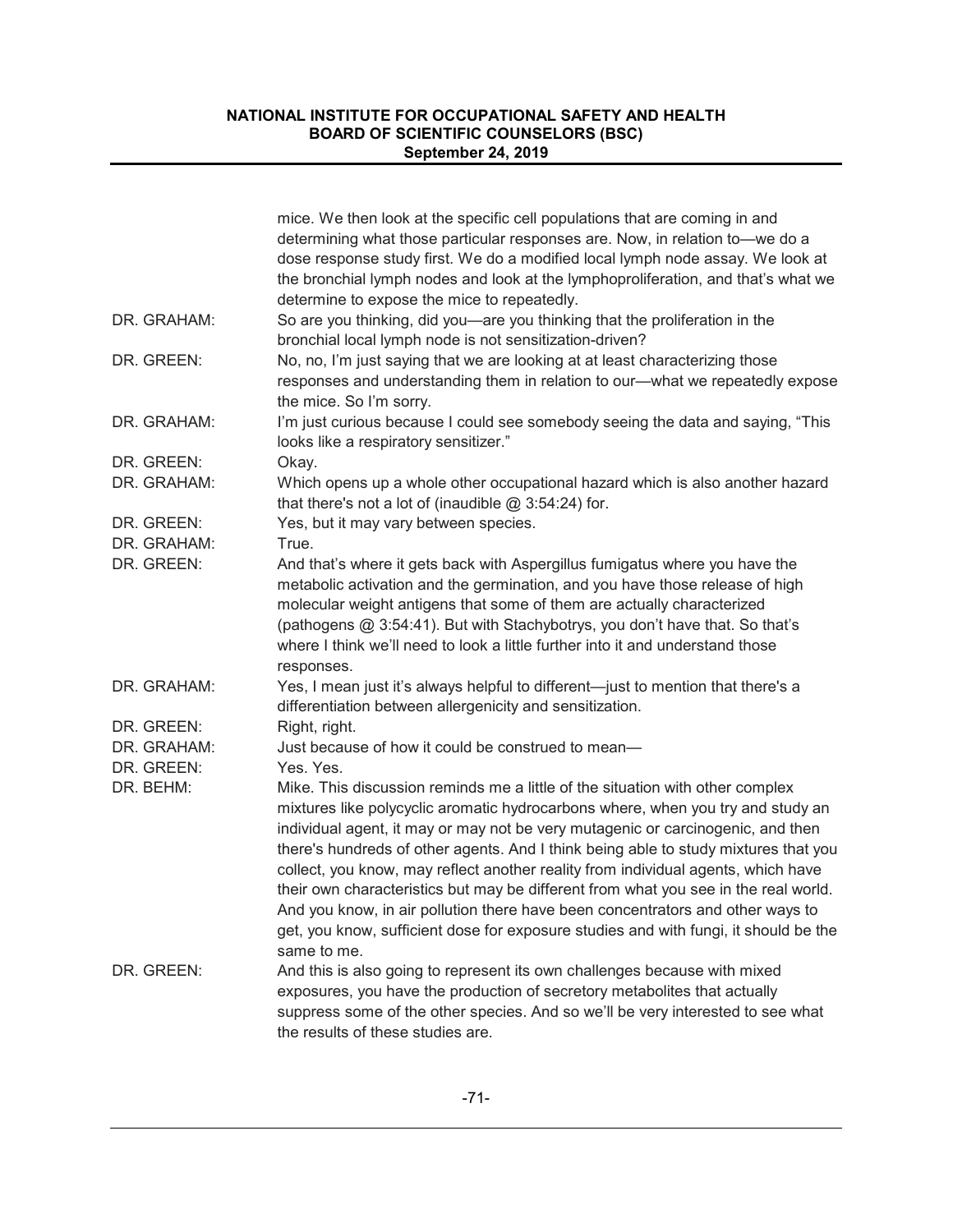mice. We then look at the specific cell populations that are coming in and determining what those particular responses are. Now, in relation to—we do a dose response study first. We do a modified local lymph node assay. We look at the bronchial lymph nodes and look at the lymphoproliferation, and that's what we determine to expose the mice to repeatedly.

| | |
|---|---|
| DR. GRAHAM: | So are you thinking, did you—are you thinking that the proliferation in the bronchial local lymph node is not sensitization-driven? |
| DR. GREEN: | No, no, I'm just saying that we are looking at at least characterizing those responses and understanding them in relation to our—what we repeatedly expose the mice. So I'm sorry. |
| DR. GRAHAM: | I'm just curious because I could see somebody seeing the data and saying, "This looks like a respiratory sensitizer." |
| DR. GREEN: | Okay. |
| DR. GRAHAM: | Which opens up a whole other occupational hazard which is also another hazard that there's not a lot of (inaudible @ 3:54:24) for. |
| DR. GREEN: | Yes, but it may vary between species. |
| DR. GRAHAM: | True. |
| DR. GREEN: | And that's where it gets back with Aspergillus fumigatus where you have the metabolic activation and the germination, and you have those release of high molecular weight antigens that some of them are actually characterized (pathogens @ 3:54:41). But with Stachybotrys, you don't have that. So that's where I think we'll need to look a little further into it and understand those responses. |
| DR. GRAHAM: | Yes, I mean just it's always helpful to different—just to mention that there's a differentiation between allergenicity and sensitization. |
| DR. GREEN: | Right, right. |
| DR. GRAHAM: | Just because of how it could be construed to mean— |
| DR. GREEN: | Yes. Yes. |
| DR. BEHM: | Mike. This discussion reminds me a little of the situation with other complex mixtures like polycyclic aromatic hydrocarbons where, when you try and study an individual agent, it may or may not be very mutagenic or carcinogenic, and then there's hundreds of other agents. And I think being able to study mixtures that you collect, you know, may reflect another reality from individual agents, which have their own characteristics but may be different from what you see in the real world. And you know, in air pollution there have been concentrators and other ways to get, you know, sufficient dose for exposure studies and with fungi, it should be the same to me. |
| DR. GREEN: | And this is also going to represent its own challenges because with mixed exposures, you have the production of secretory metabolites that actually suppress some of the other species. And so we'll be very interested to see what the results of these studies are. |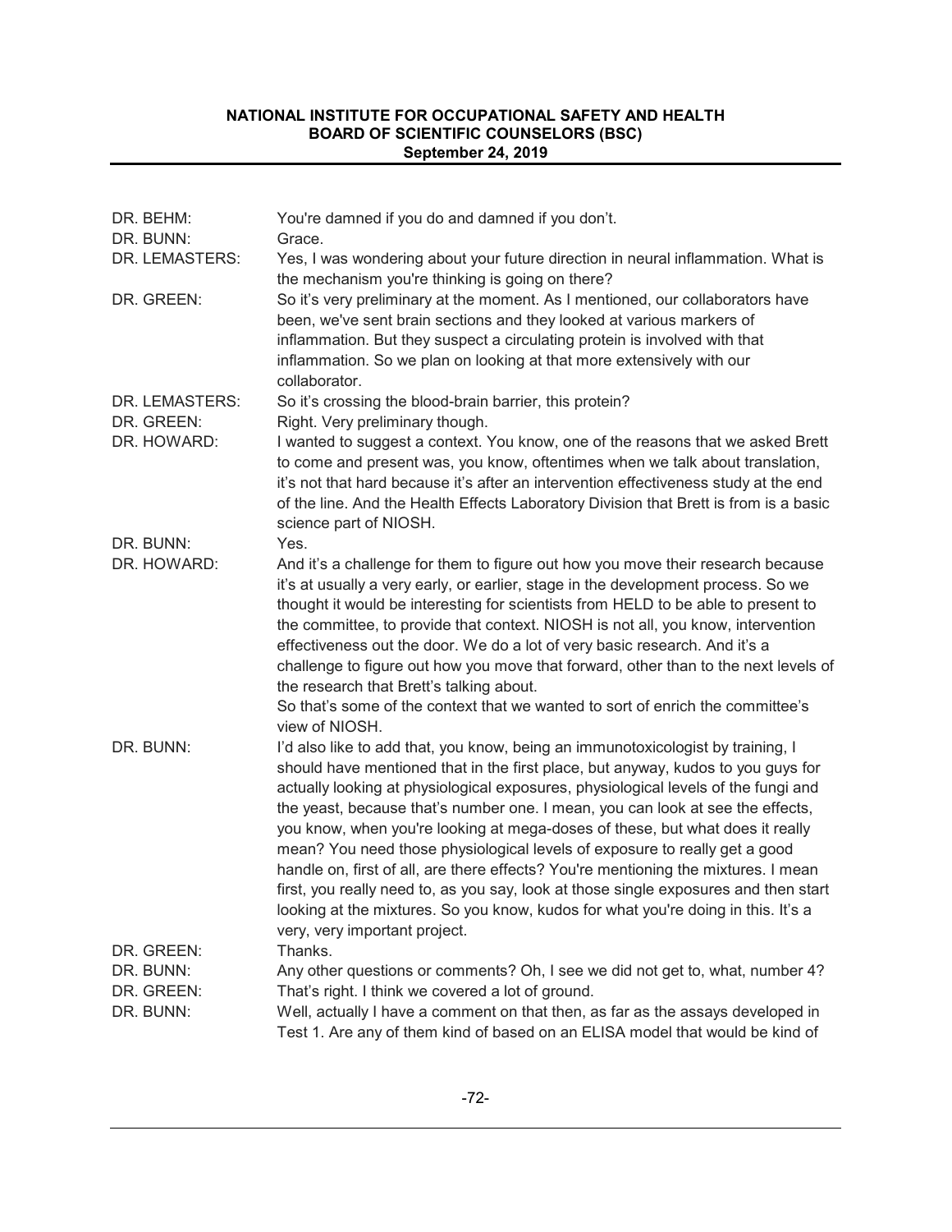| | |
|---|---|
| DR. BEHM: | You're damned if you do and damned if you don't. |
| DR. BUNN: | Grace. |
| DR. LEMASTERS: | Yes, I was wondering about your future direction in neural inflammation. What is the mechanism you're thinking is going on there? |
| DR. GREEN: | So it's very preliminary at the moment. As I mentioned, our collaborators have been, we've sent brain sections and they looked at various markers of inflammation. But they suspect a circulating protein is involved with that inflammation. So we plan on looking at that more extensively with our collaborator. |
| DR. LEMASTERS: | So it's crossing the blood-brain barrier, this protein? |
| DR. GREEN: | Right. Very preliminary though. |
| DR. HOWARD: | I wanted to suggest a context. You know, one of the reasons that we asked Brett to come and present was, you know, oftentimes when we talk about translation, it's not that hard because it's after an intervention effectiveness study at the end of the line. And the Health Effects Laboratory Division that Brett is from is a basic science part of NIOSH. |
| DR. BUNN: | Yes. |
| DR. HOWARD: | And it's a challenge for them to figure out how you move their research because it's at usually a very early, or earlier, stage in the development process. So we thought it would be interesting for scientists from HELD to be able to present to the committee, to provide that context. NIOSH is not all, you know, intervention effectiveness out the door. We do a lot of very basic research. And it's a challenge to figure out how you move that forward, other than to the next levels of the research that Brett's talking about.<br>So that's some of the context that we wanted to sort of enrich the committee's view of NIOSH. |
| DR. BUNN: | I'd also like to add that, you know, being an immunotoxicologist by training, I should have mentioned that in the first place, but anyway, kudos to you guys for actually looking at physiological exposures, physiological levels of the fungi and the yeast, because that's number one. I mean, you can look at see the effects, you know, when you're looking at mega-doses of these, but what does it really mean? You need those physiological levels of exposure to really get a good handle on, first of all, are there effects? You're mentioning the mixtures. I mean first, you really need to, as you say, look at those single exposures and then start looking at the mixtures. So you know, kudos for what you're doing in this. It's a very, very important project. |
| DR. GREEN: | Thanks. |
| DR. BUNN: | Any other questions or comments? Oh, I see we did not get to, what, number 4? |
| DR. GREEN: | That's right. I think we covered a lot of ground. |
| DR. BUNN: | Well, actually I have a comment on that then, as far as the assays developed in Test 1. Are any of them kind of based on an ELISA model that would be kind of |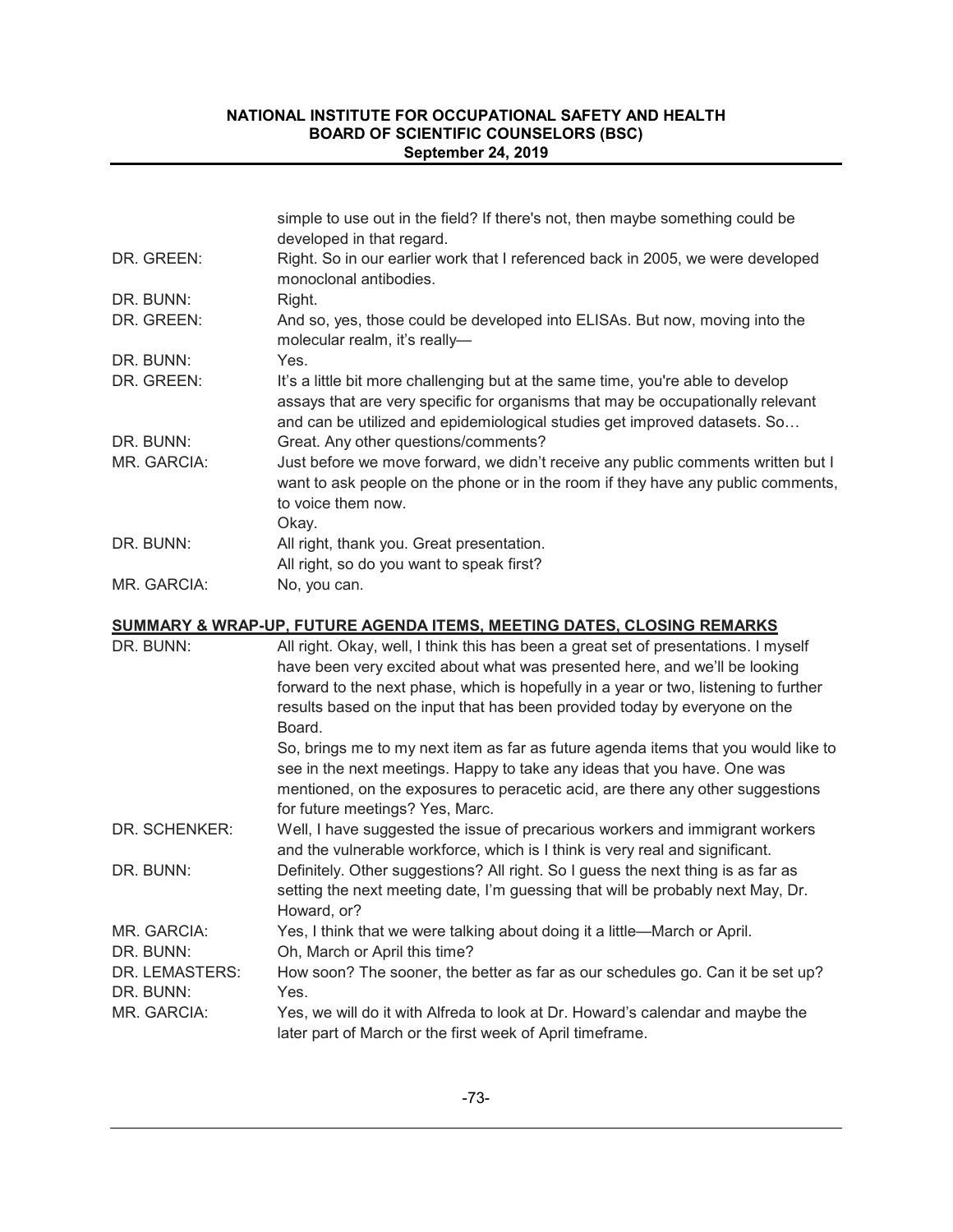| | |
|---|---|
| | simple to use out in the field? If there's not, then maybe something could be developed in that regard. |
| DR. GREEN: | Right. So in our earlier work that I referenced back in 2005, we were developed monoclonal antibodies. |
| DR. BUNN: | Right. |
| DR. GREEN: | And so, yes, those could be developed into ELISAs. But now, moving into the molecular realm, it's really— |
| DR. BUNN: | Yes. |
| DR. GREEN: | It's a little bit more challenging but at the same time, you're able to develop assays that are very specific for organisms that may be occupationally relevant and can be utilized and epidemiological studies get improved datasets. So… |
| DR. BUNN: | Great. Any other questions/comments? |
| MR. GARCIA: | Just before we move forward, we didn't receive any public comments written but I want to ask people on the phone or in the room if they have any public comments, to voice them now.<br>Okay. |
| DR. BUNN: | All right, thank you. Great presentation.<br>All right, so do you want to speak first? |
| MR. GARCIA: | No, you can. |

## SUMMARY & WRAP-UP, FUTURE AGENDA ITEMS, MEETING DATES, CLOSING REMARKS

| | |
|---|---|
| DR. BUNN: | All right. Okay, well, I think this has been a great set of presentations. I myself have been very excited about what was presented here, and we'll be looking forward to the next phase, which is hopefully in a year or two, listening to further results based on the input that has been provided today by everyone on the Board.<br>So, brings me to my next item as far as future agenda items that you would like to see in the next meetings. Happy to take any ideas that you have. One was mentioned, on the exposures to peracetic acid, are there any other suggestions for future meetings? Yes, Marc. |
| DR. SCHENKER: | Well, I have suggested the issue of precarious workers and immigrant workers and the vulnerable workforce, which is I think is very real and significant. |
| DR. BUNN: | Definitely. Other suggestions? All right. So I guess the next thing is as far as setting the next meeting date, I'm guessing that will be probably next May, Dr. Howard, or? |
| MR. GARCIA: | Yes, I think that we were talking about doing it a little—March or April. |
| DR. BUNN: | Oh, March or April this time? |
| DR. LEMASTERS: | How soon? The sooner, the better as far as our schedules go. Can it be set up? |
| DR. BUNN: | Yes. |
| MR. GARCIA: | Yes, we will do it with Alfreda to look at Dr. Howard's calendar and maybe the later part of March or the first week of April timeframe. |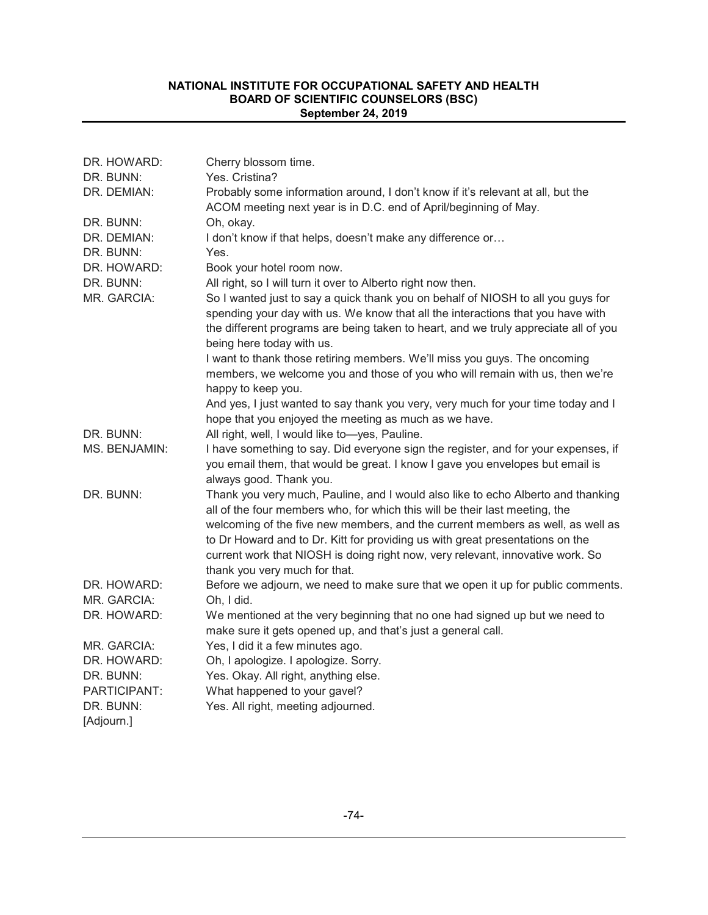DR. HOWARD: Cherry blossom time.

DR. BUNN: Yes. Cristina?

DR. DEMIAN: Probably some information around, I don't know if it's relevant at all, but the ACOM meeting next year is in D.C. end of April/beginning of May.

DR. BUNN: Oh, okay.

DR. DEMIAN: I don't know if that helps, doesn't make any difference or…

DR. BUNN: Yes.

DR. HOWARD: Book your hotel room now.

DR. BUNN: All right, so I will turn it over to Alberto right now then.

MR. GARCIA: So I wanted just to say a quick thank you on behalf of NIOSH to all you guys for spending your day with us. We know that all the interactions that you have with the different programs are being taken to heart, and we truly appreciate all of you being here today with us.

I want to thank those retiring members. We'll miss you guys. The oncoming members, we welcome you and those of you who will remain with us, then we're happy to keep you.

And yes, I just wanted to say thank you very, very much for your time today and I hope that you enjoyed the meeting as much as we have.

DR. BUNN: All right, well, I would like to—yes, Pauline.

MS. BENJAMIN: I have something to say. Did everyone sign the register, and for your expenses, if you email them, that would be great. I know I gave you envelopes but email is always good. Thank you.

DR. BUNN: Thank you very much, Pauline, and I would also like to echo Alberto and thanking all of the four members who, for which this will be their last meeting, the welcoming of the five new members, and the current members as well, as well as to Dr Howard and to Dr. Kitt for providing us with great presentations on the current work that NIOSH is doing right now, very relevant, innovative work. So thank you very much for that.

DR. HOWARD: Before we adjourn, we need to make sure that we open it up for public comments.

MR. GARCIA: Oh, I did.

DR. HOWARD: We mentioned at the very beginning that no one had signed up but we need to make sure it gets opened up, and that's just a general call.

MR. GARCIA: Yes, I did it a few minutes ago.

DR. HOWARD: Oh, I apologize. I apologize. Sorry.

DR. BUNN: Yes. Okay. All right, anything else.

PARTICIPANT: What happened to your gavel?

DR. BUNN: Yes. All right, meeting adjourned.

[Adjourn.]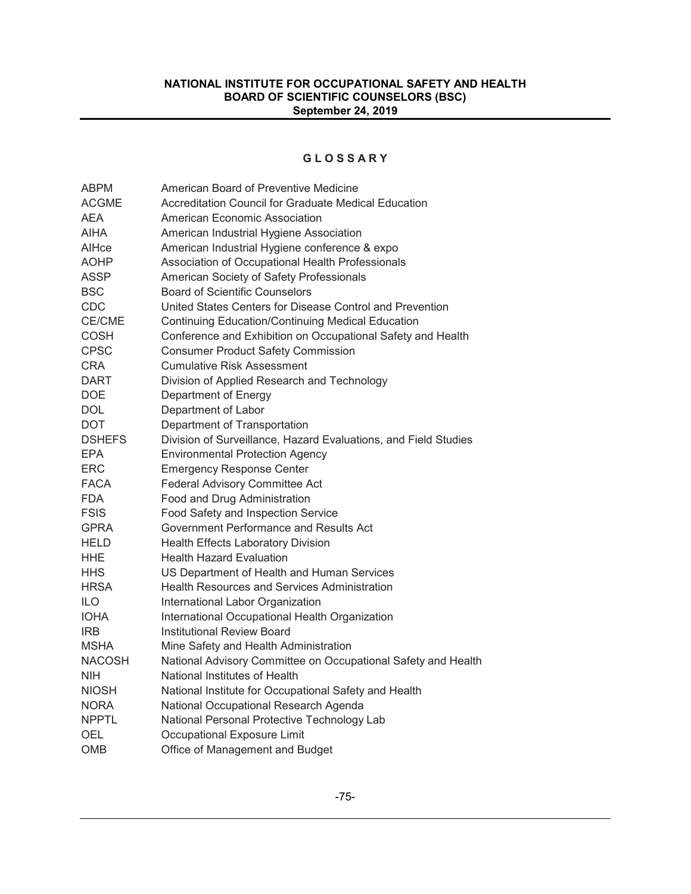## GLOSSARY

| | |
|---|---|
| ABPM | American Board of Preventive Medicine |
| ACGME | Accreditation Council for Graduate Medical Education |
| AEA | American Economic Association |
| AIHA | American Industrial Hygiene Association |
| AIHce | American Industrial Hygiene conference & expo |
| AOHP | Association of Occupational Health Professionals |
| ASSP | American Society of Safety Professionals |
| BSC | Board of Scientific Counselors |
| CDC | United States Centers for Disease Control and Prevention |
| CE/CME | Continuing Education/Continuing Medical Education |
| COSH | Conference and Exhibition on Occupational Safety and Health |
| CPSC | Consumer Product Safety Commission |
| CRA | Cumulative Risk Assessment |
| DART | Division of Applied Research and Technology |
| DOE | Department of Energy |
| DOL | Department of Labor |
| DOT | Department of Transportation |
| DSHEFS | Division of Surveillance, Hazard Evaluations, and Field Studies |
| EPA | Environmental Protection Agency |
| ERC | Emergency Response Center |
| FACA | Federal Advisory Committee Act |
| FDA | Food and Drug Administration |
| FSIS | Food Safety and Inspection Service |
| GPRA | Government Performance and Results Act |
| HELD | Health Effects Laboratory Division |
| HHE | Health Hazard Evaluation |
| HHS | US Department of Health and Human Services |
| HRSA | Health Resources and Services Administration |
| ILO | International Labor Organization |
| IOHA | International Occupational Health Organization |
| IRB | Institutional Review Board |
| MSHA | Mine Safety and Health Administration |
| NACOSH | National Advisory Committee on Occupational Safety and Health |
| NIH | National Institutes of Health |
| NIOSH | National Institute for Occupational Safety and Health |
| NORA | National Occupational Research Agenda |
| NPPTL | National Personal Protective Technology Lab |
| OEL | Occupational Exposure Limit |
| OMB | Office of Management and Budget |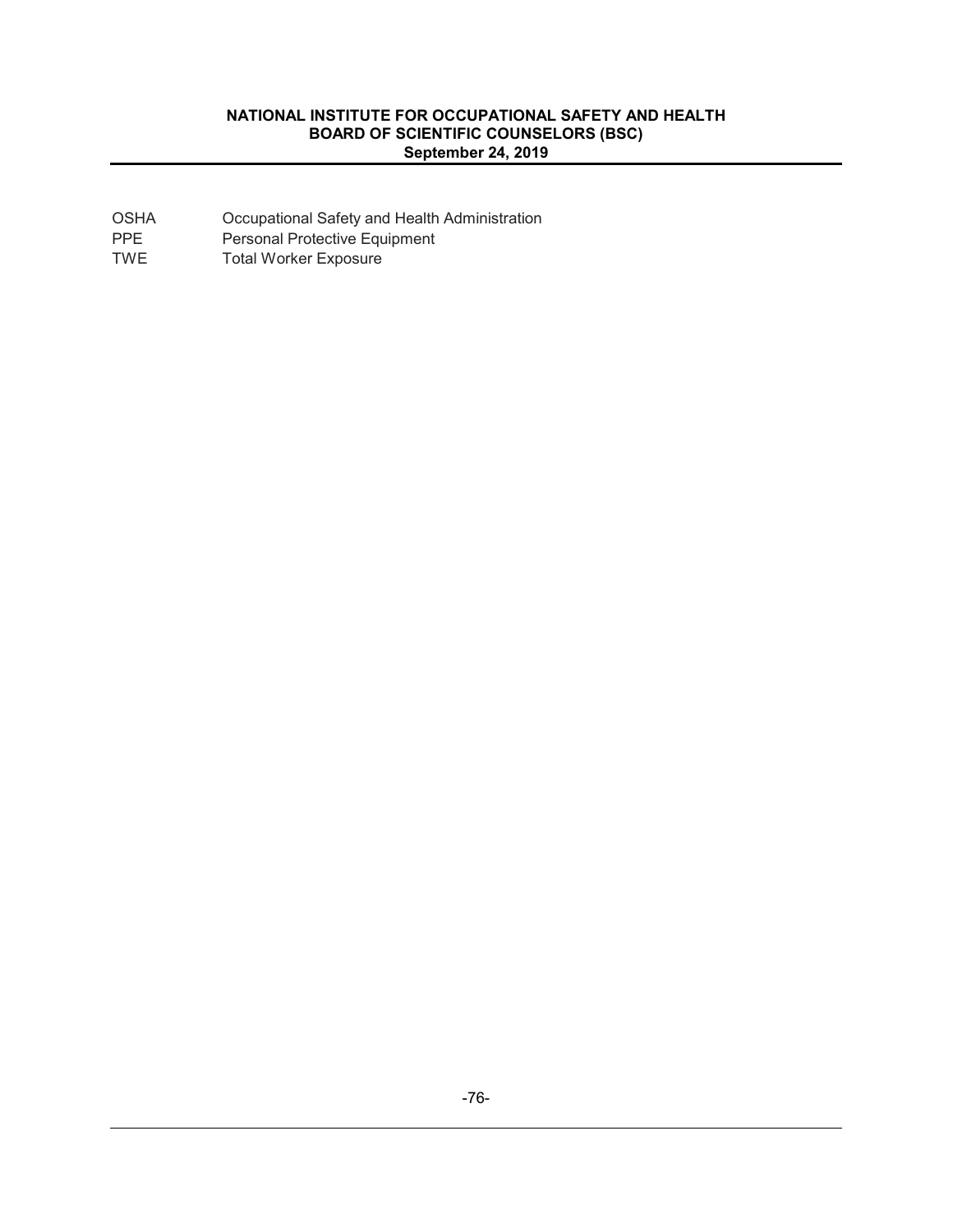| | |
|---|---|
| OSHA | Occupational Safety and Health Administration |
| PPE | Personal Protective Equipment |
| TWE | Total Worker Exposure |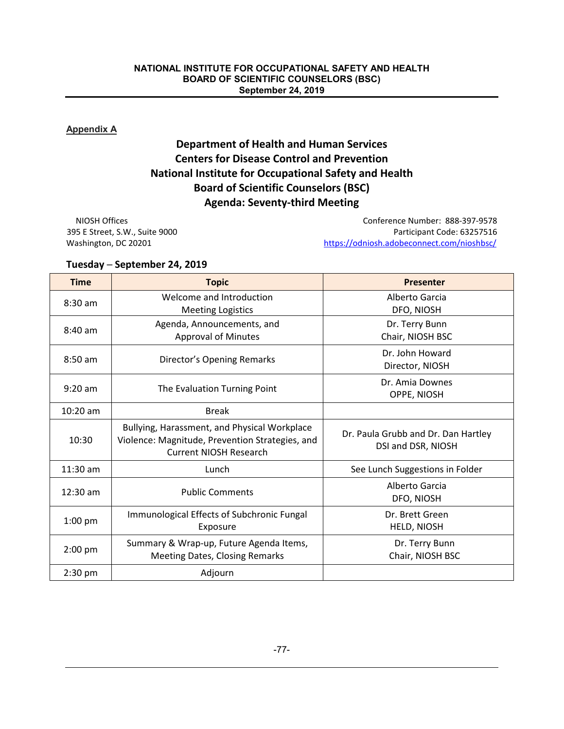**Appendix A**

# Department of Health and Human Services
# Centers for Disease Control and Prevention
# National Institute for Occupational Safety and Health
# Board of Scientific Counselors (BSC)
# Agenda: Seventy-third Meeting

NIOSH Offices
395 E Street, S.W., Suite 9000
Washington, DC 20201

Conference Number: 888-397-9578
Participant Code: 63257516
https://odniosh.adobeconnect.com/nioshbsc/

**Tuesday – September 24, 2019**

| Time | Topic | Presenter |
|---|---|---|
| 8:30 am | Welcome and Introduction<br>Meeting Logistics | Alberto Garcia<br>DFO, NIOSH |
| 8:40 am | Agenda, Announcements, and<br>Approval of Minutes | Dr. Terry Bunn<br>Chair, NIOSH BSC |
| 8:50 am | Director's Opening Remarks | Dr. John Howard<br>Director, NIOSH |
| 9:20 am | The Evaluation Turning Point | Dr. Amia Downes<br>OPPE, NIOSH |
| 10:20 am | Break | |
| 10:30 | Bullying, Harassment, and Physical Workplace Violence: Magnitude, Prevention Strategies, and Current NIOSH Research | Dr. Paula Grubb and Dr. Dan Hartley<br>DSI and DSR, NIOSH |
| 11:30 am | Lunch | See Lunch Suggestions in Folder |
| 12:30 am | Public Comments | Alberto Garcia<br>DFO, NIOSH |
| 1:00 pm | Immunological Effects of Subchronic Fungal Exposure | Dr. Brett Green<br>HELD, NIOSH |
| 2:00 pm | Summary & Wrap-up, Future Agenda Items, Meeting Dates, Closing Remarks | Dr. Terry Bunn<br>Chair, NIOSH BSC |
| 2:30 pm | Adjourn | |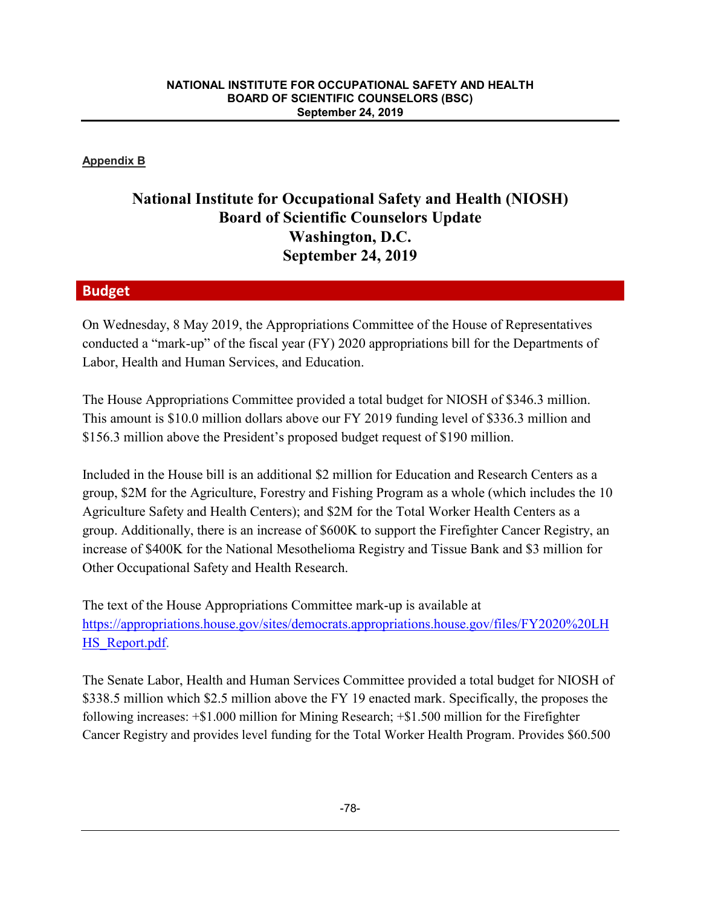**Appendix B**

# National Institute for Occupational Safety and Health (NIOSH) Board of Scientific Counselors Update Washington, D.C. September 24, 2019

## Budget

On Wednesday, 8 May 2019, the Appropriations Committee of the House of Representatives conducted a "mark-up" of the fiscal year (FY) 2020 appropriations bill for the Departments of Labor, Health and Human Services, and Education.

The House Appropriations Committee provided a total budget for NIOSH of $346.3 million. This amount is $10.0 million dollars above our FY 2019 funding level of $336.3 million and $156.3 million above the President's proposed budget request of $190 million.

Included in the House bill is an additional $2 million for Education and Research Centers as a group, $2M for the Agriculture, Forestry and Fishing Program as a whole (which includes the 10 Agriculture Safety and Health Centers); and $2M for the Total Worker Health Centers as a group. Additionally, there is an increase of $600K to support the Firefighter Cancer Registry, an increase of $400K for the National Mesothelioma Registry and Tissue Bank and $3 million for Other Occupational Safety and Health Research.

The text of the House Appropriations Committee mark-up is available at [https://appropriations.house.gov/sites/democrats.appropriations.house.gov/files/FY2020%20LHHS_Report.pdf](https://appropriations.house.gov/sites/democrats.appropriations.house.gov/files/FY2020%20LHHS_Report.pdf).

The Senate Labor, Health and Human Services Committee provided a total budget for NIOSH of $338.5 million which $2.5 million above the FY 19 enacted mark. Specifically, the proposes the following increases: +$1.000 million for Mining Research; +$1.500 million for the Firefighter Cancer Registry and provides level funding for the Total Worker Health Program. Provides $60.500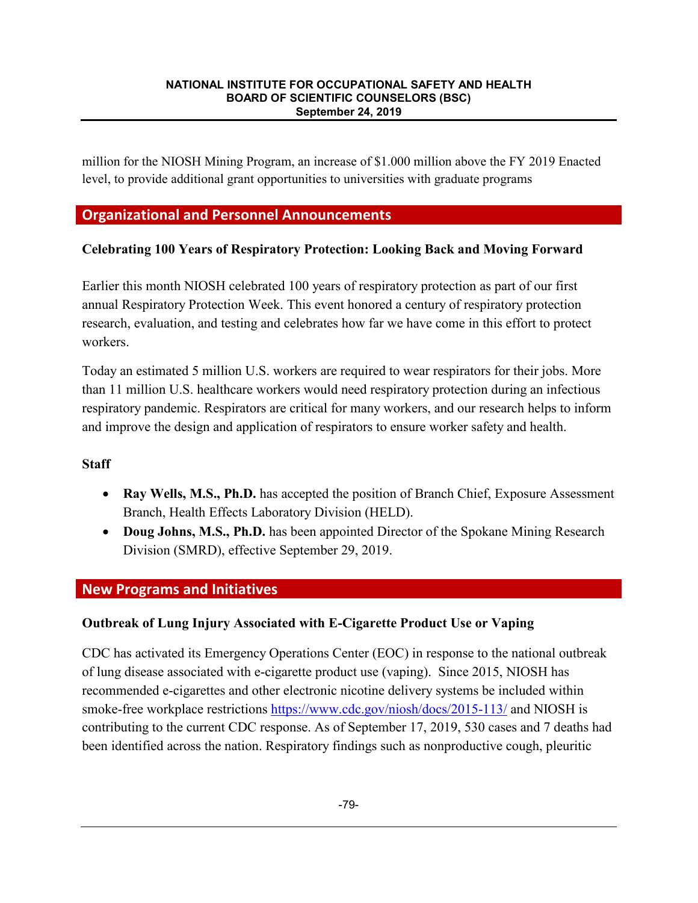million for the NIOSH Mining Program, an increase of $1.000 million above the FY 2019 Enacted level, to provide additional grant opportunities to universities with graduate programs

## Organizational and Personnel Announcements

### Celebrating 100 Years of Respiratory Protection: Looking Back and Moving Forward

Earlier this month NIOSH celebrated 100 years of respiratory protection as part of our first annual Respiratory Protection Week. This event honored a century of respiratory protection research, evaluation, and testing and celebrates how far we have come in this effort to protect workers.

Today an estimated 5 million U.S. workers are required to wear respirators for their jobs. More than 11 million U.S. healthcare workers would need respiratory protection during an infectious respiratory pandemic. Respirators are critical for many workers, and our research helps to inform and improve the design and application of respirators to ensure worker safety and health.

### Staff

- **Ray Wells, M.S., Ph.D.** has accepted the position of Branch Chief, Exposure Assessment Branch, Health Effects Laboratory Division (HELD).
- **Doug Johns, M.S., Ph.D.** has been appointed Director of the Spokane Mining Research Division (SMRD), effective September 29, 2019.

## New Programs and Initiatives

### Outbreak of Lung Injury Associated with E-Cigarette Product Use or Vaping

CDC has activated its Emergency Operations Center (EOC) in response to the national outbreak of lung disease associated with e-cigarette product use (vaping). Since 2015, NIOSH has recommended e-cigarettes and other electronic nicotine delivery systems be included within smoke-free workplace restrictions https://www.cdc.gov/niosh/docs/2015-113/ and NIOSH is contributing to the current CDC response. As of September 17, 2019, 530 cases and 7 deaths had been identified across the nation. Respiratory findings such as nonproductive cough, pleuritic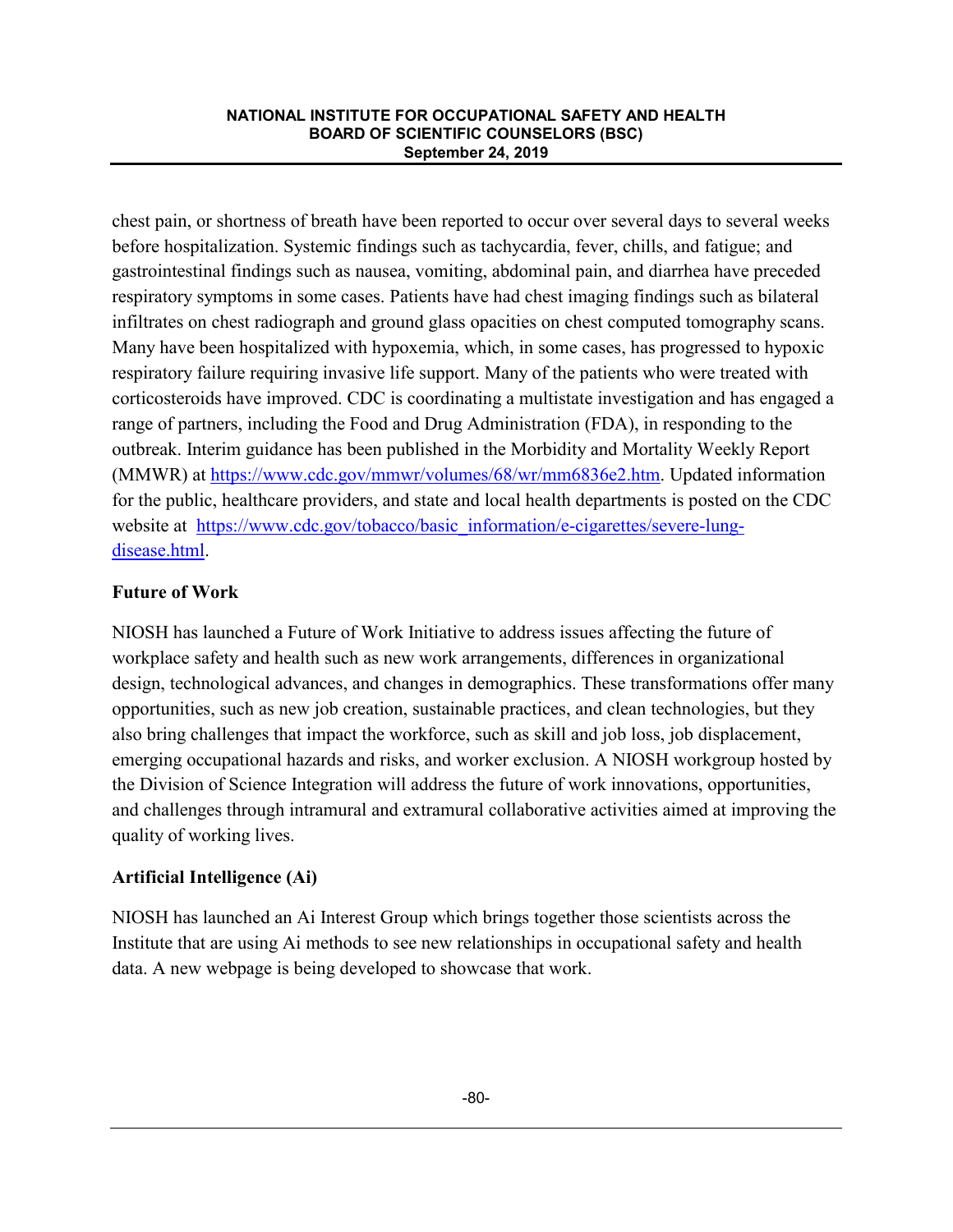chest pain, or shortness of breath have been reported to occur over several days to several weeks before hospitalization. Systemic findings such as tachycardia, fever, chills, and fatigue; and gastrointestinal findings such as nausea, vomiting, abdominal pain, and diarrhea have preceded respiratory symptoms in some cases. Patients have had chest imaging findings such as bilateral infiltrates on chest radiograph and ground glass opacities on chest computed tomography scans. Many have been hospitalized with hypoxemia, which, in some cases, has progressed to hypoxic respiratory failure requiring invasive life support. Many of the patients who were treated with corticosteroids have improved. CDC is coordinating a multistate investigation and has engaged a range of partners, including the Food and Drug Administration (FDA), in responding to the outbreak. Interim guidance has been published in the Morbidity and Mortality Weekly Report (MMWR) at [https://www.cdc.gov/mmwr/volumes/68/wr/mm6836e2.htm](https://www.cdc.gov/mmwr/volumes/68/wr/mm6836e2.htm). Updated information for the public, healthcare providers, and state and local health departments is posted on the CDC website at [https://www.cdc.gov/tobacco/basic_information/e-cigarettes/severe-lung-disease.html](https://www.cdc.gov/tobacco/basic_information/e-cigarettes/severe-lung-disease.html).

**Future of Work**

NIOSH has launched a Future of Work Initiative to address issues affecting the future of workplace safety and health such as new work arrangements, differences in organizational design, technological advances, and changes in demographics. These transformations offer many opportunities, such as new job creation, sustainable practices, and clean technologies, but they also bring challenges that impact the workforce, such as skill and job loss, job displacement, emerging occupational hazards and risks, and worker exclusion. A NIOSH workgroup hosted by the Division of Science Integration will address the future of work innovations, opportunities, and challenges through intramural and extramural collaborative activities aimed at improving the quality of working lives.

**Artificial Intelligence (Ai)**

NIOSH has launched an Ai Interest Group which brings together those scientists across the Institute that are using Ai methods to see new relationships in occupational safety and health data. A new webpage is being developed to showcase that work.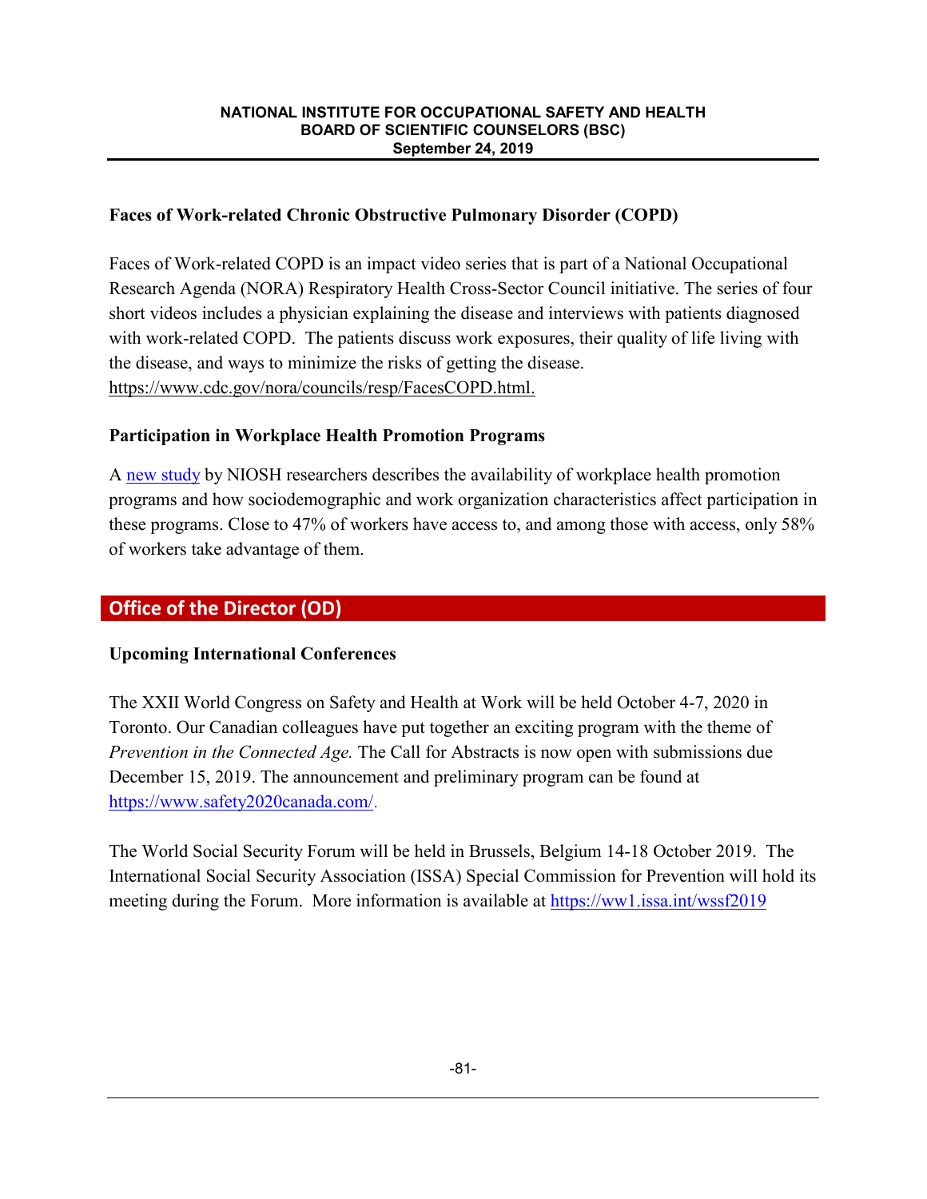### Faces of Work-related Chronic Obstructive Pulmonary Disorder (COPD)

Faces of Work-related COPD is an impact video series that is part of a National Occupational Research Agenda (NORA) Respiratory Health Cross-Sector Council initiative. The series of four short videos includes a physician explaining the disease and interviews with patients diagnosed with work-related COPD. The patients discuss work exposures, their quality of life living with the disease, and ways to minimize the risks of getting the disease. https://www.cdc.gov/nora/councils/resp/FacesCOPD.html.

### Participation in Workplace Health Promotion Programs

A new study by NIOSH researchers describes the availability of workplace health promotion programs and how sociodemographic and work organization characteristics affect participation in these programs. Close to 47% of workers have access to, and among those with access, only 58% of workers take advantage of them.

## Office of the Director (OD)

### Upcoming International Conferences

The XXII World Congress on Safety and Health at Work will be held October 4-7, 2020 in Toronto. Our Canadian colleagues have put together an exciting program with the theme of *Prevention in the Connected Age.* The Call for Abstracts is now open with submissions due December 15, 2019. The announcement and preliminary program can be found at https://www.safety2020canada.com/.

The World Social Security Forum will be held in Brussels, Belgium 14-18 October 2019. The International Social Security Association (ISSA) Special Commission for Prevention will hold its meeting during the Forum. More information is available at https://ww1.issa.int/wssf2019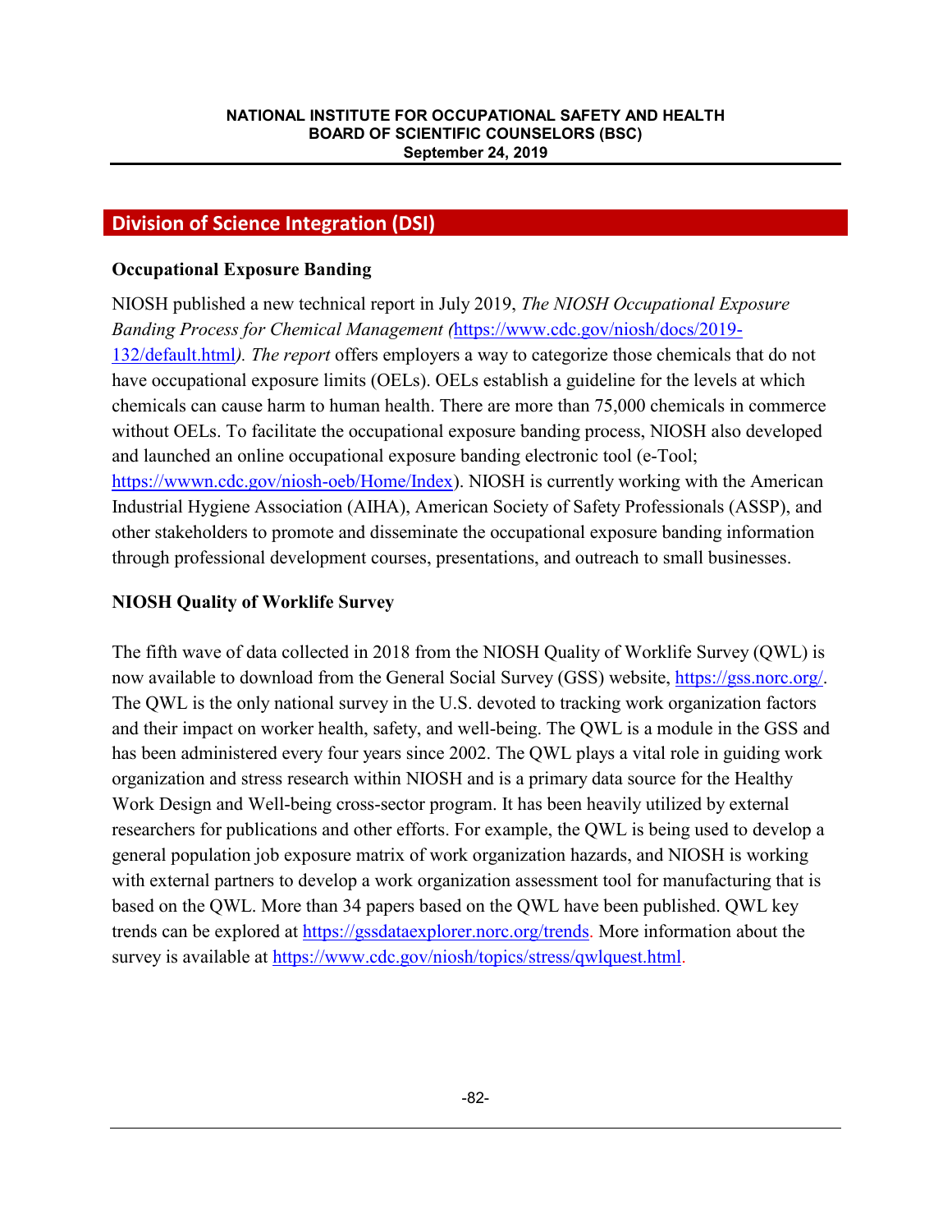## Division of Science Integration (DSI)

### Occupational Exposure Banding

NIOSH published a new technical report in July 2019, *The NIOSH Occupational Exposure Banding Process for Chemical Management (*https://www.cdc.gov/niosh/docs/2019-132/default.html*). The report* offers employers a way to categorize those chemicals that do not have occupational exposure limits (OELs). OELs establish a guideline for the levels at which chemicals can cause harm to human health. There are more than 75,000 chemicals in commerce without OELs. To facilitate the occupational exposure banding process, NIOSH also developed and launched an online occupational exposure banding electronic tool (e-Tool; https://wwwn.cdc.gov/niosh-oeb/Home/Index). NIOSH is currently working with the American Industrial Hygiene Association (AIHA), American Society of Safety Professionals (ASSP), and other stakeholders to promote and disseminate the occupational exposure banding information through professional development courses, presentations, and outreach to small businesses.

### NIOSH Quality of Worklife Survey

The fifth wave of data collected in 2018 from the NIOSH Quality of Worklife Survey (QWL) is now available to download from the General Social Survey (GSS) website, https://gss.norc.org/. The QWL is the only national survey in the U.S. devoted to tracking work organization factors and their impact on worker health, safety, and well-being. The QWL is a module in the GSS and has been administered every four years since 2002. The QWL plays a vital role in guiding work organization and stress research within NIOSH and is a primary data source for the Healthy Work Design and Well-being cross-sector program. It has been heavily utilized by external researchers for publications and other efforts. For example, the QWL is being used to develop a general population job exposure matrix of work organization hazards, and NIOSH is working with external partners to develop a work organization assessment tool for manufacturing that is based on the QWL. More than 34 papers based on the QWL have been published. QWL key trends can be explored at https://gssdataexplorer.norc.org/trends. More information about the survey is available at https://www.cdc.gov/niosh/topics/stress/qwlquest.html.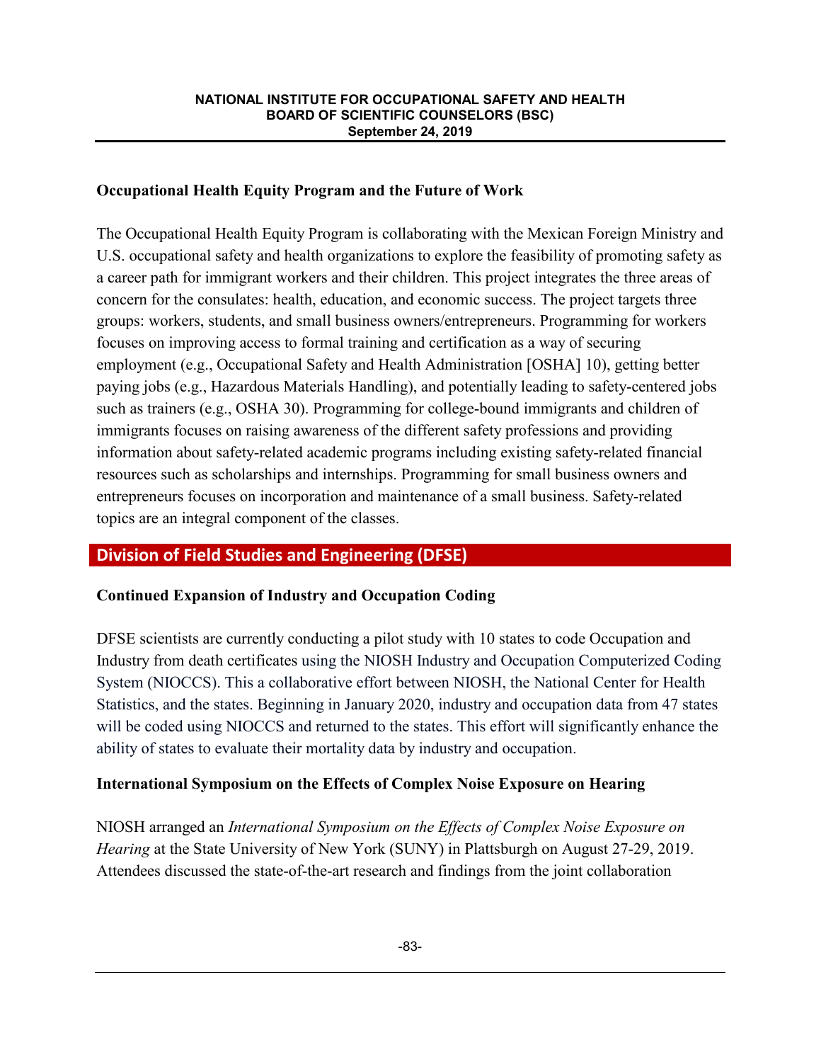### Occupational Health Equity Program and the Future of Work

The Occupational Health Equity Program is collaborating with the Mexican Foreign Ministry and U.S. occupational safety and health organizations to explore the feasibility of promoting safety as a career path for immigrant workers and their children. This project integrates the three areas of concern for the consulates: health, education, and economic success. The project targets three groups: workers, students, and small business owners/entrepreneurs. Programming for workers focuses on improving access to formal training and certification as a way of securing employment (e.g., Occupational Safety and Health Administration [OSHA] 10), getting better paying jobs (e.g., Hazardous Materials Handling), and potentially leading to safety-centered jobs such as trainers (e.g., OSHA 30). Programming for college-bound immigrants and children of immigrants focuses on raising awareness of the different safety professions and providing information about safety-related academic programs including existing safety-related financial resources such as scholarships and internships. Programming for small business owners and entrepreneurs focuses on incorporation and maintenance of a small business. Safety-related topics are an integral component of the classes.

## Division of Field Studies and Engineering (DFSE)

### Continued Expansion of Industry and Occupation Coding

DFSE scientists are currently conducting a pilot study with 10 states to code Occupation and Industry from death certificates using the NIOSH Industry and Occupation Computerized Coding System (NIOCCS). This a collaborative effort between NIOSH, the National Center for Health Statistics, and the states. Beginning in January 2020, industry and occupation data from 47 states will be coded using NIOCCS and returned to the states. This effort will significantly enhance the ability of states to evaluate their mortality data by industry and occupation.

### International Symposium on the Effects of Complex Noise Exposure on Hearing

NIOSH arranged an *International Symposium on the Effects of Complex Noise Exposure on Hearing* at the State University of New York (SUNY) in Plattsburgh on August 27-29, 2019. Attendees discussed the state-of-the-art research and findings from the joint collaboration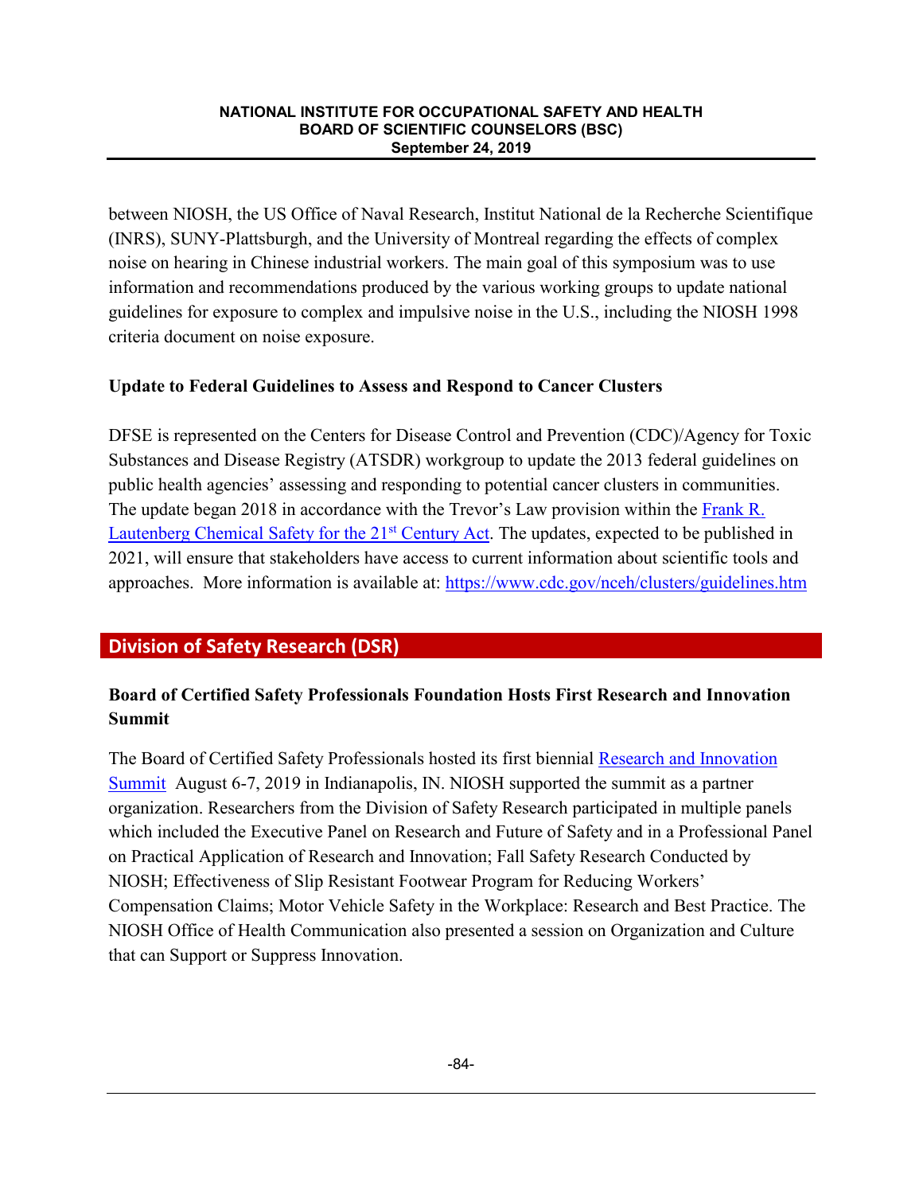between NIOSH, the US Office of Naval Research, Institut National de la Recherche Scientifique (INRS), SUNY-Plattsburgh, and the University of Montreal regarding the effects of complex noise on hearing in Chinese industrial workers. The main goal of this symposium was to use information and recommendations produced by the various working groups to update national guidelines for exposure to complex and impulsive noise in the U.S., including the NIOSH 1998 criteria document on noise exposure.

### Update to Federal Guidelines to Assess and Respond to Cancer Clusters

DFSE is represented on the Centers for Disease Control and Prevention (CDC)/Agency for Toxic Substances and Disease Registry (ATSDR) workgroup to update the 2013 federal guidelines on public health agencies' assessing and responding to potential cancer clusters in communities. The update began 2018 in accordance with the Trevor's Law provision within the Frank R. Lautenberg Chemical Safety for the 21st Century Act. The updates, expected to be published in 2021, will ensure that stakeholders have access to current information about scientific tools and approaches. More information is available at: https://www.cdc.gov/nceh/clusters/guidelines.htm

## Division of Safety Research (DSR)

### Board of Certified Safety Professionals Foundation Hosts First Research and Innovation Summit

The Board of Certified Safety Professionals hosted its first biennial Research and Innovation Summit August 6-7, 2019 in Indianapolis, IN. NIOSH supported the summit as a partner organization. Researchers from the Division of Safety Research participated in multiple panels which included the Executive Panel on Research and Future of Safety and in a Professional Panel on Practical Application of Research and Innovation; Fall Safety Research Conducted by NIOSH; Effectiveness of Slip Resistant Footwear Program for Reducing Workers' Compensation Claims; Motor Vehicle Safety in the Workplace: Research and Best Practice. The NIOSH Office of Health Communication also presented a session on Organization and Culture that can Support or Suppress Innovation.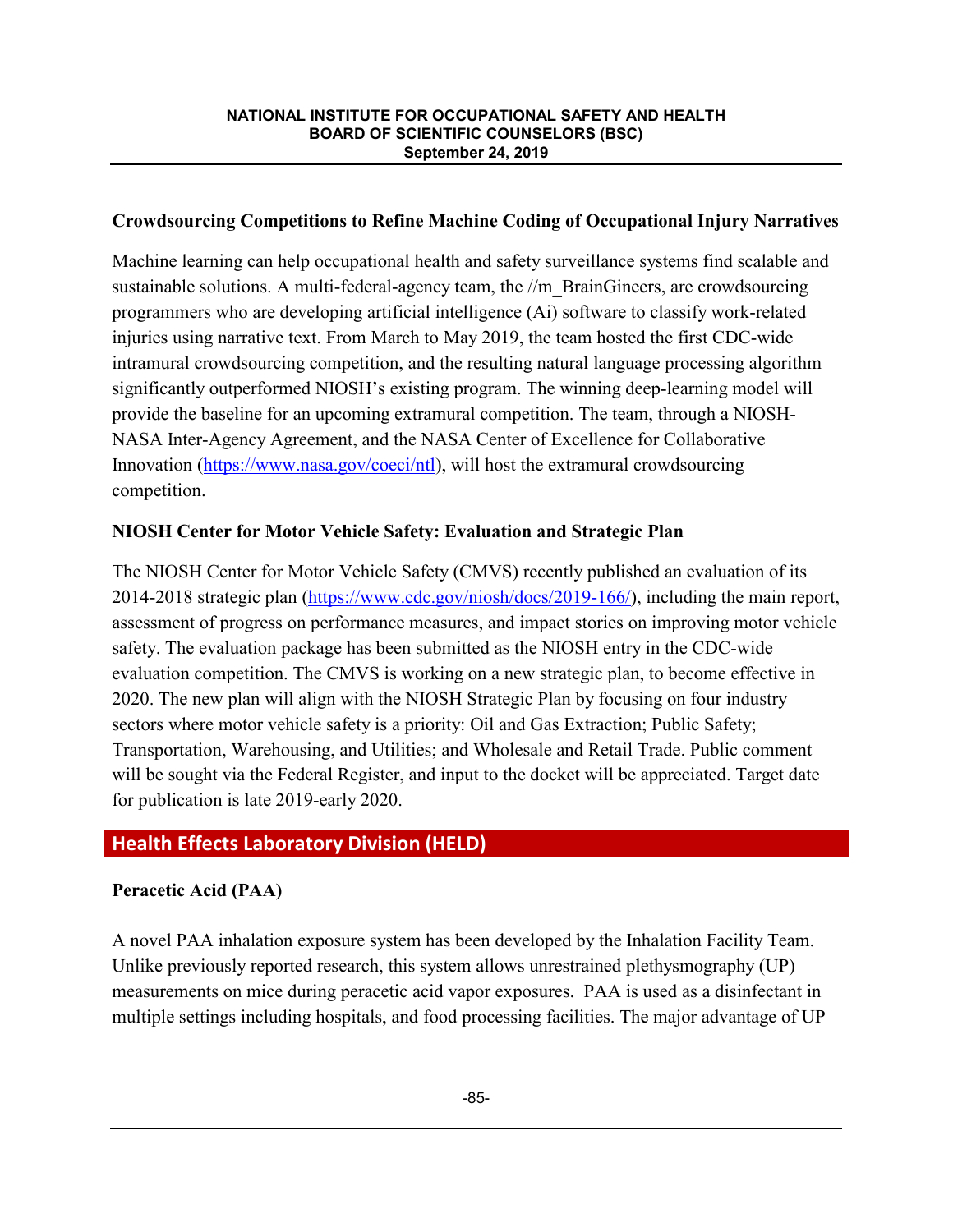### Crowdsourcing Competitions to Refine Machine Coding of Occupational Injury Narratives

Machine learning can help occupational health and safety surveillance systems find scalable and sustainable solutions. A multi-federal-agency team, the //m_BrainGineers, are crowdsourcing programmers who are developing artificial intelligence (Ai) software to classify work-related injuries using narrative text. From March to May 2019, the team hosted the first CDC-wide intramural crowdsourcing competition, and the resulting natural language processing algorithm significantly outperformed NIOSH's existing program. The winning deep-learning model will provide the baseline for an upcoming extramural competition. The team, through a NIOSH-NASA Inter-Agency Agreement, and the NASA Center of Excellence for Collaborative Innovation (https://www.nasa.gov/coeci/ntl), will host the extramural crowdsourcing competition.

### NIOSH Center for Motor Vehicle Safety: Evaluation and Strategic Plan

The NIOSH Center for Motor Vehicle Safety (CMVS) recently published an evaluation of its 2014-2018 strategic plan (https://www.cdc.gov/niosh/docs/2019-166/), including the main report, assessment of progress on performance measures, and impact stories on improving motor vehicle safety. The evaluation package has been submitted as the NIOSH entry in the CDC-wide evaluation competition. The CMVS is working on a new strategic plan, to become effective in 2020. The new plan will align with the NIOSH Strategic Plan by focusing on four industry sectors where motor vehicle safety is a priority: Oil and Gas Extraction; Public Safety; Transportation, Warehousing, and Utilities; and Wholesale and Retail Trade. Public comment will be sought via the Federal Register, and input to the docket will be appreciated. Target date for publication is late 2019-early 2020.

## Health Effects Laboratory Division (HELD)

### Peracetic Acid (PAA)

A novel PAA inhalation exposure system has been developed by the Inhalation Facility Team. Unlike previously reported research, this system allows unrestrained plethysmography (UP) measurements on mice during peracetic acid vapor exposures. PAA is used as a disinfectant in multiple settings including hospitals, and food processing facilities. The major advantage of UP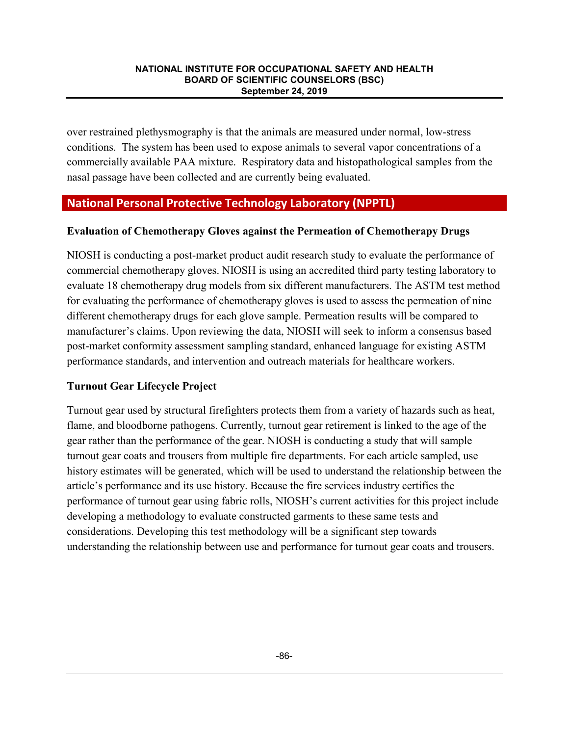over restrained plethysmography is that the animals are measured under normal, low-stress conditions. The system has been used to expose animals to several vapor concentrations of a commercially available PAA mixture. Respiratory data and histopathological samples from the nasal passage have been collected and are currently being evaluated.

## National Personal Protective Technology Laboratory (NPPTL)

### Evaluation of Chemotherapy Gloves against the Permeation of Chemotherapy Drugs

NIOSH is conducting a post-market product audit research study to evaluate the performance of commercial chemotherapy gloves. NIOSH is using an accredited third party testing laboratory to evaluate 18 chemotherapy drug models from six different manufacturers. The ASTM test method for evaluating the performance of chemotherapy gloves is used to assess the permeation of nine different chemotherapy drugs for each glove sample. Permeation results will be compared to manufacturer's claims. Upon reviewing the data, NIOSH will seek to inform a consensus based post-market conformity assessment sampling standard, enhanced language for existing ASTM performance standards, and intervention and outreach materials for healthcare workers.

### Turnout Gear Lifecycle Project

Turnout gear used by structural firefighters protects them from a variety of hazards such as heat, flame, and bloodborne pathogens. Currently, turnout gear retirement is linked to the age of the gear rather than the performance of the gear. NIOSH is conducting a study that will sample turnout gear coats and trousers from multiple fire departments. For each article sampled, use history estimates will be generated, which will be used to understand the relationship between the article's performance and its use history. Because the fire services industry certifies the performance of turnout gear using fabric rolls, NIOSH's current activities for this project include developing a methodology to evaluate constructed garments to these same tests and considerations. Developing this test methodology will be a significant step towards understanding the relationship between use and performance for turnout gear coats and trousers.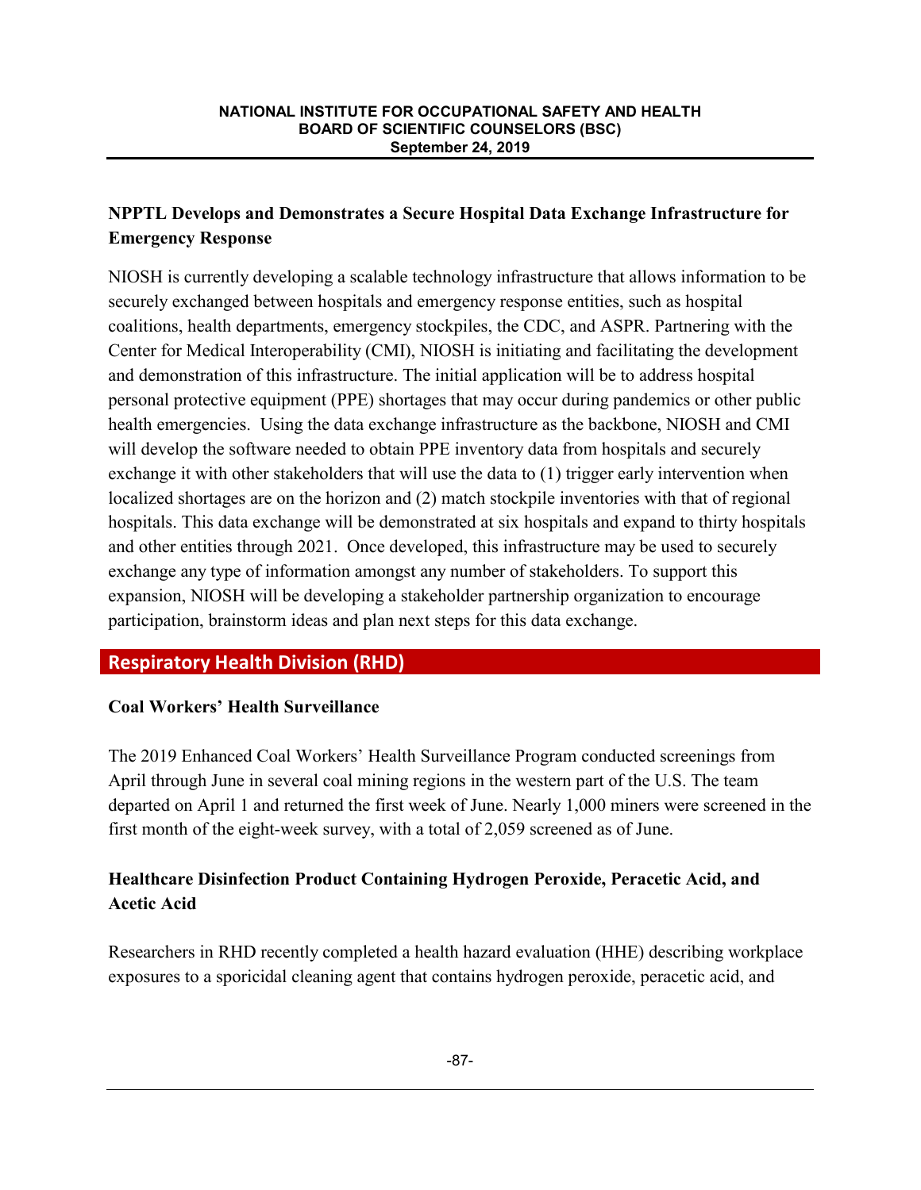### NPPTL Develops and Demonstrates a Secure Hospital Data Exchange Infrastructure for Emergency Response

NIOSH is currently developing a scalable technology infrastructure that allows information to be securely exchanged between hospitals and emergency response entities, such as hospital coalitions, health departments, emergency stockpiles, the CDC, and ASPR. Partnering with the Center for Medical Interoperability (CMI), NIOSH is initiating and facilitating the development and demonstration of this infrastructure. The initial application will be to address hospital personal protective equipment (PPE) shortages that may occur during pandemics or other public health emergencies. Using the data exchange infrastructure as the backbone, NIOSH and CMI will develop the software needed to obtain PPE inventory data from hospitals and securely exchange it with other stakeholders that will use the data to (1) trigger early intervention when localized shortages are on the horizon and (2) match stockpile inventories with that of regional hospitals. This data exchange will be demonstrated at six hospitals and expand to thirty hospitals and other entities through 2021. Once developed, this infrastructure may be used to securely exchange any type of information amongst any number of stakeholders. To support this expansion, NIOSH will be developing a stakeholder partnership organization to encourage participation, brainstorm ideas and plan next steps for this data exchange.

## Respiratory Health Division (RHD)

### Coal Workers' Health Surveillance

The 2019 Enhanced Coal Workers' Health Surveillance Program conducted screenings from April through June in several coal mining regions in the western part of the U.S. The team departed on April 1 and returned the first week of June. Nearly 1,000 miners were screened in the first month of the eight-week survey, with a total of 2,059 screened as of June.

### Healthcare Disinfection Product Containing Hydrogen Peroxide, Peracetic Acid, and Acetic Acid

Researchers in RHD recently completed a health hazard evaluation (HHE) describing workplace exposures to a sporicidal cleaning agent that contains hydrogen peroxide, peracetic acid, and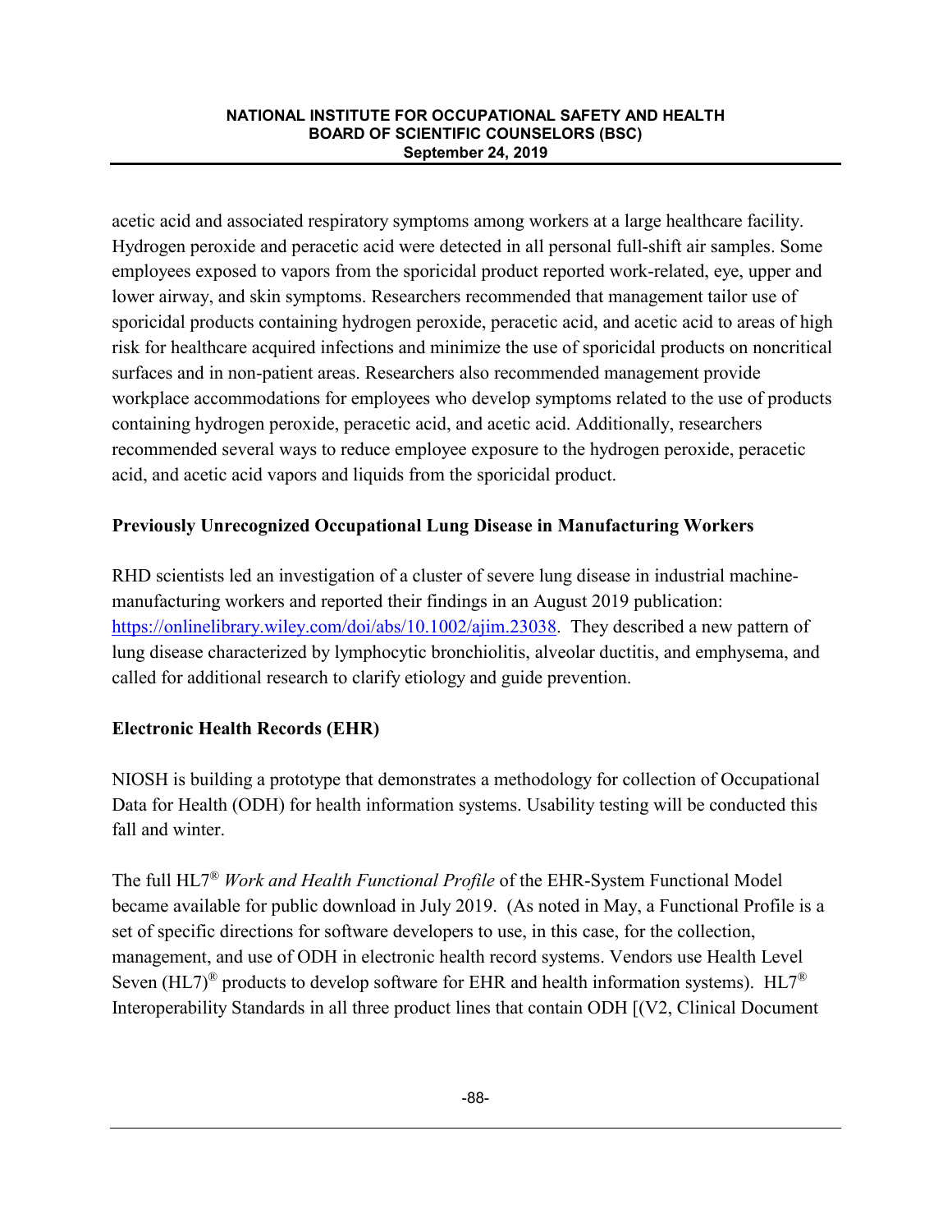acetic acid and associated respiratory symptoms among workers at a large healthcare facility. Hydrogen peroxide and peracetic acid were detected in all personal full-shift air samples. Some employees exposed to vapors from the sporicidal product reported work-related, eye, upper and lower airway, and skin symptoms. Researchers recommended that management tailor use of sporicidal products containing hydrogen peroxide, peracetic acid, and acetic acid to areas of high risk for healthcare acquired infections and minimize the use of sporicidal products on noncritical surfaces and in non-patient areas. Researchers also recommended management provide workplace accommodations for employees who develop symptoms related to the use of products containing hydrogen peroxide, peracetic acid, and acetic acid. Additionally, researchers recommended several ways to reduce employee exposure to the hydrogen peroxide, peracetic acid, and acetic acid vapors and liquids from the sporicidal product.

**Previously Unrecognized Occupational Lung Disease in Manufacturing Workers**

RHD scientists led an investigation of a cluster of severe lung disease in industrial machine-manufacturing workers and reported their findings in an August 2019 publication: https://onlinelibrary.wiley.com/doi/abs/10.1002/ajim.23038. They described a new pattern of lung disease characterized by lymphocytic bronchiolitis, alveolar ductitis, and emphysema, and called for additional research to clarify etiology and guide prevention.

**Electronic Health Records (EHR)**

NIOSH is building a prototype that demonstrates a methodology for collection of Occupational Data for Health (ODH) for health information systems. Usability testing will be conducted this fall and winter.

The full HL7® *Work and Health Functional Profile* of the EHR-System Functional Model became available for public download in July 2019. (As noted in May, a Functional Profile is a set of specific directions for software developers to use, in this case, for the collection, management, and use of ODH in electronic health record systems. Vendors use Health Level Seven (HL7)® products to develop software for EHR and health information systems). HL7® Interoperability Standards in all three product lines that contain ODH [(V2, Clinical Document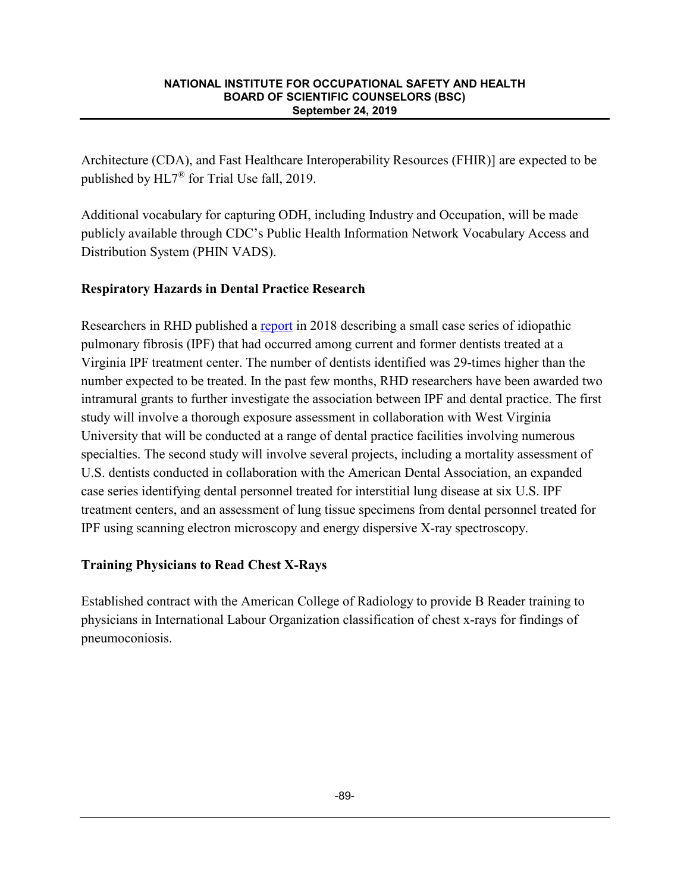Architecture (CDA), and Fast Healthcare Interoperability Resources (FHIR)] are expected to be published by HL7® for Trial Use fall, 2019.

Additional vocabulary for capturing ODH, including Industry and Occupation, will be made publicly available through CDC's Public Health Information Network Vocabulary Access and Distribution System (PHIN VADS).

**Respiratory Hazards in Dental Practice Research**

Researchers in RHD published a report in 2018 describing a small case series of idiopathic pulmonary fibrosis (IPF) that had occurred among current and former dentists treated at a Virginia IPF treatment center. The number of dentists identified was 29-times higher than the number expected to be treated. In the past few months, RHD researchers have been awarded two intramural grants to further investigate the association between IPF and dental practice. The first study will involve a thorough exposure assessment in collaboration with West Virginia University that will be conducted at a range of dental practice facilities involving numerous specialties. The second study will involve several projects, including a mortality assessment of U.S. dentists conducted in collaboration with the American Dental Association, an expanded case series identifying dental personnel treated for interstitial lung disease at six U.S. IPF treatment centers, and an assessment of lung tissue specimens from dental personnel treated for IPF using scanning electron microscopy and energy dispersive X-ray spectroscopy.

**Training Physicians to Read Chest X-Rays**

Established contract with the American College of Radiology to provide B Reader training to physicians in International Labour Organization classification of chest x-rays for findings of pneumoconiosis.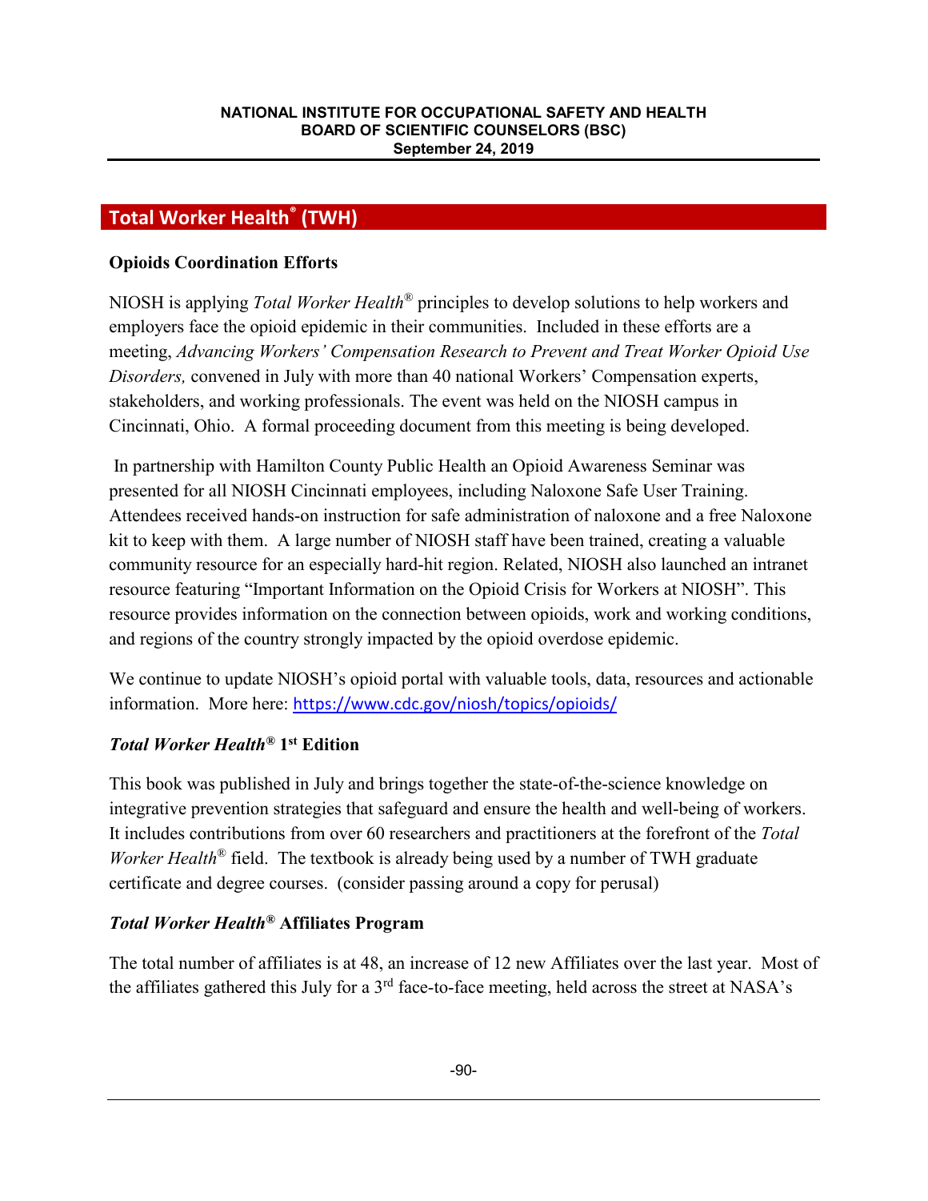## Total Worker Health® (TWH)

**Opioids Coordination Efforts**

NIOSH is applying *Total Worker Health®* principles to develop solutions to help workers and employers face the opioid epidemic in their communities. Included in these efforts are a meeting, *Advancing Workers' Compensation Research to Prevent and Treat Worker Opioid Use Disorders,* convened in July with more than 40 national Workers' Compensation experts, stakeholders, and working professionals. The event was held on the NIOSH campus in Cincinnati, Ohio. A formal proceeding document from this meeting is being developed.

In partnership with Hamilton County Public Health an Opioid Awareness Seminar was presented for all NIOSH Cincinnati employees, including Naloxone Safe User Training. Attendees received hands-on instruction for safe administration of naloxone and a free Naloxone kit to keep with them. A large number of NIOSH staff have been trained, creating a valuable community resource for an especially hard-hit region. Related, NIOSH also launched an intranet resource featuring "Important Information on the Opioid Crisis for Workers at NIOSH". This resource provides information on the connection between opioids, work and working conditions, and regions of the country strongly impacted by the opioid overdose epidemic.

We continue to update NIOSH's opioid portal with valuable tools, data, resources and actionable information. More here: https://www.cdc.gov/niosh/topics/opioids/

***Total Worker Health®* 1st Edition**

This book was published in July and brings together the state-of-the-science knowledge on integrative prevention strategies that safeguard and ensure the health and well-being of workers. It includes contributions from over 60 researchers and practitioners at the forefront of the *Total Worker Health®* field. The textbook is already being used by a number of TWH graduate certificate and degree courses. (consider passing around a copy for perusal)

***Total Worker Health®* Affiliates Program**

The total number of affiliates is at 48, an increase of 12 new Affiliates over the last year. Most of the affiliates gathered this July for a 3rd face-to-face meeting, held across the street at NASA's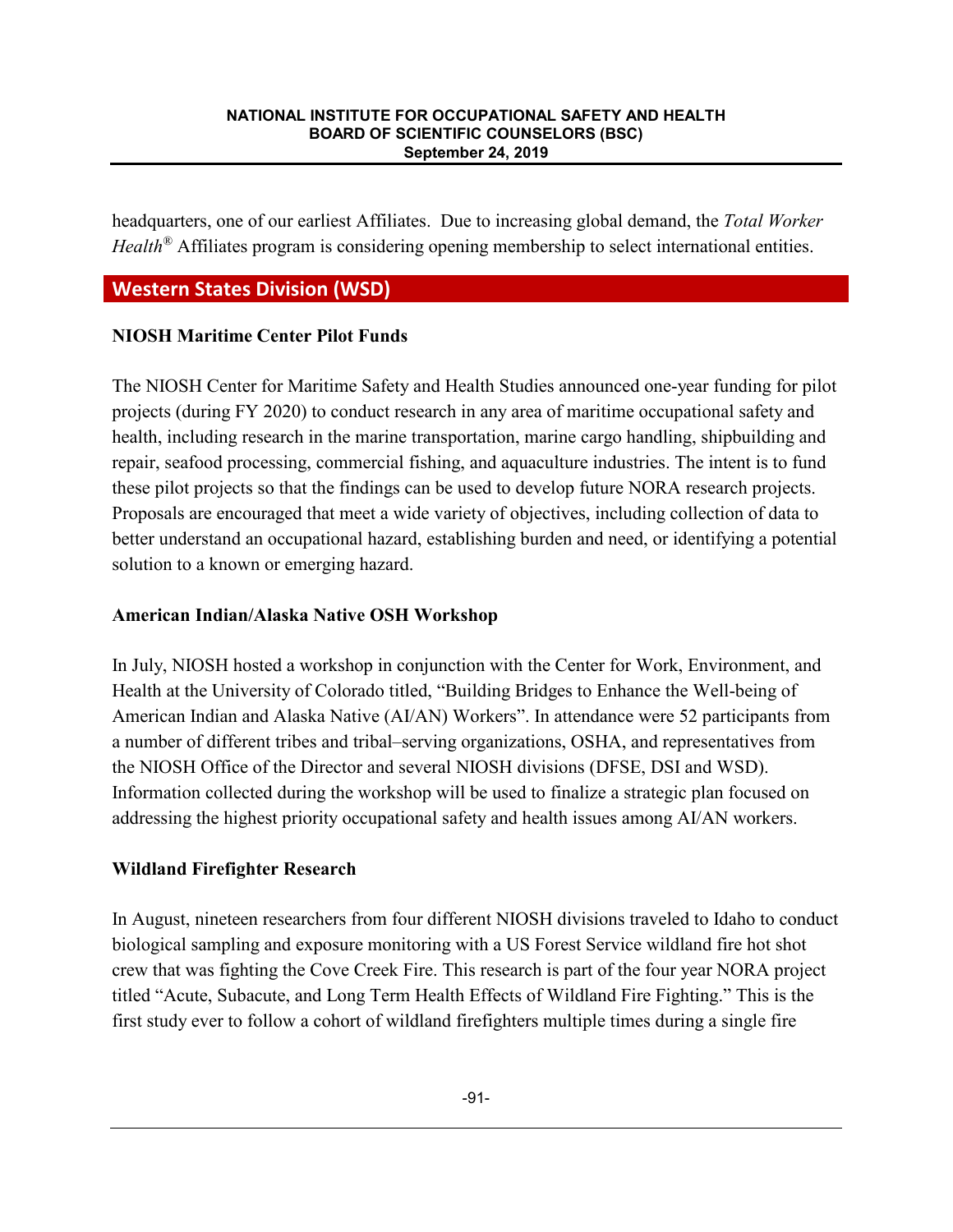headquarters, one of our earliest Affiliates. Due to increasing global demand, the *Total Worker Health®* Affiliates program is considering opening membership to select international entities.

## Western States Division (WSD)

**NIOSH Maritime Center Pilot Funds**

The NIOSH Center for Maritime Safety and Health Studies announced one-year funding for pilot projects (during FY 2020) to conduct research in any area of maritime occupational safety and health, including research in the marine transportation, marine cargo handling, shipbuilding and repair, seafood processing, commercial fishing, and aquaculture industries. The intent is to fund these pilot projects so that the findings can be used to develop future NORA research projects. Proposals are encouraged that meet a wide variety of objectives, including collection of data to better understand an occupational hazard, establishing burden and need, or identifying a potential solution to a known or emerging hazard.

**American Indian/Alaska Native OSH Workshop**

In July, NIOSH hosted a workshop in conjunction with the Center for Work, Environment, and Health at the University of Colorado titled, "Building Bridges to Enhance the Well-being of American Indian and Alaska Native (AI/AN) Workers". In attendance were 52 participants from a number of different tribes and tribal–serving organizations, OSHA, and representatives from the NIOSH Office of the Director and several NIOSH divisions (DFSE, DSI and WSD). Information collected during the workshop will be used to finalize a strategic plan focused on addressing the highest priority occupational safety and health issues among AI/AN workers.

**Wildland Firefighter Research**

In August, nineteen researchers from four different NIOSH divisions traveled to Idaho to conduct biological sampling and exposure monitoring with a US Forest Service wildland fire hot shot crew that was fighting the Cove Creek Fire. This research is part of the four year NORA project titled "Acute, Subacute, and Long Term Health Effects of Wildland Fire Fighting." This is the first study ever to follow a cohort of wildland firefighters multiple times during a single fire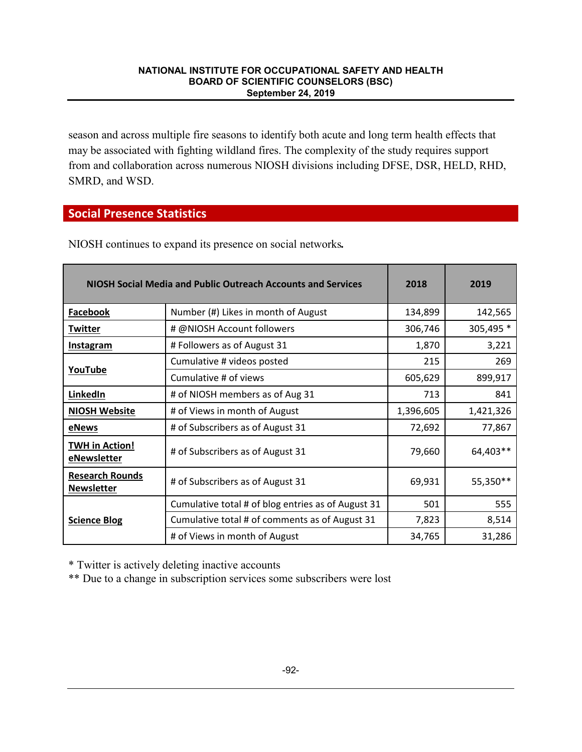season and across multiple fire seasons to identify both acute and long term health effects that may be associated with fighting wildland fires. The complexity of the study requires support from and collaboration across numerous NIOSH divisions including DFSE, DSR, HELD, RHD, SMRD, and WSD.

## Social Presence Statistics

NIOSH continues to expand its presence on social networks**.**

| NIOSH Social Media and Public Outreach Accounts and Services | | 2018 | 2019 |
|---|---|---|---|
| **Facebook** | Number (#) Likes in month of August | 134,899 | 142,565 |
| **Twitter** | # @NIOSH Account followers | 306,746 | 305,495 * |
| **Instagram** | # Followers as of August 31 | 1,870 | 3,221 |
| **YouTube** | Cumulative # videos posted | 215 | 269 |
| | Cumulative # of views | 605,629 | 899,917 |
| **LinkedIn** | # of NIOSH members as of Aug 31 | 713 | 841 |
| **NIOSH Website** | # of Views in month of August | 1,396,605 | 1,421,326 |
| **eNews** | # of Subscribers as of August 31 | 72,692 | 77,867 |
| **TWH in Action! eNewsletter** | # of Subscribers as of August 31 | 79,660 | 64,403** |
| **Research Rounds Newsletter** | # of Subscribers as of August 31 | 69,931 | 55,350** |
| **Science Blog** | Cumulative total # of blog entries as of August 31 | 501 | 555 |
| | Cumulative total # of comments as of August 31 | 7,823 | 8,514 |
| | # of Views in month of August | 34,765 | 31,286 |

\* Twitter is actively deleting inactive accounts

\*\* Due to a change in subscription services some subscribers were lost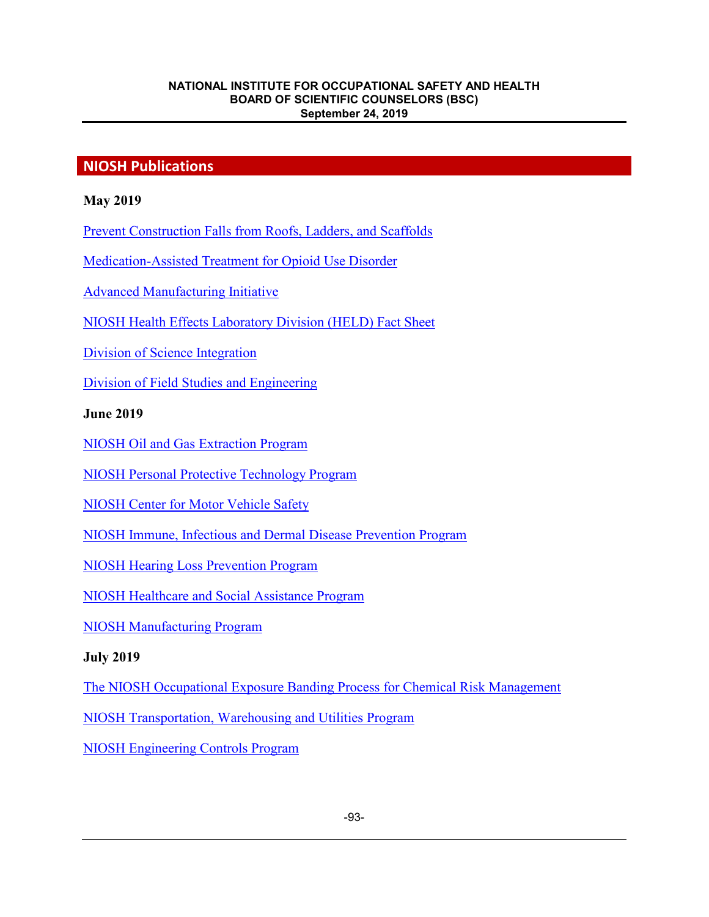## NIOSH Publications

**May 2019**

Prevent Construction Falls from Roofs, Ladders, and Scaffolds

Medication-Assisted Treatment for Opioid Use Disorder

Advanced Manufacturing Initiative

NIOSH Health Effects Laboratory Division (HELD) Fact Sheet

Division of Science Integration

Division of Field Studies and Engineering

**June 2019**

NIOSH Oil and Gas Extraction Program

NIOSH Personal Protective Technology Program

NIOSH Center for Motor Vehicle Safety

NIOSH Immune, Infectious and Dermal Disease Prevention Program

NIOSH Hearing Loss Prevention Program

NIOSH Healthcare and Social Assistance Program

NIOSH Manufacturing Program

**July 2019**

The NIOSH Occupational Exposure Banding Process for Chemical Risk Management

NIOSH Transportation, Warehousing and Utilities Program

NIOSH Engineering Controls Program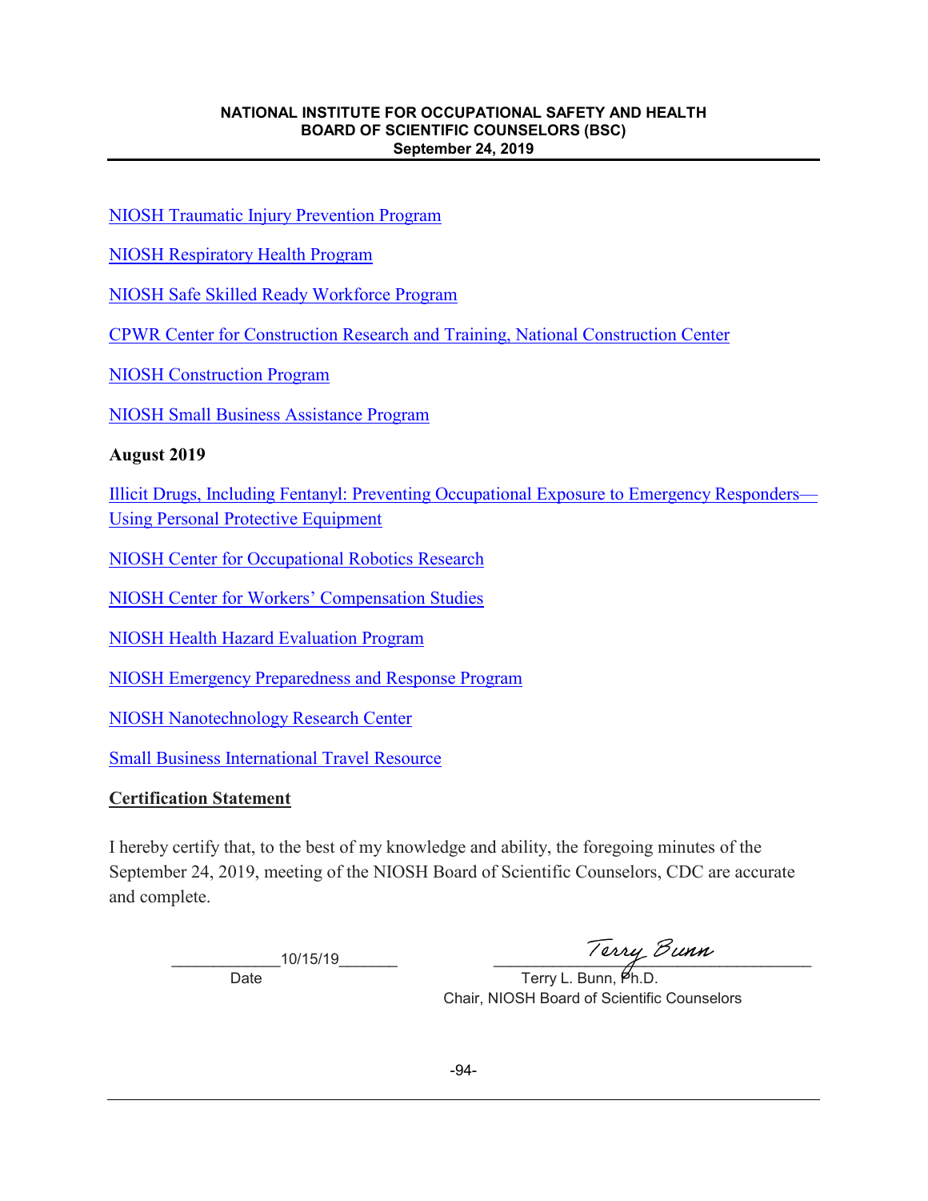NIOSH Traumatic Injury Prevention Program

NIOSH Respiratory Health Program

NIOSH Safe Skilled Ready Workforce Program

CPWR Center for Construction Research and Training, National Construction Center

NIOSH Construction Program

NIOSH Small Business Assistance Program

**August 2019**

Illicit Drugs, Including Fentanyl: Preventing Occupational Exposure to Emergency Responders—Using Personal Protective Equipment

NIOSH Center for Occupational Robotics Research

NIOSH Center for Workers' Compensation Studies

NIOSH Health Hazard Evaluation Program

NIOSH Emergency Preparedness and Response Program

NIOSH Nanotechnology Research Center

Small Business International Travel Resource

**Certification Statement**

I hereby certify that, to the best of my knowledge and ability, the foregoing minutes of the September 24, 2019, meeting of the NIOSH Board of Scientific Counselors, CDC are accurate and complete.

10/15/19
Date

Terry Bunn
Terry L. Bunn, Ph.D.
Chair, NIOSH Board of Scientific Counselors